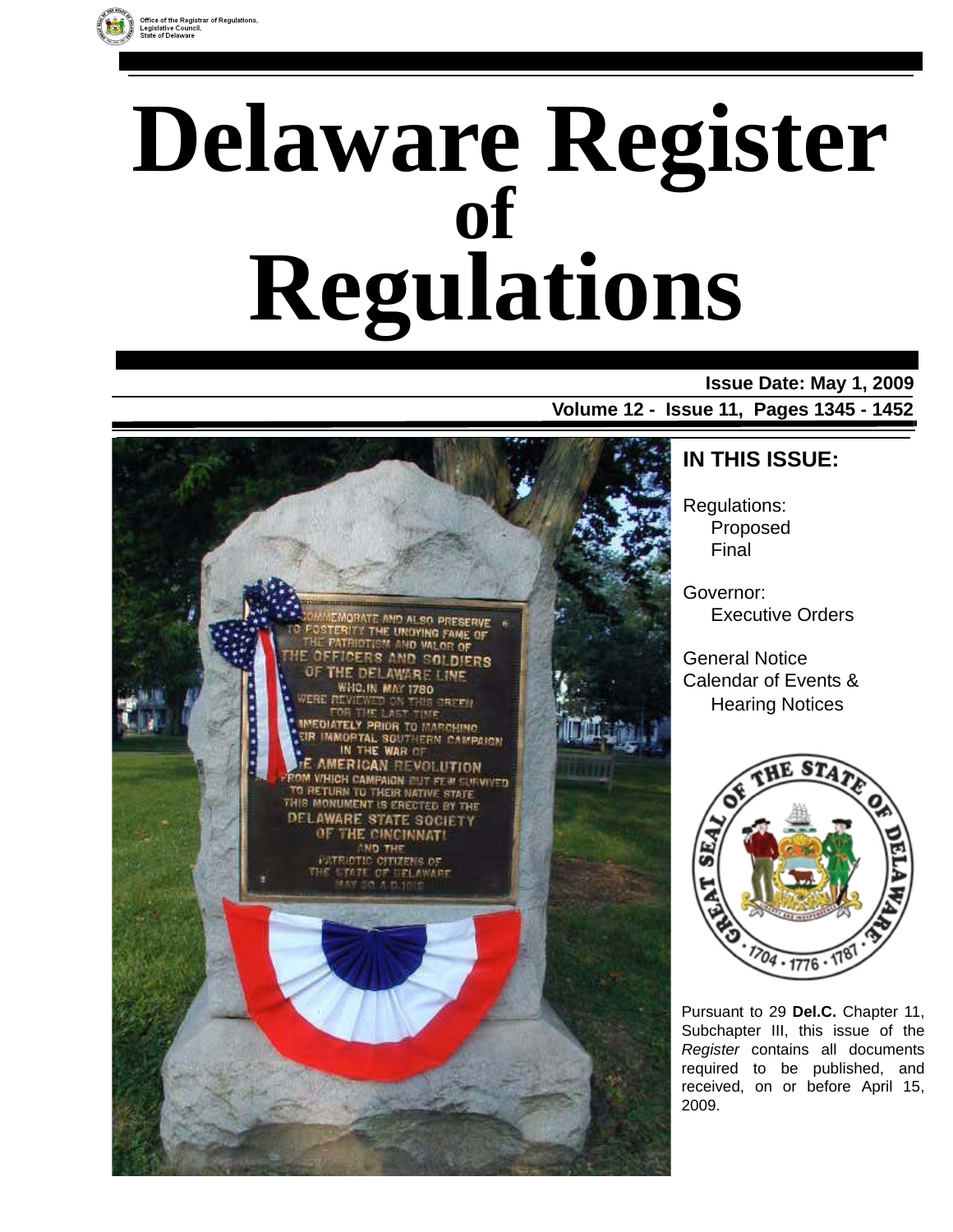Office of the Registrar of Regulations, Legislative Council, State of Delaware

# Delaware Register of Regulations

**Issue Date: May 1, 2009**

**Volume 12 - Issue 11, Pages 1345 - 1452**

## IN THIS ISSUE:

Regulations:
- Proposed
- Final

Governor:
- Executive Orders

General Notice

Calendar of Events & Hearing Notices

Pursuant to 29 **Del.C.** Chapter 11, Subchapter III, this issue of the *Register* contains all documents required to be published, and received, on or before April 15, 2009.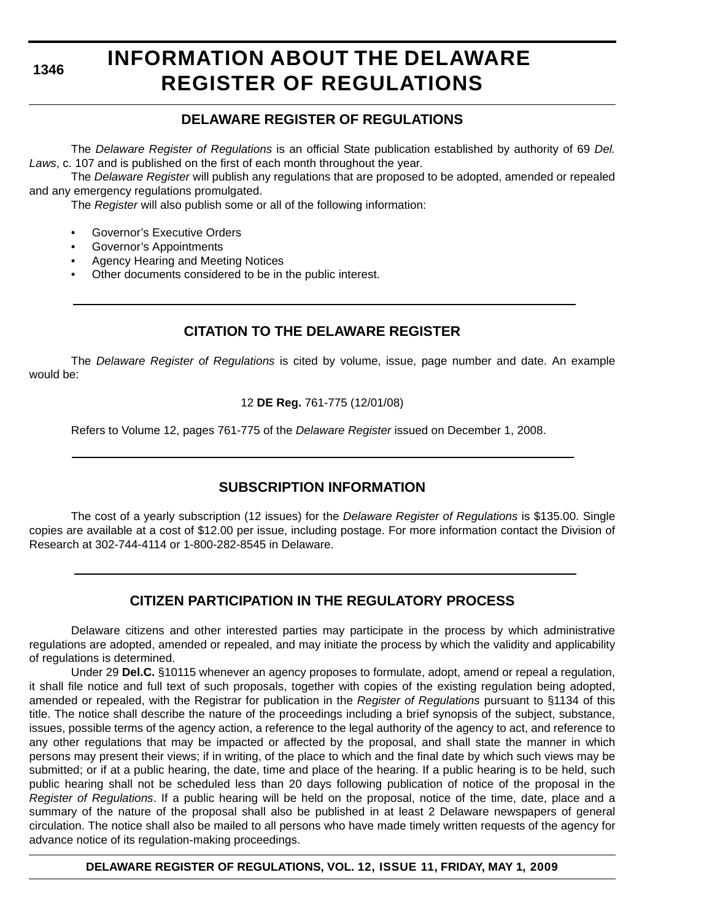# INFORMATION ABOUT THE DELAWARE REGISTER OF REGULATIONS

## DELAWARE REGISTER OF REGULATIONS

The *Delaware Register of Regulations* is an official State publication established by authority of 69 *Del. Laws*, c. 107 and is published on the first of each month throughout the year.

The *Delaware Register* will publish any regulations that are proposed to be adopted, amended or repealed and any emergency regulations promulgated.

The *Register* will also publish some or all of the following information:

- Governor's Executive Orders
- Governor's Appointments
- Agency Hearing and Meeting Notices
- Other documents considered to be in the public interest.

## CITATION TO THE DELAWARE REGISTER

The *Delaware Register of Regulations* is cited by volume, issue, page number and date. An example would be:

12 **DE Reg.** 761-775 (12/01/08)

Refers to Volume 12, pages 761-775 of the *Delaware Register* issued on December 1, 2008.

## SUBSCRIPTION INFORMATION

The cost of a yearly subscription (12 issues) for the *Delaware Register of Regulations* is $135.00. Single copies are available at a cost of $12.00 per issue, including postage. For more information contact the Division of Research at 302-744-4114 or 1-800-282-8545 in Delaware.

## CITIZEN PARTICIPATION IN THE REGULATORY PROCESS

Delaware citizens and other interested parties may participate in the process by which administrative regulations are adopted, amended or repealed, and may initiate the process by which the validity and applicability of regulations is determined.

Under 29 **Del.C.** §10115 whenever an agency proposes to formulate, adopt, amend or repeal a regulation, it shall file notice and full text of such proposals, together with copies of the existing regulation being adopted, amended or repealed, with the Registrar for publication in the *Register of Regulations* pursuant to §1134 of this title. The notice shall describe the nature of the proceedings including a brief synopsis of the subject, substance, issues, possible terms of the agency action, a reference to the legal authority of the agency to act, and reference to any other regulations that may be impacted or affected by the proposal, and shall state the manner in which persons may present their views; if in writing, of the place to which and the final date by which such views may be submitted; or if at a public hearing, the date, time and place of the hearing. If a public hearing is to be held, such public hearing shall not be scheduled less than 20 days following publication of notice of the proposal in the *Register of Regulations*. If a public hearing will be held on the proposal, notice of the time, date, place and a summary of the nature of the proposal shall also be published in at least 2 Delaware newspapers of general circulation. The notice shall also be mailed to all persons who have made timely written requests of the agency for advance notice of its regulation-making proceedings.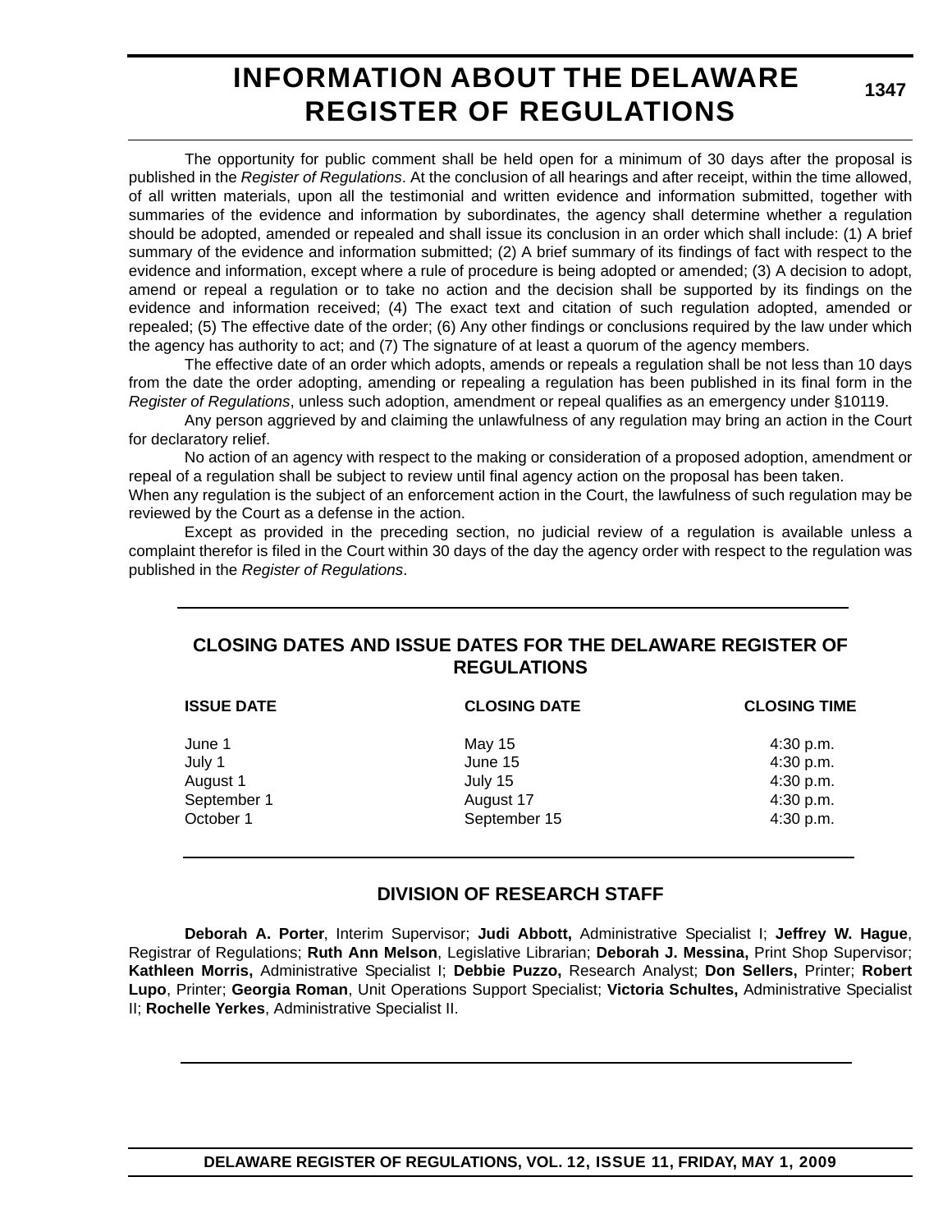# INFORMATION ABOUT THE DELAWARE REGISTER OF REGULATIONS

The opportunity for public comment shall be held open for a minimum of 30 days after the proposal is published in the *Register of Regulations*. At the conclusion of all hearings and after receipt, within the time allowed, of all written materials, upon all the testimonial and written evidence and information submitted, together with summaries of the evidence and information by subordinates, the agency shall determine whether a regulation should be adopted, amended or repealed and shall issue its conclusion in an order which shall include: (1) A brief summary of the evidence and information submitted; (2) A brief summary of its findings of fact with respect to the evidence and information, except where a rule of procedure is being adopted or amended; (3) A decision to adopt, amend or repeal a regulation or to take no action and the decision shall be supported by its findings on the evidence and information received; (4) The exact text and citation of such regulation adopted, amended or repealed; (5) The effective date of the order; (6) Any other findings or conclusions required by the law under which the agency has authority to act; and (7) The signature of at least a quorum of the agency members.

The effective date of an order which adopts, amends or repeals a regulation shall be not less than 10 days from the date the order adopting, amending or repealing a regulation has been published in its final form in the *Register of Regulations*, unless such adoption, amendment or repeal qualifies as an emergency under §10119.

Any person aggrieved by and claiming the unlawfulness of any regulation may bring an action in the Court for declaratory relief.

No action of an agency with respect to the making or consideration of a proposed adoption, amendment or repeal of a regulation shall be subject to review until final agency action on the proposal has been taken.

When any regulation is the subject of an enforcement action in the Court, the lawfulness of such regulation may be reviewed by the Court as a defense in the action.

Except as provided in the preceding section, no judicial review of a regulation is available unless a complaint therefor is filed in the Court within 30 days of the day the agency order with respect to the regulation was published in the *Register of Regulations*.

## CLOSING DATES AND ISSUE DATES FOR THE DELAWARE REGISTER OF REGULATIONS

| ISSUE DATE | CLOSING DATE | CLOSING TIME |
|---|---|---|
| June 1 | May 15 | 4:30 p.m. |
| July 1 | June 15 | 4:30 p.m. |
| August 1 | July 15 | 4:30 p.m. |
| September 1 | August 17 | 4:30 p.m. |
| October 1 | September 15 | 4:30 p.m. |

## DIVISION OF RESEARCH STAFF

**Deborah A. Porter**, Interim Supervisor; **Judi Abbott,** Administrative Specialist I; **Jeffrey W. Hague**, Registrar of Regulations; **Ruth Ann Melson**, Legislative Librarian; **Deborah J. Messina,** Print Shop Supervisor; **Kathleen Morris,** Administrative Specialist I; **Debbie Puzzo,** Research Analyst; **Don Sellers,** Printer; **Robert Lupo**, Printer; **Georgia Roman**, Unit Operations Support Specialist; **Victoria Schultes,** Administrative Specialist II; **Rochelle Yerkes**, Administrative Specialist II.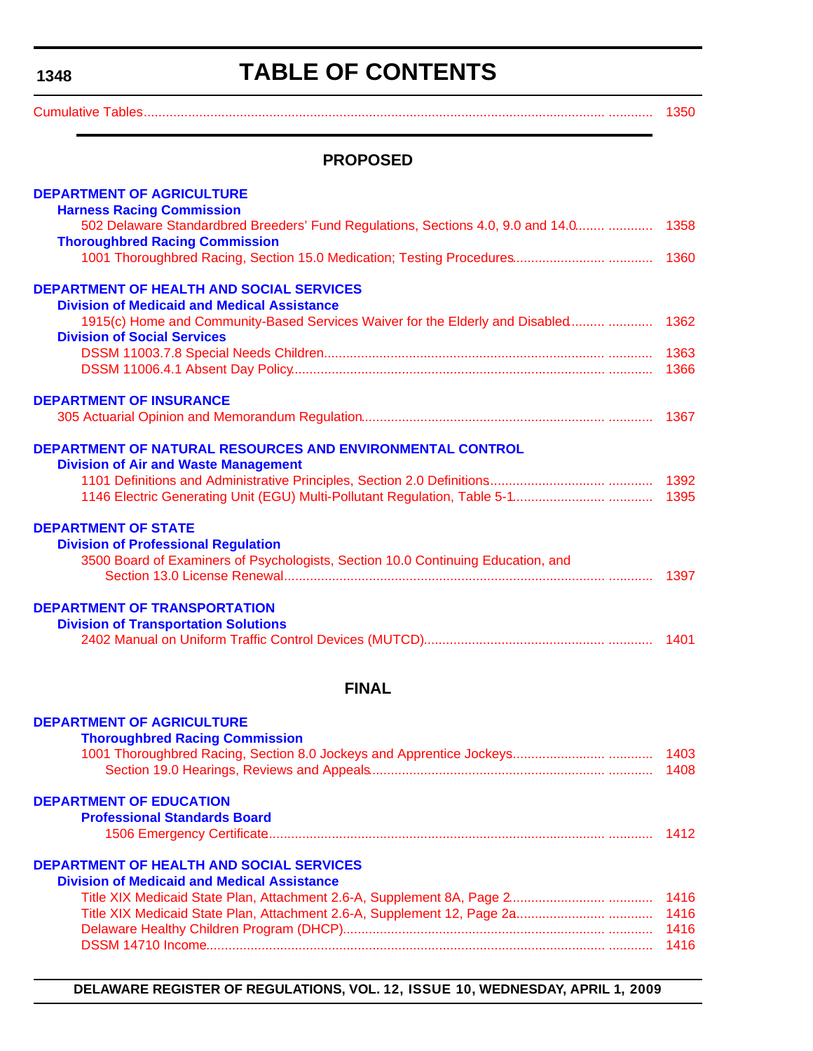# TABLE OF CONTENTS

Cumulative Tables ............ 1350

## PROPOSED

**DEPARTMENT OF AGRICULTURE**

**Harness Racing Commission**

502 Delaware Standardbred Breeders' Fund Regulations, Sections 4.0, 9.0 and 14.0 ............ 1358

**Thoroughbred Racing Commission**

1001 Thoroughbred Racing, Section 15.0 Medication; Testing Procedures ............ 1360

**DEPARTMENT OF HEALTH AND SOCIAL SERVICES**

**Division of Medicaid and Medical Assistance**

1915(c) Home and Community-Based Services Waiver for the Elderly and Disabled ............ 1362

**Division of Social Services**

DSSM 11003.7.8 Special Needs Children ............ 1363

DSSM 11006.4.1 Absent Day Policy ............ 1366

**DEPARTMENT OF INSURANCE**

305 Actuarial Opinion and Memorandum Regulation ............ 1367

**DEPARTMENT OF NATURAL RESOURCES AND ENVIRONMENTAL CONTROL**

**Division of Air and Waste Management**

1101 Definitions and Administrative Principles, Section 2.0 Definitions ............ 1392

1146 Electric Generating Unit (EGU) Multi-Pollutant Regulation, Table 5-1 ............ 1395

**DEPARTMENT OF STATE**

**Division of Professional Regulation**

3500 Board of Examiners of Psychologists, Section 10.0 Continuing Education, and Section 13.0 License Renewal ............ 1397

**DEPARTMENT OF TRANSPORTATION**

**Division of Transportation Solutions**

2402 Manual on Uniform Traffic Control Devices (MUTCD) ............ 1401

## FINAL

**DEPARTMENT OF AGRICULTURE**

**Thoroughbred Racing Commission**

1001 Thoroughbred Racing, Section 8.0 Jockeys and Apprentice Jockeys ............ 1403

Section 19.0 Hearings, Reviews and Appeals ............ 1408

**DEPARTMENT OF EDUCATION**

**Professional Standards Board**

1506 Emergency Certificate ............ 1412

**DEPARTMENT OF HEALTH AND SOCIAL SERVICES**

**Division of Medicaid and Medical Assistance**

Title XIX Medicaid State Plan, Attachment 2.6-A, Supplement 8A, Page 2 ............ 1416

Title XIX Medicaid State Plan, Attachment 2.6-A, Supplement 12, Page 2a ............ 1416

Delaware Healthy Children Program (DHCP) ............ 1416

DSSM 14710 Income ............ 1416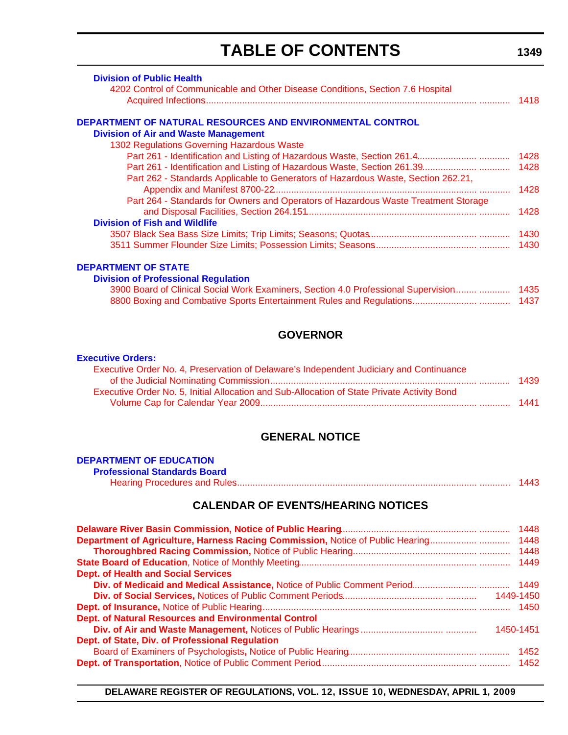# TABLE OF CONTENTS

**Division of Public Health**

4202 Control of Communicable and Other Disease Conditions, Section 7.6 Hospital Acquired Infections ........ 1418

**DEPARTMENT OF NATURAL RESOURCES AND ENVIRONMENTAL CONTROL**

**Division of Air and Waste Management**

1302 Regulations Governing Hazardous Waste

- Part 261 - Identification and Listing of Hazardous Waste, Section 261.4 ........ 1428
- Part 261 - Identification and Listing of Hazardous Waste, Section 261.39 ........ 1428
- Part 262 - Standards Applicable to Generators of Hazardous Waste, Section 262.21, Appendix and Manifest 8700-22 ........ 1428
- Part 264 - Standards for Owners and Operators of Hazardous Waste Treatment Storage and Disposal Facilities, Section 264.151 ........ 1428

**Division of Fish and Wildlife**

3507 Black Sea Bass Size Limits; Trip Limits; Seasons; Quotas ........ 1430

3511 Summer Flounder Size Limits; Possession Limits; Seasons ........ 1430

**DEPARTMENT OF STATE**

**Division of Professional Regulation**

3900 Board of Clinical Social Work Examiners, Section 4.0 Professional Supervision ........ 1435

8800 Boxing and Combative Sports Entertainment Rules and Regulations ........ 1437

## GOVERNOR

**Executive Orders:**

Executive Order No. 4, Preservation of Delaware's Independent Judiciary and Continuance of the Judicial Nominating Commission ........ 1439

Executive Order No. 5, Initial Allocation and Sub-Allocation of State Private Activity Bond Volume Cap for Calendar Year 2009 ........ 1441

## GENERAL NOTICE

**DEPARTMENT OF EDUCATION**

**Professional Standards Board**

Hearing Procedures and Rules ........ 1443

## CALENDAR OF EVENTS/HEARING NOTICES

**Delaware River Basin Commission, Notice of Public Hearing** ........ 1448

**Department of Agriculture, Harness Racing Commission,** Notice of Public Hearing ........ 1448

**Thoroughbred Racing Commission,** Notice of Public Hearing ........ 1448

**State Board of Education**, Notice of Monthly Meeting ........ 1449

**Dept. of Health and Social Services**

**Div. of Medicaid and Medical Assistance,** Notice of Public Comment Period ........ 1449

**Div. of Social Services,** Notices of Public Comment Periods ........ 1449-1450

**Dept. of Insurance,** Notice of Public Hearing ........ 1450

**Dept. of Natural Resources and Environmental Control**

**Div. of Air and Waste Management,** Notices of Public Hearings ........ 1450-1451

**Dept. of State, Div. of Professional Regulation**

Board of Examiners of Psychologists**,** Notice of Public Hearing ........ 1452

**Dept. of Transportation**, Notice of Public Comment Period ........ 1452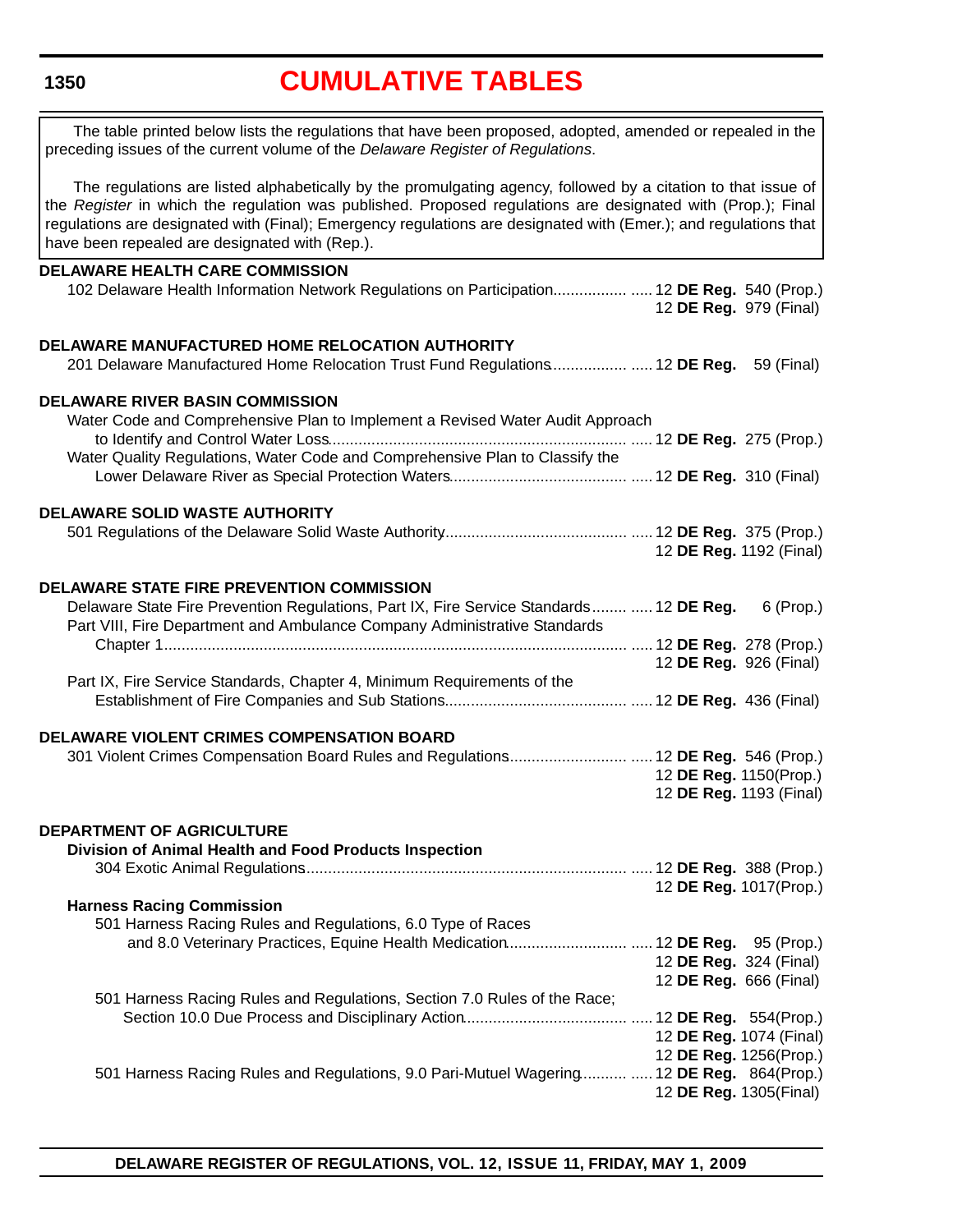# CUMULATIVE TABLES

The table printed below lists the regulations that have been proposed, adopted, amended or repealed in the preceding issues of the current volume of the *Delaware Register of Regulations*.

The regulations are listed alphabetically by the promulgating agency, followed by a citation to that issue of the *Register* in which the regulation was published. Proposed regulations are designated with (Prop.); Final regulations are designated with (Final); Emergency regulations are designated with (Emer.); and regulations that have been repealed are designated with (Rep.).

**DELAWARE HEALTH CARE COMMISSION**

102 Delaware Health Information Network Regulations on Participation ..... 12 **DE Reg.** 540 (Prop.)
12 **DE Reg.** 979 (Final)

**DELAWARE MANUFACTURED HOME RELOCATION AUTHORITY**

201 Delaware Manufactured Home Relocation Trust Fund Regulations ..... 12 **DE Reg.** 59 (Final)

**DELAWARE RIVER BASIN COMMISSION**

Water Code and Comprehensive Plan to Implement a Revised Water Audit Approach to Identify and Control Water Loss ..... 12 **DE Reg.** 275 (Prop.)
Water Quality Regulations, Water Code and Comprehensive Plan to Classify the Lower Delaware River as Special Protection Waters ..... 12 **DE Reg.** 310 (Final)

**DELAWARE SOLID WASTE AUTHORITY**

501 Regulations of the Delaware Solid Waste Authority ..... 12 **DE Reg.** 375 (Prop.)
12 **DE Reg.** 1192 (Final)

**DELAWARE STATE FIRE PREVENTION COMMISSION**

Delaware State Fire Prevention Regulations, Part IX, Fire Service Standards ..... 12 **DE Reg.** 6 (Prop.)
Part VIII, Fire Department and Ambulance Company Administrative Standards Chapter 1 ..... 12 **DE Reg.** 278 (Prop.)
12 **DE Reg.** 926 (Final)
Part IX, Fire Service Standards, Chapter 4, Minimum Requirements of the Establishment of Fire Companies and Sub Stations ..... 12 **DE Reg.** 436 (Final)

**DELAWARE VIOLENT CRIMES COMPENSATION BOARD**

301 Violent Crimes Compensation Board Rules and Regulations ..... 12 **DE Reg.** 546 (Prop.)
12 **DE Reg.** 1150(Prop.)
12 **DE Reg.** 1193 (Final)

**DEPARTMENT OF AGRICULTURE**

**Division of Animal Health and Food Products Inspection**

304 Exotic Animal Regulations ..... 12 **DE Reg.** 388 (Prop.)
12 **DE Reg.** 1017(Prop.)

**Harness Racing Commission**

501 Harness Racing Rules and Regulations, 6.0 Type of Races and 8.0 Veterinary Practices, Equine Health Medication ..... 12 **DE Reg.** 95 (Prop.)
12 **DE Reg.** 324 (Final)
12 **DE Reg.** 666 (Final)
501 Harness Racing Rules and Regulations, Section 7.0 Rules of the Race; Section 10.0 Due Process and Disciplinary Action ..... 12 **DE Reg.** 554(Prop.)
12 **DE Reg.** 1074 (Final)
12 **DE Reg.** 1256(Prop.)
501 Harness Racing Rules and Regulations, 9.0 Pari-Mutuel Wagering ..... 12 **DE Reg.** 864(Prop.)
12 **DE Reg.** 1305(Final)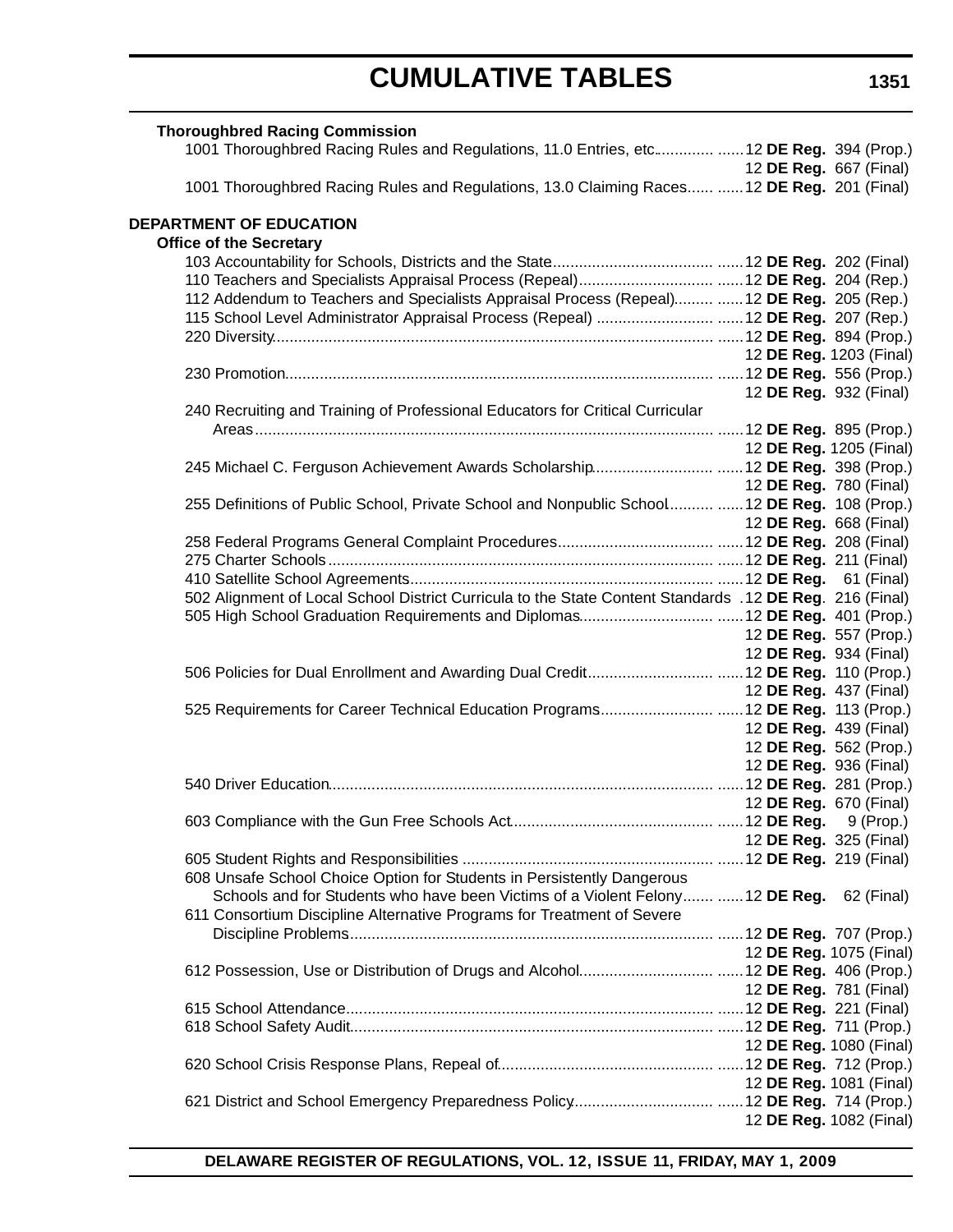## CUMULATIVE TABLES

**Thoroughbred Racing Commission**

| | |
|---|---|
| 1001 Thoroughbred Racing Rules and Regulations, 11.0 Entries, etc. | 12 **DE Reg.** 394 (Prop.) |
| | 12 **DE Reg.** 667 (Final) |
| 1001 Thoroughbred Racing Rules and Regulations, 13.0 Claiming Races | 12 **DE Reg.** 201 (Final) |

**DEPARTMENT OF EDUCATION**

**Office of the Secretary**

| | |
|---|---|
| 103 Accountability for Schools, Districts and the State | 12 **DE Reg.** 202 (Final) |
| 110 Teachers and Specialists Appraisal Process (Repeal) | 12 **DE Reg.** 204 (Rep.) |
| 112 Addendum to Teachers and Specialists Appraisal Process (Repeal) | 12 **DE Reg.** 205 (Rep.) |
| 115 School Level Administrator Appraisal Process (Repeal) | 12 **DE Reg.** 207 (Rep.) |
| 220 Diversity | 12 **DE Reg.** 894 (Prop.) |
| | 12 **DE Reg.** 1203 (Final) |
| 230 Promotion | 12 **DE Reg.** 556 (Prop.) |
| | 12 **DE Reg.** 932 (Final) |
| 240 Recruiting and Training of Professional Educators for Critical Curricular Areas | 12 **DE Reg.** 895 (Prop.) |
| | 12 **DE Reg.** 1205 (Final) |
| 245 Michael C. Ferguson Achievement Awards Scholarship | 12 **DE Reg.** 398 (Prop.) |
| | 12 **DE Reg.** 780 (Final) |
| 255 Definitions of Public School, Private School and Nonpublic School | 12 **DE Reg.** 108 (Prop.) |
| | 12 **DE Reg.** 668 (Final) |
| 258 Federal Programs General Complaint Procedures | 12 **DE Reg.** 208 (Final) |
| 275 Charter Schools | 12 **DE Reg.** 211 (Final) |
| 410 Satellite School Agreements | 12 **DE Reg.** 61 (Final) |
| 502 Alignment of Local School District Curricula to the State Content Standards | 12 **DE Reg**. 216 (Final) |
| 505 High School Graduation Requirements and Diplomas | 12 **DE Reg.** 401 (Prop.) |
| | 12 **DE Reg.** 557 (Prop.) |
| | 12 **DE Reg.** 934 (Final) |
| 506 Policies for Dual Enrollment and Awarding Dual Credit | 12 **DE Reg.** 110 (Prop.) |
| | 12 **DE Reg.** 437 (Final) |
| 525 Requirements for Career Technical Education Programs | 12 **DE Reg.** 113 (Prop.) |
| | 12 **DE Reg.** 439 (Final) |
| | 12 **DE Reg.** 562 (Prop.) |
| | 12 **DE Reg.** 936 (Final) |
| 540 Driver Education | 12 **DE Reg.** 281 (Prop.) |
| | 12 **DE Reg.** 670 (Final) |
| 603 Compliance with the Gun Free Schools Act | 12 **DE Reg.** 9 (Prop.) |
| | 12 **DE Reg.** 325 (Final) |
| 605 Student Rights and Responsibilities | 12 **DE Reg.** 219 (Final) |
| 608 Unsafe School Choice Option for Students in Persistently Dangerous Schools and for Students who have been Victims of a Violent Felony | 12 **DE Reg.** 62 (Final) |
| 611 Consortium Discipline Alternative Programs for Treatment of Severe Discipline Problems | 12 **DE Reg.** 707 (Prop.) |
| | 12 **DE Reg.** 1075 (Final) |
| 612 Possession, Use or Distribution of Drugs and Alcohol | 12 **DE Reg.** 406 (Prop.) |
| | 12 **DE Reg.** 781 (Final) |
| 615 School Attendance | 12 **DE Reg.** 221 (Final) |
| 618 School Safety Audit | 12 **DE Reg.** 711 (Prop.) |
| | 12 **DE Reg.** 1080 (Final) |
| 620 School Crisis Response Plans, Repeal of | 12 **DE Reg.** 712 (Prop.) |
| | 12 **DE Reg.** 1081 (Final) |
| 621 District and School Emergency Preparedness Policy | 12 **DE Reg.** 714 (Prop.) |
| | 12 **DE Reg.** 1082 (Final) |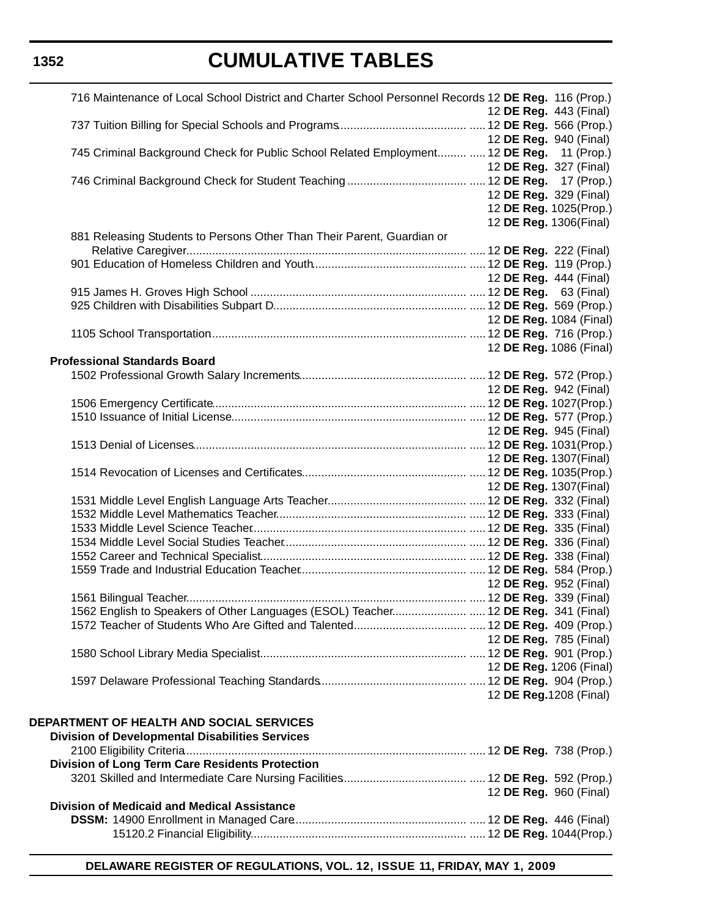716 Maintenance of Local School District and Charter School Personnel Records 12 **DE Reg.** 116 (Prop.)
12 **DE Reg.** 443 (Final)

737 Tuition Billing for Special Schools and Programs ..... 12 **DE Reg.** 566 (Prop.)
12 **DE Reg.** 940 (Final)

745 Criminal Background Check for Public School Related Employment ..... 12 **DE Reg.** 11 (Prop.)
12 **DE Reg.** 327 (Final)

746 Criminal Background Check for Student Teaching ..... 12 **DE Reg.** 17 (Prop.)
12 **DE Reg.** 329 (Final)
12 **DE Reg.** 1025(Prop.)
12 **DE Reg.** 1306(Final)

881 Releasing Students to Persons Other Than Their Parent, Guardian or Relative Caregiver ..... 12 **DE Reg.** 222 (Final)

901 Education of Homeless Children and Youth ..... 12 **DE Reg.** 119 (Prop.)
12 **DE Reg.** 444 (Final)

915 James H. Groves High School ..... 12 **DE Reg.** 63 (Final)

925 Children with Disabilities Subpart D ..... 12 **DE Reg.** 569 (Prop.)
12 **DE Reg.** 1084 (Final)

1105 School Transportation ..... 12 **DE Reg.** 716 (Prop.)
12 **DE Reg.** 1086 (Final)

**Professional Standards Board**

1502 Professional Growth Salary Increments ..... 12 **DE Reg.** 572 (Prop.)
12 **DE Reg.** 942 (Final)

1506 Emergency Certificate ..... 12 **DE Reg.** 1027(Prop.)

1510 Issuance of Initial License ..... 12 **DE Reg.** 577 (Prop.)
12 **DE Reg.** 945 (Final)

1513 Denial of Licenses ..... 12 **DE Reg.** 1031(Prop.)
12 **DE Reg.** 1307(Final)

1514 Revocation of Licenses and Certificates ..... 12 **DE Reg.** 1035(Prop.)
12 **DE Reg.** 1307(Final)

1531 Middle Level English Language Arts Teacher ..... 12 **DE Reg.** 332 (Final)

1532 Middle Level Mathematics Teacher ..... 12 **DE Reg.** 333 (Final)

1533 Middle Level Science Teacher ..... 12 **DE Reg.** 335 (Final)

1534 Middle Level Social Studies Teacher ..... 12 **DE Reg.** 336 (Final)

1552 Career and Technical Specialist ..... 12 **DE Reg.** 338 (Final)

1559 Trade and Industrial Education Teacher ..... 12 **DE Reg.** 584 (Prop.)
12 **DE Reg.** 952 (Final)

1561 Bilingual Teacher ..... 12 **DE Reg.** 339 (Final)

1562 English to Speakers of Other Languages (ESOL) Teacher ..... 12 **DE Reg.** 341 (Final)

1572 Teacher of Students Who Are Gifted and Talented ..... 12 **DE Reg.** 409 (Prop.)
12 **DE Reg.** 785 (Final)

1580 School Library Media Specialist ..... 12 **DE Reg.** 901 (Prop.)
12 **DE Reg.** 1206 (Final)

1597 Delaware Professional Teaching Standards ..... 12 **DE Reg.** 904 (Prop.)
12 **DE Reg.**1208 (Final)

**DEPARTMENT OF HEALTH AND SOCIAL SERVICES**

**Division of Developmental Disabilities Services**

2100 Eligibility Criteria ..... 12 **DE Reg.** 738 (Prop.)

**Division of Long Term Care Residents Protection**

3201 Skilled and Intermediate Care Nursing Facilities ..... 12 **DE Reg.** 592 (Prop.)
12 **DE Reg.** 960 (Final)

**Division of Medicaid and Medical Assistance**

**DSSM:** 14900 Enrollment in Managed Care ..... 12 **DE Reg.** 446 (Final)

15120.2 Financial Eligibility ..... 12 **DE Reg.** 1044(Prop.)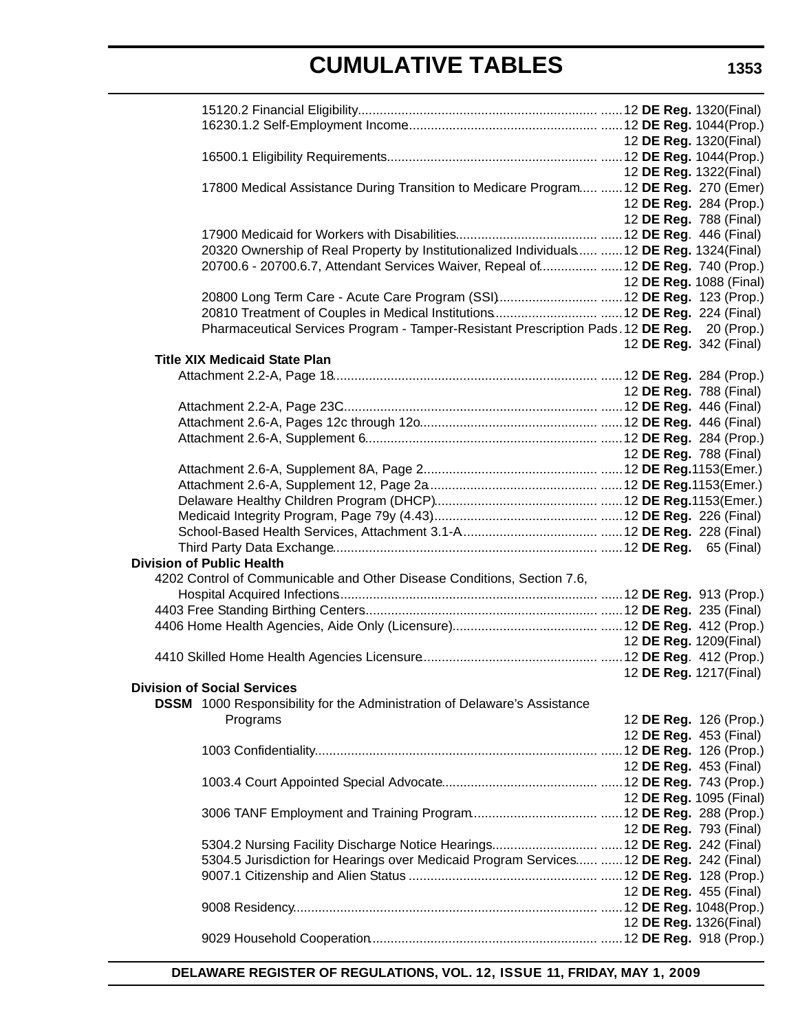# CUMULATIVE TABLES

15120.2 Financial Eligibility ...... 12 **DE Reg.** 1320(Final)

16230.1.2 Self-Employment Income ...... 12 **DE Reg.** 1044(Prop.)
12 **DE Reg.** 1320(Final)

16500.1 Eligibility Requirements ...... 12 **DE Reg.** 1044(Prop.)
12 **DE Reg.** 1322(Final)

17800 Medical Assistance During Transition to Medicare Program ...... 12 **DE Reg.** 270 (Emer)
12 **DE Reg.** 284 (Prop.)
12 **DE Reg.** 788 (Final)

17900 Medicaid for Workers with Disabilities ...... 12 **DE Reg**. 446 (Final)

20320 Ownership of Real Property by Institutionalized Individuals ...... 12 **DE Reg.** 1324(Final)

20700.6 - 20700.6.7, Attendant Services Waiver, Repeal of ...... 12 **DE Reg.** 740 (Prop.)
12 **DE Reg.** 1088 (Final)

20800 Long Term Care - Acute Care Program (SSI) ...... 12 **DE Reg.** 123 (Prop.)

20810 Treatment of Couples in Medical Institutions ...... 12 **DE Reg.** 224 (Final)

Pharmaceutical Services Program - Tamper-Resistant Prescription Pads ...... 12 **DE Reg.** 20 (Prop.)
12 **DE Reg.** 342 (Final)

**Title XIX Medicaid State Plan**

Attachment 2.2-A, Page 18 ...... 12 **DE Reg.** 284 (Prop.)
12 **DE Reg.** 788 (Final)

Attachment 2.2-A, Page 23C ...... 12 **DE Reg.** 446 (Final)

Attachment 2.6-A, Pages 12c through 12o ...... 12 **DE Reg.** 446 (Final)

Attachment 2.6-A, Supplement 6 ...... 12 **DE Reg.** 284 (Prop.)
12 **DE Reg.** 788 (Final)

Attachment 2.6-A, Supplement 8A, Page 2 ...... 12 **DE Reg.** 1153(Emer.)

Attachment 2.6-A, Supplement 12, Page 2a ...... 12 **DE Reg.** 1153(Emer.)

Delaware Healthy Children Program (DHCP) ...... 12 **DE Reg.** 1153(Emer.)

Medicaid Integrity Program, Page 79y (4.43) ...... 12 **DE Reg.** 226 (Final)

School-Based Health Services, Attachment 3.1-A ...... 12 **DE Reg.** 228 (Final)

Third Party Data Exchange ...... 12 **DE Reg.** 65 (Final)

**Division of Public Health**

4202 Control of Communicable and Other Disease Conditions, Section 7.6, Hospital Acquired Infections ...... 12 **DE Reg.** 913 (Prop.)

4403 Free Standing Birthing Centers ...... 12 **DE Reg.** 235 (Final)

4406 Home Health Agencies, Aide Only (Licensure) ...... 12 **DE Reg.** 412 (Prop.)
12 **DE Reg.** 1209(Final)

4410 Skilled Home Health Agencies Licensure ...... 12 **DE Reg**. 412 (Prop.)
12 **DE Reg.** 1217(Final)

**Division of Social Services**

**DSSM** 1000 Responsibility for the Administration of Delaware's Assistance Programs ...... 12 **DE Reg.** 126 (Prop.)
12 **DE Reg.** 453 (Final)

1003 Confidentiality ...... 12 **DE Reg.** 126 (Prop.)
12 **DE Reg.** 453 (Final)

1003.4 Court Appointed Special Advocate ...... 12 **DE Reg.** 743 (Prop.)
12 **DE Reg.** 1095 (Final)

3006 TANF Employment and Training Program ...... 12 **DE Reg.** 288 (Prop.)
12 **DE Reg.** 793 (Final)

5304.2 Nursing Facility Discharge Notice Hearings ...... 12 **DE Reg.** 242 (Final)

5304.5 Jurisdiction for Hearings over Medicaid Program Services ...... 12 **DE Reg.** 242 (Final)

9007.1 Citizenship and Alien Status ...... 12 **DE Reg.** 128 (Prop.)
12 **DE Reg.** 455 (Final)

9008 Residency ...... 12 **DE Reg.** 1048(Prop.)
12 **DE Reg.** 1326(Final)

9029 Household Cooperation ...... 12 **DE Reg.** 918 (Prop.)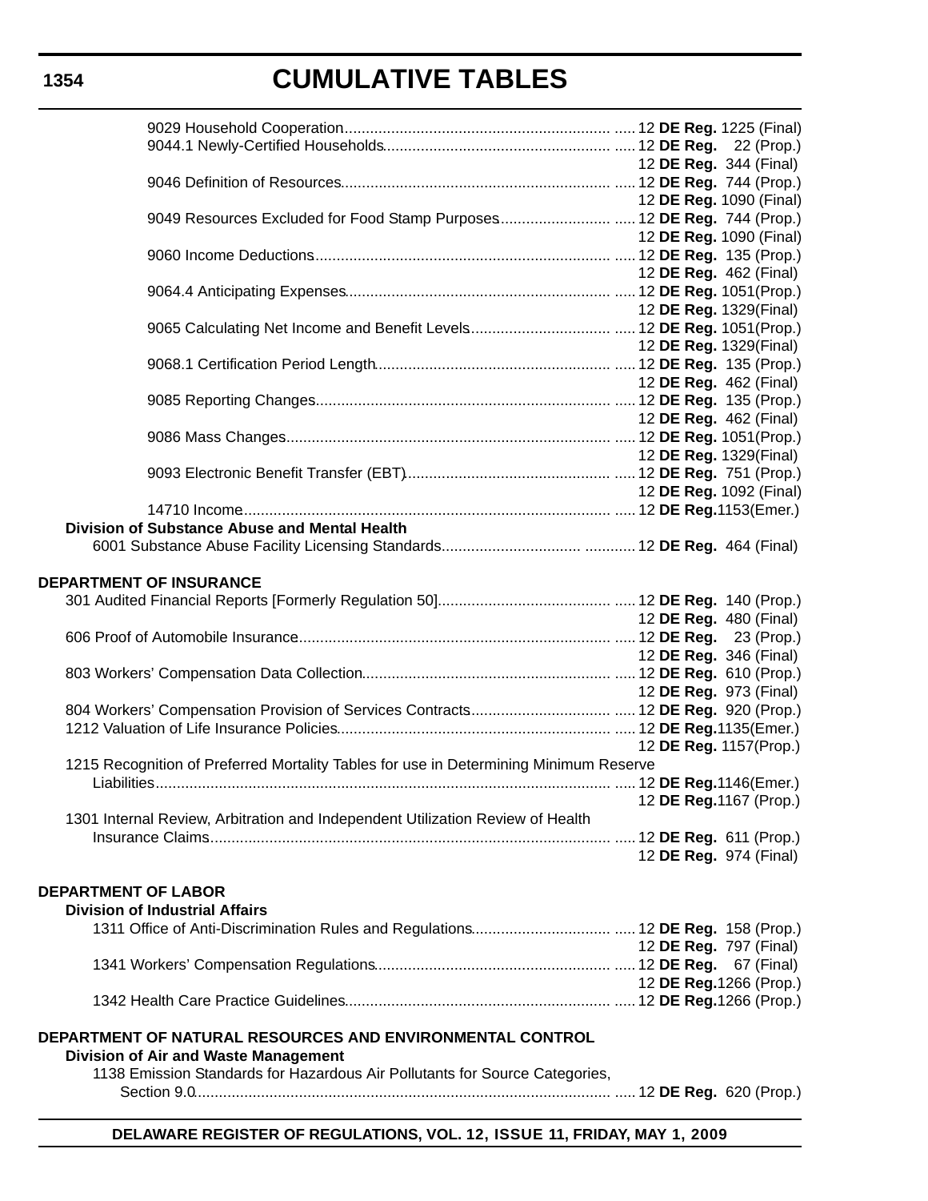9029 Household Cooperation ..... 12 **DE Reg.** 1225 (Final)

9044.1 Newly-Certified Households ..... 12 **DE Reg.** 22 (Prop.)
12 **DE Reg.** 344 (Final)

9046 Definition of Resources ..... 12 **DE Reg.** 744 (Prop.)
12 **DE Reg.** 1090 (Final)

9049 Resources Excluded for Food Stamp Purposes ..... 12 **DE Reg.** 744 (Prop.)
12 **DE Reg.** 1090 (Final)

9060 Income Deductions ..... 12 **DE Reg.** 135 (Prop.)
12 **DE Reg.** 462 (Final)

9064.4 Anticipating Expenses ..... 12 **DE Reg.** 1051(Prop.)
12 **DE Reg.** 1329(Final)

9065 Calculating Net Income and Benefit Levels ..... 12 **DE Reg.** 1051(Prop.)
12 **DE Reg.** 1329(Final)

9068.1 Certification Period Length ..... 12 **DE Reg.** 135 (Prop.)
12 **DE Reg.** 462 (Final)

9085 Reporting Changes ..... 12 **DE Reg.** 135 (Prop.)
12 **DE Reg.** 462 (Final)

9086 Mass Changes ..... 12 **DE Reg.** 1051(Prop.)
12 **DE Reg.** 1329(Final)

9093 Electronic Benefit Transfer (EBT) ..... 12 **DE Reg.** 751 (Prop.)
12 **DE Reg.** 1092 (Final)

14710 Income ..... 12 **DE Reg.**1153(Emer.)

**Division of Substance Abuse and Mental Health**

6001 Substance Abuse Facility Licensing Standards ..... 12 **DE Reg.** 464 (Final)

**DEPARTMENT OF INSURANCE**

301 Audited Financial Reports [Formerly Regulation 50] ..... 12 **DE Reg.** 140 (Prop.)
12 **DE Reg.** 480 (Final)

606 Proof of Automobile Insurance ..... 12 **DE Reg.** 23 (Prop.)
12 **DE Reg.** 346 (Final)

803 Workers' Compensation Data Collection ..... 12 **DE Reg.** 610 (Prop.)
12 **DE Reg.** 973 (Final)

804 Workers' Compensation Provision of Services Contracts ..... 12 **DE Reg.** 920 (Prop.)

1212 Valuation of Life Insurance Policies ..... 12 **DE Reg.**1135(Emer.)
12 **DE Reg.** 1157(Prop.)

1215 Recognition of Preferred Mortality Tables for use in Determining Minimum Reserve Liabilities ..... 12 **DE Reg.**1146(Emer.)
12 **DE Reg.**1167 (Prop.)

1301 Internal Review, Arbitration and Independent Utilization Review of Health Insurance Claims ..... 12 **DE Reg.** 611 (Prop.)
12 **DE Reg.** 974 (Final)

**DEPARTMENT OF LABOR**

**Division of Industrial Affairs**

1311 Office of Anti-Discrimination Rules and Regulations ..... 12 **DE Reg.** 158 (Prop.)
12 **DE Reg.** 797 (Final)

1341 Workers' Compensation Regulations ..... 12 **DE Reg.** 67 (Final)
12 **DE Reg.**1266 (Prop.)

1342 Health Care Practice Guidelines ..... 12 **DE Reg.**1266 (Prop.)

**DEPARTMENT OF NATURAL RESOURCES AND ENVIRONMENTAL CONTROL**

**Division of Air and Waste Management**

1138 Emission Standards for Hazardous Air Pollutants for Source Categories, Section 9.0 ..... 12 **DE Reg.** 620 (Prop.)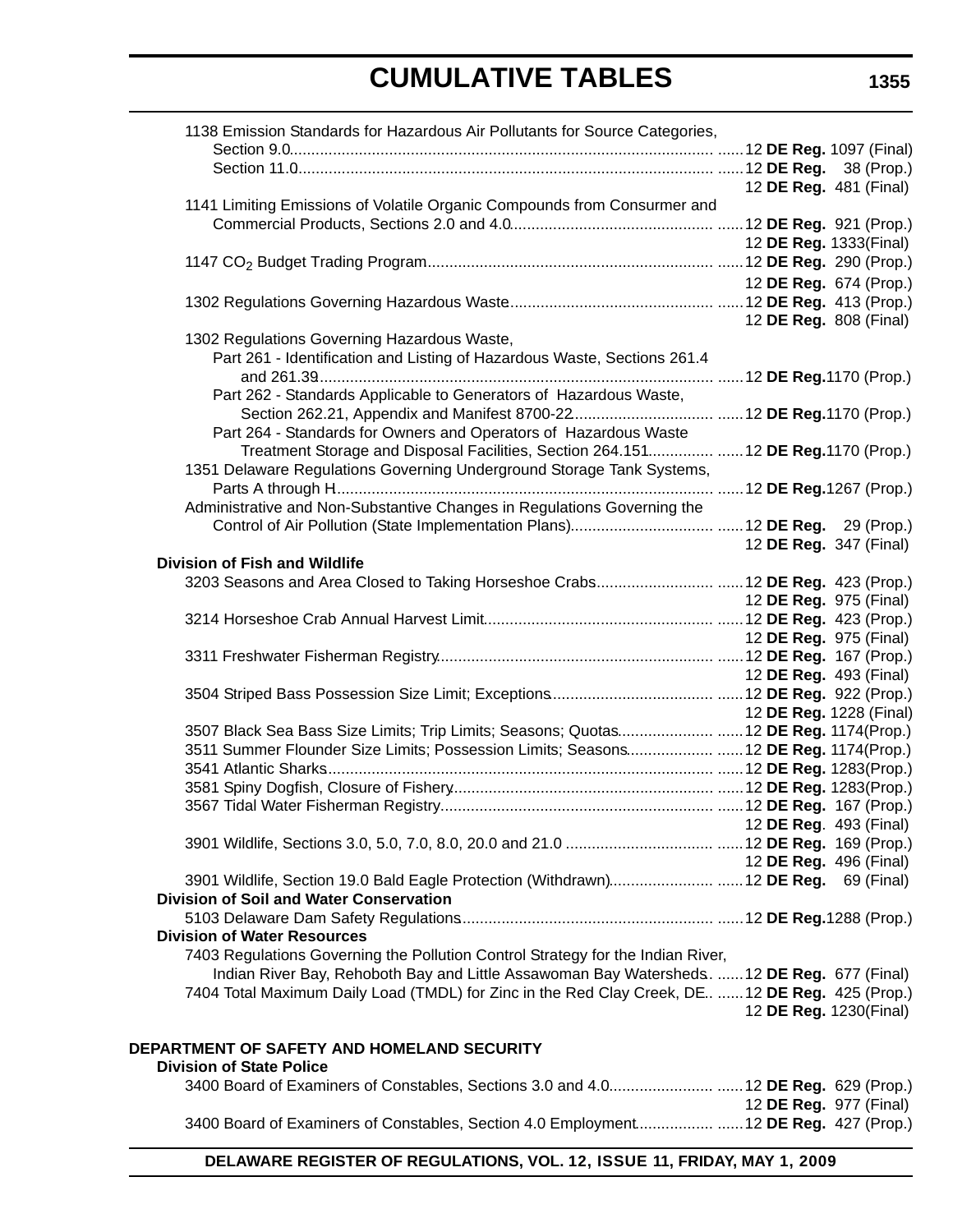# CUMULATIVE TABLES

1138 Emission Standards for Hazardous Air Pollutants for Source Categories,
- Section 9.0 ...... 12 **DE Reg.** 1097 (Final)
- Section 11.0 ...... 12 **DE Reg.** 38 (Prop.)
  - 12 **DE Reg.** 481 (Final)

1141 Limiting Emissions of Volatile Organic Compounds from Consurmer and Commercial Products, Sections 2.0 and 4.0 ...... 12 **DE Reg.** 921 (Prop.)
- 12 **DE Reg.** 1333(Final)

1147 $CO_2$ Budget Trading Program ...... 12 **DE Reg.** 290 (Prop.)
- 12 **DE Reg.** 674 (Prop.)

1302 Regulations Governing Hazardous Waste ...... 12 **DE Reg.** 413 (Prop.)
- 12 **DE Reg.** 808 (Final)

1302 Regulations Governing Hazardous Waste,
- Part 261 - Identification and Listing of Hazardous Waste, Sections 261.4 and 261.39 ...... 12 **DE Reg.**1170 (Prop.)
- Part 262 - Standards Applicable to Generators of Hazardous Waste, Section 262.21, Appendix and Manifest 8700-22 ...... 12 **DE Reg.**1170 (Prop.)
- Part 264 - Standards for Owners and Operators of Hazardous Waste Treatment Storage and Disposal Facilities, Section 264.151 ...... 12 **DE Reg.**1170 (Prop.)

1351 Delaware Regulations Governing Underground Storage Tank Systems, Parts A through H ...... 12 **DE Reg.**1267 (Prop.)

Administrative and Non-Substantive Changes in Regulations Governing the Control of Air Pollution (State Implementation Plans) ...... 12 **DE Reg.** 29 (Prop.)
- 12 **DE Reg.** 347 (Final)

**Division of Fish and Wildlife**

3203 Seasons and Area Closed to Taking Horseshoe Crabs ...... 12 **DE Reg.** 423 (Prop.)
- 12 **DE Reg.** 975 (Final)

3214 Horseshoe Crab Annual Harvest Limit ...... 12 **DE Reg.** 423 (Prop.)
- 12 **DE Reg.** 975 (Final)

3311 Freshwater Fisherman Registry ...... 12 **DE Reg.** 167 (Prop.)
- 12 **DE Reg.** 493 (Final)

3504 Striped Bass Possession Size Limit; Exceptions ...... 12 **DE Reg.** 922 (Prop.)
- 12 **DE Reg.** 1228 (Final)

3507 Black Sea Bass Size Limits; Trip Limits; Seasons; Quotas ...... 12 **DE Reg.** 1174(Prop.)

3511 Summer Flounder Size Limits; Possession Limits; Seasons ...... 12 **DE Reg.** 1174(Prop.)

3541 Atlantic Sharks ...... 12 **DE Reg.** 1283(Prop.)

3581 Spiny Dogfish, Closure of Fishery ...... 12 **DE Reg.** 1283(Prop.)

3567 Tidal Water Fisherman Registry ...... 12 **DE Reg.** 167 (Prop.)
- 12 **DE Reg**. 493 (Final)

3901 Wildlife, Sections 3.0, 5.0, 7.0, 8.0, 20.0 and 21.0 ...... 12 **DE Reg.** 169 (Prop.)
- 12 **DE Reg.** 496 (Final)

3901 Wildlife, Section 19.0 Bald Eagle Protection (Withdrawn) ...... 12 **DE Reg.** 69 (Final)

**Division of Soil and Water Conservation**

5103 Delaware Dam Safety Regulations ...... 12 **DE Reg.**1288 (Prop.)

**Division of Water Resources**

7403 Regulations Governing the Pollution Control Strategy for the Indian River, Indian River Bay, Rehoboth Bay and Little Assawoman Bay Watersheds ...... 12 **DE Reg.** 677 (Final)

7404 Total Maximum Daily Load (TMDL) for Zinc in the Red Clay Creek, DE ...... 12 **DE Reg.** 425 (Prop.)
- 12 **DE Reg.** 1230(Final)

**DEPARTMENT OF SAFETY AND HOMELAND SECURITY**

**Division of State Police**

3400 Board of Examiners of Constables, Sections 3.0 and 4.0 ...... 12 **DE Reg.** 629 (Prop.)
- 12 **DE Reg.** 977 (Final)

3400 Board of Examiners of Constables, Section 4.0 Employment ...... 12 **DE Reg.** 427 (Prop.)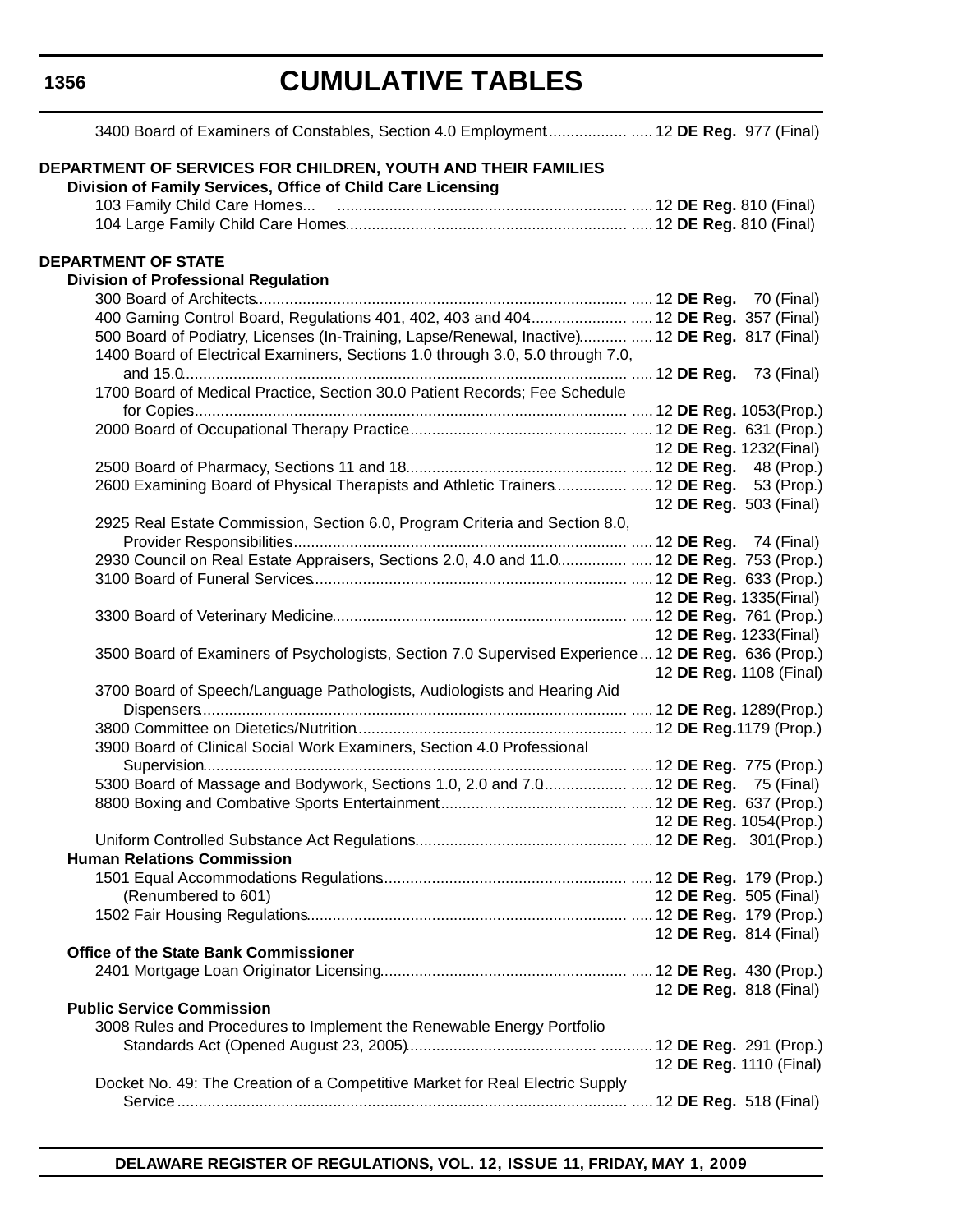# CUMULATIVE TABLES

3400 Board of Examiners of Constables, Section 4.0 Employment .................. ..... 12 **DE Reg.** 977 (Final)

**DEPARTMENT OF SERVICES FOR CHILDREN, YOUTH AND THEIR FAMILIES**

**Division of Family Services, Office of Child Care Licensing**

103 Family Child Care Homes... .................................................................. ..... 12 **DE Reg.** 810 (Final)
104 Large Family Child Care Homes................................................................. ..... 12 **DE Reg.** 810 (Final)

**DEPARTMENT OF STATE**

**Division of Professional Regulation**

300 Board of Architects...................................................................................... ..... 12 **DE Reg.** 70 (Final)
400 Gaming Control Board, Regulations 401, 402, 403 and 404...................... ..... 12 **DE Reg.** 357 (Final)
500 Board of Podiatry, Licenses (In-Training, Lapse/Renewal, Inactive)........... ..... 12 **DE Reg.** 817 (Final)
1400 Board of Electrical Examiners, Sections 1.0 through 3.0, 5.0 through 7.0, and 15.0........................................................................................................ ..... 12 **DE Reg.** 73 (Final)
1700 Board of Medical Practice, Section 30.0 Patient Records; Fee Schedule for Copies.................................................................................................... ..... 12 **DE Reg.** 1053(Prop.)
2000 Board of Occupational Therapy Practice.................................................. ..... 12 **DE Reg.** 631 (Prop.)
12 **DE Reg.** 1232(Final)
2500 Board of Pharmacy, Sections 11 and 18................................................... ..... 12 **DE Reg.** 48 (Prop.)
2600 Examining Board of Physical Therapists and Athletic Trainers................ ..... 12 **DE Reg.** 53 (Prop.)
12 **DE Reg.** 503 (Final)
2925 Real Estate Commission, Section 6.0, Program Criteria and Section 8.0, Provider Responsibilities............................................................................. ..... 12 **DE Reg.** 74 (Final)
2930 Council on Real Estate Appraisers, Sections 2.0, 4.0 and 11.0................ ..... 12 **DE Reg.** 753 (Prop.)
3100 Board of Funeral Services......................................................................... ..... 12 **DE Reg.** 633 (Prop.)
12 **DE Reg.** 1335(Final)
3300 Board of Veterinary Medicine.................................................................... ..... 12 **DE Reg.** 761 (Prop.)
12 **DE Reg.** 1233(Final)
3500 Board of Examiners of Psychologists, Section 7.0 Supervised Experience ... 12 **DE Reg.** 636 (Prop.)
12 **DE Reg.** 1108 (Final)
3700 Board of Speech/Language Pathologists, Audiologists and Hearing Aid Dispensers.................................................................................................. ..... 12 **DE Reg.** 1289(Prop.)
3800 Committee on Dietetics/Nutrition............................................................... ..... 12 **DE Reg.**1179 (Prop.)
3900 Board of Clinical Social Work Examiners, Section 4.0 Professional Supervision................................................................................................. ..... 12 **DE Reg.** 775 (Prop.)
5300 Board of Massage and Bodywork, Sections 1.0, 2.0 and 7.0................... ..... 12 **DE Reg.** 75 (Final)
8800 Boxing and Combative Sports Entertainment........................................... ..... 12 **DE Reg.** 637 (Prop.)
12 **DE Reg.** 1054(Prop.)
Uniform Controlled Substance Act Regulations................................................. ..... 12 **DE Reg.** 301(Prop.)

**Human Relations Commission**

1501 Equal Accommodations Regulations........................................................ ..... 12 **DE Reg.** 179 (Prop.)
(Renumbered to 601) 12 **DE Reg.** 505 (Final)
1502 Fair Housing Regulations.......................................................................... ..... 12 **DE Reg.** 179 (Prop.)
12 **DE Reg.** 814 (Final)

**Office of the State Bank Commissioner**

2401 Mortgage Loan Originator Licensing......................................................... ..... 12 **DE Reg.** 430 (Prop.)
12 **DE Reg.** 818 (Final)

**Public Service Commission**

3008 Rules and Procedures to Implement the Renewable Energy Portfolio Standards Act (Opened August 23, 2005).......................................... ............ 12 **DE Reg.** 291 (Prop.)
12 **DE Reg.** 1110 (Final)
Docket No. 49: The Creation of a Competitive Market for Real Electric Supply Service ........................................................................................................ ..... 12 **DE Reg.** 518 (Final)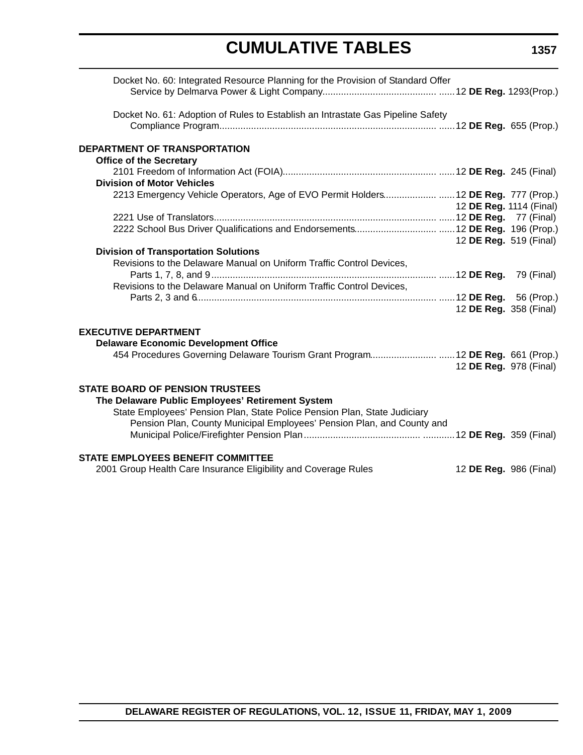Docket No. 60: Integrated Resource Planning for the Provision of Standard Offer Service by Delmarva Power & Light Company ...... 12 **DE Reg.** 1293(Prop.)

Docket No. 61: Adoption of Rules to Establish an Intrastate Gas Pipeline Safety Compliance Program ...... 12 **DE Reg.** 655 (Prop.)

**DEPARTMENT OF TRANSPORTATION**

**Office of the Secretary**

2101 Freedom of Information Act (FOIA) ...... 12 **DE Reg.** 245 (Final)

**Division of Motor Vehicles**

2213 Emergency Vehicle Operators, Age of EVO Permit Holders ...... 12 **DE Reg.** 777 (Prop.)
12 **DE Reg.** 1114 (Final)

2221 Use of Translators ...... 12 **DE Reg.** 77 (Final)

2222 School Bus Driver Qualifications and Endorsements ...... 12 **DE Reg.** 196 (Prop.)
12 **DE Reg.** 519 (Final)

**Division of Transportation Solutions**

Revisions to the Delaware Manual on Uniform Traffic Control Devices, Parts 1, 7, 8, and 9 ...... 12 **DE Reg.** 79 (Final)

Revisions to the Delaware Manual on Uniform Traffic Control Devices, Parts 2, 3 and 6 ...... 12 **DE Reg.** 56 (Prop.)
12 **DE Reg.** 358 (Final)

**EXECUTIVE DEPARTMENT**

**Delaware Economic Development Office**

454 Procedures Governing Delaware Tourism Grant Program ...... 12 **DE Reg.** 661 (Prop.)
12 **DE Reg.** 978 (Final)

**STATE BOARD OF PENSION TRUSTEES**

**The Delaware Public Employees' Retirement System**

State Employees' Pension Plan, State Police Pension Plan, State Judiciary Pension Plan, County Municipal Employees' Pension Plan, and County and Municipal Police/Firefighter Pension Plan ...... 12 **DE Reg.** 359 (Final)

**STATE EMPLOYEES BENEFIT COMMITTEE**

2001 Group Health Care Insurance Eligibility and Coverage Rules 12 **DE Reg.** 986 (Final)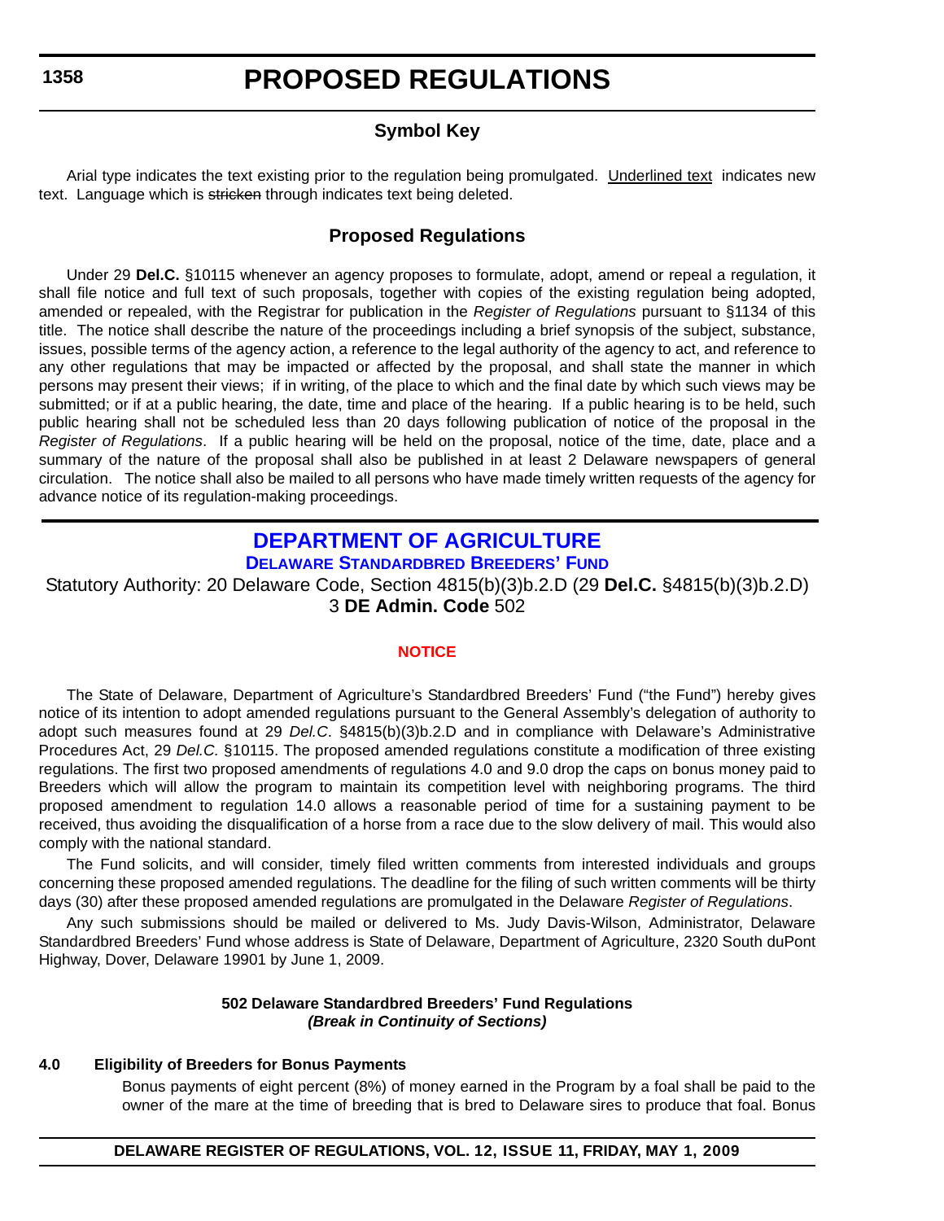# PROPOSED REGULATIONS

## Symbol Key

Arial type indicates the text existing prior to the regulation being promulgated. Underlined text indicates new text. Language which is ~~stricken~~ through indicates text being deleted.

## Proposed Regulations

Under 29 **Del.C.** §10115 whenever an agency proposes to formulate, adopt, amend or repeal a regulation, it shall file notice and full text of such proposals, together with copies of the existing regulation being adopted, amended or repealed, with the Registrar for publication in the *Register of Regulations* pursuant to §1134 of this title. The notice shall describe the nature of the proceedings including a brief synopsis of the subject, substance, issues, possible terms of the agency action, a reference to the legal authority of the agency to act, and reference to any other regulations that may be impacted or affected by the proposal, and shall state the manner in which persons may present their views; if in writing, of the place to which and the final date by which such views may be submitted; or if at a public hearing, the date, time and place of the hearing. If a public hearing is to be held, such public hearing shall not be scheduled less than 20 days following publication of notice of the proposal in the *Register of Regulations*. If a public hearing will be held on the proposal, notice of the time, date, place and a summary of the nature of the proposal shall also be published in at least 2 Delaware newspapers of general circulation. The notice shall also be mailed to all persons who have made timely written requests of the agency for advance notice of its regulation-making proceedings.

## DEPARTMENT OF AGRICULTURE

### Delaware Standardbred Breeders' Fund

Statutory Authority: 20 Delaware Code, Section 4815(b)(3)b.2.D (29 **Del.C.** §4815(b)(3)b.2.D)
3 **DE Admin. Code** 502

#### NOTICE

The State of Delaware, Department of Agriculture's Standardbred Breeders' Fund ("the Fund") hereby gives notice of its intention to adopt amended regulations pursuant to the General Assembly's delegation of authority to adopt such measures found at 29 *Del.C*. §4815(b)(3)b.2.D and in compliance with Delaware's Administrative Procedures Act, 29 *Del.C.* §10115. The proposed amended regulations constitute a modification of three existing regulations. The first two proposed amendments of regulations 4.0 and 9.0 drop the caps on bonus money paid to Breeders which will allow the program to maintain its competition level with neighboring programs. The third proposed amendment to regulation 14.0 allows a reasonable period of time for a sustaining payment to be received, thus avoiding the disqualification of a horse from a race due to the slow delivery of mail. This would also comply with the national standard.

The Fund solicits, and will consider, timely filed written comments from interested individuals and groups concerning these proposed amended regulations. The deadline for the filing of such written comments will be thirty days (30) after these proposed amended regulations are promulgated in the Delaware *Register of Regulations*.

Any such submissions should be mailed or delivered to Ms. Judy Davis-Wilson, Administrator, Delaware Standardbred Breeders' Fund whose address is State of Delaware, Department of Agriculture, 2320 South duPont Highway, Dover, Delaware 19901 by June 1, 2009.

**502 Delaware Standardbred Breeders' Fund Regulations**
***(Break in Continuity of Sections)***

**4.0 Eligibility of Breeders for Bonus Payments**

Bonus payments of eight percent (8%) of money earned in the Program by a foal shall be paid to the owner of the mare at the time of breeding that is bred to Delaware sires to produce that foal. Bonus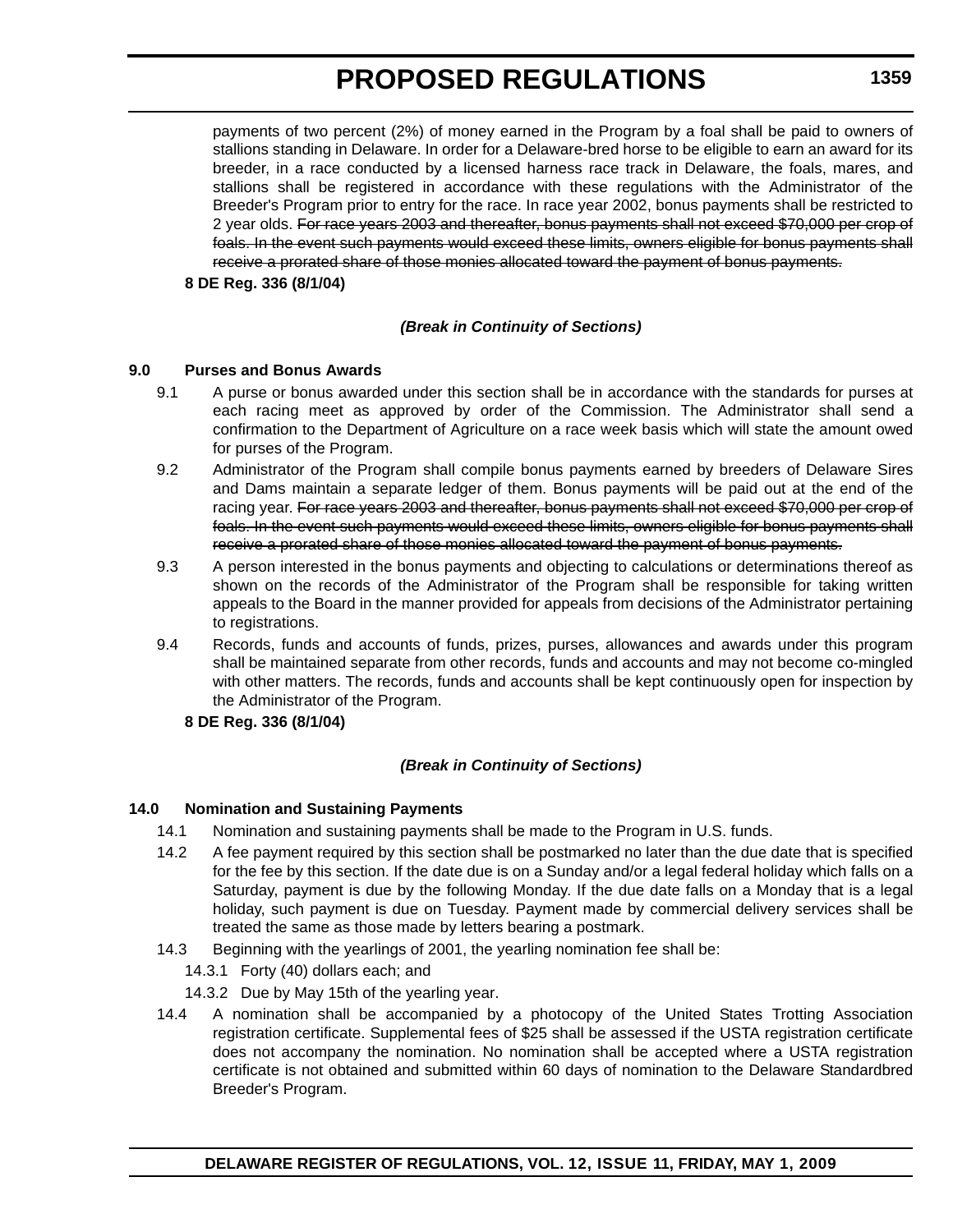payments of two percent (2%) of money earned in the Program by a foal shall be paid to owners of stallions standing in Delaware. In order for a Delaware-bred horse to be eligible to earn an award for its breeder, in a race conducted by a licensed harness race track in Delaware, the foals, mares, and stallions shall be registered in accordance with these regulations with the Administrator of the Breeder's Program prior to entry for the race. In race year 2002, bonus payments shall be restricted to 2 year olds. ~~For race years 2003 and thereafter, bonus payments shall not exceed $70,000 per crop of foals. In the event such payments would exceed these limits, owners eligible for bonus payments shall receive a prorated share of those monies allocated toward the payment of bonus payments.~~

**8 DE Reg. 336 (8/1/04)**

***(Break in Continuity of Sections)***

**9.0 Purses and Bonus Awards**

9.1 A purse or bonus awarded under this section shall be in accordance with the standards for purses at each racing meet as approved by order of the Commission. The Administrator shall send a confirmation to the Department of Agriculture on a race week basis which will state the amount owed for purses of the Program.

9.2 Administrator of the Program shall compile bonus payments earned by breeders of Delaware Sires and Dams maintain a separate ledger of them. Bonus payments will be paid out at the end of the racing year. ~~For race years 2003 and thereafter, bonus payments shall not exceed $70,000 per crop of foals. In the event such payments would exceed these limits, owners eligible for bonus payments shall receive a prorated share of those monies allocated toward the payment of bonus payments.~~

9.3 A person interested in the bonus payments and objecting to calculations or determinations thereof as shown on the records of the Administrator of the Program shall be responsible for taking written appeals to the Board in the manner provided for appeals from decisions of the Administrator pertaining to registrations.

9.4 Records, funds and accounts of funds, prizes, purses, allowances and awards under this program shall be maintained separate from other records, funds and accounts and may not become co-mingled with other matters. The records, funds and accounts shall be kept continuously open for inspection by the Administrator of the Program.

**8 DE Reg. 336 (8/1/04)**

***(Break in Continuity of Sections)***

**14.0 Nomination and Sustaining Payments**

14.1 Nomination and sustaining payments shall be made to the Program in U.S. funds.

14.2 A fee payment required by this section shall be postmarked no later than the due date that is specified for the fee by this section. If the date due is on a Sunday and/or a legal federal holiday which falls on a Saturday, payment is due by the following Monday. If the due date falls on a Monday that is a legal holiday, such payment is due on Tuesday. Payment made by commercial delivery services shall be treated the same as those made by letters bearing a postmark.

14.3 Beginning with the yearlings of 2001, the yearling nomination fee shall be:

14.3.1 Forty (40) dollars each; and

14.3.2 Due by May 15th of the yearling year.

14.4 A nomination shall be accompanied by a photocopy of the United States Trotting Association registration certificate. Supplemental fees of $25 shall be assessed if the USTA registration certificate does not accompany the nomination. No nomination shall be accepted where a USTA registration certificate is not obtained and submitted within 60 days of nomination to the Delaware Standardbred Breeder's Program.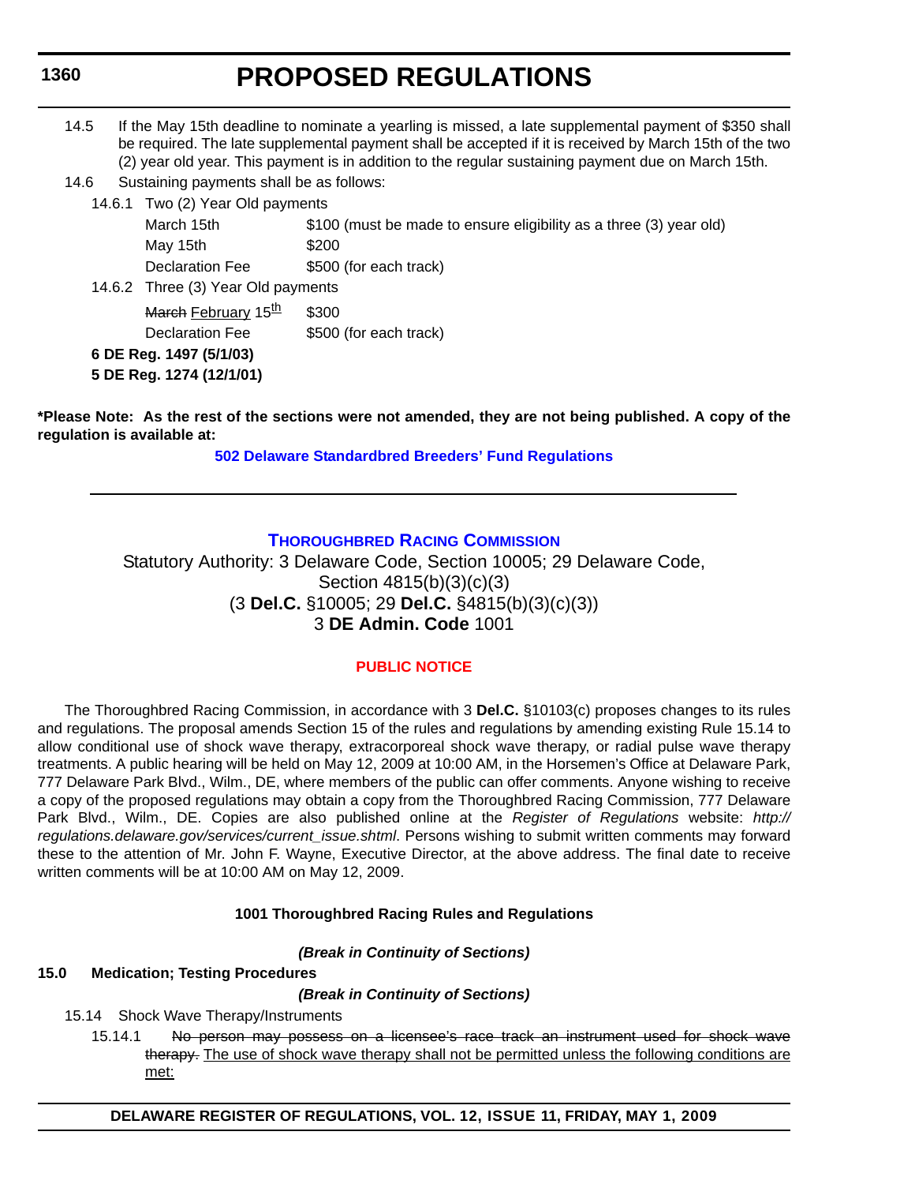14.5 If the May 15th deadline to nominate a yearling is missed, a late supplemental payment of $350 shall be required. The late supplemental payment shall be accepted if it is received by March 15th of the two (2) year old year. This payment is in addition to the regular sustaining payment due on March 15th.

14.6 Sustaining payments shall be as follows:

14.6.1 Two (2) Year Old payments

| | |
|---|---|
| March 15th | $100 (must be made to ensure eligibility as a three (3) year old) |
| May 15th | $200 |
| Declaration Fee | $500 (for each track) |

14.6.2 Three (3) Year Old payments

| | |
|---|---|
| ~~March~~ <u>February</u> 15<u>th</u> | $300 |
| Declaration Fee | $500 (for each track) |

**6 DE Reg. 1497 (5/1/03)**

**5 DE Reg. 1274 (12/1/01)**

**\*Please Note: As the rest of the sections were not amended, they are not being published. A copy of the regulation is available at:**

**502 Delaware Standardbred Breeders' Fund Regulations**

---

## THOROUGHBRED RACING COMMISSION

Statutory Authority: 3 Delaware Code, Section 10005; 29 Delaware Code, Section 4815(b)(3)(c)(3)
(3 **Del.C.** §10005; 29 **Del.C.** §4815(b)(3)(c)(3))
3 **DE Admin. Code** 1001

### PUBLIC NOTICE

The Thoroughbred Racing Commission, in accordance with 3 **Del.C.** §10103(c) proposes changes to its rules and regulations. The proposal amends Section 15 of the rules and regulations by amending existing Rule 15.14 to allow conditional use of shock wave therapy, extracorporeal shock wave therapy, or radial pulse wave therapy treatments. A public hearing will be held on May 12, 2009 at 10:00 AM, in the Horsemen's Office at Delaware Park, 777 Delaware Park Blvd., Wilm., DE, where members of the public can offer comments. Anyone wishing to receive a copy of the proposed regulations may obtain a copy from the Thoroughbred Racing Commission, 777 Delaware Park Blvd., Wilm., DE. Copies are also published online at the *Register of Regulations* website: *http://regulations.delaware.gov/services/current_issue.shtml*. Persons wishing to submit written comments may forward these to the attention of Mr. John F. Wayne, Executive Director, at the above address. The final date to receive written comments will be at 10:00 AM on May 12, 2009.

**1001 Thoroughbred Racing Rules and Regulations**

***(Break in Continuity of Sections)***

**15.0 Medication; Testing Procedures**

***(Break in Continuity of Sections)***

15.14 Shock Wave Therapy/Instruments

15.14.1 ~~No person may possess on a licensee's race track an instrument used for shock wave therapy.~~ <u>The use of shock wave therapy shall not be permitted unless the following conditions are met:</u>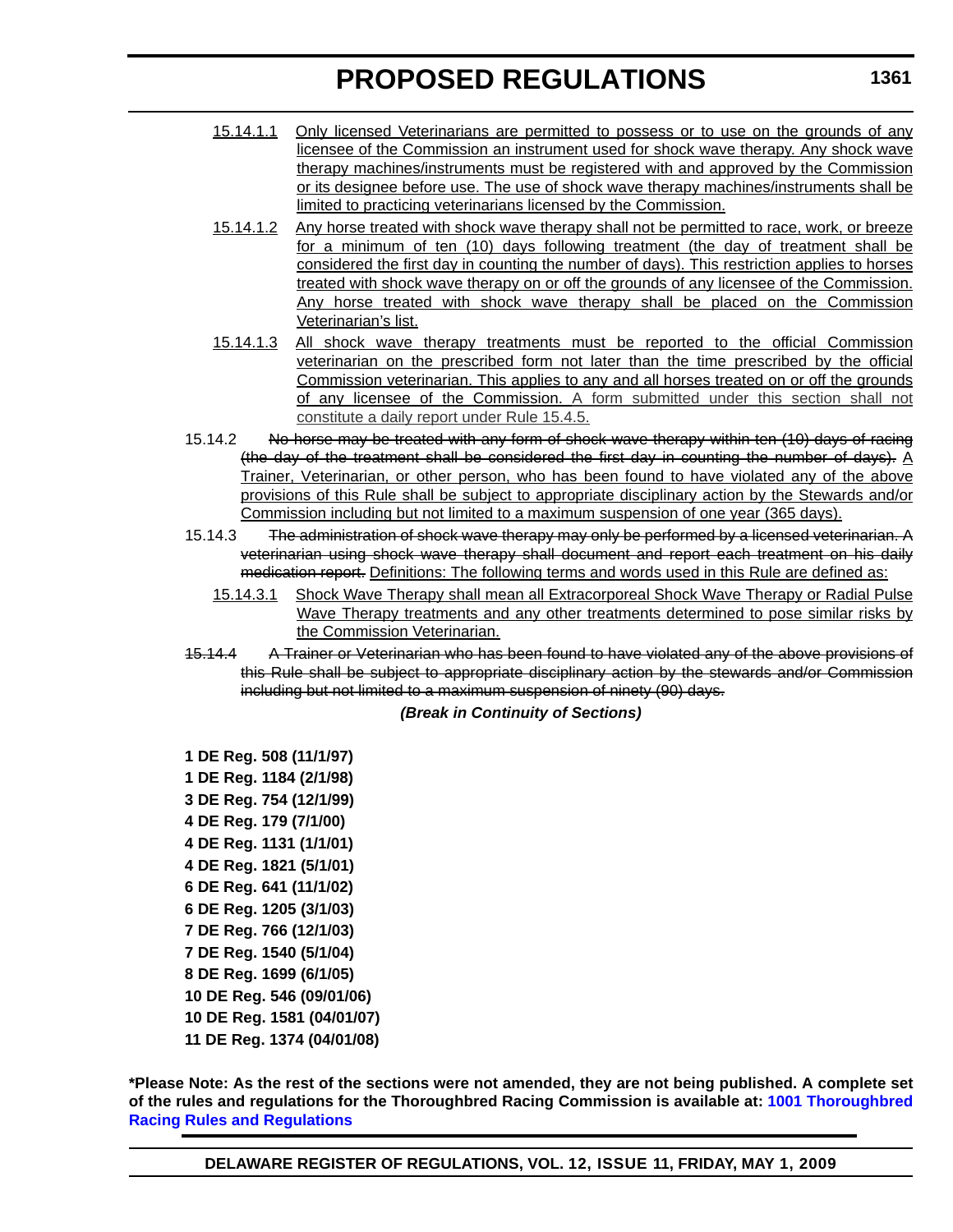15.14.1.1 Only licensed Veterinarians are permitted to possess or to use on the grounds of any licensee of the Commission an instrument used for shock wave therapy. Any shock wave therapy machines/instruments must be registered with and approved by the Commission or its designee before use. The use of shock wave therapy machines/instruments shall be limited to practicing veterinarians licensed by the Commission.

15.14.1.2 Any horse treated with shock wave therapy shall not be permitted to race, work, or breeze for a minimum of ten (10) days following treatment (the day of treatment shall be considered the first day in counting the number of days). This restriction applies to horses treated with shock wave therapy on or off the grounds of any licensee of the Commission. Any horse treated with shock wave therapy shall be placed on the Commission Veterinarian's list.

15.14.1.3 All shock wave therapy treatments must be reported to the official Commission veterinarian on the prescribed form not later than the time prescribed by the official Commission veterinarian. This applies to any and all horses treated on or off the grounds of any licensee of the Commission. A form submitted under this section shall not constitute a daily report under Rule 15.4.5.

15.14.2 ~~No horse may be treated with any form of shock wave therapy within ten (10) days of racing (the day of the treatment shall be considered the first day in counting the number of days).~~ A Trainer, Veterinarian, or other person, who has been found to have violated any of the above provisions of this Rule shall be subject to appropriate disciplinary action by the Stewards and/or Commission including but not limited to a maximum suspension of one year (365 days).

15.14.3 ~~The administration of shock wave therapy may only be performed by a licensed veterinarian. A veterinarian using shock wave therapy shall document and report each treatment on his daily medication report.~~ Definitions: The following terms and words used in this Rule are defined as:

15.14.3.1 Shock Wave Therapy shall mean all Extracorporeal Shock Wave Therapy or Radial Pulse Wave Therapy treatments and any other treatments determined to pose similar risks by the Commission Veterinarian.

~~15.14.4 A Trainer or Veterinarian who has been found to have violated any of the above provisions of this Rule shall be subject to appropriate disciplinary action by the stewards and/or Commission including but not limited to a maximum suspension of ninety (90) days.~~

***(Break in Continuity of Sections)***

**1 DE Reg. 508 (11/1/97)**
**1 DE Reg. 1184 (2/1/98)**
**3 DE Reg. 754 (12/1/99)**
**4 DE Reg. 179 (7/1/00)**
**4 DE Reg. 1131 (1/1/01)**
**4 DE Reg. 1821 (5/1/01)**
**6 DE Reg. 641 (11/1/02)**
**6 DE Reg. 1205 (3/1/03)**
**7 DE Reg. 766 (12/1/03)**
**7 DE Reg. 1540 (5/1/04)**
**8 DE Reg. 1699 (6/1/05)**
**10 DE Reg. 546 (09/01/06)**
**10 DE Reg. 1581 (04/01/07)**
**11 DE Reg. 1374 (04/01/08)**

**\*Please Note: As the rest of the sections were not amended, they are not being published. A complete set of the rules and regulations for the Thoroughbred Racing Commission is available at: 1001 Thoroughbred Racing Rules and Regulations**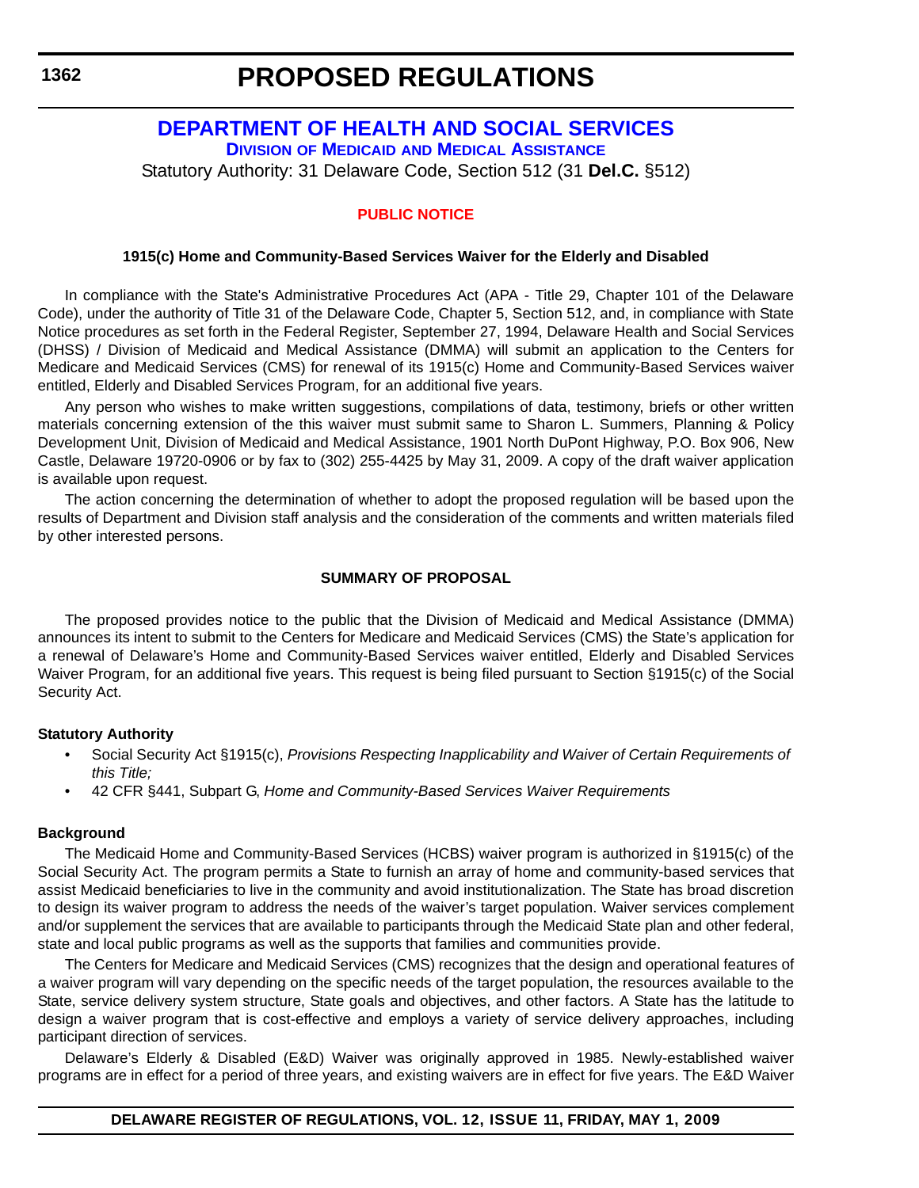# PROPOSED REGULATIONS

## DEPARTMENT OF HEALTH AND SOCIAL SERVICES

### DIVISION OF MEDICAID AND MEDICAL ASSISTANCE

Statutory Authority: 31 Delaware Code, Section 512 (31 **Del.C.** §512)

**PUBLIC NOTICE**

**1915(c) Home and Community-Based Services Waiver for the Elderly and Disabled**

In compliance with the State's Administrative Procedures Act (APA - Title 29, Chapter 101 of the Delaware Code), under the authority of Title 31 of the Delaware Code, Chapter 5, Section 512, and, in compliance with State Notice procedures as set forth in the Federal Register, September 27, 1994, Delaware Health and Social Services (DHSS) / Division of Medicaid and Medical Assistance (DMMA) will submit an application to the Centers for Medicare and Medicaid Services (CMS) for renewal of its 1915(c) Home and Community-Based Services waiver entitled, Elderly and Disabled Services Program, for an additional five years.

Any person who wishes to make written suggestions, compilations of data, testimony, briefs or other written materials concerning extension of the this waiver must submit same to Sharon L. Summers, Planning & Policy Development Unit, Division of Medicaid and Medical Assistance, 1901 North DuPont Highway, P.O. Box 906, New Castle, Delaware 19720-0906 or by fax to (302) 255-4425 by May 31, 2009. A copy of the draft waiver application is available upon request.

The action concerning the determination of whether to adopt the proposed regulation will be based upon the results of Department and Division staff analysis and the consideration of the comments and written materials filed by other interested persons.

**SUMMARY OF PROPOSAL**

The proposed provides notice to the public that the Division of Medicaid and Medical Assistance (DMMA) announces its intent to submit to the Centers for Medicare and Medicaid Services (CMS) the State's application for a renewal of Delaware's Home and Community-Based Services waiver entitled, Elderly and Disabled Services Waiver Program, for an additional five years. This request is being filed pursuant to Section §1915(c) of the Social Security Act.

**Statutory Authority**

- Social Security Act §1915(c), *Provisions Respecting Inapplicability and Waiver of Certain Requirements of this Title;*
- 42 CFR §441, Subpart G, *Home and Community-Based Services Waiver Requirements*

**Background**

The Medicaid Home and Community-Based Services (HCBS) waiver program is authorized in §1915(c) of the Social Security Act. The program permits a State to furnish an array of home and community-based services that assist Medicaid beneficiaries to live in the community and avoid institutionalization. The State has broad discretion to design its waiver program to address the needs of the waiver's target population. Waiver services complement and/or supplement the services that are available to participants through the Medicaid State plan and other federal, state and local public programs as well as the supports that families and communities provide.

The Centers for Medicare and Medicaid Services (CMS) recognizes that the design and operational features of a waiver program will vary depending on the specific needs of the target population, the resources available to the State, service delivery system structure, State goals and objectives, and other factors. A State has the latitude to design a waiver program that is cost-effective and employs a variety of service delivery approaches, including participant direction of services.

Delaware's Elderly & Disabled (E&D) Waiver was originally approved in 1985. Newly-established waiver programs are in effect for a period of three years, and existing waivers are in effect for five years. The E&D Waiver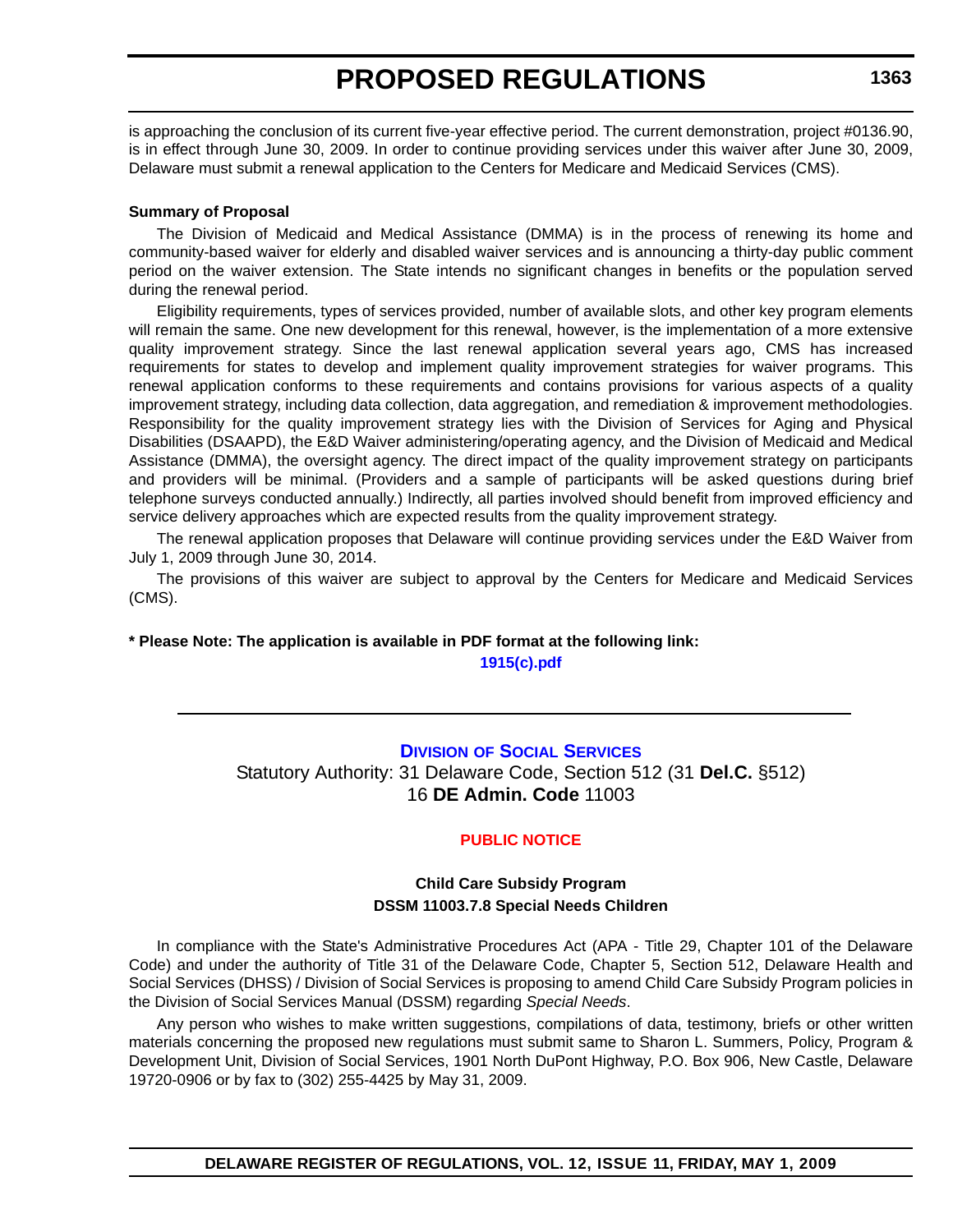is approaching the conclusion of its current five-year effective period. The current demonstration, project #0136.90, is in effect through June 30, 2009. In order to continue providing services under this waiver after June 30, 2009, Delaware must submit a renewal application to the Centers for Medicare and Medicaid Services (CMS).

**Summary of Proposal**

The Division of Medicaid and Medical Assistance (DMMA) is in the process of renewing its home and community-based waiver for elderly and disabled waiver services and is announcing a thirty-day public comment period on the waiver extension. The State intends no significant changes in benefits or the population served during the renewal period.

Eligibility requirements, types of services provided, number of available slots, and other key program elements will remain the same. One new development for this renewal, however, is the implementation of a more extensive quality improvement strategy. Since the last renewal application several years ago, CMS has increased requirements for states to develop and implement quality improvement strategies for waiver programs. This renewal application conforms to these requirements and contains provisions for various aspects of a quality improvement strategy, including data collection, data aggregation, and remediation & improvement methodologies. Responsibility for the quality improvement strategy lies with the Division of Services for Aging and Physical Disabilities (DSAAPD), the E&D Waiver administering/operating agency, and the Division of Medicaid and Medical Assistance (DMMA), the oversight agency. The direct impact of the quality improvement strategy on participants and providers will be minimal. (Providers and a sample of participants will be asked questions during brief telephone surveys conducted annually.) Indirectly, all parties involved should benefit from improved efficiency and service delivery approaches which are expected results from the quality improvement strategy.

The renewal application proposes that Delaware will continue providing services under the E&D Waiver from July 1, 2009 through June 30, 2014.

The provisions of this waiver are subject to approval by the Centers for Medicare and Medicaid Services (CMS).

**\* Please Note: The application is available in PDF format at the following link:**

**1915(c).pdf**

---

## Division of Social Services

Statutory Authority: 31 Delaware Code, Section 512 (31 **Del.C.** §512)
16 **DE Admin. Code** 11003

### PUBLIC NOTICE

**Child Care Subsidy Program**
**DSSM 11003.7.8 Special Needs Children**

In compliance with the State's Administrative Procedures Act (APA - Title 29, Chapter 101 of the Delaware Code) and under the authority of Title 31 of the Delaware Code, Chapter 5, Section 512, Delaware Health and Social Services (DHSS) / Division of Social Services is proposing to amend Child Care Subsidy Program policies in the Division of Social Services Manual (DSSM) regarding *Special Needs*.

Any person who wishes to make written suggestions, compilations of data, testimony, briefs or other written materials concerning the proposed new regulations must submit same to Sharon L. Summers, Policy, Program & Development Unit, Division of Social Services, 1901 North DuPont Highway, P.O. Box 906, New Castle, Delaware 19720-0906 or by fax to (302) 255-4425 by May 31, 2009.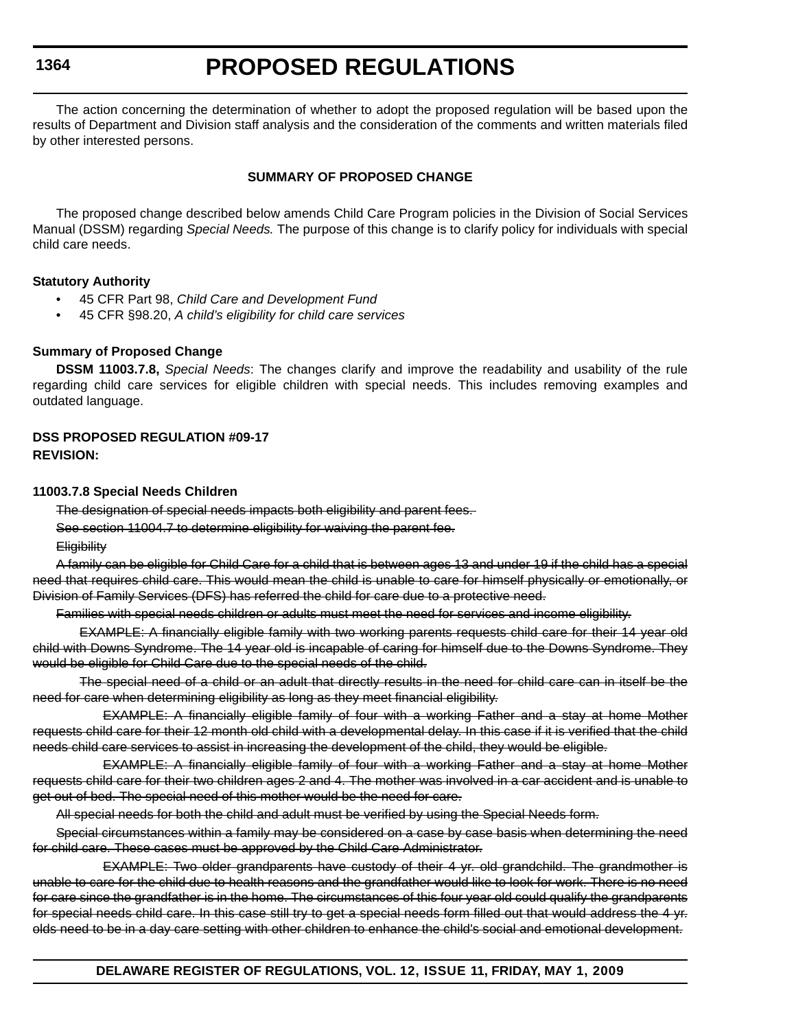The action concerning the determination of whether to adopt the proposed regulation will be based upon the results of Department and Division staff analysis and the consideration of the comments and written materials filed by other interested persons.

**SUMMARY OF PROPOSED CHANGE**

The proposed change described below amends Child Care Program policies in the Division of Social Services Manual (DSSM) regarding *Special Needs.* The purpose of this change is to clarify policy for individuals with special child care needs.

**Statutory Authority**

- 45 CFR Part 98, *Child Care and Development Fund*
- 45 CFR §98.20, *A child's eligibility for child care services*

**Summary of Proposed Change**

**DSSM 11003.7.8,** *Special Needs*: The changes clarify and improve the readability and usability of the rule regarding child care services for eligible children with special needs. This includes removing examples and outdated language.

**DSS PROPOSED REGULATION #09-17**
**REVISION:**

**11003.7.8 Special Needs Children**

~~The designation of special needs impacts both eligibility and parent fees.~~

~~See section 11004.7 to determine eligibility for waiving the parent fee.~~

~~Eligibility~~

~~A family can be eligible for Child Care for a child that is between ages 13 and under 19 if the child has a special need that requires child care. This would mean the child is unable to care for himself physically or emotionally, or Division of Family Services (DFS) has referred the child for care due to a protective need.~~

~~Families with special needs children or adults must meet the need for services and income eligibility.~~

~~EXAMPLE: A financially eligible family with two working parents requests child care for their 14 year old child with Downs Syndrome. The 14 year old is incapable of caring for himself due to the Downs Syndrome. They would be eligible for Child Care due to the special needs of the child.~~

~~The special need of a child or an adult that directly results in the need for child care can in itself be the need for care when determining eligibility as long as they meet financial eligibility.~~

~~EXAMPLE: A financially eligible family of four with a working Father and a stay at home Mother requests child care for their 12 month old child with a developmental delay. In this case if it is verified that the child needs child care services to assist in increasing the development of the child, they would be eligible.~~

~~EXAMPLE: A financially eligible family of four with a working Father and a stay at home Mother requests child care for their two children ages 2 and 4. The mother was involved in a car accident and is unable to get out of bed. The special need of this mother would be the need for care.~~

~~All special needs for both the child and adult must be verified by using the Special Needs form.~~

~~Special circumstances within a family may be considered on a case by case basis when determining the need for child care. These cases must be approved by the Child Care Administrator.~~

~~EXAMPLE: Two older grandparents have custody of their 4 yr. old grandchild. The grandmother is unable to care for the child due to health reasons and the grandfather would like to look for work. There is no need for care since the grandfather is in the home. The circumstances of this four year old could qualify the grandparents for special needs child care. In this case still try to get a special needs form filled out that would address the 4 yr. olds need to be in a day care setting with other children to enhance the child's social and emotional development.~~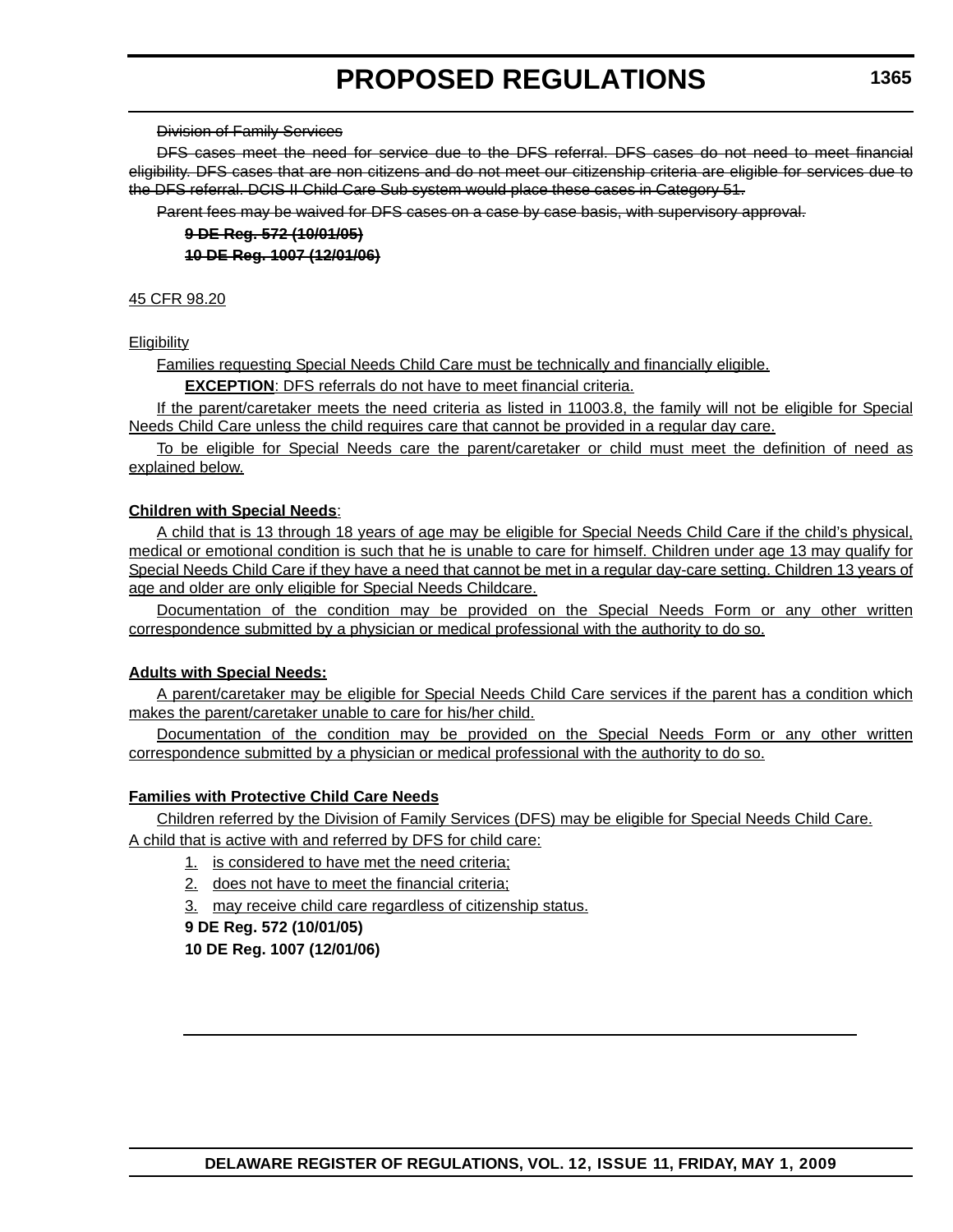~~Division of Family Services~~

~~DFS cases meet the need for service due to the DFS referral. DFS cases do not need to meet financial eligibility. DFS cases that are non citizens and do not meet our citizenship criteria are eligible for services due to the DFS referral. DCIS II Child Care Sub system would place these cases in Category 51.~~

~~Parent fees may be waived for DFS cases on a case by case basis, with supervisory approval.~~

~~**9 DE Reg. 572 (10/01/05)**~~

~~**10 DE Reg. 1007 (12/01/06)**~~

<u>45 CFR 98.20</u>

<u>Eligibility</u>

<u>Families requesting Special Needs Child Care must be technically and financially eligible.</u>

<u>**EXCEPTION**: DFS referrals do not have to meet financial criteria.</u>

<u>If the parent/caretaker meets the need criteria as listed in 11003.8, the family will not be eligible for Special Needs Child Care unless the child requires care that cannot be provided in a regular day care.</u>

<u>To be eligible for Special Needs care the parent/caretaker or child must meet the definition of need as explained below.</u>

<u>**Children with Special Needs**</u>:

<u>A child that is 13 through 18 years of age may be eligible for Special Needs Child Care if the child's physical, medical or emotional condition is such that he is unable to care for himself. Children under age 13 may qualify for Special Needs Child Care if they have a need that cannot be met in a regular day-care setting. Children 13 years of age and older are only eligible for Special Needs Childcare.</u>

<u>Documentation of the condition may be provided on the Special Needs Form or any other written correspondence submitted by a physician or medical professional with the authority to do so.</u>

<u>**Adults with Special Needs:**</u>

<u>A parent/caretaker may be eligible for Special Needs Child Care services if the parent has a condition which makes the parent/caretaker unable to care for his/her child.</u>

<u>Documentation of the condition may be provided on the Special Needs Form or any other written correspondence submitted by a physician or medical professional with the authority to do so.</u>

<u>**Families with Protective Child Care Needs**</u>

<u>Children referred by the Division of Family Services (DFS) may be eligible for Special Needs Child Care.</u>

<u>A child that is active with and referred by DFS for child care:</u>

1. <u>is considered to have met the need criteria;</u>
2. <u>does not have to meet the financial criteria;</u>
3. <u>may receive child care regardless of citizenship status.</u>

**9 DE Reg. 572 (10/01/05)**

**10 DE Reg. 1007 (12/01/06)**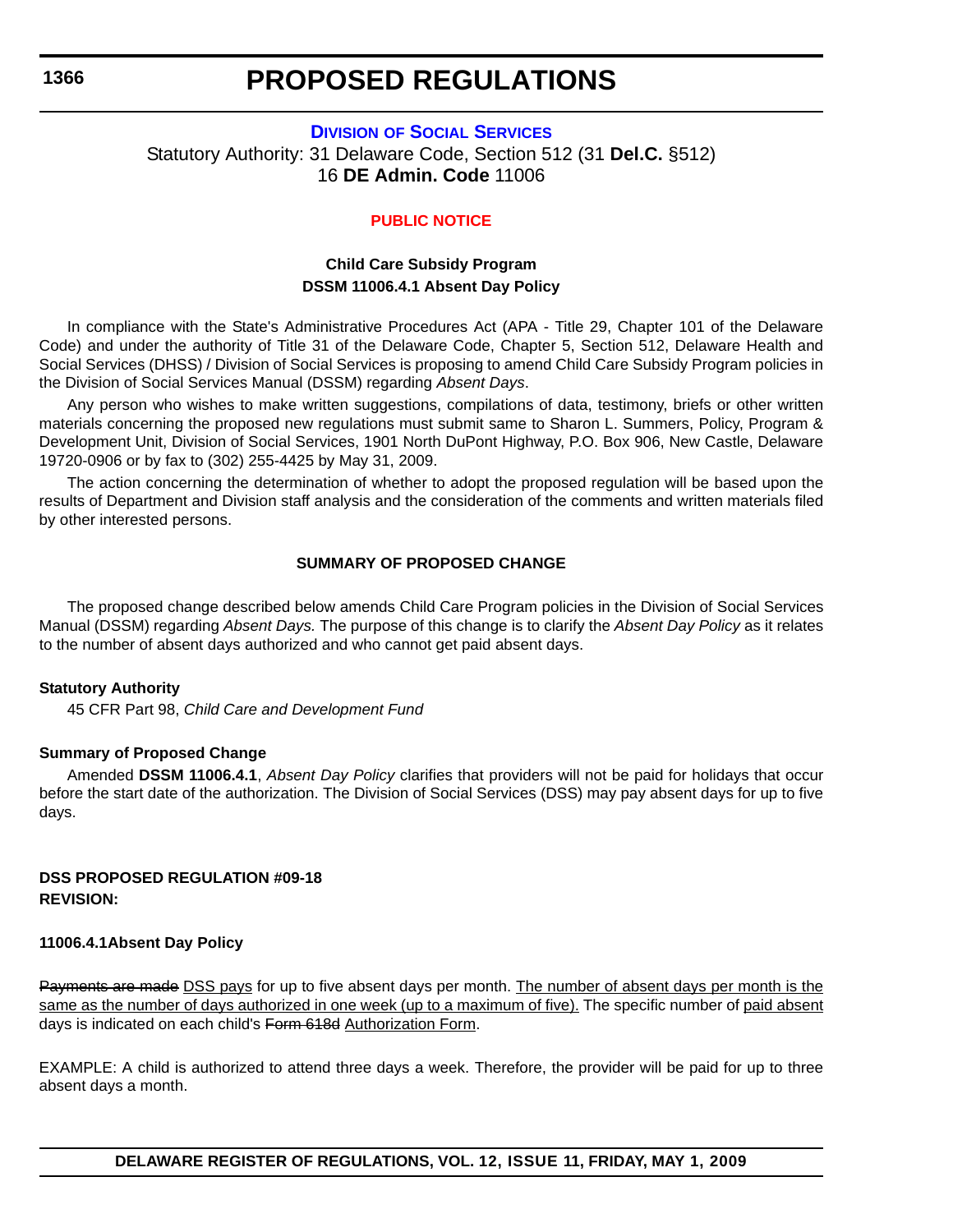# PROPOSED REGULATIONS

## DIVISION OF SOCIAL SERVICES

Statutory Authority: 31 Delaware Code, Section 512 (31 **Del.C.** §512)
16 **DE Admin. Code** 11006

### PUBLIC NOTICE

**Child Care Subsidy Program**
**DSSM 11006.4.1 Absent Day Policy**

In compliance with the State's Administrative Procedures Act (APA - Title 29, Chapter 101 of the Delaware Code) and under the authority of Title 31 of the Delaware Code, Chapter 5, Section 512, Delaware Health and Social Services (DHSS) / Division of Social Services is proposing to amend Child Care Subsidy Program policies in the Division of Social Services Manual (DSSM) regarding *Absent Days*.

Any person who wishes to make written suggestions, compilations of data, testimony, briefs or other written materials concerning the proposed new regulations must submit same to Sharon L. Summers, Policy, Program & Development Unit, Division of Social Services, 1901 North DuPont Highway, P.O. Box 906, New Castle, Delaware 19720-0906 or by fax to (302) 255-4425 by May 31, 2009.

The action concerning the determination of whether to adopt the proposed regulation will be based upon the results of Department and Division staff analysis and the consideration of the comments and written materials filed by other interested persons.

### SUMMARY OF PROPOSED CHANGE

The proposed change described below amends Child Care Program policies in the Division of Social Services Manual (DSSM) regarding *Absent Days.* The purpose of this change is to clarify the *Absent Day Policy* as it relates to the number of absent days authorized and who cannot get paid absent days.

**Statutory Authority**

45 CFR Part 98, *Child Care and Development Fund*

**Summary of Proposed Change**

Amended **DSSM 11006.4.1**, *Absent Day Policy* clarifies that providers will not be paid for holidays that occur before the start date of the authorization. The Division of Social Services (DSS) may pay absent days for up to five days.

**DSS PROPOSED REGULATION #09-18**
**REVISION:**

**11006.4.1Absent Day Policy**

~~Payments are made~~ <u>DSS pays</u> for up to five absent days per month. <u>The number of absent days per month is the same as the number of days authorized in one week (up to a maximum of five).</u> The specific number of <u>paid absent</u> days is indicated on each child's ~~Form 618d~~ <u>Authorization Form</u>.

EXAMPLE: A child is authorized to attend three days a week. Therefore, the provider will be paid for up to three absent days a month.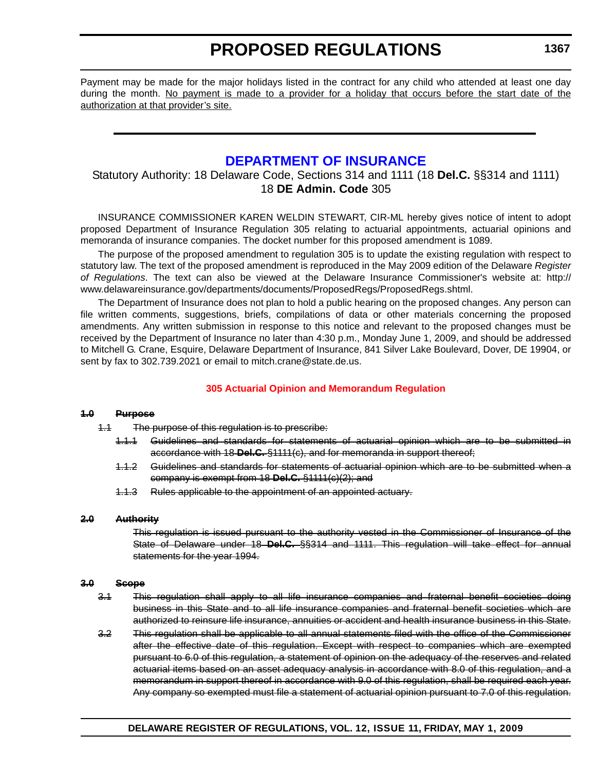Payment may be made for the major holidays listed in the contract for any child who attended at least one day during the month. <u>No payment is made to a provider for a holiday that occurs before the start date of the authorization at that provider's site.</u>

---

# DEPARTMENT OF INSURANCE

Statutory Authority: 18 Delaware Code, Sections 314 and 1111 (18 **Del.C.** §§314 and 1111)
18 **DE Admin. Code** 305

INSURANCE COMMISSIONER KAREN WELDIN STEWART, CIR-ML hereby gives notice of intent to adopt proposed Department of Insurance Regulation 305 relating to actuarial appointments, actuarial opinions and memoranda of insurance companies. The docket number for this proposed amendment is 1089.

The purpose of the proposed amendment to regulation 305 is to update the existing regulation with respect to statutory law. The text of the proposed amendment is reproduced in the May 2009 edition of the Delaware *Register of Regulations*. The text can also be viewed at the Delaware Insurance Commissioner's website at: http://www.delawareinsurance.gov/departments/documents/ProposedRegs/ProposedRegs.shtml.

The Department of Insurance does not plan to hold a public hearing on the proposed changes. Any person can file written comments, suggestions, briefs, compilations of data or other materials concerning the proposed amendments. Any written submission in response to this notice and relevant to the proposed changes must be received by the Department of Insurance no later than 4:30 p.m., Monday June 1, 2009, and should be addressed to Mitchell G. Crane, Esquire, Delaware Department of Insurance, 841 Silver Lake Boulevard, Dover, DE 19904, or sent by fax to 302.739.2021 or email to mitch.crane@state.de.us.

### 305 Actuarial Opinion and Memorandum Regulation

~~**1.0 Purpose**~~

~~1.1 The purpose of this regulation is to prescribe:~~

~~1.1.1 Guidelines and standards for statements of actuarial opinion which are to be submitted in accordance with 18 **Del.C.** §1111(c), and for memoranda in support thereof;~~

~~1.1.2 Guidelines and standards for statements of actuarial opinion which are to be submitted when a company is exempt from 18 **Del.C.** §1111(c)(2); and~~

~~1.1.3 Rules applicable to the appointment of an appointed actuary.~~

~~**2.0 Authority**~~

~~This regulation is issued pursuant to the authority vested in the Commissioner of Insurance of the State of Delaware under 18 **Del.C.** §§314 and 1111. This regulation will take effect for annual statements for the year 1994.~~

~~**3.0 Scope**~~

~~3.1 This regulation shall apply to all life insurance companies and fraternal benefit societies doing business in this State and to all life insurance companies and fraternal benefit societies which are authorized to reinsure life insurance, annuities or accident and health insurance business in this State.~~

~~3.2 This regulation shall be applicable to all annual statements filed with the office of the Commissioner after the effective date of this regulation. Except with respect to companies which are exempted pursuant to 6.0 of this regulation, a statement of opinion on the adequacy of the reserves and related actuarial items based on an asset adequacy analysis in accordance with 8.0 of this regulation, and a memorandum in support thereof in accordance with 9.0 of this regulation, shall be required each year. Any company so exempted must file a statement of actuarial opinion pursuant to 7.0 of this regulation.~~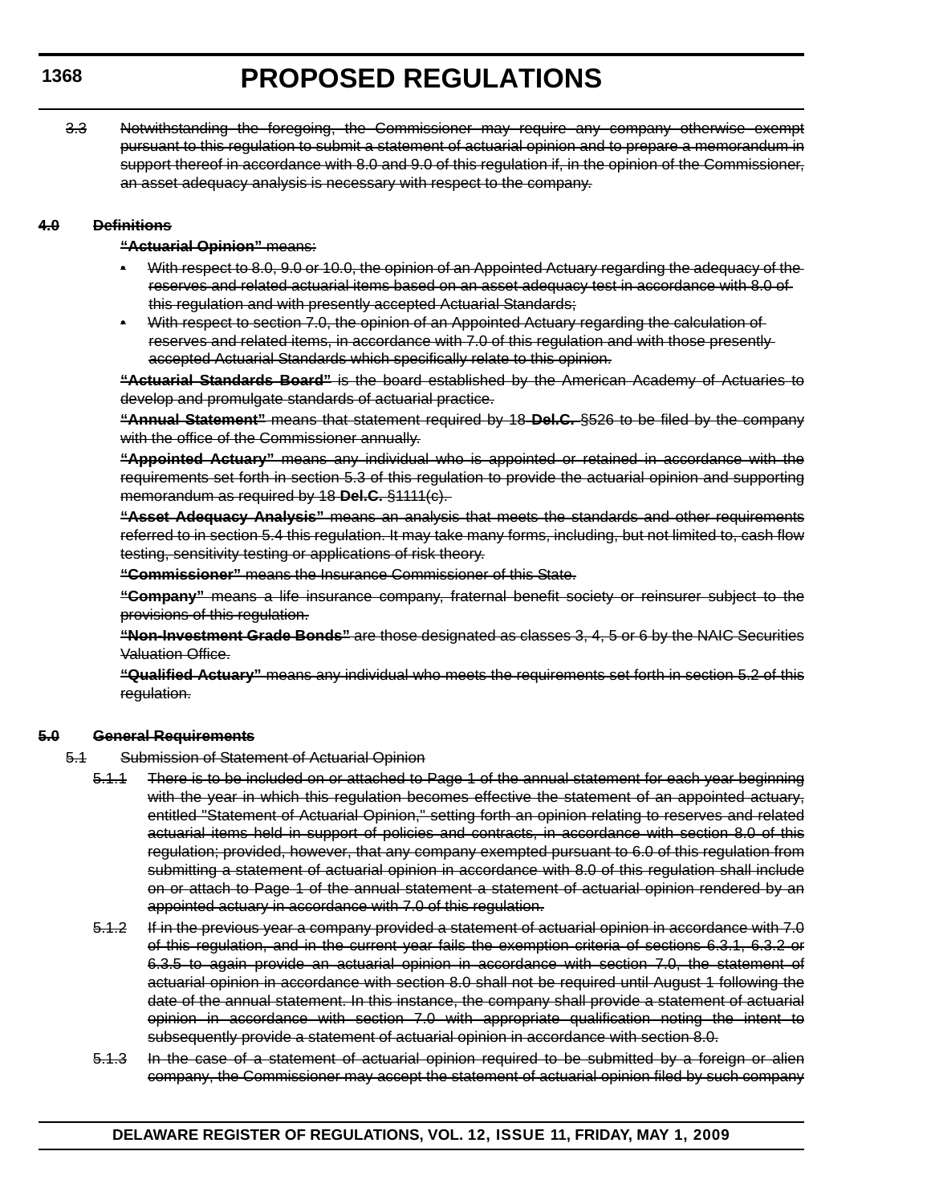~~3.3 Notwithstanding the foregoing, the Commissioner may require any company otherwise exempt pursuant to this regulation to submit a statement of actuarial opinion and to prepare a memorandum in support thereof in accordance with 8.0 and 9.0 of this regulation if, in the opinion of the Commissioner, an asset adequacy analysis is necessary with respect to the company.~~

~~**4.0 Definitions**~~

~~**"Actuarial Opinion"** means:~~

- ~~With respect to 8.0, 9.0 or 10.0, the opinion of an Appointed Actuary regarding the adequacy of the reserves and related actuarial items based on an asset adequacy test in accordance with 8.0 of this regulation and with presently accepted Actuarial Standards;~~
- ~~With respect to section 7.0, the opinion of an Appointed Actuary regarding the calculation of reserves and related items, in accordance with 7.0 of this regulation and with those presently accepted Actuarial Standards which specifically relate to this opinion.~~

~~**"Actuarial Standards Board"** is the board established by the American Academy of Actuaries to develop and promulgate standards of actuarial practice.~~

~~**"Annual Statement"** means that statement required by 18 **Del.C.** §526 to be filed by the company with the office of the Commissioner annually.~~

~~**"Appointed Actuary"** means any individual who is appointed or retained in accordance with the requirements set forth in section 5.3 of this regulation to provide the actuarial opinion and supporting memorandum as required by 18 **Del.C.** §1111(c).~~

~~**"Asset Adequacy Analysis"** means an analysis that meets the standards and other requirements referred to in section 5.4 this regulation. It may take many forms, including, but not limited to, cash flow testing, sensitivity testing or applications of risk theory.~~

~~**"Commissioner"** means the Insurance Commissioner of this State.~~

~~**"Company"** means a life insurance company, fraternal benefit society or reinsurer subject to the provisions of this regulation.~~

~~**"Non-Investment Grade Bonds"** are those designated as classes 3, 4, 5 or 6 by the NAIC Securities Valuation Office.~~

~~**"Qualified Actuary"** means any individual who meets the requirements set forth in section 5.2 of this regulation.~~

~~**5.0 General Requirements**~~

~~5.1 Submission of Statement of Actuarial Opinion~~

~~5.1.1 There is to be included on or attached to Page 1 of the annual statement for each year beginning with the year in which this regulation becomes effective the statement of an appointed actuary, entitled "Statement of Actuarial Opinion," setting forth an opinion relating to reserves and related actuarial items held in support of policies and contracts, in accordance with section 8.0 of this regulation; provided, however, that any company exempted pursuant to 6.0 of this regulation from submitting a statement of actuarial opinion in accordance with 8.0 of this regulation shall include on or attach to Page 1 of the annual statement a statement of actuarial opinion rendered by an appointed actuary in accordance with 7.0 of this regulation.~~

~~5.1.2 If in the previous year a company provided a statement of actuarial opinion in accordance with 7.0 of this regulation, and in the current year fails the exemption criteria of sections 6.3.1, 6.3.2 or 6.3.5 to again provide an actuarial opinion in accordance with section 7.0, the statement of actuarial opinion in accordance with section 8.0 shall not be required until August 1 following the date of the annual statement. In this instance, the company shall provide a statement of actuarial opinion in accordance with section 7.0 with appropriate qualification noting the intent to subsequently provide a statement of actuarial opinion in accordance with section 8.0.~~

~~5.1.3 In the case of a statement of actuarial opinion required to be submitted by a foreign or alien company, the Commissioner may accept the statement of actuarial opinion filed by such company~~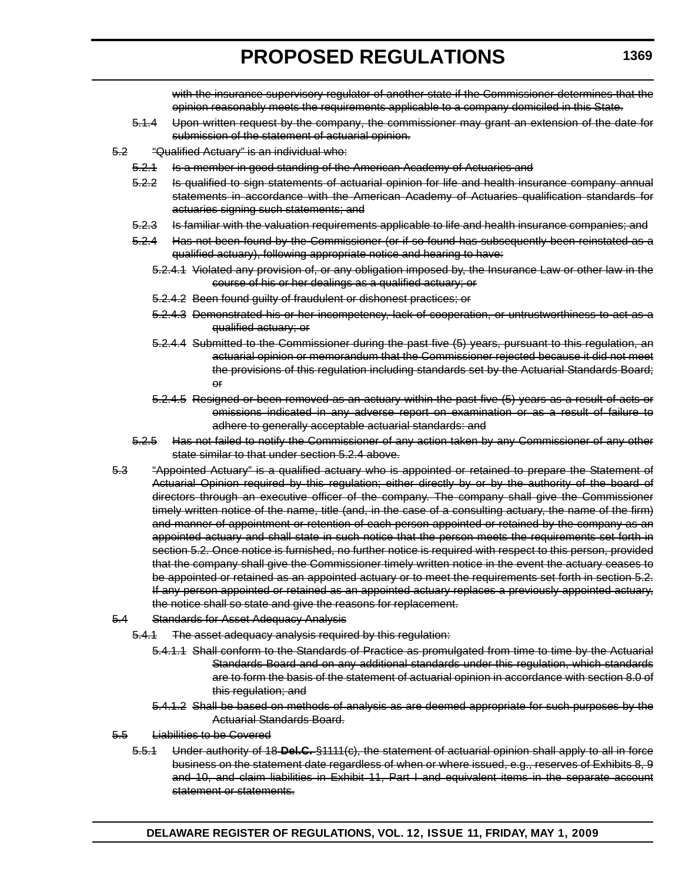~~with the insurance supervisory regulator of another state if the Commissioner determines that the opinion reasonably meets the requirements applicable to a company domiciled in this State.~~

~~5.1.4 Upon written request by the company, the commissioner may grant an extension of the date for submission of the statement of actuarial opinion.~~

~~5.2 "Qualified Actuary" is an individual who:~~

~~5.2.1 Is a member in good standing of the American Academy of Actuaries and~~

~~5.2.2 Is qualified to sign statements of actuarial opinion for life and health insurance company annual statements in accordance with the American Academy of Actuaries qualification standards for actuaries signing such statements; and~~

~~5.2.3 Is familiar with the valuation requirements applicable to life and health insurance companies; and~~

~~5.2.4 Has not been found by the Commissioner (or if so found has subsequently been reinstated as a qualified actuary), following appropriate notice and hearing to have:~~

~~5.2.4.1 Violated any provision of, or any obligation imposed by, the Insurance Law or other law in the course of his or her dealings as a qualified actuary; or~~

~~5.2.4.2 Been found guilty of fraudulent or dishonest practices; or~~

~~5.2.4.3 Demonstrated his or her incompetency, lack of cooperation, or untrustworthiness to act as a qualified actuary; or~~

~~5.2.4.4 Submitted to the Commissioner during the past five (5) years, pursuant to this regulation, an actuarial opinion or memorandum that the Commissioner rejected because it did not meet the provisions of this regulation including standards set by the Actuarial Standards Board; or~~

~~5.2.4.5 Resigned or been removed as an actuary within the past five (5) years as a result of acts or omissions indicated in any adverse report on examination or as a result of failure to adhere to generally acceptable actuarial standards: and~~

~~5.2.5 Has not failed to notify the Commissioner of any action taken by any Commissioner of any other state similar to that under section 5.2.4 above.~~

~~5.3 "Appointed Actuary" is a qualified actuary who is appointed or retained to prepare the Statement of Actuarial Opinion required by this regulation; either directly by or by the authority of the board of directors through an executive officer of the company. The company shall give the Commissioner timely written notice of the name, title (and, in the case of a consulting actuary, the name of the firm) and manner of appointment or retention of each person appointed or retained by the company as an appointed actuary and shall state in such notice that the person meets the requirements set forth in section 5.2. Once notice is furnished, no further notice is required with respect to this person, provided that the company shall give the Commissioner timely written notice in the event the actuary ceases to be appointed or retained as an appointed actuary or to meet the requirements set forth in section 5.2. If any person appointed or retained as an appointed actuary replaces a previously appointed actuary, the notice shall so state and give the reasons for replacement.~~

~~5.4 Standards for Asset Adequacy Analysis~~

~~5.4.1 The asset adequacy analysis required by this regulation:~~

~~5.4.1.1 Shall conform to the Standards of Practice as promulgated from time to time by the Actuarial Standards Board and on any additional standards under this regulation, which standards are to form the basis of the statement of actuarial opinion in accordance with section 8.0 of this regulation; and~~

~~5.4.1.2 Shall be based on methods of analysis as are deemed appropriate for such purposes by the Actuarial Standards Board.~~

~~5.5 Liabilities to be Covered~~

~~5.5.1 Under authority of 18 **Del.C.** §1111(c), the statement of actuarial opinion shall apply to all in force business on the statement date regardless of when or where issued, e.g., reserves of Exhibits 8, 9 and 10, and claim liabilities in Exhibit 11, Part I and equivalent items in the separate account statement or statements.~~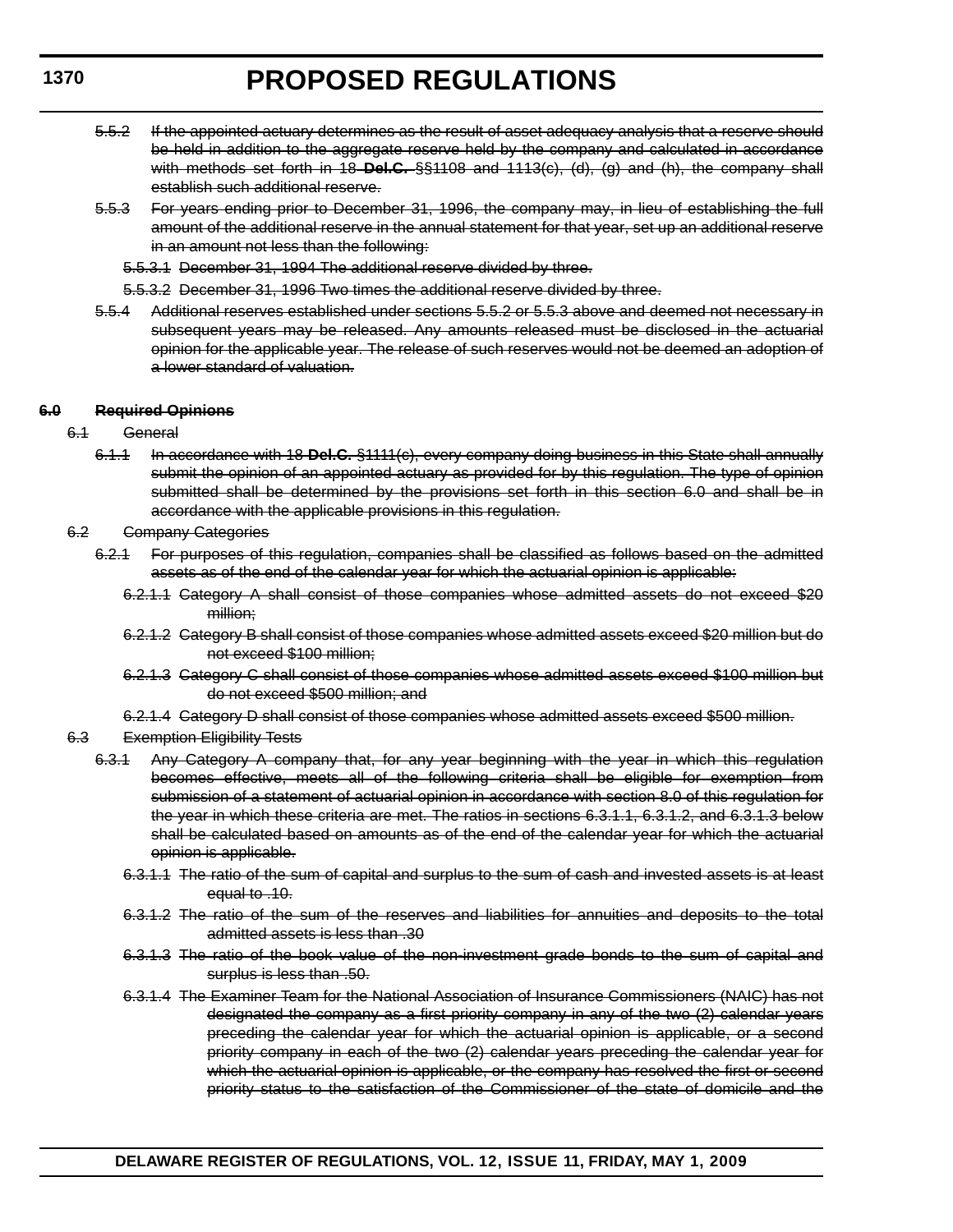~~5.5.2 If the appointed actuary determines as the result of asset adequacy analysis that a reserve should be held in addition to the aggregate reserve held by the company and calculated in accordance with methods set forth in 18 **Del.C.** §§1108 and 1113(c), (d), (g) and (h), the company shall establish such additional reserve.~~

~~5.5.3 For years ending prior to December 31, 1996, the company may, in lieu of establishing the full amount of the additional reserve in the annual statement for that year, set up an additional reserve in an amount not less than the following:~~

~~5.5.3.1 December 31, 1994 The additional reserve divided by three.~~

~~5.5.3.2 December 31, 1996 Two times the additional reserve divided by three.~~

~~5.5.4 Additional reserves established under sections 5.5.2 or 5.5.3 above and deemed not necessary in subsequent years may be released. Any amounts released must be disclosed in the actuarial opinion for the applicable year. The release of such reserves would not be deemed an adoption of a lower standard of valuation.~~

~~**6.0 Required Opinions**~~

~~6.1 General~~

~~6.1.1 In accordance with 18 **Del.C.** §1111(c), every company doing business in this State shall annually submit the opinion of an appointed actuary as provided for by this regulation. The type of opinion submitted shall be determined by the provisions set forth in this section 6.0 and shall be in accordance with the applicable provisions in this regulation.~~

~~6.2 Company Categories~~

~~6.2.1 For purposes of this regulation, companies shall be classified as follows based on the admitted assets as of the end of the calendar year for which the actuarial opinion is applicable:~~

~~6.2.1.1 Category A shall consist of those companies whose admitted assets do not exceed $20 million;~~

~~6.2.1.2 Category B shall consist of those companies whose admitted assets exceed $20 million but do not exceed $100 million;~~

~~6.2.1.3 Category C shall consist of those companies whose admitted assets exceed $100 million but do not exceed $500 million; and~~

~~6.2.1.4 Category D shall consist of those companies whose admitted assets exceed $500 million.~~

~~6.3 Exemption Eligibility Tests~~

~~6.3.1 Any Category A company that, for any year beginning with the year in which this regulation becomes effective, meets all of the following criteria shall be eligible for exemption from submission of a statement of actuarial opinion in accordance with section 8.0 of this regulation for the year in which these criteria are met. The ratios in sections 6.3.1.1, 6.3.1.2, and 6.3.1.3 below shall be calculated based on amounts as of the end of the calendar year for which the actuarial opinion is applicable.~~

~~6.3.1.1 The ratio of the sum of capital and surplus to the sum of cash and invested assets is at least equal to .10.~~

~~6.3.1.2 The ratio of the sum of the reserves and liabilities for annuities and deposits to the total admitted assets is less than .30~~

~~6.3.1.3 The ratio of the book value of the non-investment grade bonds to the sum of capital and surplus is less than .50.~~

~~6.3.1.4 The Examiner Team for the National Association of Insurance Commissioners (NAIC) has not designated the company as a first priority company in any of the two (2) calendar years preceding the calendar year for which the actuarial opinion is applicable, or a second priority company in each of the two (2) calendar years preceding the calendar year for which the actuarial opinion is applicable, or the company has resolved the first or second priority status to the satisfaction of the Commissioner of the state of domicile and the~~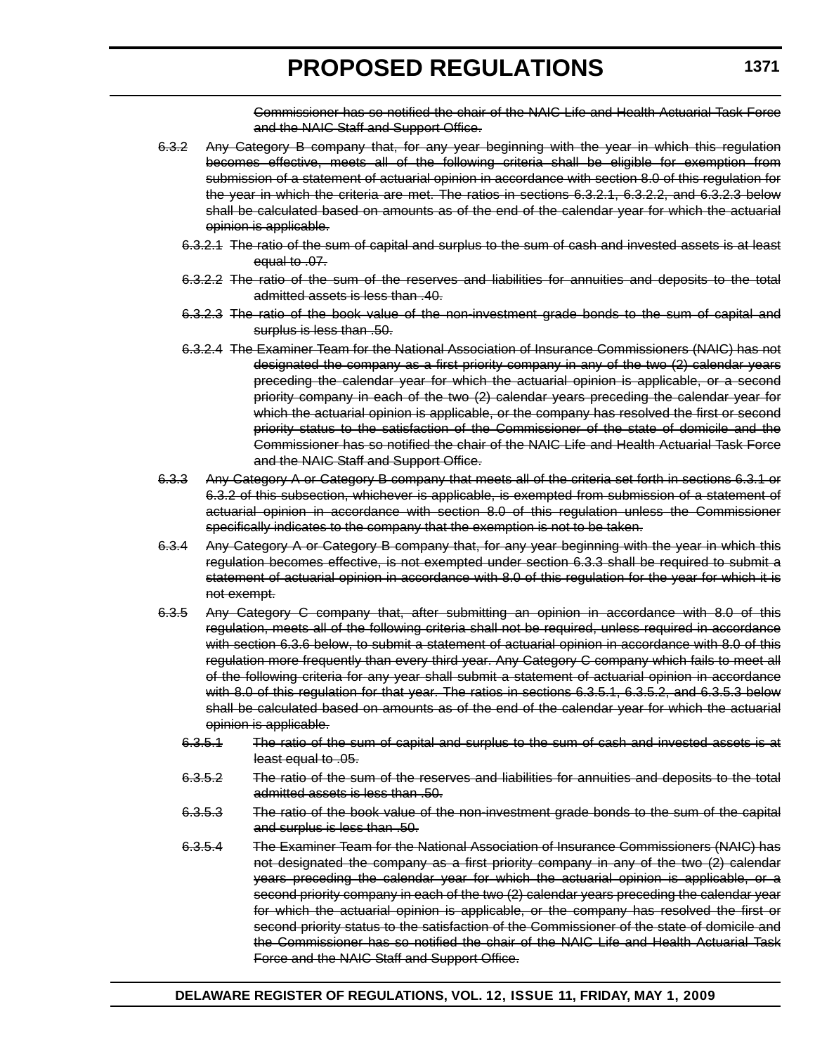~~Commissioner has so notified the chair of the NAIC Life and Health Actuarial Task Force and the NAIC Staff and Support Office.~~

~~6.3.2 Any Category B company that, for any year beginning with the year in which this regulation becomes effective, meets all of the following criteria shall be eligible for exemption from submission of a statement of actuarial opinion in accordance with section 8.0 of this regulation for the year in which the criteria are met. The ratios in sections 6.3.2.1, 6.3.2.2, and 6.3.2.3 below shall be calculated based on amounts as of the end of the calendar year for which the actuarial opinion is applicable.~~

~~6.3.2.1 The ratio of the sum of capital and surplus to the sum of cash and invested assets is at least equal to .07.~~

~~6.3.2.2 The ratio of the sum of the reserves and liabilities for annuities and deposits to the total admitted assets is less than .40.~~

~~6.3.2.3 The ratio of the book value of the non-investment grade bonds to the sum of capital and surplus is less than .50.~~

~~6.3.2.4 The Examiner Team for the National Association of Insurance Commissioners (NAIC) has not designated the company as a first priority company in any of the two (2) calendar years preceding the calendar year for which the actuarial opinion is applicable, or a second priority company in each of the two (2) calendar years preceding the calendar year for which the actuarial opinion is applicable, or the company has resolved the first or second priority status to the satisfaction of the Commissioner of the state of domicile and the Commissioner has so notified the chair of the NAIC Life and Health Actuarial Task Force and the NAIC Staff and Support Office.~~

~~6.3.3 Any Category A or Category B company that meets all of the criteria set forth in sections 6.3.1 or 6.3.2 of this subsection, whichever is applicable, is exempted from submission of a statement of actuarial opinion in accordance with section 8.0 of this regulation unless the Commissioner specifically indicates to the company that the exemption is not to be taken.~~

~~6.3.4 Any Category A or Category B company that, for any year beginning with the year in which this regulation becomes effective, is not exempted under section 6.3.3 shall be required to submit a statement of actuarial opinion in accordance with 8.0 of this regulation for the year for which it is not exempt.~~

~~6.3.5 Any Category C company that, after submitting an opinion in accordance with 8.0 of this regulation, meets all of the following criteria shall not be required, unless required in accordance with section 6.3.6 below, to submit a statement of actuarial opinion in accordance with 8.0 of this regulation more frequently than every third year. Any Category C company which fails to meet all of the following criteria for any year shall submit a statement of actuarial opinion in accordance with 8.0 of this regulation for that year. The ratios in sections 6.3.5.1, 6.3.5.2, and 6.3.5.3 below shall be calculated based on amounts as of the end of the calendar year for which the actuarial opinion is applicable.~~

~~6.3.5.1 The ratio of the sum of capital and surplus to the sum of cash and invested assets is at least equal to .05.~~

~~6.3.5.2 The ratio of the sum of the reserves and liabilities for annuities and deposits to the total admitted assets is less than .50.~~

~~6.3.5.3 The ratio of the book value of the non-investment grade bonds to the sum of the capital and surplus is less than .50.~~

~~6.3.5.4 The Examiner Team for the National Association of Insurance Commissioners (NAIC) has not designated the company as a first priority company in any of the two (2) calendar years preceding the calendar year for which the actuarial opinion is applicable, or a second priority company in each of the two (2) calendar years preceding the calendar year for which the actuarial opinion is applicable, or the company has resolved the first or second priority status to the satisfaction of the Commissioner of the state of domicile and the Commissioner has so notified the chair of the NAIC Life and Health Actuarial Task Force and the NAIC Staff and Support Office.~~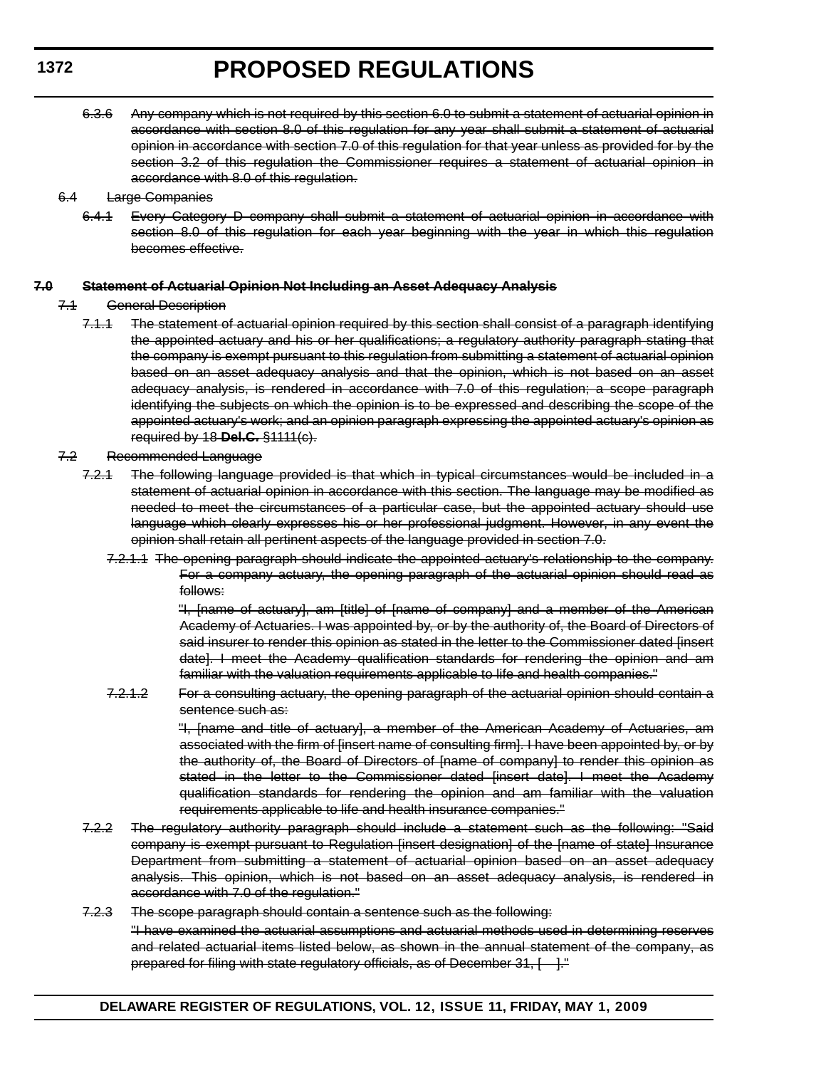~~6.3.6 Any company which is not required by this section 6.0 to submit a statement of actuarial opinion in accordance with section 8.0 of this regulation for any year shall submit a statement of actuarial opinion in accordance with section 7.0 of this regulation for that year unless as provided for by the section 3.2 of this regulation the Commissioner requires a statement of actuarial opinion in accordance with 8.0 of this regulation.~~

~~6.4 Large Companies~~

~~6.4.1 Every Category D company shall submit a statement of actuarial opinion in accordance with section 8.0 of this regulation for each year beginning with the year in which this regulation becomes effective.~~

~~**7.0 Statement of Actuarial Opinion Not Including an Asset Adequacy Analysis**~~

~~7.1 General Description~~

~~7.1.1 The statement of actuarial opinion required by this section shall consist of a paragraph identifying the appointed actuary and his or her qualifications; a regulatory authority paragraph stating that the company is exempt pursuant to this regulation from submitting a statement of actuarial opinion based on an asset adequacy analysis and that the opinion, which is not based on an asset adequacy analysis, is rendered in accordance with 7.0 of this regulation; a scope paragraph identifying the subjects on which the opinion is to be expressed and describing the scope of the appointed actuary's work; and an opinion paragraph expressing the appointed actuary's opinion as required by 18 **Del.C.** §1111(c).~~

~~7.2 Recommended Language~~

~~7.2.1 The following language provided is that which in typical circumstances would be included in a statement of actuarial opinion in accordance with this section. The language may be modified as needed to meet the circumstances of a particular case, but the appointed actuary should use language which clearly expresses his or her professional judgment. However, in any event the opinion shall retain all pertinent aspects of the language provided in section 7.0.~~

~~7.2.1.1 The opening paragraph should indicate the appointed actuary's relationship to the company. For a company actuary, the opening paragraph of the actuarial opinion should read as follows:~~

~~"I, [name of actuary], am [title] of [name of company] and a member of the American Academy of Actuaries. I was appointed by, or by the authority of, the Board of Directors of said insurer to render this opinion as stated in the letter to the Commissioner dated [insert date]. I meet the Academy qualification standards for rendering the opinion and am familiar with the valuation requirements applicable to life and health companies."~~

~~7.2.1.2 For a consulting actuary, the opening paragraph of the actuarial opinion should contain a sentence such as:~~

~~"I, [name and title of actuary], a member of the American Academy of Actuaries, am associated with the firm of [insert name of consulting firm]. I have been appointed by, or by the authority of, the Board of Directors of [name of company] to render this opinion as stated in the letter to the Commissioner dated [insert date]. I meet the Academy qualification standards for rendering the opinion and am familiar with the valuation requirements applicable to life and health insurance companies."~~

~~7.2.2 The regulatory authority paragraph should include a statement such as the following: "Said company is exempt pursuant to Regulation [insert designation] of the [name of state] Insurance Department from submitting a statement of actuarial opinion based on an asset adequacy analysis. This opinion, which is not based on an asset adequacy analysis, is rendered in accordance with 7.0 of the regulation."~~

~~7.2.3 The scope paragraph should contain a sentence such as the following:~~

~~"I have examined the actuarial assumptions and actuarial methods used in determining reserves and related actuarial items listed below, as shown in the annual statement of the company, as prepared for filing with state regulatory officials, as of December 31, [ ]."~~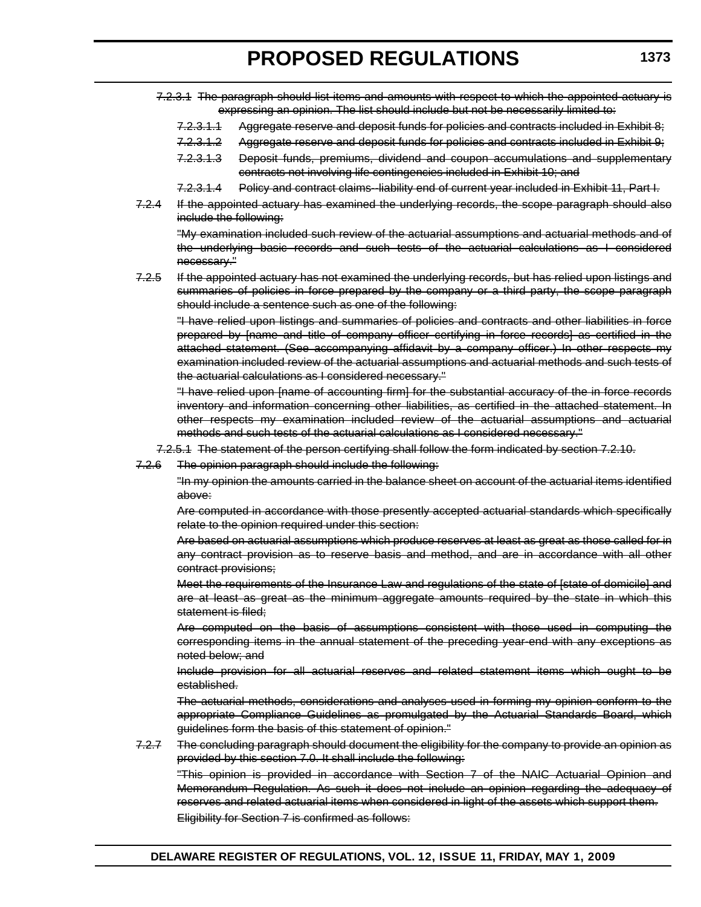~~7.2.3.1 The paragraph should list items and amounts with respect to which the appointed actuary is expressing an opinion. The list should include but not be necessarily limited to:~~

~~7.2.3.1.1 Aggregate reserve and deposit funds for policies and contracts included in Exhibit 8;~~

~~7.2.3.1.2 Aggregate reserve and deposit funds for policies and contracts included in Exhibit 9;~~

~~7.2.3.1.3 Deposit funds, premiums, dividend and coupon accumulations and supplementary contracts not involving life contingencies included in Exhibit 10; and~~

~~7.2.3.1.4 Policy and contract claims--liability end of current year included in Exhibit 11, Part I.~~

~~7.2.4 If the appointed actuary has examined the underlying records, the scope paragraph should also include the following:~~

~~"My examination included such review of the actuarial assumptions and actuarial methods and of the underlying basic records and such tests of the actuarial calculations as I considered necessary."~~

~~7.2.5 If the appointed actuary has not examined the underlying records, but has relied upon listings and summaries of policies in force prepared by the company or a third party, the scope paragraph should include a sentence such as one of the following:~~

~~"I have relied upon listings and summaries of policies and contracts and other liabilities in force prepared by [name and title of company officer certifying in force records] as certified in the attached statement. (See accompanying affidavit by a company officer.) In other respects my examination included review of the actuarial assumptions and actuarial methods and such tests of the actuarial calculations as I considered necessary."~~

~~"I have relied upon [name of accounting firm] for the substantial accuracy of the in force records inventory and information concerning other liabilities, as certified in the attached statement. In other respects my examination included review of the actuarial assumptions and actuarial methods and such tests of the actuarial calculations as I considered necessary."~~

~~7.2.5.1 The statement of the person certifying shall follow the form indicated by section 7.2.10.~~

~~7.2.6 The opinion paragraph should include the following:~~

~~"In my opinion the amounts carried in the balance sheet on account of the actuarial items identified above:~~

~~Are computed in accordance with those presently accepted actuarial standards which specifically relate to the opinion required under this section:~~

~~Are based on actuarial assumptions which produce reserves at least as great as those called for in any contract provision as to reserve basis and method, and are in accordance with all other contract provisions;~~

~~Meet the requirements of the Insurance Law and regulations of the state of [state of domicile] and are at least as great as the minimum aggregate amounts required by the state in which this statement is filed;~~

~~Are computed on the basis of assumptions consistent with those used in computing the corresponding items in the annual statement of the preceding year-end with any exceptions as noted below; and~~

~~Include provision for all actuarial reserves and related statement items which ought to be established.~~

~~The actuarial methods, considerations and analyses used in forming my opinion conform to the appropriate Compliance Guidelines as promulgated by the Actuarial Standards Board, which guidelines form the basis of this statement of opinion."~~

~~7.2.7 The concluding paragraph should document the eligibility for the company to provide an opinion as provided by this section 7.0. It shall include the following:~~

~~"This opinion is provided in accordance with Section 7 of the NAIC Actuarial Opinion and Memorandum Regulation. As such it does not include an opinion regarding the adequacy of reserves and related actuarial items when considered in light of the assets which support them.~~

~~Eligibility for Section 7 is confirmed as follows:~~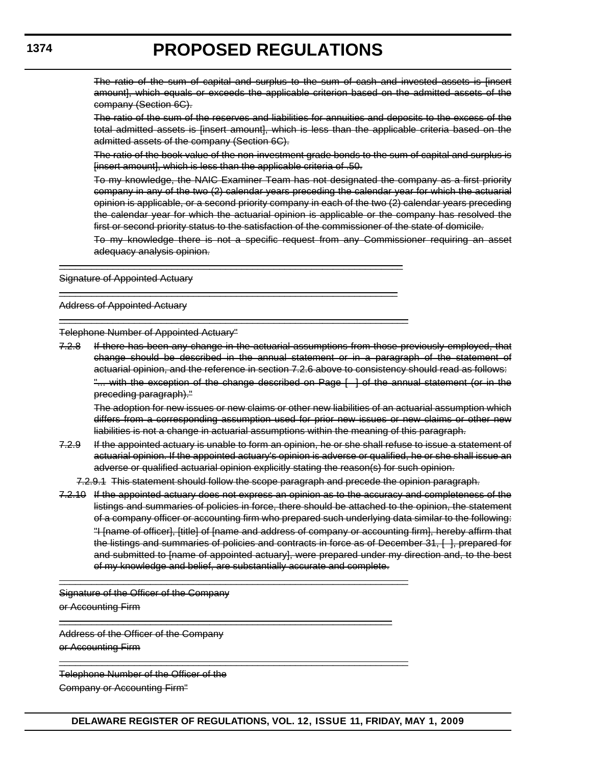~~The ratio of the sum of capital and surplus to the sum of cash and invested assets is [insert amount], which equals or exceeds the applicable criterion based on the admitted assets of the company (Section 6C).~~

~~The ratio of the sum of the reserves and liabilities for annuities and deposits to the excess of the total admitted assets is [insert amount], which is less than the applicable criteria based on the admitted assets of the company (Section 6C).~~

~~The ratio of the book value of the non-investment grade bonds to the sum of capital and surplus is [insert amount], which is less than the applicable criteria of .50.~~

~~To my knowledge, the NAIC Examiner Team has not designated the company as a first priority company in any of the two (2) calendar years preceding the calendar year for which the actuarial opinion is applicable, or a second priority company in each of the two (2) calendar years preceding the calendar year for which the actuarial opinion is applicable or the company has resolved the first or second priority status to the satisfaction of the commissioner of the state of domicile.~~

~~To my knowledge there is not a specific request from any Commissioner requiring an asset adequacy analysis opinion.~~

~~Signature of Appointed Actuary~~

~~Address of Appointed Actuary~~

~~Telephone Number of Appointed Actuary"~~

~~7.2.8 If there has been any change in the actuarial assumptions from those previously employed, that change should be described in the annual statement or in a paragraph of the statement of actuarial opinion, and the reference in section 7.2.6 above to consistency should read as follows:~~

~~"... with the exception of the change described on Page [ ] of the annual statement (or in the preceding paragraph)."~~

~~The adoption for new issues or new claims or other new liabilities of an actuarial assumption which differs from a corresponding assumption used for prior new issues or new claims or other new liabilities is not a change in actuarial assumptions within the meaning of this paragraph.~~

~~7.2.9 If the appointed actuary is unable to form an opinion, he or she shall refuse to issue a statement of actuarial opinion. If the appointed actuary's opinion is adverse or qualified, he or she shall issue an adverse or qualified actuarial opinion explicitly stating the reason(s) for such opinion.~~

~~7.2.9.1 This statement should follow the scope paragraph and precede the opinion paragraph.~~

~~7.2.10 If the appointed actuary does not express an opinion as to the accuracy and completeness of the listings and summaries of policies in force, there should be attached to the opinion, the statement of a company officer or accounting firm who prepared such underlying data similar to the following:~~

~~"I [name of officer], [title] of [name and address of company or accounting firm], hereby affirm that the listings and summaries of policies and contracts in force as of December 31, [ ], prepared for and submitted to [name of appointed actuary], were prepared under my direction and, to the best of my knowledge and belief, are substantially accurate and complete.~~

~~Signature of the Officer of the Company or Accounting Firm~~

~~Address of the Officer of the Company or Accounting Firm~~

~~Telephone Number of the Officer of the Company or Accounting Firm"~~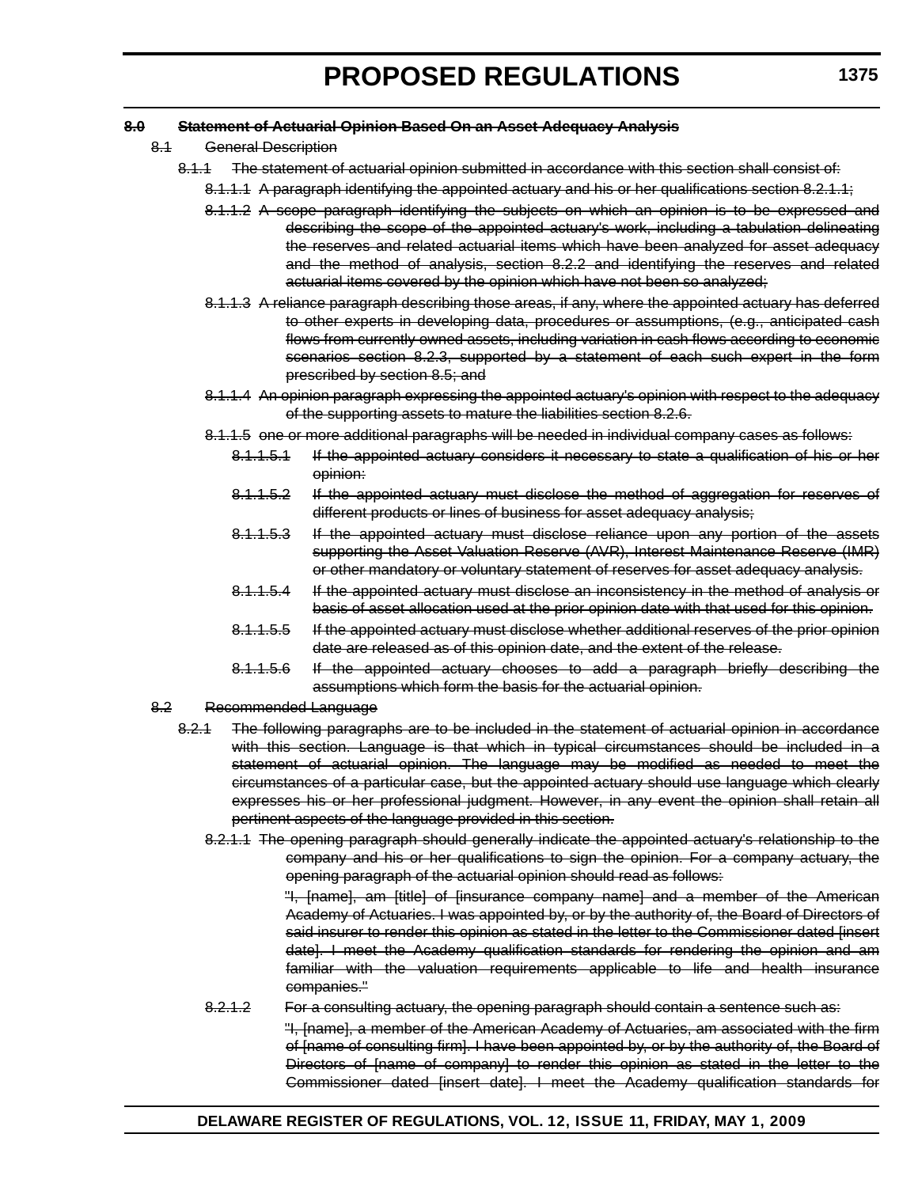~~**8.0 Statement of Actuarial Opinion Based On an Asset Adequacy Analysis**~~

~~8.1 General Description~~

~~8.1.1 The statement of actuarial opinion submitted in accordance with this section shall consist of:~~

~~8.1.1.1 A paragraph identifying the appointed actuary and his or her qualifications section 8.2.1.1;~~

~~8.1.1.2 A scope paragraph identifying the subjects on which an opinion is to be expressed and describing the scope of the appointed actuary's work, including a tabulation delineating the reserves and related actuarial items which have been analyzed for asset adequacy and the method of analysis, section 8.2.2 and identifying the reserves and related actuarial items covered by the opinion which have not been so analyzed;~~

~~8.1.1.3 A reliance paragraph describing those areas, if any, where the appointed actuary has deferred to other experts in developing data, procedures or assumptions, (e.g., anticipated cash flows from currently owned assets, including variation in cash flows according to economic scenarios section 8.2.3, supported by a statement of each such expert in the form prescribed by section 8.5; and~~

~~8.1.1.4 An opinion paragraph expressing the appointed actuary's opinion with respect to the adequacy of the supporting assets to mature the liabilities section 8.2.6.~~

~~8.1.1.5 one or more additional paragraphs will be needed in individual company cases as follows:~~

~~8.1.1.5.1 If the appointed actuary considers it necessary to state a qualification of his or her opinion;~~

~~8.1.1.5.2 If the appointed actuary must disclose the method of aggregation for reserves of different products or lines of business for asset adequacy analysis;~~

~~8.1.1.5.3 If the appointed actuary must disclose reliance upon any portion of the assets supporting the Asset Valuation Reserve (AVR), Interest Maintenance Reserve (IMR) or other mandatory or voluntary statement of reserves for asset adequacy analysis.~~

~~8.1.1.5.4 If the appointed actuary must disclose an inconsistency in the method of analysis or basis of asset allocation used at the prior opinion date with that used for this opinion.~~

~~8.1.1.5.5 If the appointed actuary must disclose whether additional reserves of the prior opinion date are released as of this opinion date, and the extent of the release.~~

~~8.1.1.5.6 If the appointed actuary chooses to add a paragraph briefly describing the assumptions which form the basis for the actuarial opinion.~~

~~8.2 Recommended Language~~

~~8.2.1 The following paragraphs are to be included in the statement of actuarial opinion in accordance with this section. Language is that which in typical circumstances should be included in a statement of actuarial opinion. The language may be modified as needed to meet the circumstances of a particular case, but the appointed actuary should use language which clearly expresses his or her professional judgment. However, in any event the opinion shall retain all pertinent aspects of the language provided in this section.~~

~~8.2.1.1 The opening paragraph should generally indicate the appointed actuary's relationship to the company and his or her qualifications to sign the opinion. For a company actuary, the opening paragraph of the actuarial opinion should read as follows:~~

~~"I, [name], am [title] of [insurance company name] and a member of the American Academy of Actuaries. I was appointed by, or by the authority of, the Board of Directors of said insurer to render this opinion as stated in the letter to the Commissioner dated [insert date]. I meet the Academy qualification standards for rendering the opinion and am familiar with the valuation requirements applicable to life and health insurance companies."~~

~~8.2.1.2 For a consulting actuary, the opening paragraph should contain a sentence such as:~~

~~"I, [name], a member of the American Academy of Actuaries, am associated with the firm of [name of consulting firm]. I have been appointed by, or by the authority of, the Board of Directors of [name of company] to render this opinion as stated in the letter to the Commissioner dated [insert date]. I meet the Academy qualification standards for~~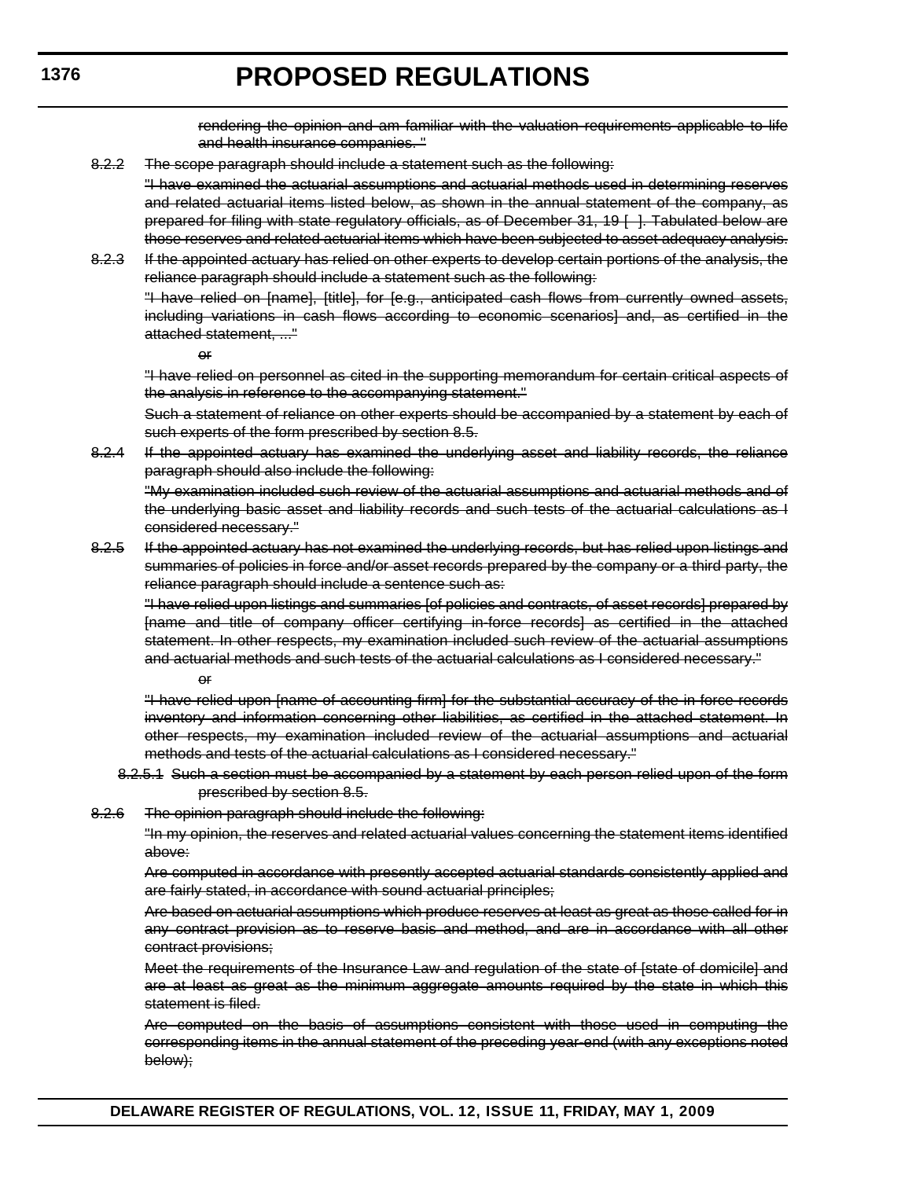~~rendering the opinion and am familiar with the valuation requirements applicable to life and health insurance companies."~~

~~8.2.2 The scope paragraph should include a statement such as the following:~~

~~"I have examined the actuarial assumptions and actuarial methods used in determining reserves and related actuarial items listed below, as shown in the annual statement of the company, as prepared for filing with state regulatory officials, as of December 31, 19 [ ]. Tabulated below are those reserves and related actuarial items which have been subjected to asset adequacy analysis.~~

~~8.2.3 If the appointed actuary has relied on other experts to develop certain portions of the analysis, the reliance paragraph should include a statement such as the following:~~

~~"I have relied on [name], [title], for [e.g., anticipated cash flows from currently owned assets, including variations in cash flows according to economic scenarios] and, as certified in the attached statement, ..."~~

~~or~~

~~"I have relied on personnel as cited in the supporting memorandum for certain critical aspects of the analysis in reference to the accompanying statement."~~

~~Such a statement of reliance on other experts should be accompanied by a statement by each of such experts of the form prescribed by section 8.5.~~

~~8.2.4 If the appointed actuary has examined the underlying asset and liability records, the reliance paragraph should also include the following:~~

~~"My examination included such review of the actuarial assumptions and actuarial methods and of the underlying basic asset and liability records and such tests of the actuarial calculations as I considered necessary."~~

~~8.2.5 If the appointed actuary has not examined the underlying records, but has relied upon listings and summaries of policies in force and/or asset records prepared by the company or a third party, the reliance paragraph should include a sentence such as:~~

~~"I have relied upon listings and summaries [of policies and contracts, of asset records] prepared by [name and title of company officer certifying in-force records] as certified in the attached statement. In other respects, my examination included such review of the actuarial assumptions and actuarial methods and such tests of the actuarial calculations as I considered necessary."~~

~~or~~

~~"I have relied upon [name of accounting firm] for the substantial accuracy of the in-force records inventory and information concerning other liabilities, as certified in the attached statement. In other respects, my examination included review of the actuarial assumptions and actuarial methods and tests of the actuarial calculations as I considered necessary."~~

~~8.2.5.1 Such a section must be accompanied by a statement by each person relied upon of the form prescribed by section 8.5.~~

~~8.2.6 The opinion paragraph should include the following:~~

~~"In my opinion, the reserves and related actuarial values concerning the statement items identified above:~~

~~Are computed in accordance with presently accepted actuarial standards consistently applied and are fairly stated, in accordance with sound actuarial principles;~~

~~Are based on actuarial assumptions which produce reserves at least as great as those called for in any contract provision as to reserve basis and method, and are in accordance with all other contract provisions;~~

~~Meet the requirements of the Insurance Law and regulation of the state of [state of domicile] and are at least as great as the minimum aggregate amounts required by the state in which this statement is filed.~~

~~Are computed on the basis of assumptions consistent with those used in computing the corresponding items in the annual statement of the preceding year-end (with any exceptions noted below);~~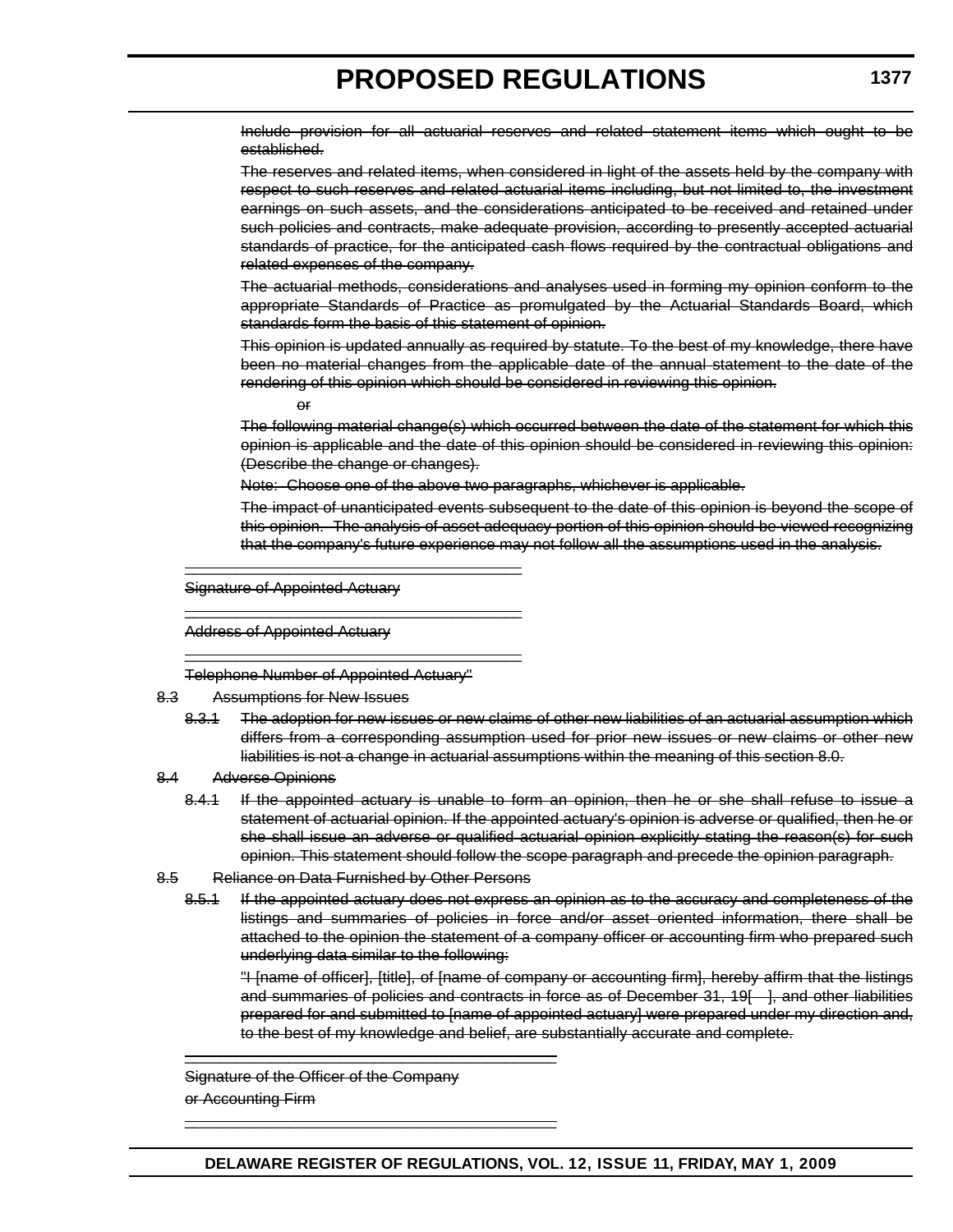~~Include provision for all actuarial reserves and related statement items which ought to be established.~~

~~The reserves and related items, when considered in light of the assets held by the company with respect to such reserves and related actuarial items including, but not limited to, the investment earnings on such assets, and the considerations anticipated to be received and retained under such policies and contracts, make adequate provision, according to presently accepted actuarial standards of practice, for the anticipated cash flows required by the contractual obligations and related expenses of the company.~~

~~The actuarial methods, considerations and analyses used in forming my opinion conform to the appropriate Standards of Practice as promulgated by the Actuarial Standards Board, which standards form the basis of this statement of opinion.~~

~~This opinion is updated annually as required by statute. To the best of my knowledge, there have been no material changes from the applicable date of the annual statement to the date of the rendering of this opinion which should be considered in reviewing this opinion.~~

~~or~~

~~The following material change(s) which occurred between the date of the statement for which this opinion is applicable and the date of this opinion should be considered in reviewing this opinion: (Describe the change or changes).~~

~~Note: Choose one of the above two paragraphs, whichever is applicable.~~

~~The impact of unanticipated events subsequent to the date of this opinion is beyond the scope of this opinion. The analysis of asset adequacy portion of this opinion should be viewed recognizing that the company's future experience may not follow all the assumptions used in the analysis.~~

\_\_\_\_\_\_\_\_\_\_\_\_\_\_\_\_\_\_\_\_\_\_\_\_\_\_\_\_\_\_\_\_\_\_\_\_\_\_\_\_

~~Signature of Appointed Actuary~~

\_\_\_\_\_\_\_\_\_\_\_\_\_\_\_\_\_\_\_\_\_\_\_\_\_\_\_\_\_\_\_\_\_\_\_\_\_\_\_\_

~~Address of Appointed Actuary~~

\_\_\_\_\_\_\_\_\_\_\_\_\_\_\_\_\_\_\_\_\_\_\_\_\_\_\_\_\_\_\_\_\_\_\_\_\_\_\_\_

~~Telephone Number of Appointed Actuary"~~

~~8.3 Assumptions for New Issues~~

~~8.3.1 The adoption for new issues or new claims of other new liabilities of an actuarial assumption which differs from a corresponding assumption used for prior new issues or new claims or other new liabilities is not a change in actuarial assumptions within the meaning of this section 8.0.~~

~~8.4 Adverse Opinions~~

~~8.4.1 If the appointed actuary is unable to form an opinion, then he or she shall refuse to issue a statement of actuarial opinion. If the appointed actuary's opinion is adverse or qualified, then he or she shall issue an adverse or qualified actuarial opinion explicitly stating the reason(s) for such opinion. This statement should follow the scope paragraph and precede the opinion paragraph.~~

~~8.5 Reliance on Data Furnished by Other Persons~~

~~8.5.1 If the appointed actuary does not express an opinion as to the accuracy and completeness of the listings and summaries of policies in force and/or asset oriented information, there shall be attached to the opinion the statement of a company officer or accounting firm who prepared such underlying data similar to the following:~~

~~"I [name of officer], [title], of [name of company or accounting firm], hereby affirm that the listings and summaries of policies and contracts in force as of December 31, 19[ ], and other liabilities prepared for and submitted to [name of appointed actuary] were prepared under my direction and, to the best of my knowledge and belief, are substantially accurate and complete.~~

\_\_\_\_\_\_\_\_\_\_\_\_\_\_\_\_\_\_\_\_\_\_\_\_\_\_\_\_\_\_\_\_\_\_\_\_\_\_\_\_

~~Signature of the Officer of the Company~~
~~or Accounting Firm~~

\_\_\_\_\_\_\_\_\_\_\_\_\_\_\_\_\_\_\_\_\_\_\_\_\_\_\_\_\_\_\_\_\_\_\_\_\_\_\_\_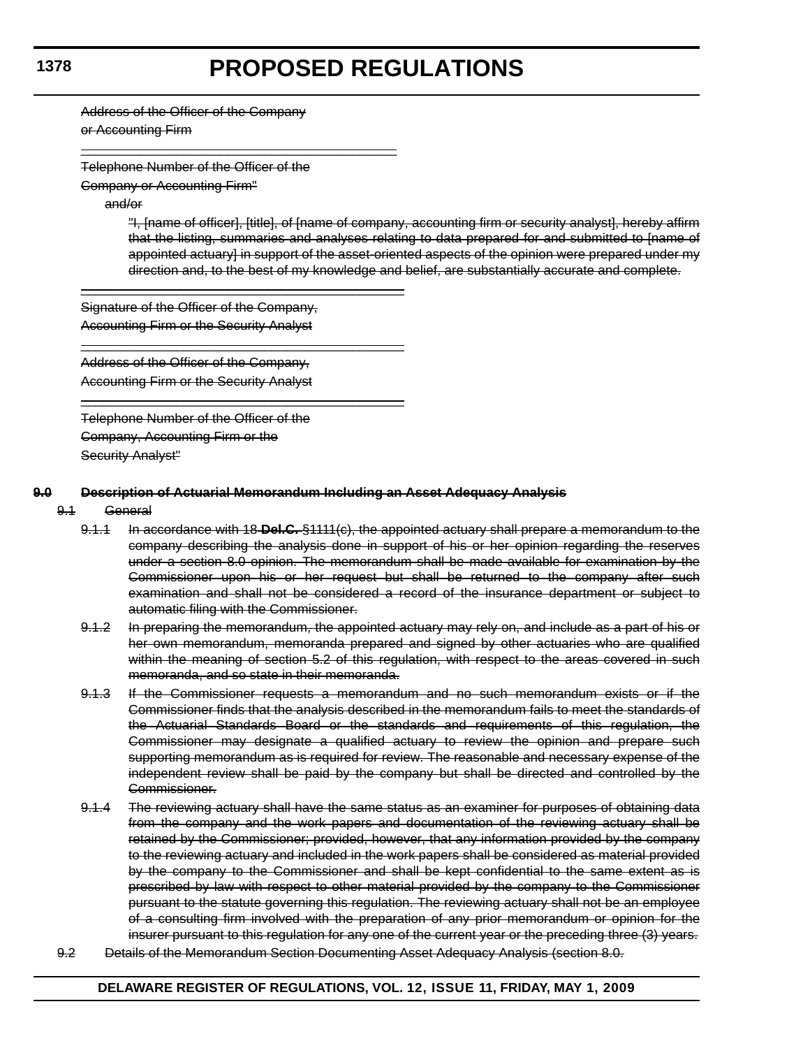~~Address of the Officer of the Company~~
~~or Accounting Firm~~

\_\_\_\_\_\_\_\_\_\_\_\_\_\_\_\_\_\_\_\_\_\_\_\_\_\_\_\_\_\_\_\_\_\_\_\_\_\_\_\_\_\_\_\_

~~Telephone Number of the Officer of the~~
~~Company or Accounting Firm"~~

~~and/or~~

~~"I, [name of officer], [title], of [name of company, accounting firm or security analyst], hereby affirm that the listing, summaries and analyses relating to data prepared for and submitted to [name of appointed actuary] in support of the asset-oriented aspects of the opinion were prepared under my direction and, to the best of my knowledge and belief, are substantially accurate and complete.~~

\_\_\_\_\_\_\_\_\_\_\_\_\_\_\_\_\_\_\_\_\_\_\_\_\_\_\_\_\_\_\_\_\_\_\_\_\_\_\_\_\_\_\_\_

~~Signature of the Officer of the Company,~~
~~Accounting Firm or the Security Analyst~~

\_\_\_\_\_\_\_\_\_\_\_\_\_\_\_\_\_\_\_\_\_\_\_\_\_\_\_\_\_\_\_\_\_\_\_\_\_\_\_\_\_\_\_\_

~~Address of the Officer of the Company,~~
~~Accounting Firm or the Security Analyst~~

\_\_\_\_\_\_\_\_\_\_\_\_\_\_\_\_\_\_\_\_\_\_\_\_\_\_\_\_\_\_\_\_\_\_\_\_\_\_\_\_\_\_\_\_

~~Telephone Number of the Officer of the~~
~~Company, Accounting Firm or the~~
~~Security Analyst"~~

**~~9.0 Description of Actuarial Memorandum Including an Asset Adequacy Analysis~~**

~~9.1 General~~

~~9.1.1 In accordance with 18 **Del.C.** §1111(c), the appointed actuary shall prepare a memorandum to the company describing the analysis done in support of his or her opinion regarding the reserves under a section 8.0 opinion. The memorandum shall be made available for examination by the Commissioner upon his or her request but shall be returned to the company after such examination and shall not be considered a record of the insurance department or subject to automatic filing with the Commissioner.~~

~~9.1.2 In preparing the memorandum, the appointed actuary may rely on, and include as a part of his or her own memorandum, memoranda prepared and signed by other actuaries who are qualified within the meaning of section 5.2 of this regulation, with respect to the areas covered in such memoranda, and so state in their memoranda.~~

~~9.1.3 If the Commissioner requests a memorandum and no such memorandum exists or if the Commissioner finds that the analysis described in the memorandum fails to meet the standards of the Actuarial Standards Board or the standards and requirements of this regulation, the Commissioner may designate a qualified actuary to review the opinion and prepare such supporting memorandum as is required for review. The reasonable and necessary expense of the independent review shall be paid by the company but shall be directed and controlled by the Commissioner.~~

~~9.1.4 The reviewing actuary shall have the same status as an examiner for purposes of obtaining data from the company and the work papers and documentation of the reviewing actuary shall be retained by the Commissioner; provided, however, that any information provided by the company to the reviewing actuary and included in the work papers shall be considered as material provided by the company to the Commissioner and shall be kept confidential to the same extent as is prescribed by law with respect to other material provided by the company to the Commissioner pursuant to the statute governing this regulation. The reviewing actuary shall not be an employee of a consulting firm involved with the preparation of any prior memorandum or opinion for the insurer pursuant to this regulation for any one of the current year or the preceding three (3) years.~~

~~9.2 Details of the Memorandum Section Documenting Asset Adequacy Analysis (section 8.0.~~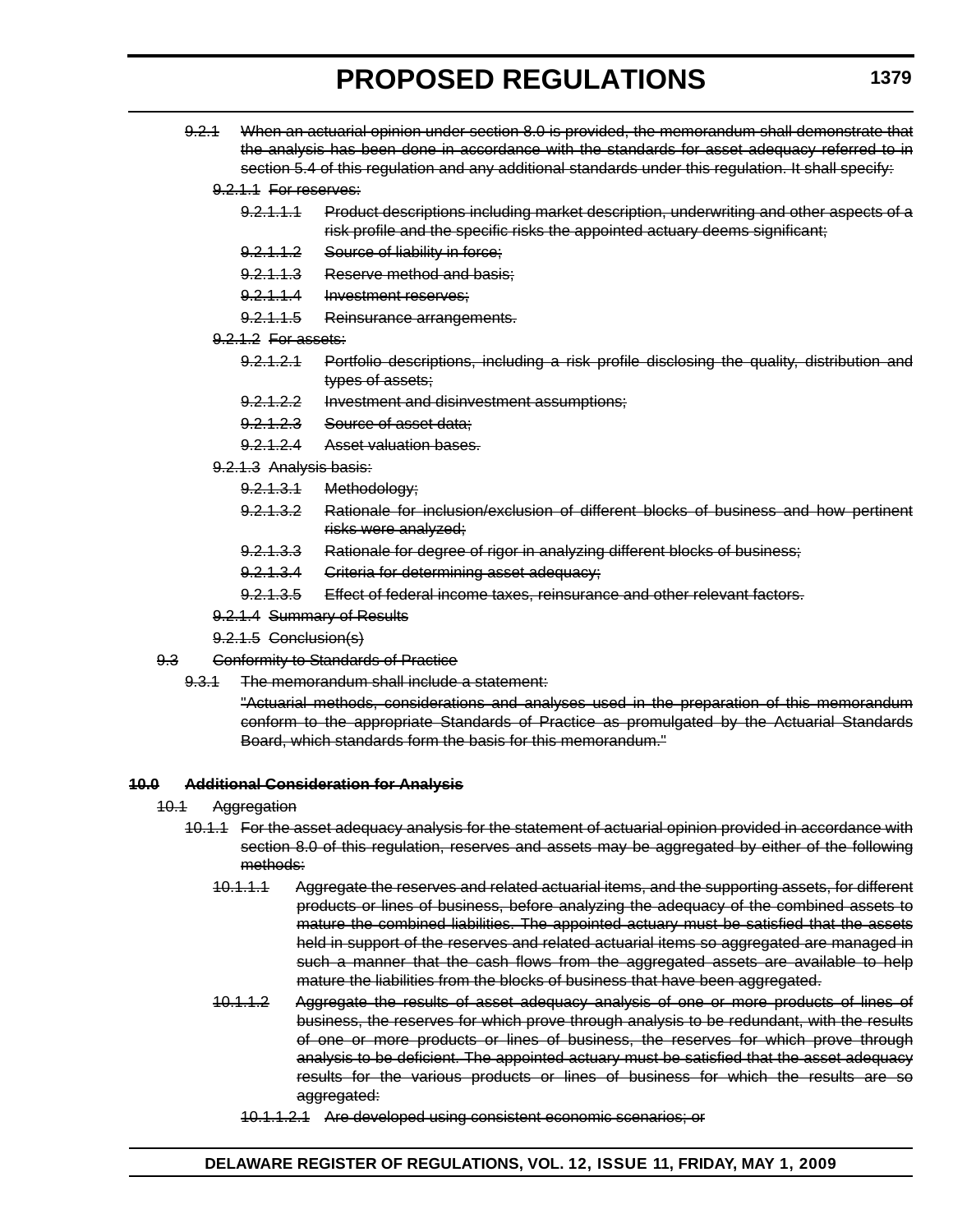~~9.2.1 When an actuarial opinion under section 8.0 is provided, the memorandum shall demonstrate that the analysis has been done in accordance with the standards for asset adequacy referred to in section 5.4 of this regulation and any additional standards under this regulation. It shall specify:~~

~~9.2.1.1 For reserves:~~

~~9.2.1.1.1 Product descriptions including market description, underwriting and other aspects of a risk profile and the specific risks the appointed actuary deems significant;~~

~~9.2.1.1.2 Source of liability in force;~~

~~9.2.1.1.3 Reserve method and basis;~~

~~9.2.1.1.4 Investment reserves;~~

~~9.2.1.1.5 Reinsurance arrangements.~~

~~9.2.1.2 For assets:~~

~~9.2.1.2.1 Portfolio descriptions, including a risk profile disclosing the quality, distribution and types of assets;~~

~~9.2.1.2.2 Investment and disinvestment assumptions;~~

~~9.2.1.2.3 Source of asset data;~~

~~9.2.1.2.4 Asset valuation bases.~~

~~9.2.1.3 Analysis basis:~~

~~9.2.1.3.1 Methodology;~~

~~9.2.1.3.2 Rationale for inclusion/exclusion of different blocks of business and how pertinent risks were analyzed;~~

~~9.2.1.3.3 Rationale for degree of rigor in analyzing different blocks of business;~~

~~9.2.1.3.4 Criteria for determining asset adequacy;~~

~~9.2.1.3.5 Effect of federal income taxes, reinsurance and other relevant factors.~~

~~9.2.1.4 Summary of Results~~

~~9.2.1.5 Conclusion(s)~~

~~9.3 Conformity to Standards of Practice~~

~~9.3.1 The memorandum shall include a statement:~~

~~"Actuarial methods, considerations and analyses used in the preparation of this memorandum conform to the appropriate Standards of Practice as promulgated by the Actuarial Standards Board, which standards form the basis for this memorandum."~~

**~~10.0 Additional Consideration for Analysis~~**

~~10.1 Aggregation~~

~~10.1.1 For the asset adequacy analysis for the statement of actuarial opinion provided in accordance with section 8.0 of this regulation, reserves and assets may be aggregated by either of the following methods:~~

~~10.1.1.1 Aggregate the reserves and related actuarial items, and the supporting assets, for different products or lines of business, before analyzing the adequacy of the combined assets to mature the combined liabilities. The appointed actuary must be satisfied that the assets held in support of the reserves and related actuarial items so aggregated are managed in such a manner that the cash flows from the aggregated assets are available to help mature the liabilities from the blocks of business that have been aggregated.~~

~~10.1.1.2 Aggregate the results of asset adequacy analysis of one or more products of lines of business, the reserves for which prove through analysis to be redundant, with the results of one or more products or lines of business, the reserves for which prove through analysis to be deficient. The appointed actuary must be satisfied that the asset adequacy results for the various products or lines of business for which the results are so aggregated:~~

~~10.1.1.2.1 Are developed using consistent economic scenarios; or~~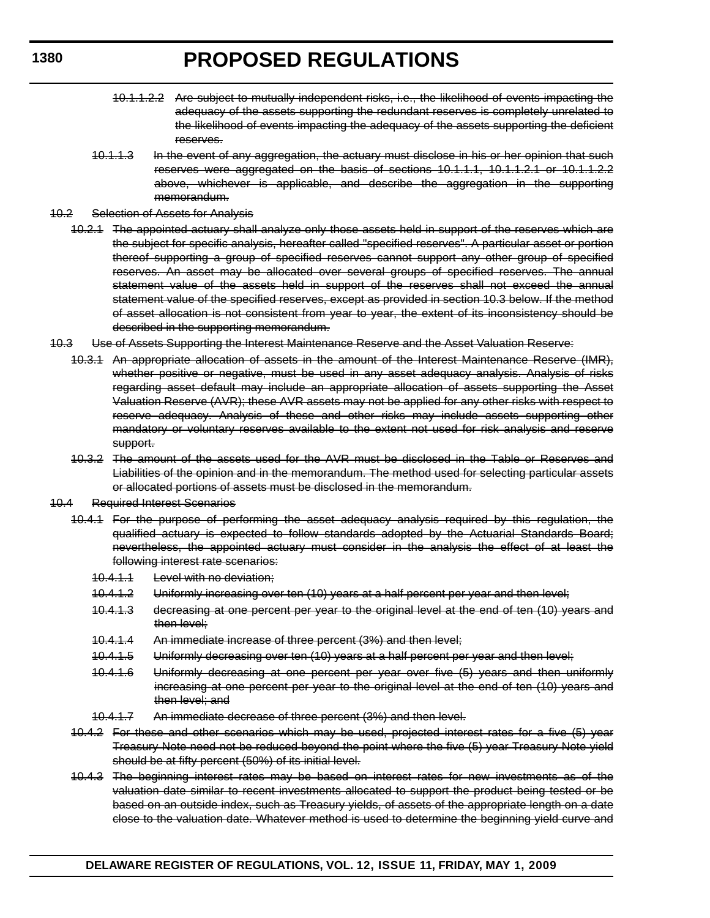~~10.1.1.2.2 Are subject to mutually independent risks, i.e., the likelihood of events impacting the adequacy of the assets supporting the redundant reserves is completely unrelated to the likelihood of events impacting the adequacy of the assets supporting the deficient reserves.~~

~~10.1.1.3 In the event of any aggregation, the actuary must disclose in his or her opinion that such reserves were aggregated on the basis of sections 10.1.1.1, 10.1.1.2.1 or 10.1.1.2.2 above, whichever is applicable, and describe the aggregation in the supporting memorandum.~~

~~10.2 Selection of Assets for Analysis~~

~~10.2.1 The appointed actuary shall analyze only those assets held in support of the reserves which are the subject for specific analysis, hereafter called "specified reserves". A particular asset or portion thereof supporting a group of specified reserves cannot support any other group of specified reserves. An asset may be allocated over several groups of specified reserves. The annual statement value of the assets held in support of the reserves shall not exceed the annual statement value of the specified reserves, except as provided in section 10.3 below. If the method of asset allocation is not consistent from year to year, the extent of its inconsistency should be described in the supporting memorandum.~~

~~10.3 Use of Assets Supporting the Interest Maintenance Reserve and the Asset Valuation Reserve:~~

~~10.3.1 An appropriate allocation of assets in the amount of the Interest Maintenance Reserve (IMR), whether positive or negative, must be used in any asset adequacy analysis. Analysis of risks regarding asset default may include an appropriate allocation of assets supporting the Asset Valuation Reserve (AVR); these AVR assets may not be applied for any other risks with respect to reserve adequacy. Analysis of these and other risks may include assets supporting other mandatory or voluntary reserves available to the extent not used for risk analysis and reserve support.~~

~~10.3.2 The amount of the assets used for the AVR must be disclosed in the Table or Reserves and Liabilities of the opinion and in the memorandum. The method used for selecting particular assets or allocated portions of assets must be disclosed in the memorandum.~~

~~10.4 Required Interest Scenarios~~

~~10.4.1 For the purpose of performing the asset adequacy analysis required by this regulation, the qualified actuary is expected to follow standards adopted by the Actuarial Standards Board; nevertheless, the appointed actuary must consider in the analysis the effect of at least the following interest rate scenarios:~~

~~10.4.1.1 Level with no deviation;~~

~~10.4.1.2 Uniformly increasing over ten (10) years at a half percent per year and then level;~~

~~10.4.1.3 decreasing at one percent per year to the original level at the end of ten (10) years and then level;~~

~~10.4.1.4 An immediate increase of three percent (3%) and then level;~~

~~10.4.1.5 Uniformly decreasing over ten (10) years at a half percent per year and then level;~~

~~10.4.1.6 Uniformly decreasing at one percent per year over five (5) years and then uniformly increasing at one percent per year to the original level at the end of ten (10) years and then level; and~~

~~10.4.1.7 An immediate decrease of three percent (3%) and then level.~~

~~10.4.2 For these and other scenarios which may be used, projected interest rates for a five (5) year Treasury Note need not be reduced beyond the point where the five (5) year Treasury Note yield should be at fifty percent (50%) of its initial level.~~

~~10.4.3 The beginning interest rates may be based on interest rates for new investments as of the valuation date similar to recent investments allocated to support the product being tested or be based on an outside index, such as Treasury yields, of assets of the appropriate length on a date close to the valuation date. Whatever method is used to determine the beginning yield curve and~~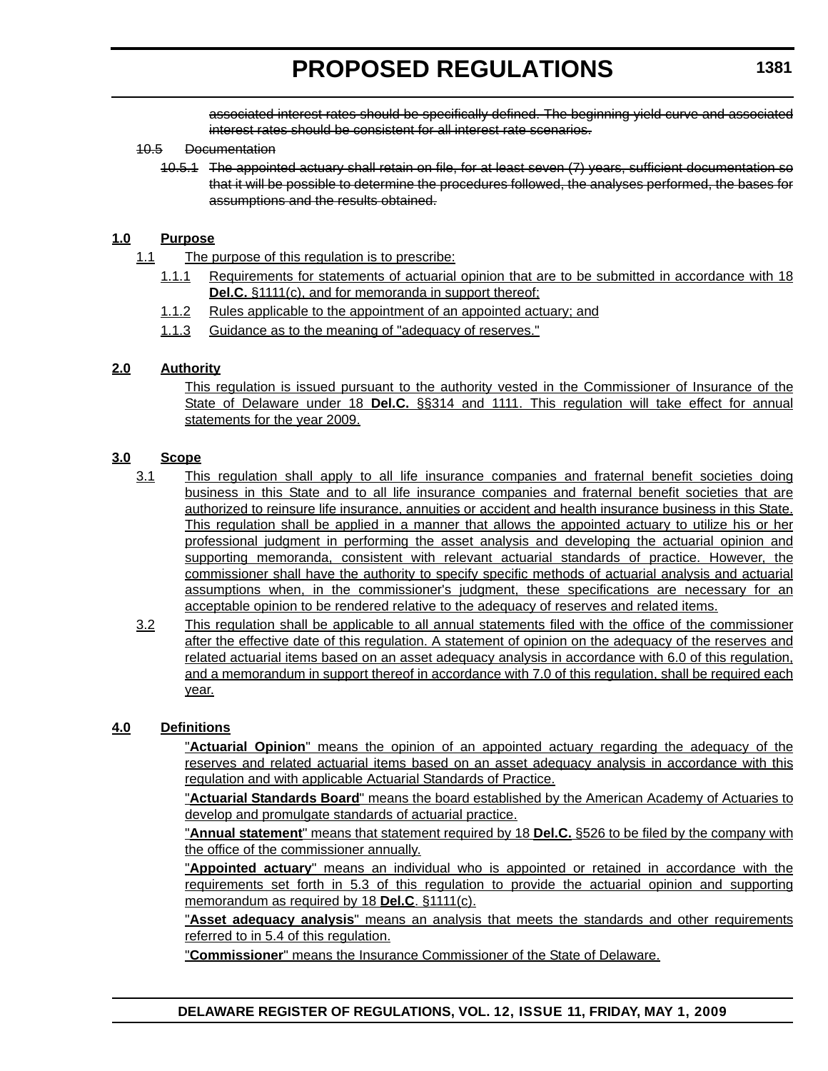~~associated interest rates should be specifically defined. The beginning yield curve and associated interest rates should be consistent for all interest rate scenarios.~~

~~10.5 Documentation~~

~~10.5.1 The appointed actuary shall retain on file, for at least seven (7) years, sufficient documentation so that it will be possible to determine the procedures followed, the analyses performed, the bases for assumptions and the results obtained.~~

**1.0 Purpose**

1.1 The purpose of this regulation is to prescribe:

1.1.1 Requirements for statements of actuarial opinion that are to be submitted in accordance with 18 **Del.C.** §1111(c), and for memoranda in support thereof;

1.1.2 Rules applicable to the appointment of an appointed actuary; and

1.1.3 Guidance as to the meaning of "adequacy of reserves."

**2.0 Authority**

This regulation is issued pursuant to the authority vested in the Commissioner of Insurance of the State of Delaware under 18 **Del.C.** §§314 and 1111. This regulation will take effect for annual statements for the year 2009.

**3.0 Scope**

3.1 This regulation shall apply to all life insurance companies and fraternal benefit societies doing business in this State and to all life insurance companies and fraternal benefit societies that are authorized to reinsure life insurance, annuities or accident and health insurance business in this State. This regulation shall be applied in a manner that allows the appointed actuary to utilize his or her professional judgment in performing the asset analysis and developing the actuarial opinion and supporting memoranda, consistent with relevant actuarial standards of practice. However, the commissioner shall have the authority to specify specific methods of actuarial analysis and actuarial assumptions when, in the commissioner's judgment, these specifications are necessary for an acceptable opinion to be rendered relative to the adequacy of reserves and related items.

3.2 This regulation shall be applicable to all annual statements filed with the office of the commissioner after the effective date of this regulation. A statement of opinion on the adequacy of the reserves and related actuarial items based on an asset adequacy analysis in accordance with 6.0 of this regulation, and a memorandum in support thereof in accordance with 7.0 of this regulation, shall be required each year.

**4.0 Definitions**

"**Actuarial Opinion**" means the opinion of an appointed actuary regarding the adequacy of the reserves and related actuarial items based on an asset adequacy analysis in accordance with this regulation and with applicable Actuarial Standards of Practice.

"**Actuarial Standards Board**" means the board established by the American Academy of Actuaries to develop and promulgate standards of actuarial practice.

"**Annual statement**" means that statement required by 18 **Del.C.** §526 to be filed by the company with the office of the commissioner annually.

"**Appointed actuary**" means an individual who is appointed or retained in accordance with the requirements set forth in 5.3 of this regulation to provide the actuarial opinion and supporting memorandum as required by 18 **Del.C**. §1111(c).

"**Asset adequacy analysis**" means an analysis that meets the standards and other requirements referred to in 5.4 of this regulation.

"**Commissioner**" means the Insurance Commissioner of the State of Delaware.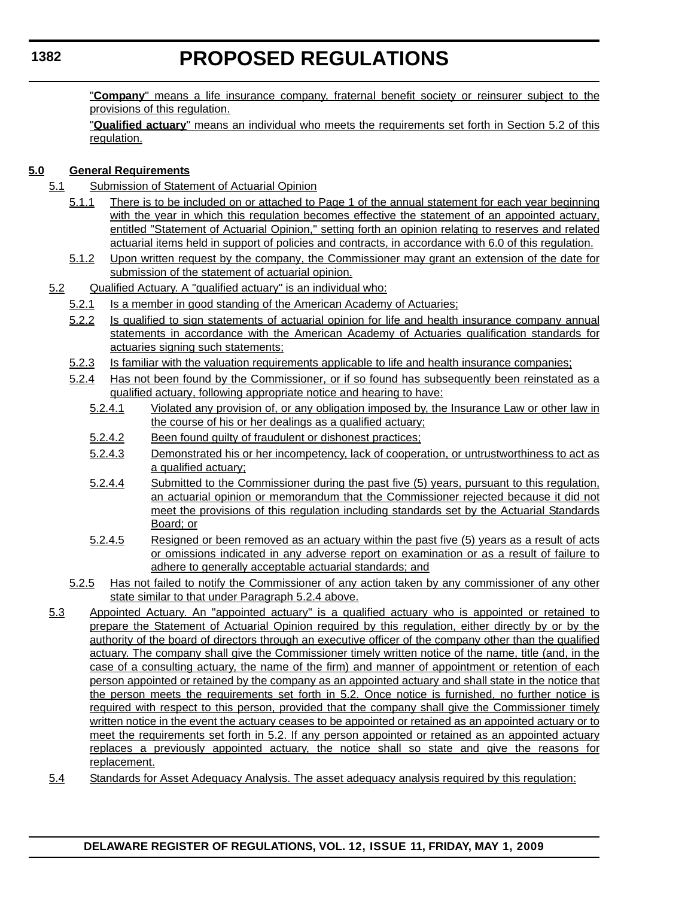"**Company**" means a life insurance company, fraternal benefit society or reinsurer subject to the provisions of this regulation.

"**Qualified actuary**" means an individual who meets the requirements set forth in Section 5.2 of this regulation.

**5.0 General Requirements**

5.1 Submission of Statement of Actuarial Opinion

5.1.1 There is to be included on or attached to Page 1 of the annual statement for each year beginning with the year in which this regulation becomes effective the statement of an appointed actuary, entitled "Statement of Actuarial Opinion," setting forth an opinion relating to reserves and related actuarial items held in support of policies and contracts, in accordance with 6.0 of this regulation.

5.1.2 Upon written request by the company, the Commissioner may grant an extension of the date for submission of the statement of actuarial opinion.

5.2 Qualified Actuary. A "qualified actuary" is an individual who:

5.2.1 Is a member in good standing of the American Academy of Actuaries;

5.2.2 Is qualified to sign statements of actuarial opinion for life and health insurance company annual statements in accordance with the American Academy of Actuaries qualification standards for actuaries signing such statements;

5.2.3 Is familiar with the valuation requirements applicable to life and health insurance companies;

5.2.4 Has not been found by the Commissioner, or if so found has subsequently been reinstated as a qualified actuary, following appropriate notice and hearing to have:

5.2.4.1 Violated any provision of, or any obligation imposed by, the Insurance Law or other law in the course of his or her dealings as a qualified actuary;

5.2.4.2 Been found guilty of fraudulent or dishonest practices;

5.2.4.3 Demonstrated his or her incompetency, lack of cooperation, or untrustworthiness to act as a qualified actuary;

5.2.4.4 Submitted to the Commissioner during the past five (5) years, pursuant to this regulation, an actuarial opinion or memorandum that the Commissioner rejected because it did not meet the provisions of this regulation including standards set by the Actuarial Standards Board; or

5.2.4.5 Resigned or been removed as an actuary within the past five (5) years as a result of acts or omissions indicated in any adverse report on examination or as a result of failure to adhere to generally acceptable actuarial standards; and

5.2.5 Has not failed to notify the Commissioner of any action taken by any commissioner of any other state similar to that under Paragraph 5.2.4 above.

5.3 Appointed Actuary. An "appointed actuary" is a qualified actuary who is appointed or retained to prepare the Statement of Actuarial Opinion required by this regulation, either directly by or by the authority of the board of directors through an executive officer of the company other than the qualified actuary. The company shall give the Commissioner timely written notice of the name, title (and, in the case of a consulting actuary, the name of the firm) and manner of appointment or retention of each person appointed or retained by the company as an appointed actuary and shall state in the notice that the person meets the requirements set forth in 5.2. Once notice is furnished, no further notice is required with respect to this person, provided that the company shall give the Commissioner timely written notice in the event the actuary ceases to be appointed or retained as an appointed actuary or to meet the requirements set forth in 5.2. If any person appointed or retained as an appointed actuary replaces a previously appointed actuary, the notice shall so state and give the reasons for replacement.

5.4 Standards for Asset Adequacy Analysis. The asset adequacy analysis required by this regulation: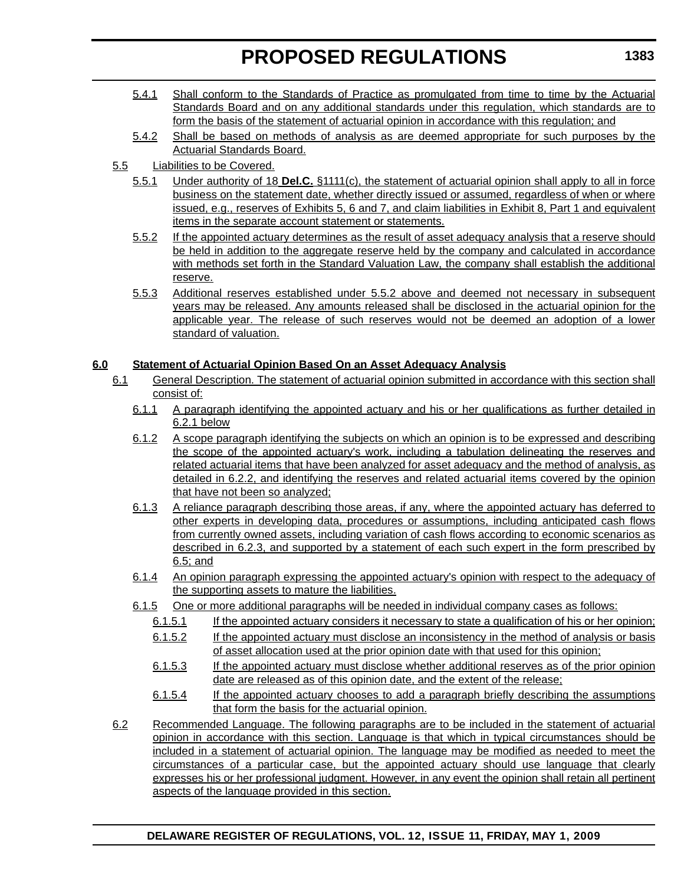5.4.1 Shall conform to the Standards of Practice as promulgated from time to time by the Actuarial Standards Board and on any additional standards under this regulation, which standards are to form the basis of the statement of actuarial opinion in accordance with this regulation; and

5.4.2 Shall be based on methods of analysis as are deemed appropriate for such purposes by the Actuarial Standards Board.

5.5 Liabilities to be Covered.

5.5.1 Under authority of 18 **Del.C.** §1111(c), the statement of actuarial opinion shall apply to all in force business on the statement date, whether directly issued or assumed, regardless of when or where issued, e.g., reserves of Exhibits 5, 6 and 7, and claim liabilities in Exhibit 8, Part 1 and equivalent items in the separate account statement or statements.

5.5.2 If the appointed actuary determines as the result of asset adequacy analysis that a reserve should be held in addition to the aggregate reserve held by the company and calculated in accordance with methods set forth in the Standard Valuation Law, the company shall establish the additional reserve.

5.5.3 Additional reserves established under 5.5.2 above and deemed not necessary in subsequent years may be released. Any amounts released shall be disclosed in the actuarial opinion for the applicable year. The release of such reserves would not be deemed an adoption of a lower standard of valuation.

**6.0 Statement of Actuarial Opinion Based On an Asset Adequacy Analysis**

6.1 General Description. The statement of actuarial opinion submitted in accordance with this section shall consist of:

6.1.1 A paragraph identifying the appointed actuary and his or her qualifications as further detailed in 6.2.1 below

6.1.2 A scope paragraph identifying the subjects on which an opinion is to be expressed and describing the scope of the appointed actuary's work, including a tabulation delineating the reserves and related actuarial items that have been analyzed for asset adequacy and the method of analysis, as detailed in 6.2.2, and identifying the reserves and related actuarial items covered by the opinion that have not been so analyzed;

6.1.3 A reliance paragraph describing those areas, if any, where the appointed actuary has deferred to other experts in developing data, procedures or assumptions, including anticipated cash flows from currently owned assets, including variation of cash flows according to economic scenarios as described in 6.2.3, and supported by a statement of each such expert in the form prescribed by 6.5; and

6.1.4 An opinion paragraph expressing the appointed actuary's opinion with respect to the adequacy of the supporting assets to mature the liabilities.

6.1.5 One or more additional paragraphs will be needed in individual company cases as follows:

6.1.5.1 If the appointed actuary considers it necessary to state a qualification of his or her opinion;

6.1.5.2 If the appointed actuary must disclose an inconsistency in the method of analysis or basis of asset allocation used at the prior opinion date with that used for this opinion;

6.1.5.3 If the appointed actuary must disclose whether additional reserves as of the prior opinion date are released as of this opinion date, and the extent of the release;

6.1.5.4 If the appointed actuary chooses to add a paragraph briefly describing the assumptions that form the basis for the actuarial opinion.

6.2 Recommended Language. The following paragraphs are to be included in the statement of actuarial opinion in accordance with this section. Language is that which in typical circumstances should be included in a statement of actuarial opinion. The language may be modified as needed to meet the circumstances of a particular case, but the appointed actuary should use language that clearly expresses his or her professional judgment. However, in any event the opinion shall retain all pertinent aspects of the language provided in this section.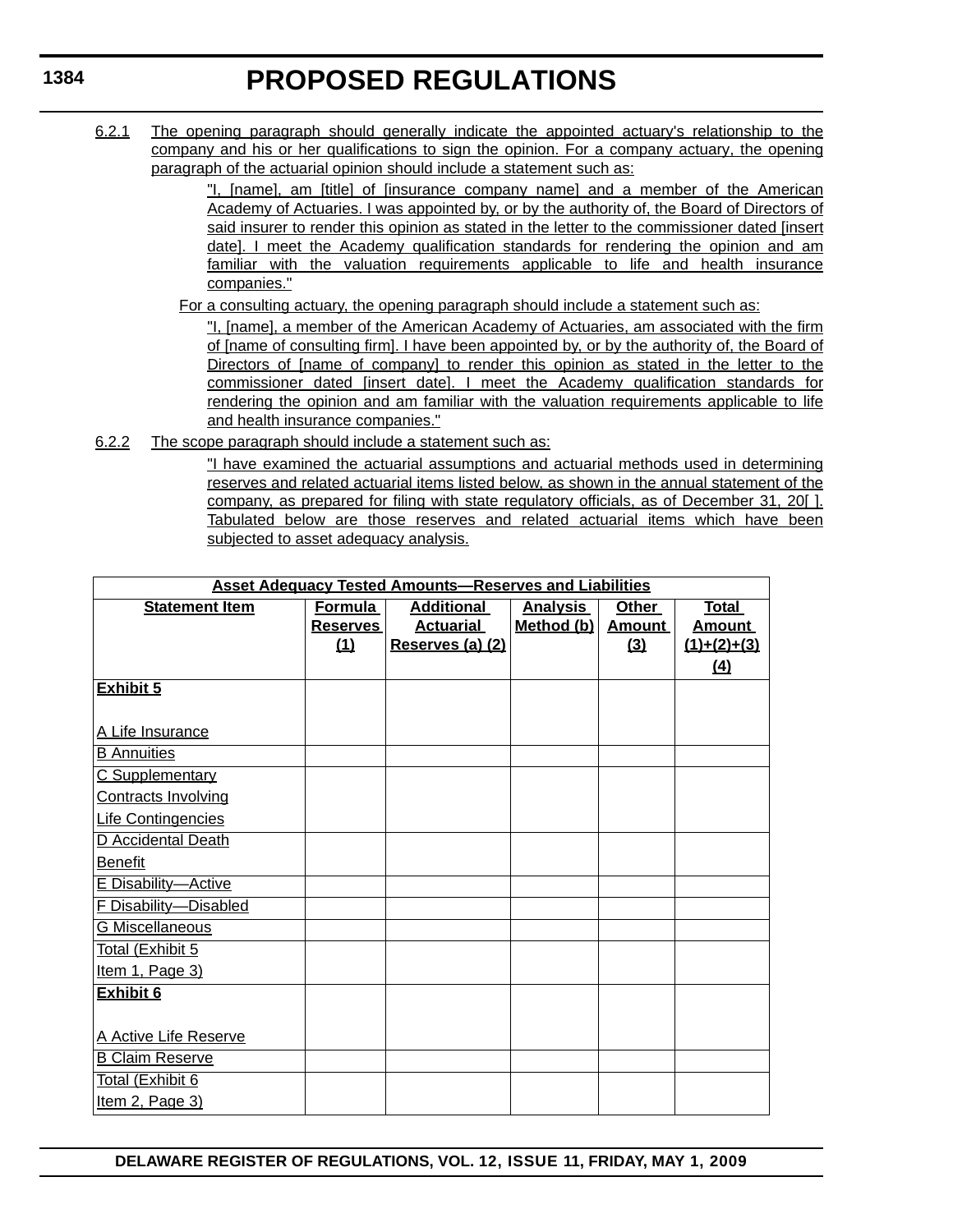6.2.1 The opening paragraph should generally indicate the appointed actuary's relationship to the company and his or her qualifications to sign the opinion. For a company actuary, the opening paragraph of the actuarial opinion should include a statement such as:

"I, [name], am [title] of [insurance company name] and a member of the American Academy of Actuaries. I was appointed by, or by the authority of, the Board of Directors of said insurer to render this opinion as stated in the letter to the commissioner dated [insert date]. I meet the Academy qualification standards for rendering the opinion and am familiar with the valuation requirements applicable to life and health insurance companies."

For a consulting actuary, the opening paragraph should include a statement such as:

"I, [name], a member of the American Academy of Actuaries, am associated with the firm of [name of consulting firm]. I have been appointed by, or by the authority of, the Board of Directors of [name of company] to render this opinion as stated in the letter to the commissioner dated [insert date]. I meet the Academy qualification standards for rendering the opinion and am familiar with the valuation requirements applicable to life and health insurance companies."

6.2.2 The scope paragraph should include a statement such as:

"I have examined the actuarial assumptions and actuarial methods used in determining reserves and related actuarial items listed below, as shown in the annual statement of the company, as prepared for filing with state regulatory officials, as of December 31, 20[ ]. Tabulated below are those reserves and related actuarial items which have been subjected to asset adequacy analysis.

| Asset Adequacy Tested Amounts—Reserves and Liabilities | | | | | |
|---|---|---|---|---|---|
| **Statement Item** | **Formula Reserves (1)** | **Additional Actuarial Reserves (a) (2)** | **Analysis Method (b)** | **Other Amount (3)** | **Total Amount (1)+(2)+(3) (4)** |
| **Exhibit 5** A Life Insurance | | | | | |
| B Annuities | | | | | |
| C Supplementary Contracts Involving Life Contingencies | | | | | |
| D Accidental Death Benefit | | | | | |
| E Disability—Active | | | | | |
| F Disability—Disabled | | | | | |
| G Miscellaneous | | | | | |
| Total (Exhibit 5 Item 1, Page 3) | | | | | |
| **Exhibit 6** A Active Life Reserve | | | | | |
| B Claim Reserve | | | | | |
| Total (Exhibit 6 Item 2, Page 3) | | | | | |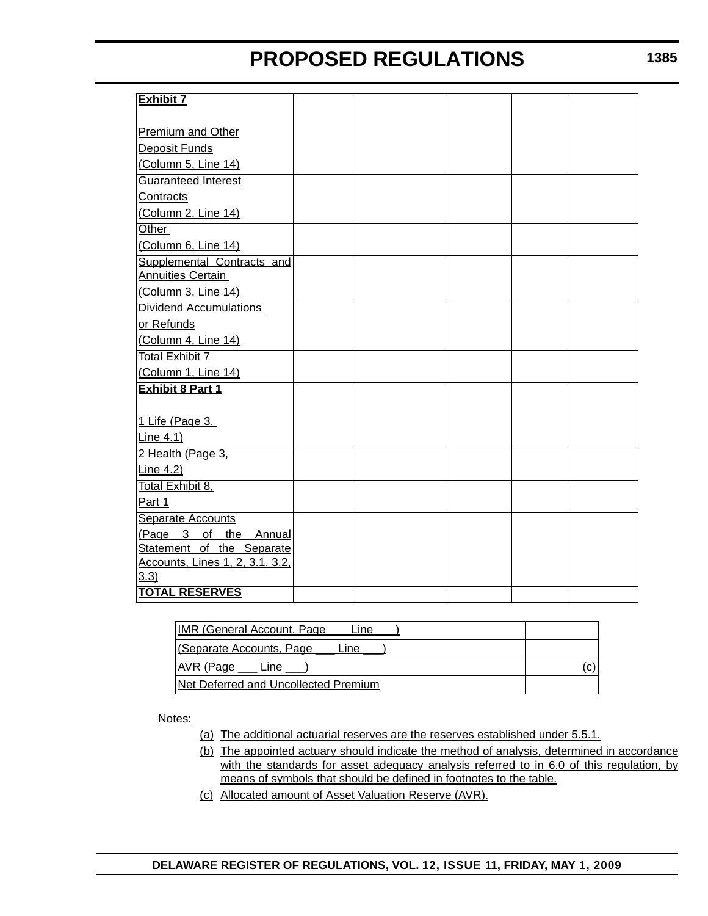| Exhibit 7<br><br>Premium and Other Deposit Funds (Column 5, Line 14) | | | | | |
|---|---|---|---|---|---|
| Guaranteed Interest Contracts (Column 2, Line 14) | | | | | |
| Other (Column 6, Line 14) | | | | | |
| Supplemental Contracts and Annuities Certain (Column 3, Line 14) | | | | | |
| Dividend Accumulations or Refunds (Column 4, Line 14) | | | | | |
| Total Exhibit 7 (Column 1, Line 14) | | | | | |
| **Exhibit 8 Part 1**<br><br>1 Life (Page 3, Line 4.1) | | | | | |
| 2 Health (Page 3, Line 4.2) | | | | | |
| Total Exhibit 8, Part 1 | | | | | |
| Separate Accounts (Page 3 of the Annual Statement of the Separate Accounts, Lines 1, 2, 3.1, 3.2, 3.3) | | | | | |
| **TOTAL RESERVES** | | | | | |

| IMR (General Account, Page ___ Line ___) | |
|---|---|
| (Separate Accounts, Page ___ Line ___) | |
| AVR (Page ___ Line ___) | (c) |
| Net Deferred and Uncollected Premium | |

Notes:

(a) The additional actuarial reserves are the reserves established under 5.5.1.

(b) The appointed actuary should indicate the method of analysis, determined in accordance with the standards for asset adequacy analysis referred to in 6.0 of this regulation, by means of symbols that should be defined in footnotes to the table.

(c) Allocated amount of Asset Valuation Reserve (AVR).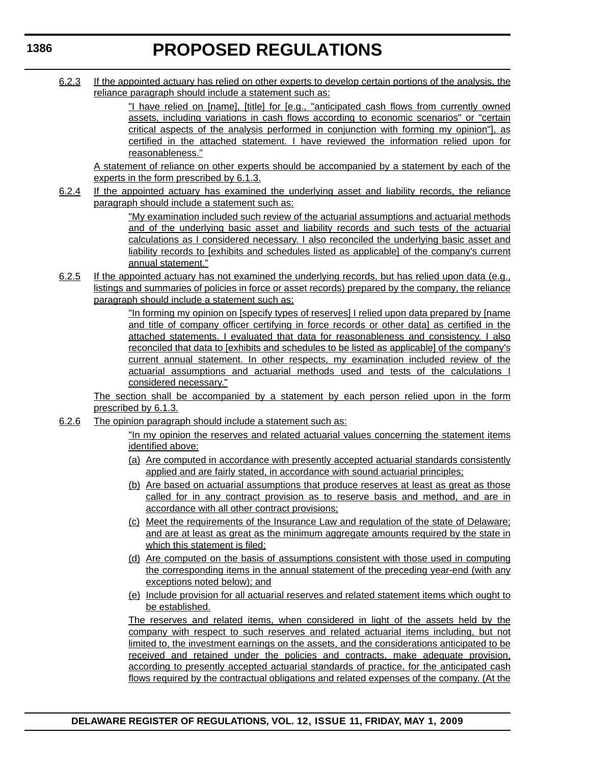6.2.3 If the appointed actuary has relied on other experts to develop certain portions of the analysis, the reliance paragraph should include a statement such as:

> "I have relied on [name], [title] for [e.g., "anticipated cash flows from currently owned assets, including variations in cash flows according to economic scenarios" or "certain critical aspects of the analysis performed in conjunction with forming my opinion"], as certified in the attached statement. I have reviewed the information relied upon for reasonableness."

A statement of reliance on other experts should be accompanied by a statement by each of the experts in the form prescribed by 6.1.3.

6.2.4 If the appointed actuary has examined the underlying asset and liability records, the reliance paragraph should include a statement such as:

> "My examination included such review of the actuarial assumptions and actuarial methods and of the underlying basic asset and liability records and such tests of the actuarial calculations as I considered necessary. I also reconciled the underlying basic asset and liability records to [exhibits and schedules listed as applicable] of the company's current annual statement."

6.2.5 If the appointed actuary has not examined the underlying records, but has relied upon data (e.g., listings and summaries of policies in force or asset records) prepared by the company, the reliance paragraph should include a statement such as:

> "In forming my opinion on [specify types of reserves] I relied upon data prepared by [name and title of company officer certifying in force records or other data] as certified in the attached statements. I evaluated that data for reasonableness and consistency. I also reconciled that data to [exhibits and schedules to be listed as applicable] of the company's current annual statement. In other respects, my examination included review of the actuarial assumptions and actuarial methods used and tests of the calculations I considered necessary."

The section shall be accompanied by a statement by each person relied upon in the form prescribed by 6.1.3.

6.2.6 The opinion paragraph should include a statement such as:

> "In my opinion the reserves and related actuarial values concerning the statement items identified above:
>
> (a) Are computed in accordance with presently accepted actuarial standards consistently applied and are fairly stated, in accordance with sound actuarial principles;
>
> (b) Are based on actuarial assumptions that produce reserves at least as great as those called for in any contract provision as to reserve basis and method, and are in accordance with all other contract provisions;
>
> (c) Meet the requirements of the Insurance Law and regulation of the state of Delaware; and are at least as great as the minimum aggregate amounts required by the state in which this statement is filed;
>
> (d) Are computed on the basis of assumptions consistent with those used in computing the corresponding items in the annual statement of the preceding year-end (with any exceptions noted below); and
>
> (e) Include provision for all actuarial reserves and related statement items which ought to be established.
>
> The reserves and related items, when considered in light of the assets held by the company with respect to such reserves and related actuarial items including, but not limited to, the investment earnings on the assets, and the considerations anticipated to be received and retained under the policies and contracts, make adequate provision, according to presently accepted actuarial standards of practice, for the anticipated cash flows required by the contractual obligations and related expenses of the company. (At the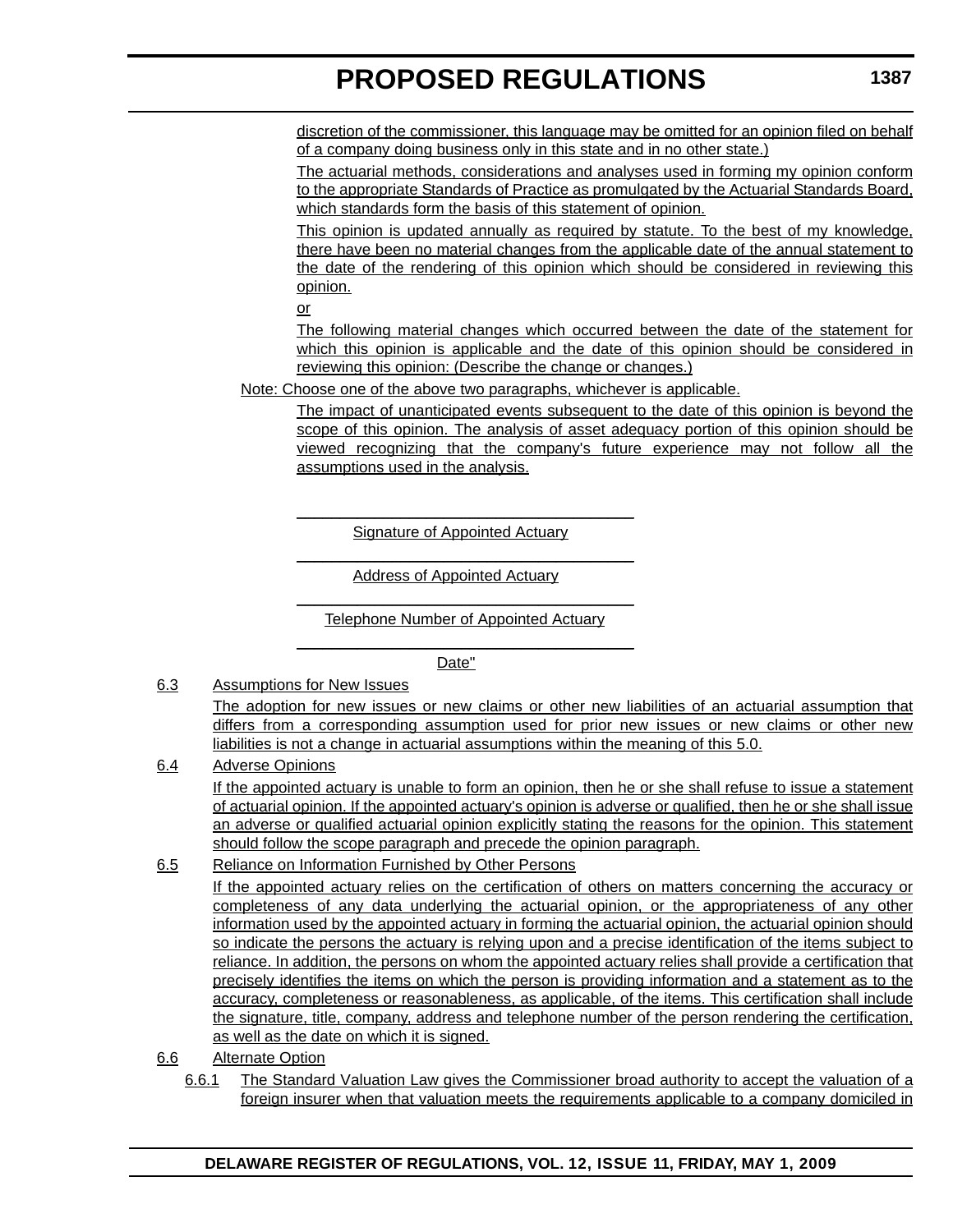discretion of the commissioner, this language may be omitted for an opinion filed on behalf of a company doing business only in this state and in no other state.)

The actuarial methods, considerations and analyses used in forming my opinion conform to the appropriate Standards of Practice as promulgated by the Actuarial Standards Board, which standards form the basis of this statement of opinion.

This opinion is updated annually as required by statute. To the best of my knowledge, there have been no material changes from the applicable date of the annual statement to the date of the rendering of this opinion which should be considered in reviewing this opinion.

or

The following material changes which occurred between the date of the statement for which this opinion is applicable and the date of this opinion should be considered in reviewing this opinion: (Describe the change or changes.)

Note: Choose one of the above two paragraphs, whichever is applicable.

The impact of unanticipated events subsequent to the date of this opinion is beyond the scope of this opinion. The analysis of asset adequacy portion of this opinion should be viewed recognizing that the company's future experience may not follow all the assumptions used in the analysis.

\_\_\_\_\_\_\_\_\_\_\_\_\_\_\_\_\_\_\_\_\_\_\_\_\_\_\_\_\_\_\_\_\_\_\_\_

Signature of Appointed Actuary

\_\_\_\_\_\_\_\_\_\_\_\_\_\_\_\_\_\_\_\_\_\_\_\_\_\_\_\_\_\_\_\_\_\_\_\_

Address of Appointed Actuary

\_\_\_\_\_\_\_\_\_\_\_\_\_\_\_\_\_\_\_\_\_\_\_\_\_\_\_\_\_\_\_\_\_\_\_\_

Telephone Number of Appointed Actuary

\_\_\_\_\_\_\_\_\_\_\_\_\_\_\_\_\_\_\_\_\_\_\_\_\_\_\_\_\_\_\_\_\_\_\_\_

Date"

6.3 Assumptions for New Issues

The adoption for new issues or new claims or other new liabilities of an actuarial assumption that differs from a corresponding assumption used for prior new issues or new claims or other new liabilities is not a change in actuarial assumptions within the meaning of this 5.0.

6.4 Adverse Opinions

If the appointed actuary is unable to form an opinion, then he or she shall refuse to issue a statement of actuarial opinion. If the appointed actuary's opinion is adverse or qualified, then he or she shall issue an adverse or qualified actuarial opinion explicitly stating the reasons for the opinion. This statement should follow the scope paragraph and precede the opinion paragraph.

6.5 Reliance on Information Furnished by Other Persons

If the appointed actuary relies on the certification of others on matters concerning the accuracy or completeness of any data underlying the actuarial opinion, or the appropriateness of any other information used by the appointed actuary in forming the actuarial opinion, the actuarial opinion should so indicate the persons the actuary is relying upon and a precise identification of the items subject to reliance. In addition, the persons on whom the appointed actuary relies shall provide a certification that precisely identifies the items on which the person is providing information and a statement as to the accuracy, completeness or reasonableness, as applicable, of the items. This certification shall include the signature, title, company, address and telephone number of the person rendering the certification, as well as the date on which it is signed.

6.6 Alternate Option

6.6.1 The Standard Valuation Law gives the Commissioner broad authority to accept the valuation of a foreign insurer when that valuation meets the requirements applicable to a company domiciled in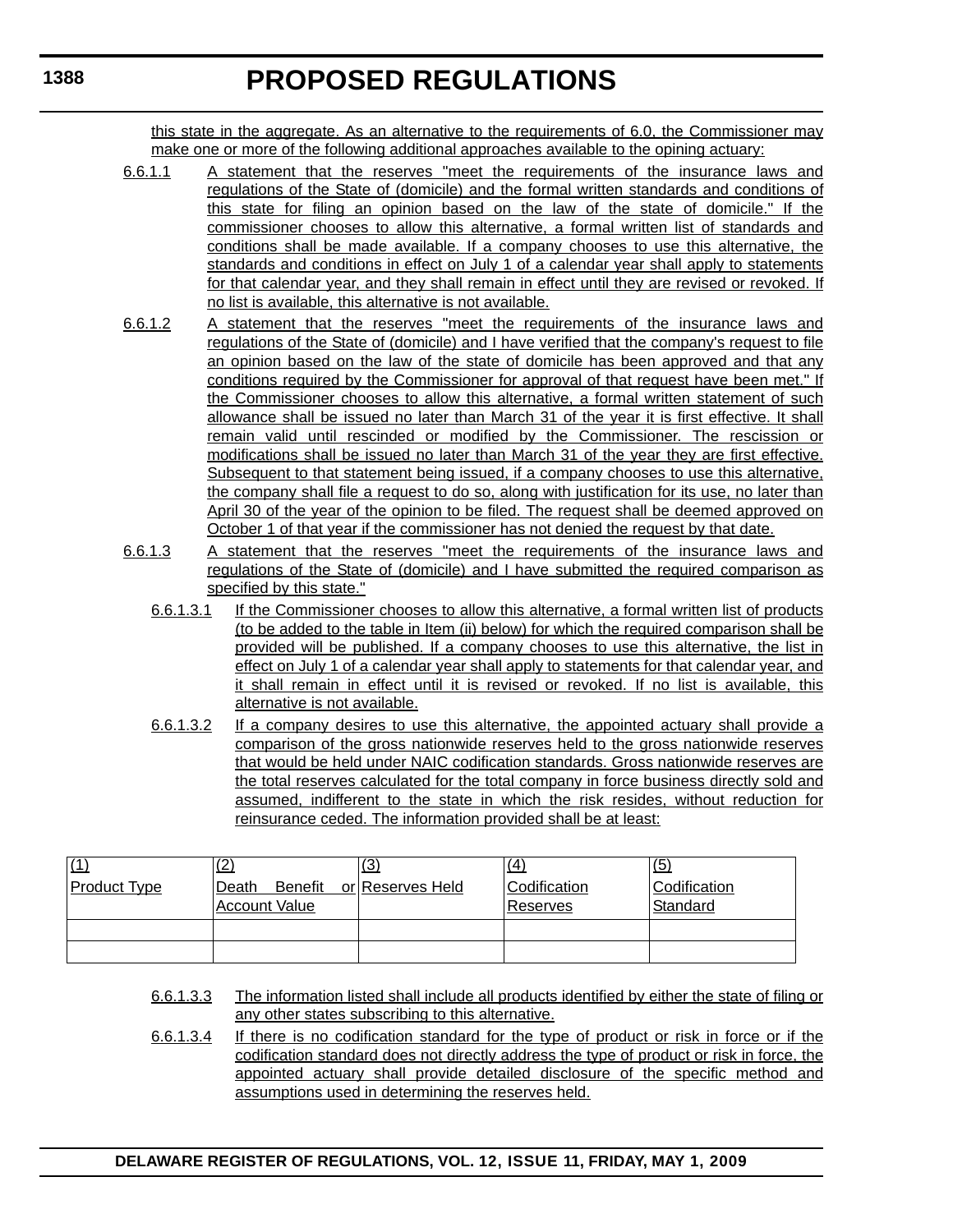this state in the aggregate. As an alternative to the requirements of 6.0, the Commissioner may make one or more of the following additional approaches available to the opining actuary:

6.6.1.1 A statement that the reserves "meet the requirements of the insurance laws and regulations of the State of (domicile) and the formal written standards and conditions of this state for filing an opinion based on the law of the state of domicile." If the commissioner chooses to allow this alternative, a formal written list of standards and conditions shall be made available. If a company chooses to use this alternative, the standards and conditions in effect on July 1 of a calendar year shall apply to statements for that calendar year, and they shall remain in effect until they are revised or revoked. If no list is available, this alternative is not available.

6.6.1.2 A statement that the reserves "meet the requirements of the insurance laws and regulations of the State of (domicile) and I have verified that the company's request to file an opinion based on the law of the state of domicile has been approved and that any conditions required by the Commissioner for approval of that request have been met." If the Commissioner chooses to allow this alternative, a formal written statement of such allowance shall be issued no later than March 31 of the year it is first effective. It shall remain valid until rescinded or modified by the Commissioner. The rescission or modifications shall be issued no later than March 31 of the year they are first effective. Subsequent to that statement being issued, if a company chooses to use this alternative, the company shall file a request to do so, along with justification for its use, no later than April 30 of the year of the opinion to be filed. The request shall be deemed approved on October 1 of that year if the commissioner has not denied the request by that date.

6.6.1.3 A statement that the reserves "meet the requirements of the insurance laws and regulations of the State of (domicile) and I have submitted the required comparison as specified by this state."

6.6.1.3.1 If the Commissioner chooses to allow this alternative, a formal written list of products (to be added to the table in Item (ii) below) for which the required comparison shall be provided will be published. If a company chooses to use this alternative, the list in effect on July 1 of a calendar year shall apply to statements for that calendar year, and it shall remain in effect until it is revised or revoked. If no list is available, this alternative is not available.

6.6.1.3.2 If a company desires to use this alternative, the appointed actuary shall provide a comparison of the gross nationwide reserves held to the gross nationwide reserves that would be held under NAIC codification standards. Gross nationwide reserves are the total reserves calculated for the total company in force business directly sold and assumed, indifferent to the state in which the risk resides, without reduction for reinsurance ceded. The information provided shall be at least:

| (1) Product Type | (2) Death Benefit or Account Value | (3) Reserves Held | (4) Codification Reserves | (5) Codification Standard |
|---|---|---|---|---|
| | | | | |
| | | | | |

6.6.1.3.3 The information listed shall include all products identified by either the state of filing or any other states subscribing to this alternative.

6.6.1.3.4 If there is no codification standard for the type of product or risk in force or if the codification standard does not directly address the type of product or risk in force, the appointed actuary shall provide detailed disclosure of the specific method and assumptions used in determining the reserves held.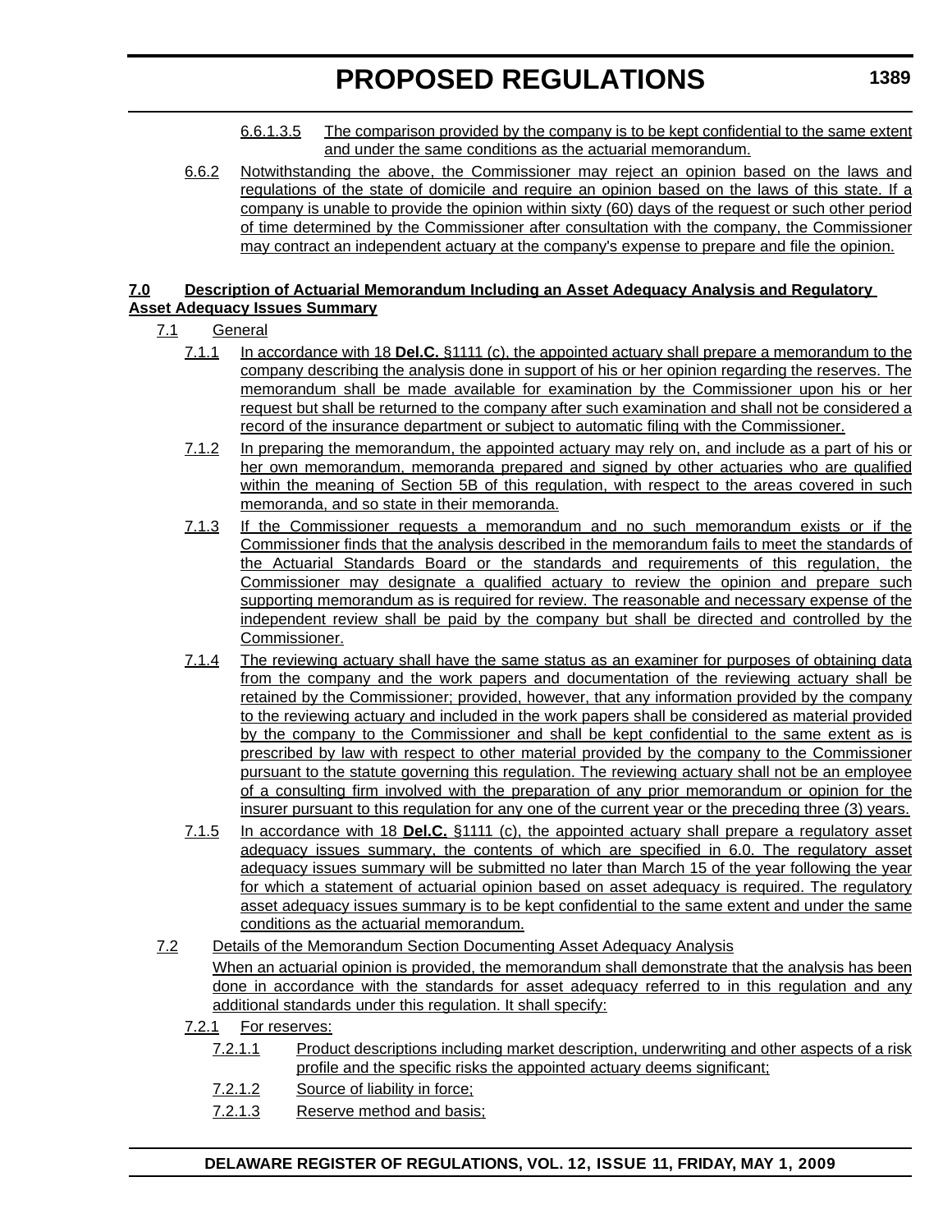6.6.1.3.5 The comparison provided by the company is to be kept confidential to the same extent and under the same conditions as the actuarial memorandum.

6.6.2 Notwithstanding the above, the Commissioner may reject an opinion based on the laws and regulations of the state of domicile and require an opinion based on the laws of this state. If a company is unable to provide the opinion within sixty (60) days of the request or such other period of time determined by the Commissioner after consultation with the company, the Commissioner may contract an independent actuary at the company's expense to prepare and file the opinion.

**7.0 Description of Actuarial Memorandum Including an Asset Adequacy Analysis and Regulatory Asset Adequacy Issues Summary**

7.1 General

7.1.1 In accordance with 18 **Del.C.** §1111 (c), the appointed actuary shall prepare a memorandum to the company describing the analysis done in support of his or her opinion regarding the reserves. The memorandum shall be made available for examination by the Commissioner upon his or her request but shall be returned to the company after such examination and shall not be considered a record of the insurance department or subject to automatic filing with the Commissioner.

7.1.2 In preparing the memorandum, the appointed actuary may rely on, and include as a part of his or her own memorandum, memoranda prepared and signed by other actuaries who are qualified within the meaning of Section 5B of this regulation, with respect to the areas covered in such memoranda, and so state in their memoranda.

7.1.3 If the Commissioner requests a memorandum and no such memorandum exists or if the Commissioner finds that the analysis described in the memorandum fails to meet the standards of the Actuarial Standards Board or the standards and requirements of this regulation, the Commissioner may designate a qualified actuary to review the opinion and prepare such supporting memorandum as is required for review. The reasonable and necessary expense of the independent review shall be paid by the company but shall be directed and controlled by the Commissioner.

7.1.4 The reviewing actuary shall have the same status as an examiner for purposes of obtaining data from the company and the work papers and documentation of the reviewing actuary shall be retained by the Commissioner; provided, however, that any information provided by the company to the reviewing actuary and included in the work papers shall be considered as material provided by the company to the Commissioner and shall be kept confidential to the same extent as is prescribed by law with respect to other material provided by the company to the Commissioner pursuant to the statute governing this regulation. The reviewing actuary shall not be an employee of a consulting firm involved with the preparation of any prior memorandum or opinion for the insurer pursuant to this regulation for any one of the current year or the preceding three (3) years.

7.1.5 In accordance with 18 **Del.C.** §1111 (c), the appointed actuary shall prepare a regulatory asset adequacy issues summary, the contents of which are specified in 6.0. The regulatory asset adequacy issues summary will be submitted no later than March 15 of the year following the year for which a statement of actuarial opinion based on asset adequacy is required. The regulatory asset adequacy issues summary is to be kept confidential to the same extent and under the same conditions as the actuarial memorandum.

7.2 Details of the Memorandum Section Documenting Asset Adequacy Analysis

When an actuarial opinion is provided, the memorandum shall demonstrate that the analysis has been done in accordance with the standards for asset adequacy referred to in this regulation and any additional standards under this regulation. It shall specify:

7.2.1 For reserves:

7.2.1.1 Product descriptions including market description, underwriting and other aspects of a risk profile and the specific risks the appointed actuary deems significant;

7.2.1.2 Source of liability in force;

7.2.1.3 Reserve method and basis;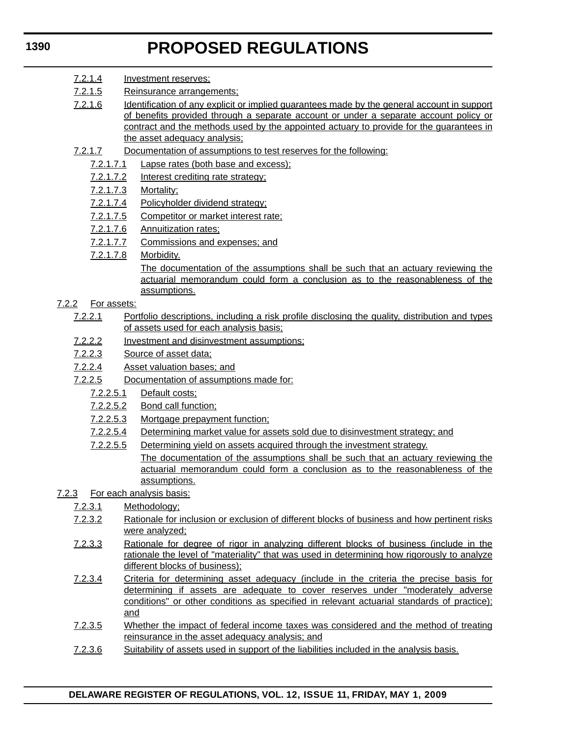7.2.1.4 Investment reserves;

7.2.1.5 Reinsurance arrangements;

7.2.1.6 Identification of any explicit or implied guarantees made by the general account in support of benefits provided through a separate account or under a separate account policy or contract and the methods used by the appointed actuary to provide for the guarantees in the asset adequacy analysis;

7.2.1.7 Documentation of assumptions to test reserves for the following:

7.2.1.7.1 Lapse rates (both base and excess);

7.2.1.7.2 Interest crediting rate strategy;

7.2.1.7.3 Mortality;

7.2.1.7.4 Policyholder dividend strategy;

7.2.1.7.5 Competitor or market interest rate;

7.2.1.7.6 Annuitization rates;

7.2.1.7.7 Commissions and expenses; and

7.2.1.7.8 Morbidity.

The documentation of the assumptions shall be such that an actuary reviewing the actuarial memorandum could form a conclusion as to the reasonableness of the assumptions.

7.2.2 For assets:

7.2.2.1 Portfolio descriptions, including a risk profile disclosing the quality, distribution and types of assets used for each analysis basis;

7.2.2.2 Investment and disinvestment assumptions;

7.2.2.3 Source of asset data;

7.2.2.4 Asset valuation bases; and

7.2.2.5 Documentation of assumptions made for:

7.2.2.5.1 Default costs;

7.2.2.5.2 Bond call function;

7.2.2.5.3 Mortgage prepayment function;

7.2.2.5.4 Determining market value for assets sold due to disinvestment strategy; and

7.2.2.5.5 Determining yield on assets acquired through the investment strategy.

The documentation of the assumptions shall be such that an actuary reviewing the actuarial memorandum could form a conclusion as to the reasonableness of the assumptions.

7.2.3 For each analysis basis:

7.2.3.1 Methodology;

7.2.3.2 Rationale for inclusion or exclusion of different blocks of business and how pertinent risks were analyzed;

7.2.3.3 Rationale for degree of rigor in analyzing different blocks of business (include in the rationale the level of "materiality" that was used in determining how rigorously to analyze different blocks of business);

7.2.3.4 Criteria for determining asset adequacy (include in the criteria the precise basis for determining if assets are adequate to cover reserves under "moderately adverse conditions" or other conditions as specified in relevant actuarial standards of practice); and

7.2.3.5 Whether the impact of federal income taxes was considered and the method of treating reinsurance in the asset adequacy analysis; and

7.2.3.6 Suitability of assets used in support of the liabilities included in the analysis basis.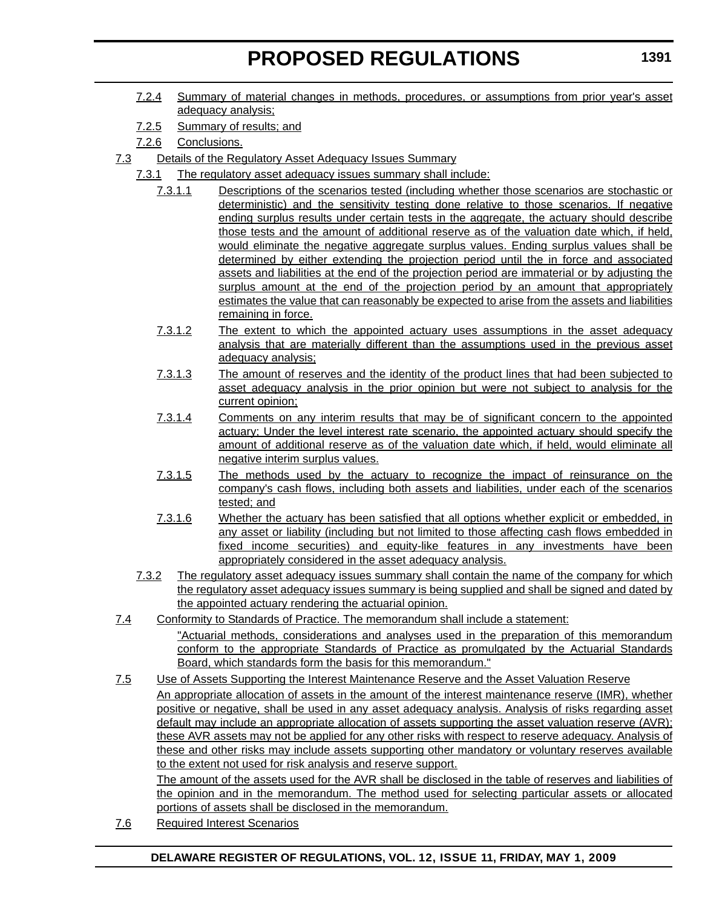7.2.4 Summary of material changes in methods, procedures, or assumptions from prior year's asset adequacy analysis;

7.2.5 Summary of results; and

7.2.6 Conclusions.

7.3 Details of the Regulatory Asset Adequacy Issues Summary

7.3.1 The regulatory asset adequacy issues summary shall include:

7.3.1.1 Descriptions of the scenarios tested (including whether those scenarios are stochastic or deterministic) and the sensitivity testing done relative to those scenarios. If negative ending surplus results under certain tests in the aggregate, the actuary should describe those tests and the amount of additional reserve as of the valuation date which, if held, would eliminate the negative aggregate surplus values. Ending surplus values shall be determined by either extending the projection period until the in force and associated assets and liabilities at the end of the projection period are immaterial or by adjusting the surplus amount at the end of the projection period by an amount that appropriately estimates the value that can reasonably be expected to arise from the assets and liabilities remaining in force.

7.3.1.2 The extent to which the appointed actuary uses assumptions in the asset adequacy analysis that are materially different than the assumptions used in the previous asset adequacy analysis;

7.3.1.3 The amount of reserves and the identity of the product lines that had been subjected to asset adequacy analysis in the prior opinion but were not subject to analysis for the current opinion;

7.3.1.4 Comments on any interim results that may be of significant concern to the appointed actuary; Under the level interest rate scenario, the appointed actuary should specify the amount of additional reserve as of the valuation date which, if held, would eliminate all negative interim surplus values.

7.3.1.5 The methods used by the actuary to recognize the impact of reinsurance on the company's cash flows, including both assets and liabilities, under each of the scenarios tested; and

7.3.1.6 Whether the actuary has been satisfied that all options whether explicit or embedded, in any asset or liability (including but not limited to those affecting cash flows embedded in fixed income securities) and equity-like features in any investments have been appropriately considered in the asset adequacy analysis.

7.3.2 The regulatory asset adequacy issues summary shall contain the name of the company for which the regulatory asset adequacy issues summary is being supplied and shall be signed and dated by the appointed actuary rendering the actuarial opinion.

7.4 Conformity to Standards of Practice. The memorandum shall include a statement:

"Actuarial methods, considerations and analyses used in the preparation of this memorandum conform to the appropriate Standards of Practice as promulgated by the Actuarial Standards Board, which standards form the basis for this memorandum."

7.5 Use of Assets Supporting the Interest Maintenance Reserve and the Asset Valuation Reserve

An appropriate allocation of assets in the amount of the interest maintenance reserve (IMR), whether positive or negative, shall be used in any asset adequacy analysis. Analysis of risks regarding asset default may include an appropriate allocation of assets supporting the asset valuation reserve (AVR); these AVR assets may not be applied for any other risks with respect to reserve adequacy. Analysis of these and other risks may include assets supporting other mandatory or voluntary reserves available to the extent not used for risk analysis and reserve support.

The amount of the assets used for the AVR shall be disclosed in the table of reserves and liabilities of the opinion and in the memorandum. The method used for selecting particular assets or allocated portions of assets shall be disclosed in the memorandum.

7.6 Required Interest Scenarios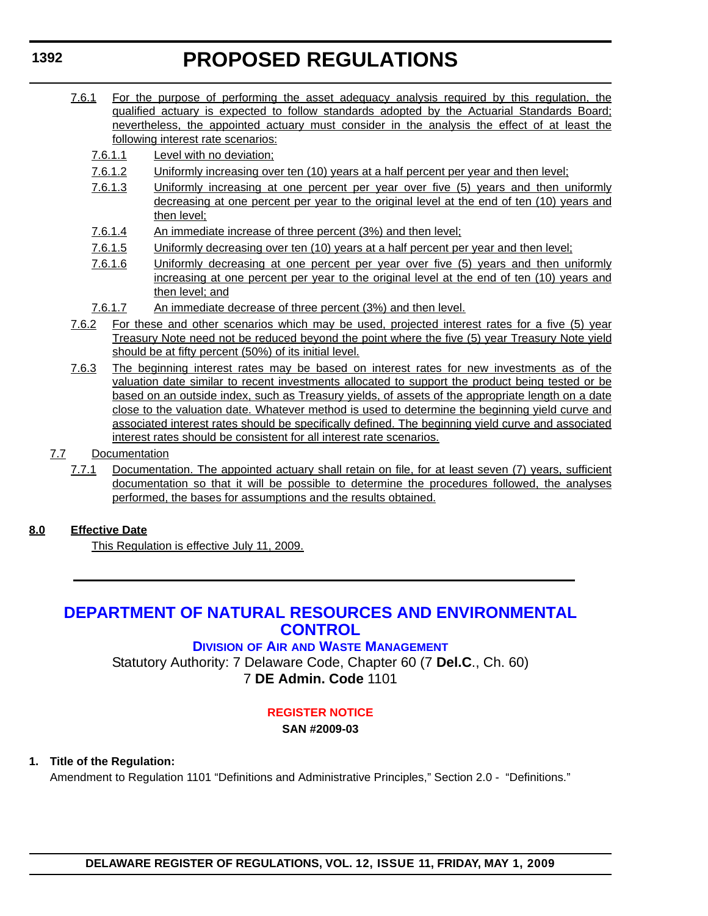7.6.1 For the purpose of performing the asset adequacy analysis required by this regulation, the qualified actuary is expected to follow standards adopted by the Actuarial Standards Board; nevertheless, the appointed actuary must consider in the analysis the effect of at least the following interest rate scenarios:

7.6.1.1 Level with no deviation;

7.6.1.2 Uniformly increasing over ten (10) years at a half percent per year and then level;

7.6.1.3 Uniformly increasing at one percent per year over five (5) years and then uniformly decreasing at one percent per year to the original level at the end of ten (10) years and then level;

7.6.1.4 An immediate increase of three percent (3%) and then level;

7.6.1.5 Uniformly decreasing over ten (10) years at a half percent per year and then level;

7.6.1.6 Uniformly decreasing at one percent per year over five (5) years and then uniformly increasing at one percent per year to the original level at the end of ten (10) years and then level; and

7.6.1.7 An immediate decrease of three percent (3%) and then level.

7.6.2 For these and other scenarios which may be used, projected interest rates for a five (5) year Treasury Note need not be reduced beyond the point where the five (5) year Treasury Note yield should be at fifty percent (50%) of its initial level.

7.6.3 The beginning interest rates may be based on interest rates for new investments as of the valuation date similar to recent investments allocated to support the product being tested or be based on an outside index, such as Treasury yields, of assets of the appropriate length on a date close to the valuation date. Whatever method is used to determine the beginning yield curve and associated interest rates should be specifically defined. The beginning yield curve and associated interest rates should be consistent for all interest rate scenarios.

7.7 Documentation

7.7.1 Documentation. The appointed actuary shall retain on file, for at least seven (7) years, sufficient documentation so that it will be possible to determine the procedures followed, the analyses performed, the bases for assumptions and the results obtained.

**8.0 Effective Date**

This Regulation is effective July 11, 2009.

---

# DEPARTMENT OF NATURAL RESOURCES AND ENVIRONMENTAL CONTROL

## DIVISION OF AIR AND WASTE MANAGEMENT

Statutory Authority: 7 Delaware Code, Chapter 60 (7 **Del.C.**, Ch. 60)
7 **DE Admin. Code** 1101

### REGISTER NOTICE

**SAN #2009-03**

**1. Title of the Regulation:**

Amendment to Regulation 1101 "Definitions and Administrative Principles," Section 2.0 - "Definitions."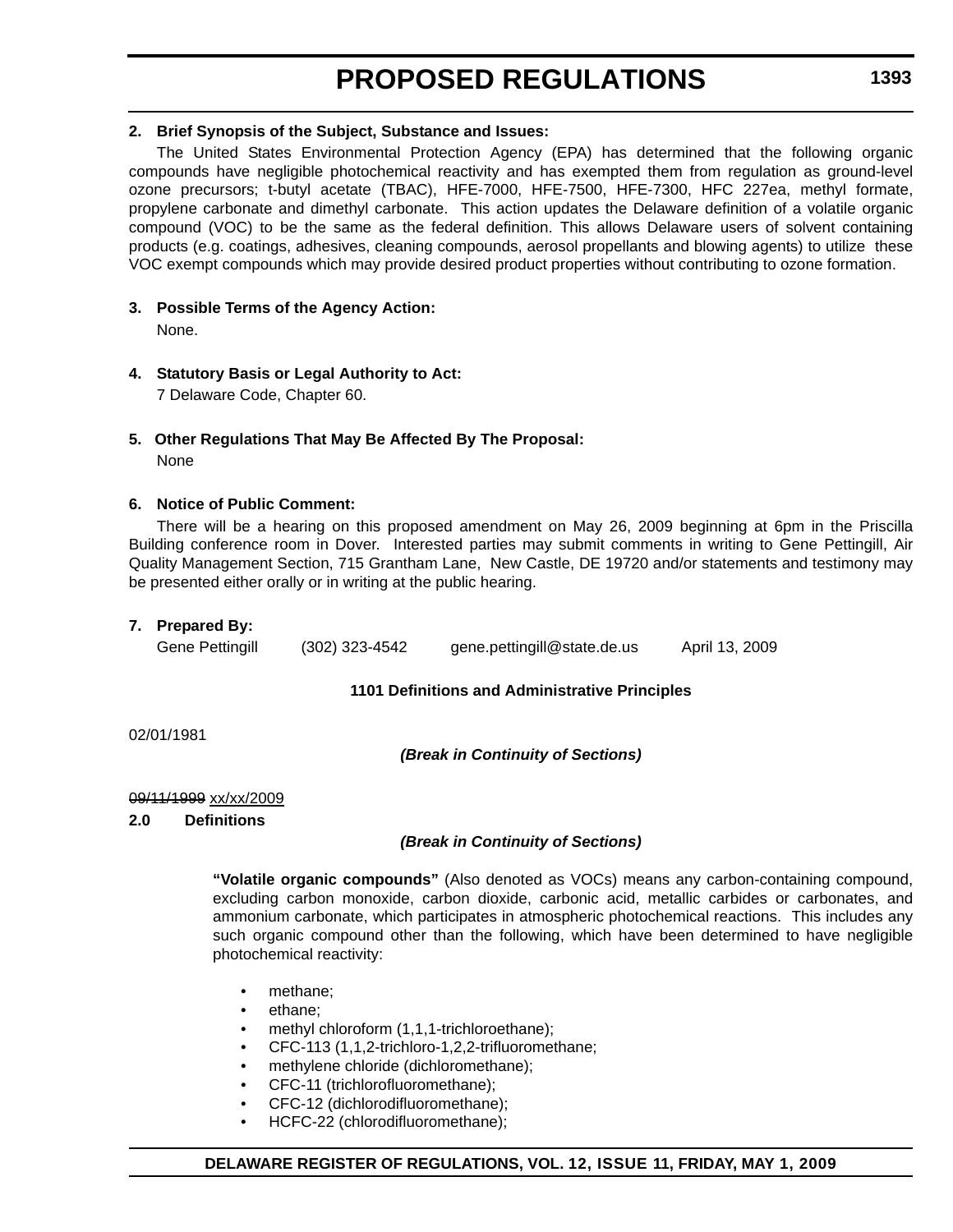**2. Brief Synopsis of the Subject, Substance and Issues:**

The United States Environmental Protection Agency (EPA) has determined that the following organic compounds have negligible photochemical reactivity and has exempted them from regulation as ground-level ozone precursors; t-butyl acetate (TBAC), HFE-7000, HFE-7500, HFE-7300, HFC 227ea, methyl formate, propylene carbonate and dimethyl carbonate. This action updates the Delaware definition of a volatile organic compound (VOC) to be the same as the federal definition. This allows Delaware users of solvent containing products (e.g. coatings, adhesives, cleaning compounds, aerosol propellants and blowing agents) to utilize these VOC exempt compounds which may provide desired product properties without contributing to ozone formation.

**3. Possible Terms of the Agency Action:**

None.

**4. Statutory Basis or Legal Authority to Act:**

7 Delaware Code, Chapter 60.

**5. Other Regulations That May Be Affected By The Proposal:**

None

**6. Notice of Public Comment:**

There will be a hearing on this proposed amendment on May 26, 2009 beginning at 6pm in the Priscilla Building conference room in Dover. Interested parties may submit comments in writing to Gene Pettingill, Air Quality Management Section, 715 Grantham Lane, New Castle, DE 19720 and/or statements and testimony may be presented either orally or in writing at the public hearing.

**7. Prepared By:**

Gene Pettingill (302) 323-4542 gene.pettingill@state.de.us April 13, 2009

**1101 Definitions and Administrative Principles**

02/01/1981

***(Break in Continuity of Sections)***

~~09/11/1999~~ xx/xx/2009

**2.0 Definitions**

***(Break in Continuity of Sections)***

**"Volatile organic compounds"** (Also denoted as VOCs) means any carbon-containing compound, excluding carbon monoxide, carbon dioxide, carbonic acid, metallic carbides or carbonates, and ammonium carbonate, which participates in atmospheric photochemical reactions. This includes any such organic compound other than the following, which have been determined to have negligible photochemical reactivity:

- methane;
- ethane;
- methyl chloroform (1,1,1-trichloroethane);
- CFC-113 (1,1,2-trichloro-1,2,2-trifluoromethane;
- methylene chloride (dichloromethane);
- CFC-11 (trichlorofluoromethane);
- CFC-12 (dichlorodifluoromethane);
- HCFC-22 (chlorodifluoromethane);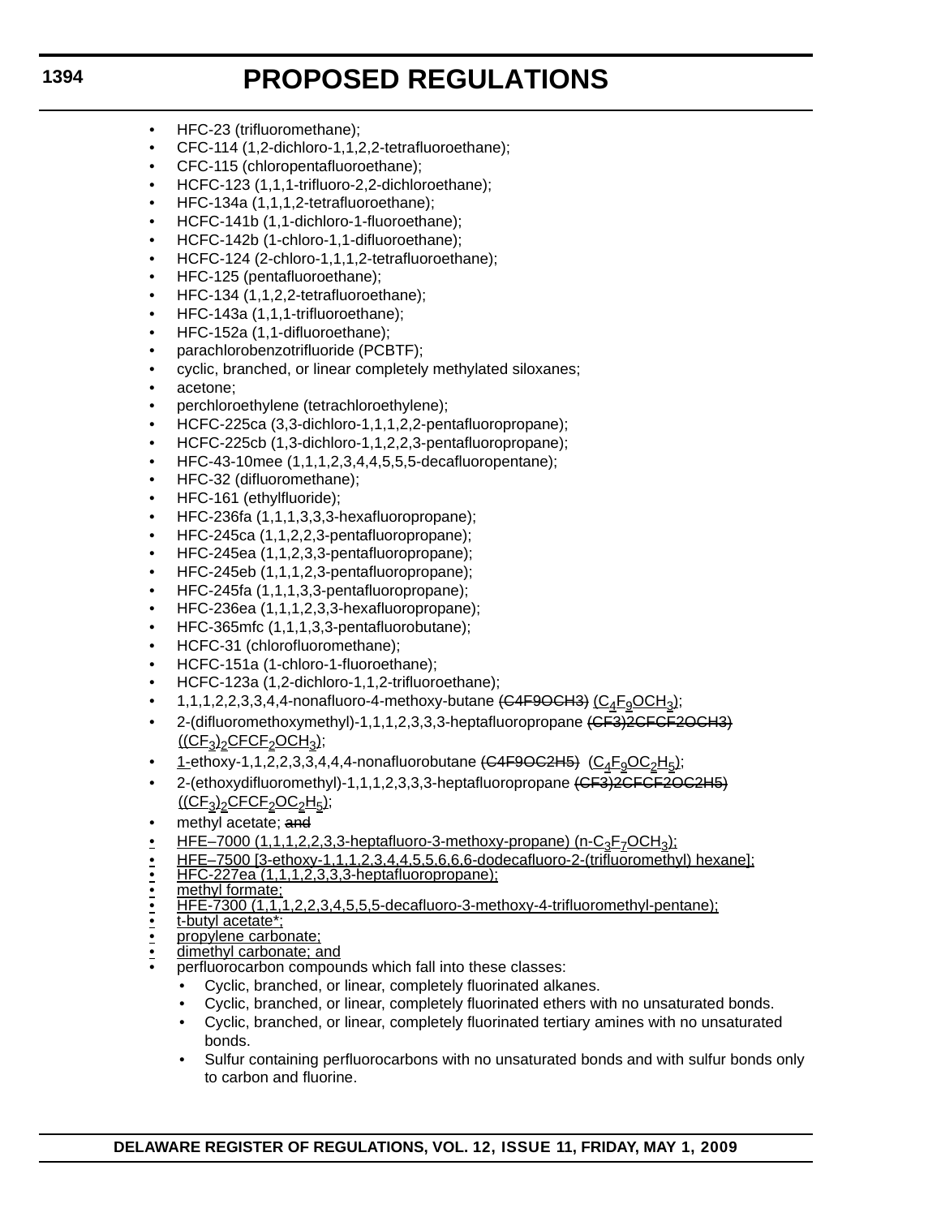- HFC-23 (trifluoromethane);
- CFC-114 (1,2-dichloro-1,1,2,2-tetrafluoroethane);
- CFC-115 (chloropentafluoroethane);
- HCFC-123 (1,1,1-trifluoro-2,2-dichloroethane);
- HFC-134a (1,1,1,2-tetrafluoroethane);
- HCFC-141b (1,1-dichloro-1-fluoroethane);
- HCFC-142b (1-chloro-1,1-difluoroethane);
- HCFC-124 (2-chloro-1,1,1,2-tetrafluoroethane);
- HFC-125 (pentafluoroethane);
- HFC-134 (1,1,2,2-tetrafluoroethane);
- HFC-143a (1,1,1-trifluoroethane);
- HFC-152a (1,1-difluoroethane);
- parachlorobenzotrifluoride (PCBTF);
- cyclic, branched, or linear completely methylated siloxanes;
- acetone;
- perchloroethylene (tetrachloroethylene);
- HCFC-225ca (3,3-dichloro-1,1,1,2,2-pentafluoropropane);
- HCFC-225cb (1,3-dichloro-1,1,2,2,3-pentafluoropropane);
- HFC-43-10mee (1,1,1,2,3,4,4,5,5,5-decafluoropentane);
- HFC-32 (difluoromethane);
- HFC-161 (ethylfluoride);
- HFC-236fa (1,1,1,3,3,3-hexafluoropropane);
- HFC-245ca (1,1,2,2,3-pentafluoropropane);
- HFC-245ea (1,1,2,3,3-pentafluoropropane);
- HFC-245eb (1,1,1,2,3-pentafluoropropane);
- HFC-245fa (1,1,1,3,3-pentafluoropropane);
- HFC-236ea (1,1,1,2,3,3-hexafluoropropane);
- HFC-365mfc (1,1,1,3,3-pentafluorobutane);
- HCFC-31 (chlorofluoromethane);
- HCFC-151a (1-chloro-1-fluoroethane);
- HCFC-123a (1,2-dichloro-1,1,2-trifluoroethane);
- 1,1,1,2,2,3,3,4,4-nonafluoro-4-methoxy-butane ~~(C4F9OCH3)~~ ($C_4F_9OCH_3$);
- 2-(difluoromethoxymethyl)-1,1,1,2,3,3,3-heptafluoropropane ~~(CF3)2CFCF2OCH3)~~ ($(CF_3)_2CFCF_2OCH_3$);
- 1-ethoxy-1,1,2,2,3,3,4,4,4-nonafluorobutane ~~(C4F9OC2H5)~~ ($C_4F_9OC_2H_5$);
- 2-(ethoxydifluoromethyl)-1,1,1,2,3,3,3-heptafluoropropane ~~(CF3)2CFCF2OC2H5)~~ ($(CF_3)_2CFCF_2OC_2H_5$);
- methyl acetate; ~~and~~
- HFE–7000 (1,1,1,2,2,3,3-heptafluoro-3-methoxy-propane) (n-$C_3F_7OCH_3$);
- HFE–7500 [3-ethoxy-1,1,1,2,3,4,4,5,5,6,6,6-dodecafluoro-2-(trifluoromethyl) hexane];
- HFC-227ea (1,1,1,2,3,3,3-heptafluoropropane);
- methyl formate;
- HFE-7300 (1,1,1,2,2,3,4,5,5,5-decafluoro-3-methoxy-4-trifluoromethyl-pentane);
- t-butyl acetate*;
- propylene carbonate;
- dimethyl carbonate; and
- perfluorocarbon compounds which fall into these classes:
  - Cyclic, branched, or linear, completely fluorinated alkanes.
  - Cyclic, branched, or linear, completely fluorinated ethers with no unsaturated bonds.
  - Cyclic, branched, or linear, completely fluorinated tertiary amines with no unsaturated bonds.
  - Sulfur containing perfluorocarbons with no unsaturated bonds and with sulfur bonds only to carbon and fluorine.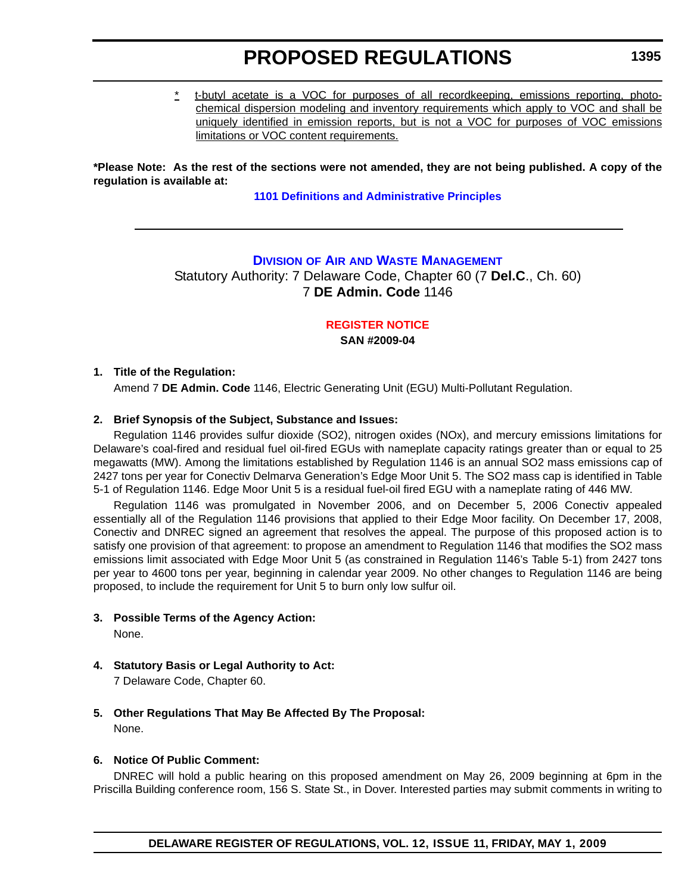\* t-butyl acetate is a VOC for purposes of all recordkeeping, emissions reporting, photochemical dispersion modeling and inventory requirements which apply to VOC and shall be uniquely identified in emission reports, but is not a VOC for purposes of VOC emissions limitations or VOC content requirements.

**\*Please Note: As the rest of the sections were not amended, they are not being published. A copy of the regulation is available at:**

**1101 Definitions and Administrative Principles**

---

## DIVISION OF AIR AND WASTE MANAGEMENT

Statutory Authority: 7 Delaware Code, Chapter 60 (7 **Del.C**., Ch. 60)
7 **DE Admin. Code** 1146

### REGISTER NOTICE

**SAN #2009-04**

**1. Title of the Regulation:**

Amend 7 **DE Admin. Code** 1146, Electric Generating Unit (EGU) Multi-Pollutant Regulation.

**2. Brief Synopsis of the Subject, Substance and Issues:**

Regulation 1146 provides sulfur dioxide (SO2), nitrogen oxides (NOx), and mercury emissions limitations for Delaware's coal-fired and residual fuel oil-fired EGUs with nameplate capacity ratings greater than or equal to 25 megawatts (MW). Among the limitations established by Regulation 1146 is an annual SO2 mass emissions cap of 2427 tons per year for Conectiv Delmarva Generation's Edge Moor Unit 5. The SO2 mass cap is identified in Table 5-1 of Regulation 1146. Edge Moor Unit 5 is a residual fuel-oil fired EGU with a nameplate rating of 446 MW.

Regulation 1146 was promulgated in November 2006, and on December 5, 2006 Conectiv appealed essentially all of the Regulation 1146 provisions that applied to their Edge Moor facility. On December 17, 2008, Conectiv and DNREC signed an agreement that resolves the appeal. The purpose of this proposed action is to satisfy one provision of that agreement: to propose an amendment to Regulation 1146 that modifies the SO2 mass emissions limit associated with Edge Moor Unit 5 (as constrained in Regulation 1146's Table 5-1) from 2427 tons per year to 4600 tons per year, beginning in calendar year 2009. No other changes to Regulation 1146 are being proposed, to include the requirement for Unit 5 to burn only low sulfur oil.

**3. Possible Terms of the Agency Action:**

None.

**4. Statutory Basis or Legal Authority to Act:**

7 Delaware Code, Chapter 60.

**5. Other Regulations That May Be Affected By The Proposal:**

None.

**6. Notice Of Public Comment:**

DNREC will hold a public hearing on this proposed amendment on May 26, 2009 beginning at 6pm in the Priscilla Building conference room, 156 S. State St., in Dover. Interested parties may submit comments in writing to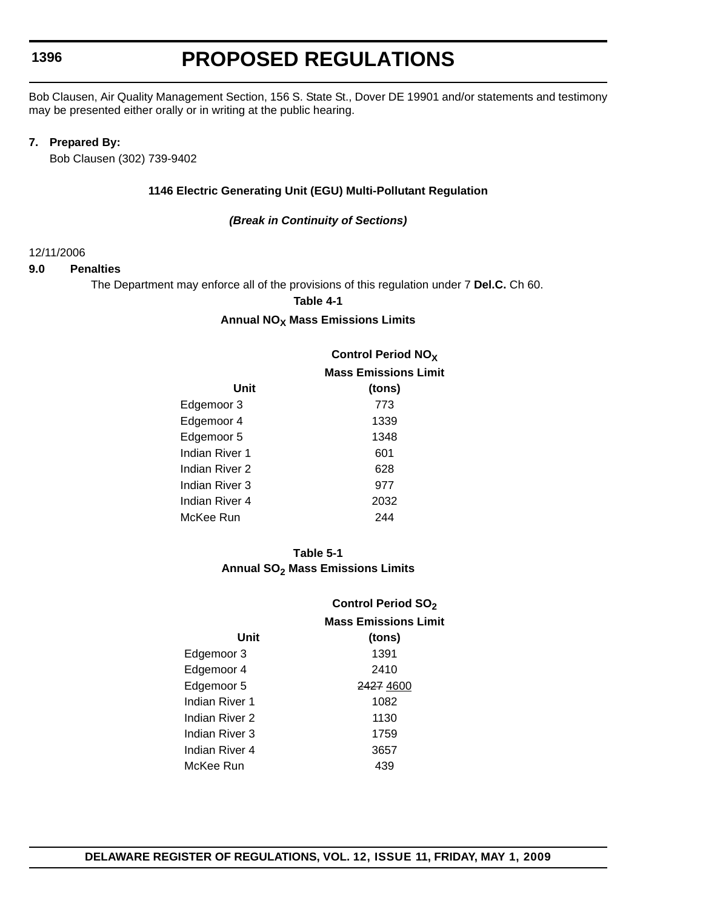Bob Clausen, Air Quality Management Section, 156 S. State St., Dover DE 19901 and/or statements and testimony may be presented either orally or in writing at the public hearing.

**7. Prepared By:**

Bob Clausen (302) 739-9402

**1146 Electric Generating Unit (EGU) Multi-Pollutant Regulation**

***(Break in Continuity of Sections)***

12/11/2006

**9.0 Penalties**

The Department may enforce all of the provisions of this regulation under 7 **Del.C.** Ch 60.

**Table 4-1**

**Annual $NO_X$ Mass Emissions Limits**

| **Unit** | **Control Period $NO_X$ Mass Emissions Limit (tons)** |
|---|---|
| Edgemoor 3 | 773 |
| Edgemoor 4 | 1339 |
| Edgemoor 5 | 1348 |
| Indian River 1 | 601 |
| Indian River 2 | 628 |
| Indian River 3 | 977 |
| Indian River 4 | 2032 |
| McKee Run | 244 |

**Table 5-1**

**Annual $SO_2$ Mass Emissions Limits**

| **Unit** | **Control Period $SO_2$ Mass Emissions Limit (tons)** |
|---|---|
| Edgemoor 3 | 1391 |
| Edgemoor 4 | 2410 |
| Edgemoor 5 | ~~2427~~ <u>4600</u> |
| Indian River 1 | 1082 |
| Indian River 2 | 1130 |
| Indian River 3 | 1759 |
| Indian River 4 | 3657 |
| McKee Run | 439 |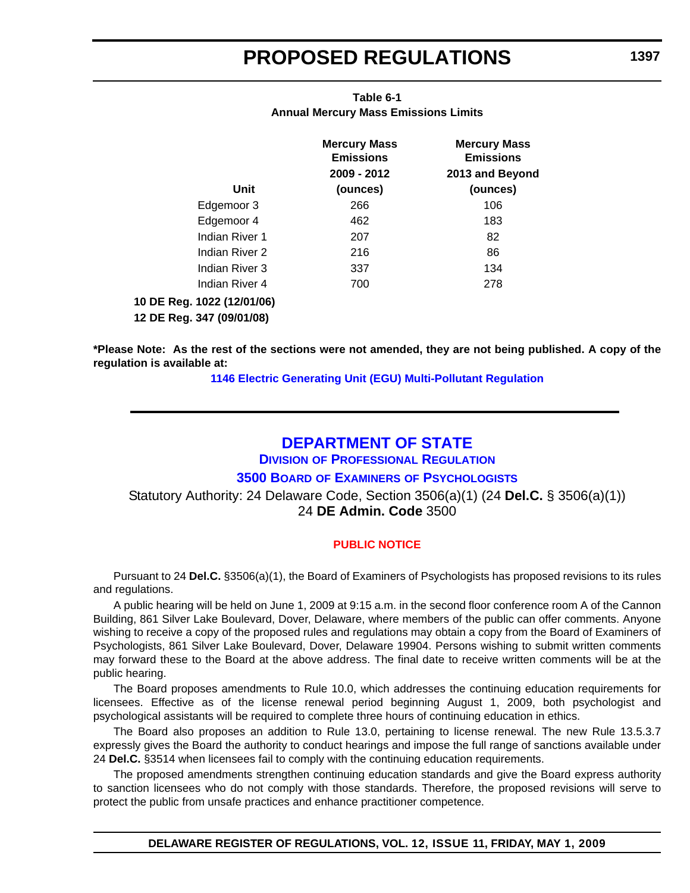**Table 6-1**
**Annual Mercury Mass Emissions Limits**

| Unit | Mercury Mass Emissions 2009 - 2012 (ounces) | Mercury Mass Emissions 2013 and Beyond (ounces) |
|---|---|---|
| Edgemoor 3 | 266 | 106 |
| Edgemoor 4 | 462 | 183 |
| Indian River 1 | 207 | 82 |
| Indian River 2 | 216 | 86 |
| Indian River 3 | 337 | 134 |
| Indian River 4 | 700 | 278 |

**10 DE Reg. 1022 (12/01/06)**
**12 DE Reg. 347 (09/01/08)**

***Please Note: As the rest of the sections were not amended, they are not being published. A copy of the regulation is available at:**

**1146 Electric Generating Unit (EGU) Multi-Pollutant Regulation**

---

# DEPARTMENT OF STATE

## DIVISION OF PROFESSIONAL REGULATION

## 3500 BOARD OF EXAMINERS OF PSYCHOLOGISTS

Statutory Authority: 24 Delaware Code, Section 3506(a)(1) (24 **Del.C.** § 3506(a)(1))
24 **DE Admin. Code** 3500

### PUBLIC NOTICE

Pursuant to 24 **Del.C.** §3506(a)(1), the Board of Examiners of Psychologists has proposed revisions to its rules and regulations.

A public hearing will be held on June 1, 2009 at 9:15 a.m. in the second floor conference room A of the Cannon Building, 861 Silver Lake Boulevard, Dover, Delaware, where members of the public can offer comments. Anyone wishing to receive a copy of the proposed rules and regulations may obtain a copy from the Board of Examiners of Psychologists, 861 Silver Lake Boulevard, Dover, Delaware 19904. Persons wishing to submit written comments may forward these to the Board at the above address. The final date to receive written comments will be at the public hearing.

The Board proposes amendments to Rule 10.0, which addresses the continuing education requirements for licensees. Effective as of the license renewal period beginning August 1, 2009, both psychologist and psychological assistants will be required to complete three hours of continuing education in ethics.

The Board also proposes an addition to Rule 13.0, pertaining to license renewal. The new Rule 13.5.3.7 expressly gives the Board the authority to conduct hearings and impose the full range of sanctions available under 24 **Del.C.** §3514 when licensees fail to comply with the continuing education requirements.

The proposed amendments strengthen continuing education standards and give the Board express authority to sanction licensees who do not comply with those standards. Therefore, the proposed revisions will serve to protect the public from unsafe practices and enhance practitioner competence.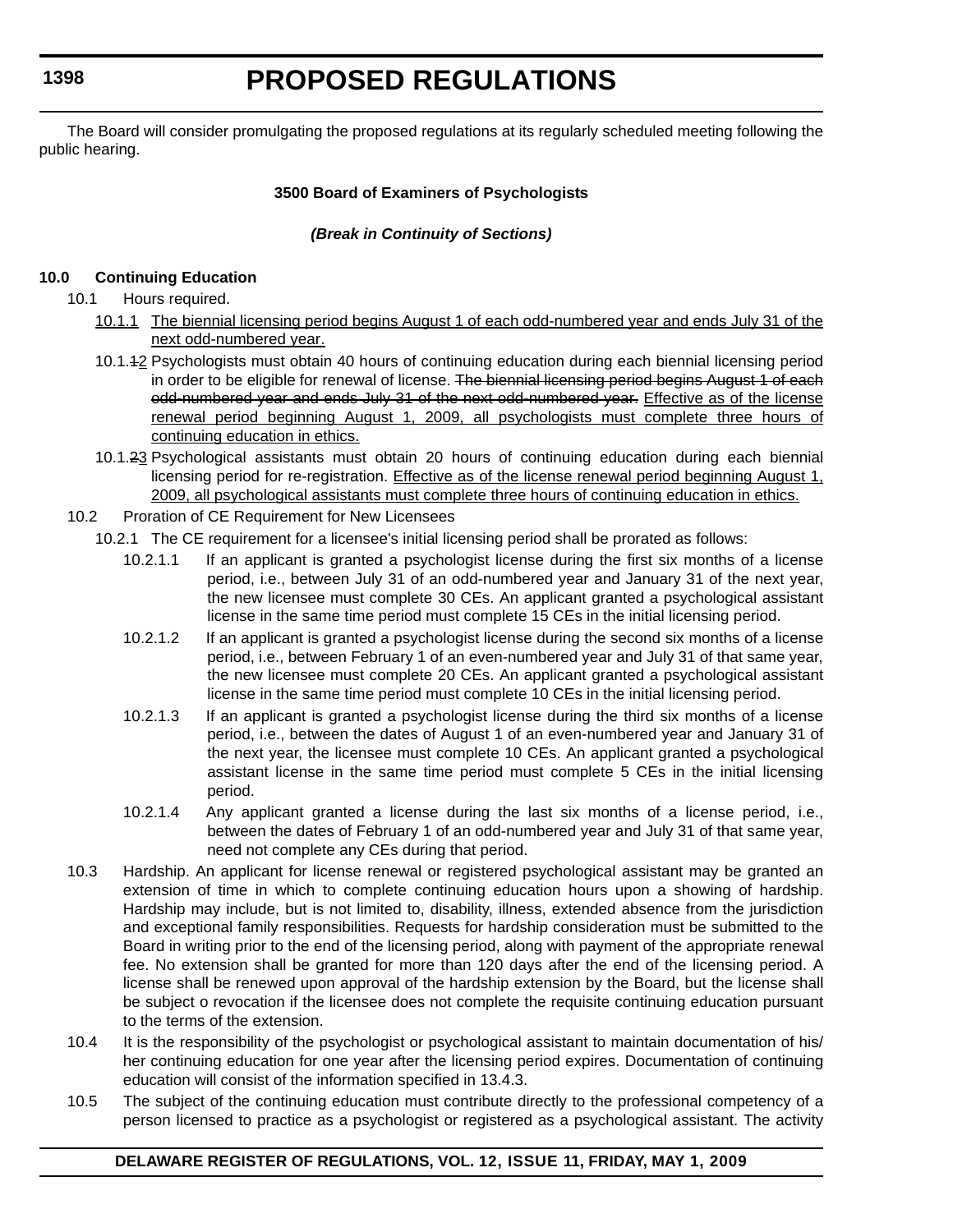The Board will consider promulgating the proposed regulations at its regularly scheduled meeting following the public hearing.

**3500 Board of Examiners of Psychologists**

***(Break in Continuity of Sections)***

**10.0 Continuing Education**

10.1 Hours required.

10.1.1 The biennial licensing period begins August 1 of each odd-numbered year and ends July 31 of the next odd-numbered year.

10.1.~~1~~2 Psychologists must obtain 40 hours of continuing education during each biennial licensing period in order to be eligible for renewal of license. ~~The biennial licensing period begins August 1 of each odd-numbered year and ends July 31 of the next odd-numbered year.~~ Effective as of the license renewal period beginning August 1, 2009, all psychologists must complete three hours of continuing education in ethics.

10.1.~~2~~3 Psychological assistants must obtain 20 hours of continuing education during each biennial licensing period for re-registration. Effective as of the license renewal period beginning August 1, 2009, all psychological assistants must complete three hours of continuing education in ethics.

10.2 Proration of CE Requirement for New Licensees

10.2.1 The CE requirement for a licensee's initial licensing period shall be prorated as follows:

10.2.1.1 If an applicant is granted a psychologist license during the first six months of a license period, i.e., between July 31 of an odd-numbered year and January 31 of the next year, the new licensee must complete 30 CEs. An applicant granted a psychological assistant license in the same time period must complete 15 CEs in the initial licensing period.

10.2.1.2 If an applicant is granted a psychologist license during the second six months of a license period, i.e., between February 1 of an even-numbered year and July 31 of that same year, the new licensee must complete 20 CEs. An applicant granted a psychological assistant license in the same time period must complete 10 CEs in the initial licensing period.

10.2.1.3 If an applicant is granted a psychologist license during the third six months of a license period, i.e., between the dates of August 1 of an even-numbered year and January 31 of the next year, the licensee must complete 10 CEs. An applicant granted a psychological assistant license in the same time period must complete 5 CEs in the initial licensing period.

10.2.1.4 Any applicant granted a license during the last six months of a license period, i.e., between the dates of February 1 of an odd-numbered year and July 31 of that same year, need not complete any CEs during that period.

10.3 Hardship. An applicant for license renewal or registered psychological assistant may be granted an extension of time in which to complete continuing education hours upon a showing of hardship. Hardship may include, but is not limited to, disability, illness, extended absence from the jurisdiction and exceptional family responsibilities. Requests for hardship consideration must be submitted to the Board in writing prior to the end of the licensing period, along with payment of the appropriate renewal fee. No extension shall be granted for more than 120 days after the end of the licensing period. A license shall be renewed upon approval of the hardship extension by the Board, but the license shall be subject o revocation if the licensee does not complete the requisite continuing education pursuant to the terms of the extension.

10.4 It is the responsibility of the psychologist or psychological assistant to maintain documentation of his/her continuing education for one year after the licensing period expires. Documentation of continuing education will consist of the information specified in 13.4.3.

10.5 The subject of the continuing education must contribute directly to the professional competency of a person licensed to practice as a psychologist or registered as a psychological assistant. The activity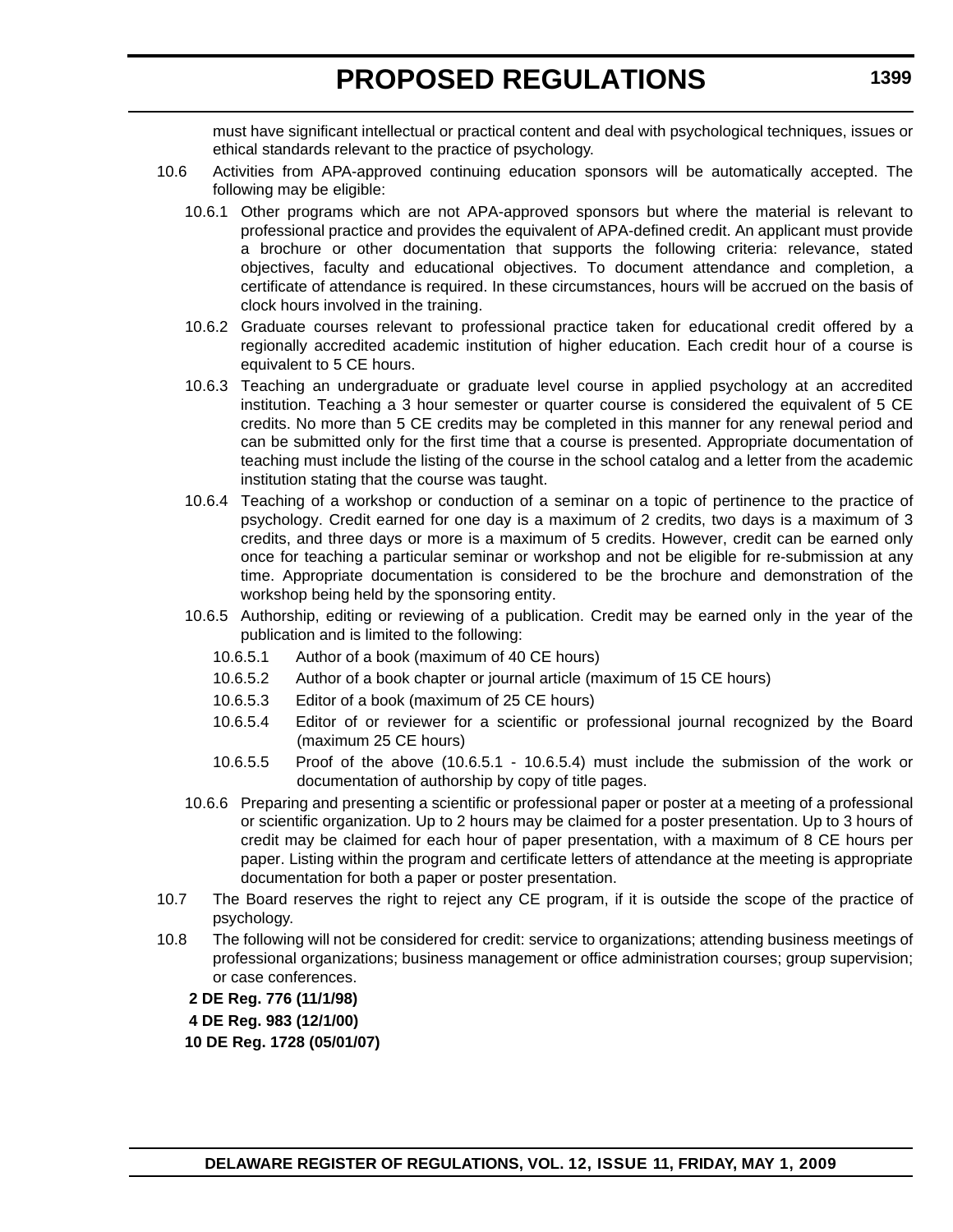must have significant intellectual or practical content and deal with psychological techniques, issues or ethical standards relevant to the practice of psychology.

10.6 Activities from APA-approved continuing education sponsors will be automatically accepted. The following may be eligible:

10.6.1 Other programs which are not APA-approved sponsors but where the material is relevant to professional practice and provides the equivalent of APA-defined credit. An applicant must provide a brochure or other documentation that supports the following criteria: relevance, stated objectives, faculty and educational objectives. To document attendance and completion, a certificate of attendance is required. In these circumstances, hours will be accrued on the basis of clock hours involved in the training.

10.6.2 Graduate courses relevant to professional practice taken for educational credit offered by a regionally accredited academic institution of higher education. Each credit hour of a course is equivalent to 5 CE hours.

10.6.3 Teaching an undergraduate or graduate level course in applied psychology at an accredited institution. Teaching a 3 hour semester or quarter course is considered the equivalent of 5 CE credits. No more than 5 CE credits may be completed in this manner for any renewal period and can be submitted only for the first time that a course is presented. Appropriate documentation of teaching must include the listing of the course in the school catalog and a letter from the academic institution stating that the course was taught.

10.6.4 Teaching of a workshop or conduction of a seminar on a topic of pertinence to the practice of psychology. Credit earned for one day is a maximum of 2 credits, two days is a maximum of 3 credits, and three days or more is a maximum of 5 credits. However, credit can be earned only once for teaching a particular seminar or workshop and not be eligible for re-submission at any time. Appropriate documentation is considered to be the brochure and demonstration of the workshop being held by the sponsoring entity.

10.6.5 Authorship, editing or reviewing of a publication. Credit may be earned only in the year of the publication and is limited to the following:

10.6.5.1 Author of a book (maximum of 40 CE hours)

10.6.5.2 Author of a book chapter or journal article (maximum of 15 CE hours)

10.6.5.3 Editor of a book (maximum of 25 CE hours)

10.6.5.4 Editor of or reviewer for a scientific or professional journal recognized by the Board (maximum 25 CE hours)

10.6.5.5 Proof of the above (10.6.5.1 - 10.6.5.4) must include the submission of the work or documentation of authorship by copy of title pages.

10.6.6 Preparing and presenting a scientific or professional paper or poster at a meeting of a professional or scientific organization. Up to 2 hours may be claimed for a poster presentation. Up to 3 hours of credit may be claimed for each hour of paper presentation, with a maximum of 8 CE hours per paper. Listing within the program and certificate letters of attendance at the meeting is appropriate documentation for both a paper or poster presentation.

10.7 The Board reserves the right to reject any CE program, if it is outside the scope of the practice of psychology.

10.8 The following will not be considered for credit: service to organizations; attending business meetings of professional organizations; business management or office administration courses; group supervision; or case conferences.

**2 DE Reg. 776 (11/1/98)**

**4 DE Reg. 983 (12/1/00)**

**10 DE Reg. 1728 (05/01/07)**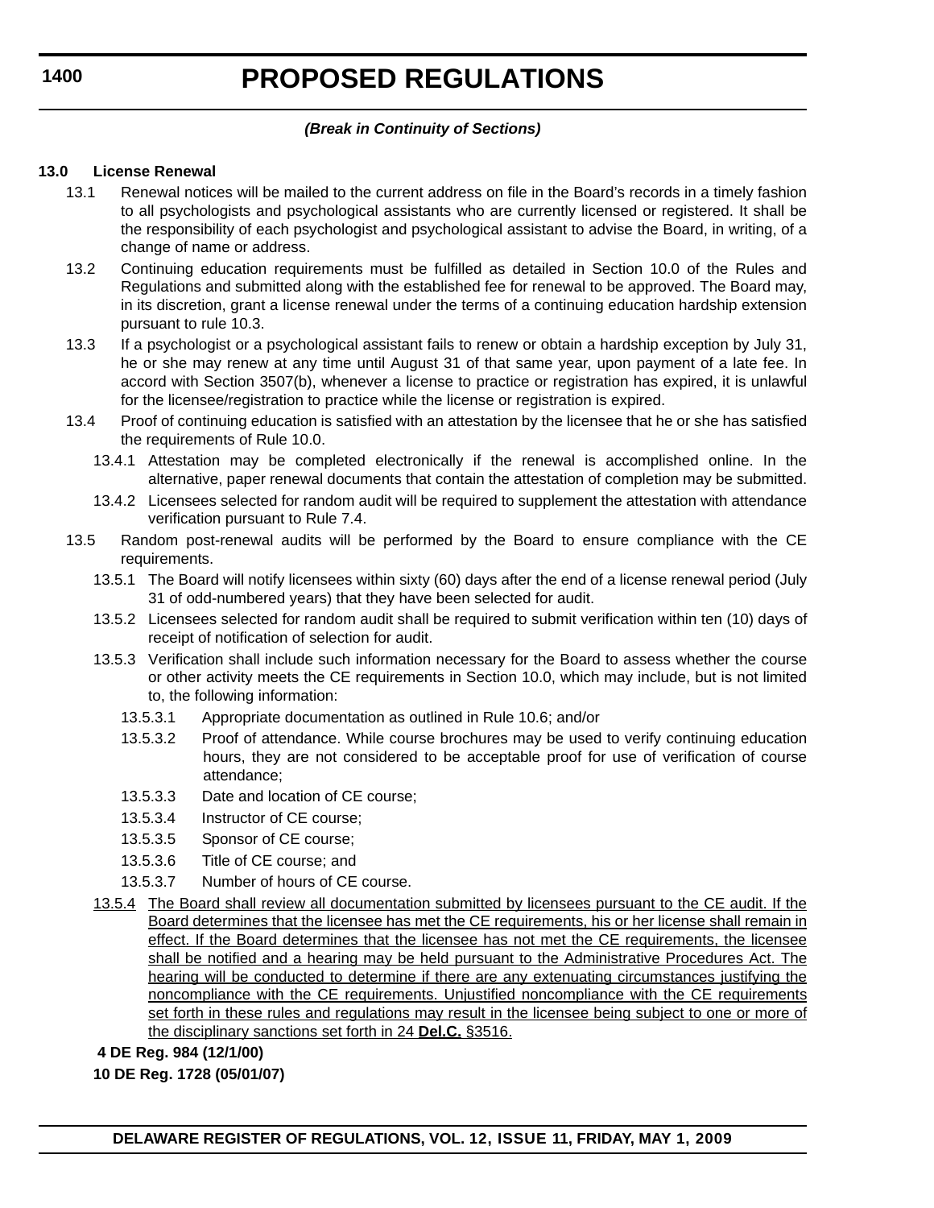*(Break in Continuity of Sections)*

**13.0 License Renewal**

13.1 Renewal notices will be mailed to the current address on file in the Board's records in a timely fashion to all psychologists and psychological assistants who are currently licensed or registered. It shall be the responsibility of each psychologist and psychological assistant to advise the Board, in writing, of a change of name or address.

13.2 Continuing education requirements must be fulfilled as detailed in Section 10.0 of the Rules and Regulations and submitted along with the established fee for renewal to be approved. The Board may, in its discretion, grant a license renewal under the terms of a continuing education hardship extension pursuant to rule 10.3.

13.3 If a psychologist or a psychological assistant fails to renew or obtain a hardship exception by July 31, he or she may renew at any time until August 31 of that same year, upon payment of a late fee. In accord with Section 3507(b), whenever a license to practice or registration has expired, it is unlawful for the licensee/registration to practice while the license or registration is expired.

13.4 Proof of continuing education is satisfied with an attestation by the licensee that he or she has satisfied the requirements of Rule 10.0.

13.4.1 Attestation may be completed electronically if the renewal is accomplished online. In the alternative, paper renewal documents that contain the attestation of completion may be submitted.

13.4.2 Licensees selected for random audit will be required to supplement the attestation with attendance verification pursuant to Rule 7.4.

13.5 Random post-renewal audits will be performed by the Board to ensure compliance with the CE requirements.

13.5.1 The Board will notify licensees within sixty (60) days after the end of a license renewal period (July 31 of odd-numbered years) that they have been selected for audit.

13.5.2 Licensees selected for random audit shall be required to submit verification within ten (10) days of receipt of notification of selection for audit.

13.5.3 Verification shall include such information necessary for the Board to assess whether the course or other activity meets the CE requirements in Section 10.0, which may include, but is not limited to, the following information:

13.5.3.1 Appropriate documentation as outlined in Rule 10.6; and/or

13.5.3.2 Proof of attendance. While course brochures may be used to verify continuing education hours, they are not considered to be acceptable proof for use of verification of course attendance;

13.5.3.3 Date and location of CE course;

13.5.3.4 Instructor of CE course;

13.5.3.5 Sponsor of CE course;

13.5.3.6 Title of CE course; and

13.5.3.7 Number of hours of CE course.

<u>13.5.4 The Board shall review all documentation submitted by licensees pursuant to the CE audit. If the Board determines that the licensee has met the CE requirements, his or her license shall remain in effect. If the Board determines that the licensee has not met the CE requirements, the licensee shall be notified and a hearing may be held pursuant to the Administrative Procedures Act. The hearing will be conducted to determine if there are any extenuating circumstances justifying the noncompliance with the CE requirements. Unjustified noncompliance with the CE requirements set forth in these rules and regulations may result in the licensee being subject to one or more of the disciplinary sanctions set forth in 24 **Del.C.** §3516.</u>

**4 DE Reg. 984 (12/1/00)**

**10 DE Reg. 1728 (05/01/07)**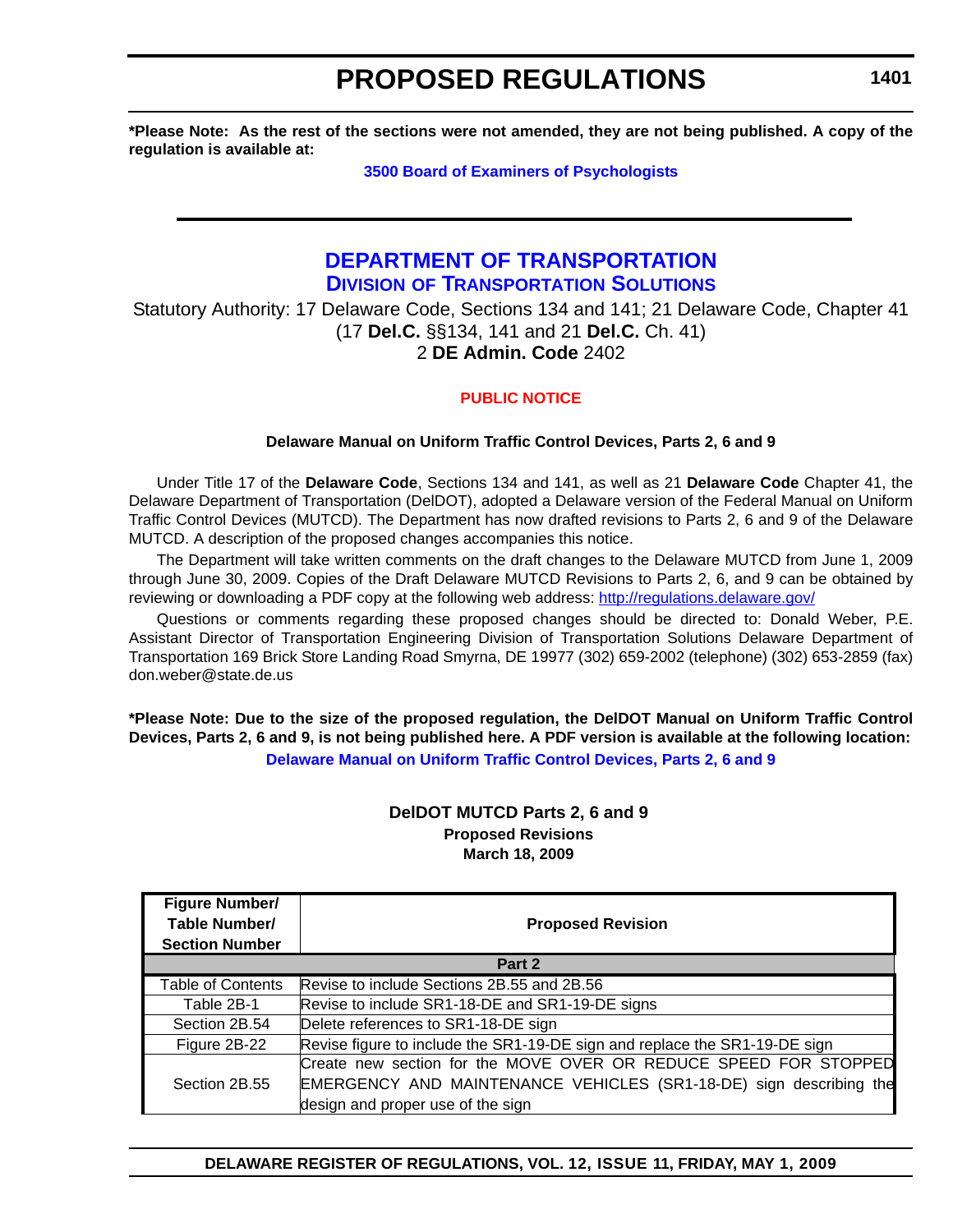**\*Please Note: As the rest of the sections were not amended, they are not being published. A copy of the regulation is available at:**

**3500 Board of Examiners of Psychologists**

# DEPARTMENT OF TRANSPORTATION

## DIVISION OF TRANSPORTATION SOLUTIONS

Statutory Authority: 17 Delaware Code, Sections 134 and 141; 21 Delaware Code, Chapter 41 (17 **Del.C.** §§134, 141 and 21 **Del.C.** Ch. 41)
2 **DE Admin. Code** 2402

### PUBLIC NOTICE

**Delaware Manual on Uniform Traffic Control Devices, Parts 2, 6 and 9**

Under Title 17 of the **Delaware Code**, Sections 134 and 141, as well as 21 **Delaware Code** Chapter 41, the Delaware Department of Transportation (DelDOT), adopted a Delaware version of the Federal Manual on Uniform Traffic Control Devices (MUTCD). The Department has now drafted revisions to Parts 2, 6 and 9 of the Delaware MUTCD. A description of the proposed changes accompanies this notice.

The Department will take written comments on the draft changes to the Delaware MUTCD from June 1, 2009 through June 30, 2009. Copies of the Draft Delaware MUTCD Revisions to Parts 2, 6, and 9 can be obtained by reviewing or downloading a PDF copy at the following web address: http://regulations.delaware.gov/

Questions or comments regarding these proposed changes should be directed to: Donald Weber, P.E. Assistant Director of Transportation Engineering Division of Transportation Solutions Delaware Department of Transportation 169 Brick Store Landing Road Smyrna, DE 19977 (302) 659-2002 (telephone) (302) 653-2859 (fax) don.weber@state.de.us

**\*Please Note: Due to the size of the proposed regulation, the DelDOT Manual on Uniform Traffic Control Devices, Parts 2, 6 and 9, is not being published here. A PDF version is available at the following location:**

**Delaware Manual on Uniform Traffic Control Devices, Parts 2, 6 and 9**

**DelDOT MUTCD Parts 2, 6 and 9**
**Proposed Revisions**
**March 18, 2009**

| Figure Number/ Table Number/ Section Number | Proposed Revision |
|---|---|
| **Part 2** | |
| Table of Contents | Revise to include Sections 2B.55 and 2B.56 |
| Table 2B-1 | Revise to include SR1-18-DE and SR1-19-DE signs |
| Section 2B.54 | Delete references to SR1-18-DE sign |
| Figure 2B-22 | Revise figure to include the SR1-19-DE sign and replace the SR1-19-DE sign |
| Section 2B.55 | Create new section for the MOVE OVER OR REDUCE SPEED FOR STOPPED EMERGENCY AND MAINTENANCE VEHICLES (SR1-18-DE) sign describing the design and proper use of the sign |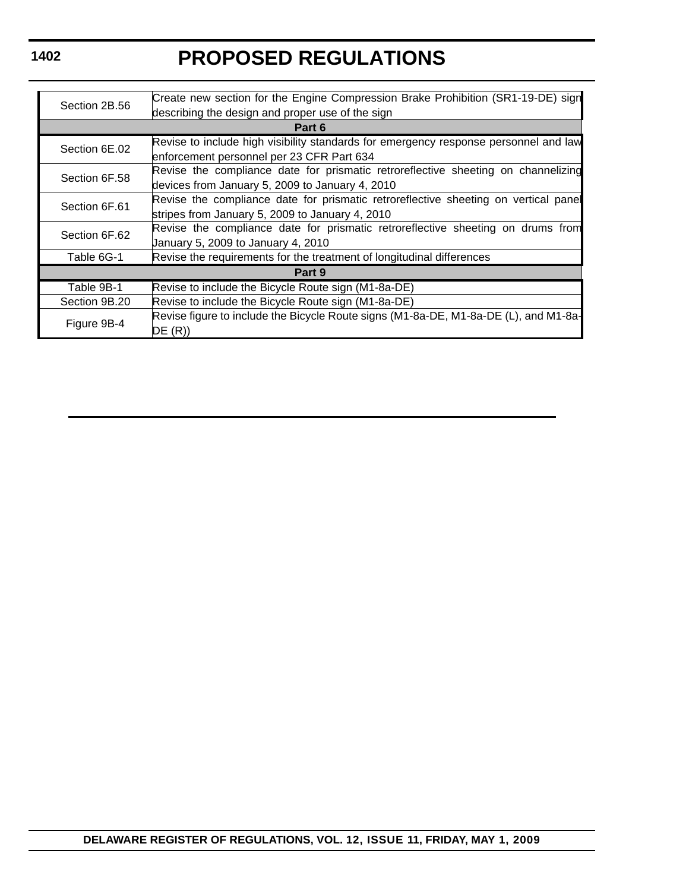| Section 2B.56 | Create new section for the Engine Compression Brake Prohibition (SR1-19-DE) sign describing the design and proper use of the sign |
|---|---|
| **Part 6** | |
| Section 6E.02 | Revise to include high visibility standards for emergency response personnel and law enforcement personnel per 23 CFR Part 634 |
| Section 6F.58 | Revise the compliance date for prismatic retroreflective sheeting on channelizing devices from January 5, 2009 to January 4, 2010 |
| Section 6F.61 | Revise the compliance date for prismatic retroreflective sheeting on vertical panel stripes from January 5, 2009 to January 4, 2010 |
| Section 6F.62 | Revise the compliance date for prismatic retroreflective sheeting on drums from January 5, 2009 to January 4, 2010 |
| Table 6G-1 | Revise the requirements for the treatment of longitudinal differences |
| **Part 9** | |
| Table 9B-1 | Revise to include the Bicycle Route sign (M1-8a-DE) |
| Section 9B.20 | Revise to include the Bicycle Route sign (M1-8a-DE) |
| Figure 9B-4 | Revise figure to include the Bicycle Route signs (M1-8a-DE, M1-8a-DE (L), and M1-8a-DE (R)) |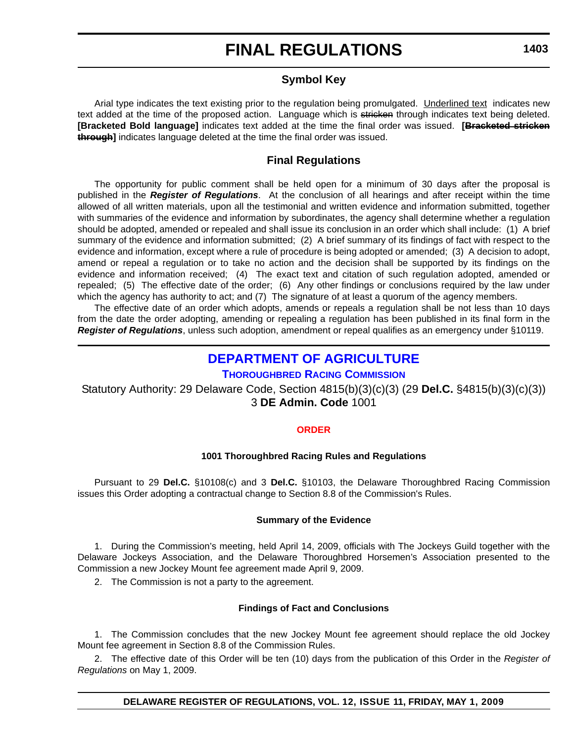# FINAL REGULATIONS

## Symbol Key

Arial type indicates the text existing prior to the regulation being promulgated. <u>Underlined text</u> indicates new text added at the time of the proposed action. Language which is ~~stricken~~ through indicates text being deleted. **[Bracketed Bold language]** indicates text added at the time the final order was issued. **[~~Bracketed stricken through~~]** indicates language deleted at the time the final order was issued.

## Final Regulations

The opportunity for public comment shall be held open for a minimum of 30 days after the proposal is published in the ***Register of Regulations***. At the conclusion of all hearings and after receipt within the time allowed of all written materials, upon all the testimonial and written evidence and information submitted, together with summaries of the evidence and information by subordinates, the agency shall determine whether a regulation should be adopted, amended or repealed and shall issue its conclusion in an order which shall include: (1) A brief summary of the evidence and information submitted; (2) A brief summary of its findings of fact with respect to the evidence and information, except where a rule of procedure is being adopted or amended; (3) A decision to adopt, amend or repeal a regulation or to take no action and the decision shall be supported by its findings on the evidence and information received; (4) The exact text and citation of such regulation adopted, amended or repealed; (5) The effective date of the order; (6) Any other findings or conclusions required by the law under which the agency has authority to act; and (7) The signature of at least a quorum of the agency members.

The effective date of an order which adopts, amends or repeals a regulation shall be not less than 10 days from the date the order adopting, amending or repealing a regulation has been published in its final form in the ***Register of Regulations***, unless such adoption, amendment or repeal qualifies as an emergency under §10119.

## DEPARTMENT OF AGRICULTURE

### THOROUGHBRED RACING COMMISSION

Statutory Authority: 29 Delaware Code, Section 4815(b)(3)(c)(3) (29 **Del.C.** §4815(b)(3)(c)(3))
3 **DE Admin. Code** 1001

### ORDER

#### 1001 Thoroughbred Racing Rules and Regulations

Pursuant to 29 **Del.C.** §10108(c) and 3 **Del.C.** §10103, the Delaware Thoroughbred Racing Commission issues this Order adopting a contractual change to Section 8.8 of the Commission's Rules.

#### Summary of the Evidence

1. During the Commission's meeting, held April 14, 2009, officials with The Jockeys Guild together with the Delaware Jockeys Association, and the Delaware Thoroughbred Horsemen's Association presented to the Commission a new Jockey Mount fee agreement made April 9, 2009.

2. The Commission is not a party to the agreement.

#### Findings of Fact and Conclusions

1. The Commission concludes that the new Jockey Mount fee agreement should replace the old Jockey Mount fee agreement in Section 8.8 of the Commission Rules.

2. The effective date of this Order will be ten (10) days from the publication of this Order in the *Register of Regulations* on May 1, 2009.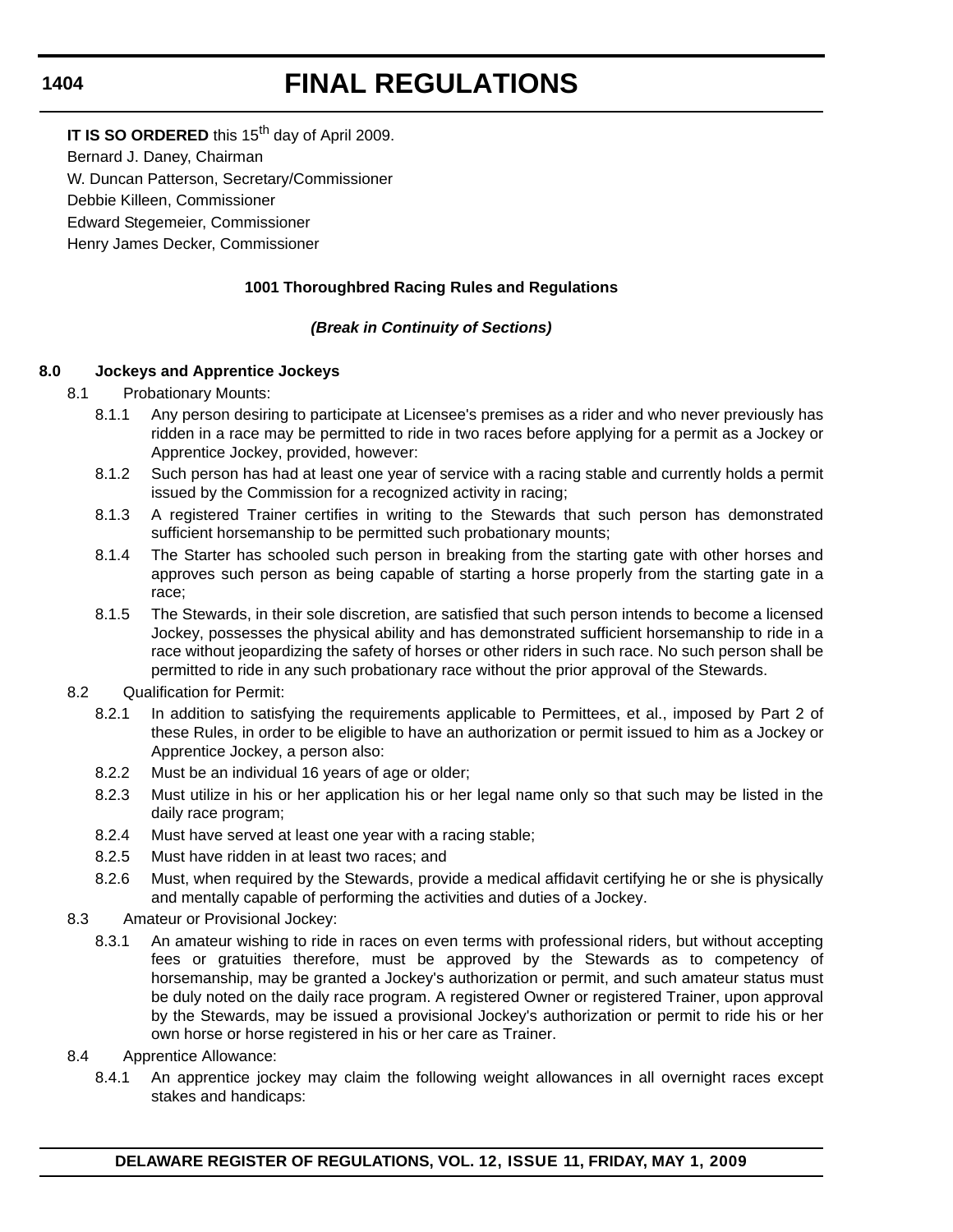**IT IS SO ORDERED** this 15th day of April 2009.

Bernard J. Daney, Chairman

W. Duncan Patterson, Secretary/Commissioner

Debbie Killeen, Commissioner

Edward Stegemeier, Commissioner

Henry James Decker, Commissioner

**1001 Thoroughbred Racing Rules and Regulations**

***(Break in Continuity of Sections)***

**8.0 Jockeys and Apprentice Jockeys**

8.1 Probationary Mounts:

8.1.1 Any person desiring to participate at Licensee's premises as a rider and who never previously has ridden in a race may be permitted to ride in two races before applying for a permit as a Jockey or Apprentice Jockey, provided, however:

8.1.2 Such person has had at least one year of service with a racing stable and currently holds a permit issued by the Commission for a recognized activity in racing;

8.1.3 A registered Trainer certifies in writing to the Stewards that such person has demonstrated sufficient horsemanship to be permitted such probationary mounts;

8.1.4 The Starter has schooled such person in breaking from the starting gate with other horses and approves such person as being capable of starting a horse properly from the starting gate in a race;

8.1.5 The Stewards, in their sole discretion, are satisfied that such person intends to become a licensed Jockey, possesses the physical ability and has demonstrated sufficient horsemanship to ride in a race without jeopardizing the safety of horses or other riders in such race. No such person shall be permitted to ride in any such probationary race without the prior approval of the Stewards.

8.2 Qualification for Permit:

8.2.1 In addition to satisfying the requirements applicable to Permittees, et al., imposed by Part 2 of these Rules, in order to be eligible to have an authorization or permit issued to him as a Jockey or Apprentice Jockey, a person also:

8.2.2 Must be an individual 16 years of age or older;

8.2.3 Must utilize in his or her application his or her legal name only so that such may be listed in the daily race program;

8.2.4 Must have served at least one year with a racing stable;

8.2.5 Must have ridden in at least two races; and

8.2.6 Must, when required by the Stewards, provide a medical affidavit certifying he or she is physically and mentally capable of performing the activities and duties of a Jockey.

8.3 Amateur or Provisional Jockey:

8.3.1 An amateur wishing to ride in races on even terms with professional riders, but without accepting fees or gratuities therefore, must be approved by the Stewards as to competency of horsemanship, may be granted a Jockey's authorization or permit, and such amateur status must be duly noted on the daily race program. A registered Owner or registered Trainer, upon approval by the Stewards, may be issued a provisional Jockey's authorization or permit to ride his or her own horse or horse registered in his or her care as Trainer.

8.4 Apprentice Allowance:

8.4.1 An apprentice jockey may claim the following weight allowances in all overnight races except stakes and handicaps: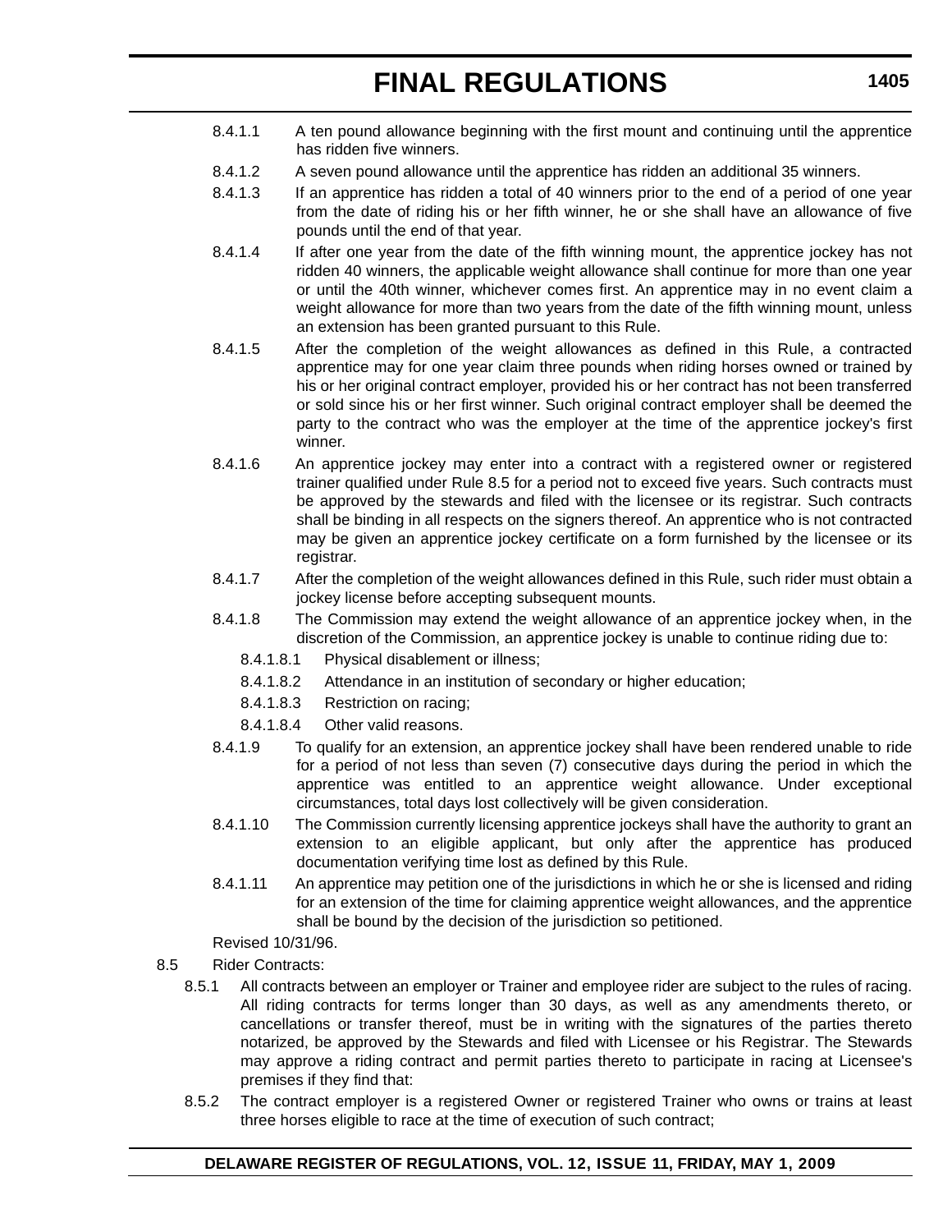8.4.1.1 A ten pound allowance beginning with the first mount and continuing until the apprentice has ridden five winners.

8.4.1.2 A seven pound allowance until the apprentice has ridden an additional 35 winners.

8.4.1.3 If an apprentice has ridden a total of 40 winners prior to the end of a period of one year from the date of riding his or her fifth winner, he or she shall have an allowance of five pounds until the end of that year.

8.4.1.4 If after one year from the date of the fifth winning mount, the apprentice jockey has not ridden 40 winners, the applicable weight allowance shall continue for more than one year or until the 40th winner, whichever comes first. An apprentice may in no event claim a weight allowance for more than two years from the date of the fifth winning mount, unless an extension has been granted pursuant to this Rule.

8.4.1.5 After the completion of the weight allowances as defined in this Rule, a contracted apprentice may for one year claim three pounds when riding horses owned or trained by his or her original contract employer, provided his or her contract has not been transferred or sold since his or her first winner. Such original contract employer shall be deemed the party to the contract who was the employer at the time of the apprentice jockey's first winner.

8.4.1.6 An apprentice jockey may enter into a contract with a registered owner or registered trainer qualified under Rule 8.5 for a period not to exceed five years. Such contracts must be approved by the stewards and filed with the licensee or its registrar. Such contracts shall be binding in all respects on the signers thereof. An apprentice who is not contracted may be given an apprentice jockey certificate on a form furnished by the licensee or its registrar.

8.4.1.7 After the completion of the weight allowances defined in this Rule, such rider must obtain a jockey license before accepting subsequent mounts.

8.4.1.8 The Commission may extend the weight allowance of an apprentice jockey when, in the discretion of the Commission, an apprentice jockey is unable to continue riding due to:

8.4.1.8.1 Physical disablement or illness;

8.4.1.8.2 Attendance in an institution of secondary or higher education;

8.4.1.8.3 Restriction on racing;

8.4.1.8.4 Other valid reasons.

8.4.1.9 To qualify for an extension, an apprentice jockey shall have been rendered unable to ride for a period of not less than seven (7) consecutive days during the period in which the apprentice was entitled to an apprentice weight allowance. Under exceptional circumstances, total days lost collectively will be given consideration.

8.4.1.10 The Commission currently licensing apprentice jockeys shall have the authority to grant an extension to an eligible applicant, but only after the apprentice has produced documentation verifying time lost as defined by this Rule.

8.4.1.11 An apprentice may petition one of the jurisdictions in which he or she is licensed and riding for an extension of the time for claiming apprentice weight allowances, and the apprentice shall be bound by the decision of the jurisdiction so petitioned.

Revised 10/31/96.

8.5 Rider Contracts:

8.5.1 All contracts between an employer or Trainer and employee rider are subject to the rules of racing. All riding contracts for terms longer than 30 days, as well as any amendments thereto, or cancellations or transfer thereof, must be in writing with the signatures of the parties thereto notarized, be approved by the Stewards and filed with Licensee or his Registrar. The Stewards may approve a riding contract and permit parties thereto to participate in racing at Licensee's premises if they find that:

8.5.2 The contract employer is a registered Owner or registered Trainer who owns or trains at least three horses eligible to race at the time of execution of such contract;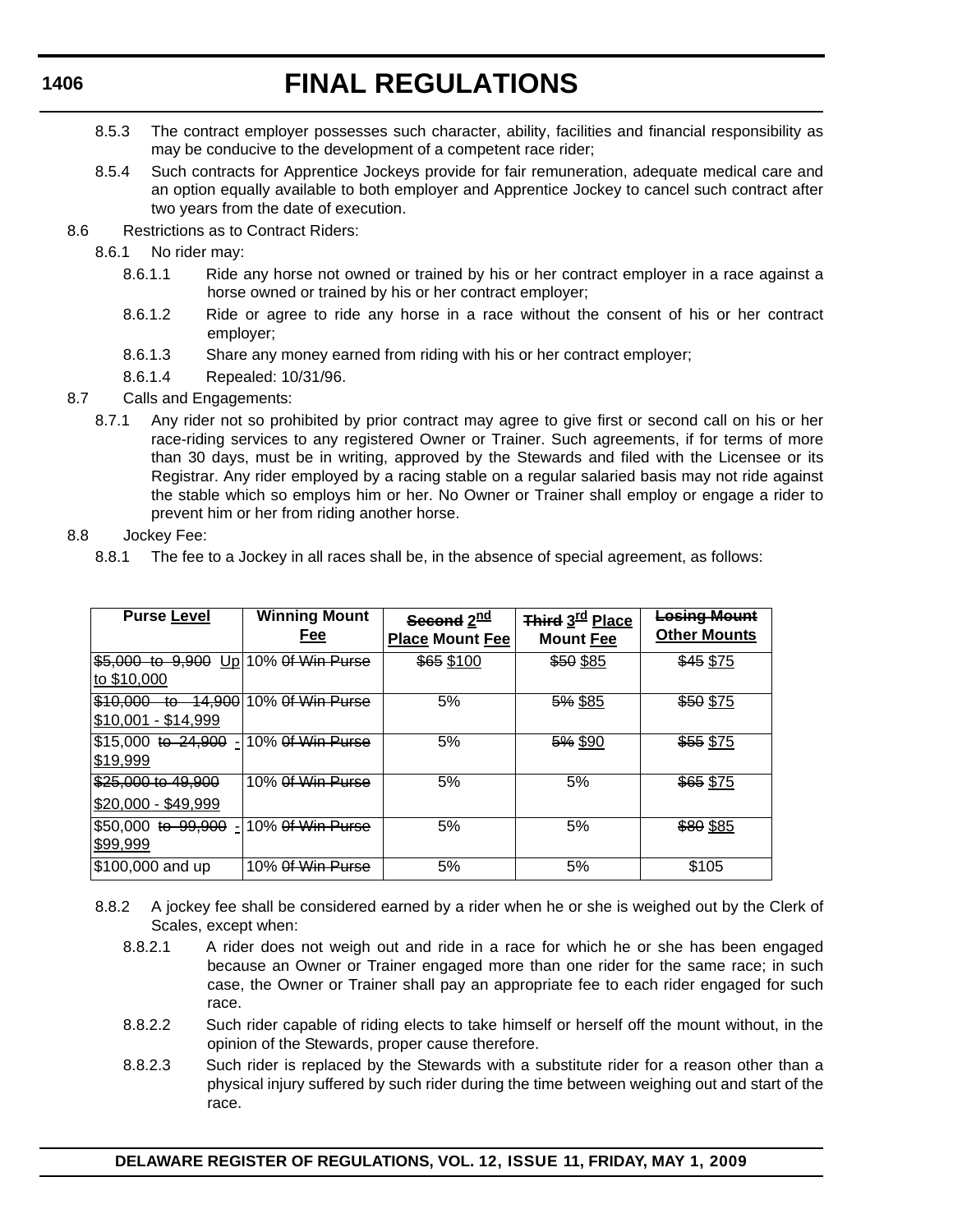8.5.3 The contract employer possesses such character, ability, facilities and financial responsibility as may be conducive to the development of a competent race rider;

8.5.4 Such contracts for Apprentice Jockeys provide for fair remuneration, adequate medical care and an option equally available to both employer and Apprentice Jockey to cancel such contract after two years from the date of execution.

8.6 Restrictions as to Contract Riders:

8.6.1 No rider may:

8.6.1.1 Ride any horse not owned or trained by his or her contract employer in a race against a horse owned or trained by his or her contract employer;

8.6.1.2 Ride or agree to ride any horse in a race without the consent of his or her contract employer;

8.6.1.3 Share any money earned from riding with his or her contract employer;

8.6.1.4 Repealed: 10/31/96.

8.7 Calls and Engagements:

8.7.1 Any rider not so prohibited by prior contract may agree to give first or second call on his or her race-riding services to any registered Owner or Trainer. Such agreements, if for terms of more than 30 days, must be in writing, approved by the Stewards and filed with the Licensee or its Registrar. Any rider employed by a racing stable on a regular salaried basis may not ride against the stable which so employs him or her. No Owner or Trainer shall employ or engage a rider to prevent him or her from riding another horse.

8.8 Jockey Fee:

8.8.1 The fee to a Jockey in all races shall be, in the absence of special agreement, as follows:

| Purse <u>Level</u> | Winning Mount <u>Fee</u> | ~~Second~~ <u>2nd Place</u> Mount <u>Fee</u> | ~~Third~~ <u>3rd Place</u> Mount <u>Fee</u> | ~~Losing Mount~~ <u>Other Mounts</u> |
|---|---|---|---|---|
| ~~$5,000 to 9,900~~ <u>Up to $10,000</u> | 10% ~~0f Win Purse~~ | ~~$65~~ <u>$100</u> | ~~$50~~ <u>$85</u> | ~~$45~~ <u>$75</u> |
| ~~$10,000 to 14,900~~ <u>$10,001 - $14,999</u> | 10% ~~0f Win Purse~~ | 5% | ~~5%~~ <u>$85</u> | ~~$50~~ <u>$75</u> |
| $15,000 ~~to 24,900~~ <u>- $19,999</u> | 10% ~~0f Win Purse~~ | 5% | ~~5%~~ <u>$90</u> | ~~$55~~ <u>$75</u> |
| ~~$25,000 to 49,900~~ <u>$20,000 - $49,999</u> | 10% ~~0f Win Purse~~ | 5% | 5% | ~~$65~~ <u>$75</u> |
| $50,000 ~~to 99,900~~ <u>- $99,999</u> | 10% ~~0f Win Purse~~ | 5% | 5% | ~~$80~~ <u>$85</u> |
| $100,000 and up | 10% ~~0f Win Purse~~ | 5% | 5% | $105 |

8.8.2 A jockey fee shall be considered earned by a rider when he or she is weighed out by the Clerk of Scales, except when:

8.8.2.1 A rider does not weigh out and ride in a race for which he or she has been engaged because an Owner or Trainer engaged more than one rider for the same race; in such case, the Owner or Trainer shall pay an appropriate fee to each rider engaged for such race.

8.8.2.2 Such rider capable of riding elects to take himself or herself off the mount without, in the opinion of the Stewards, proper cause therefore.

8.8.2.3 Such rider is replaced by the Stewards with a substitute rider for a reason other than a physical injury suffered by such rider during the time between weighing out and start of the race.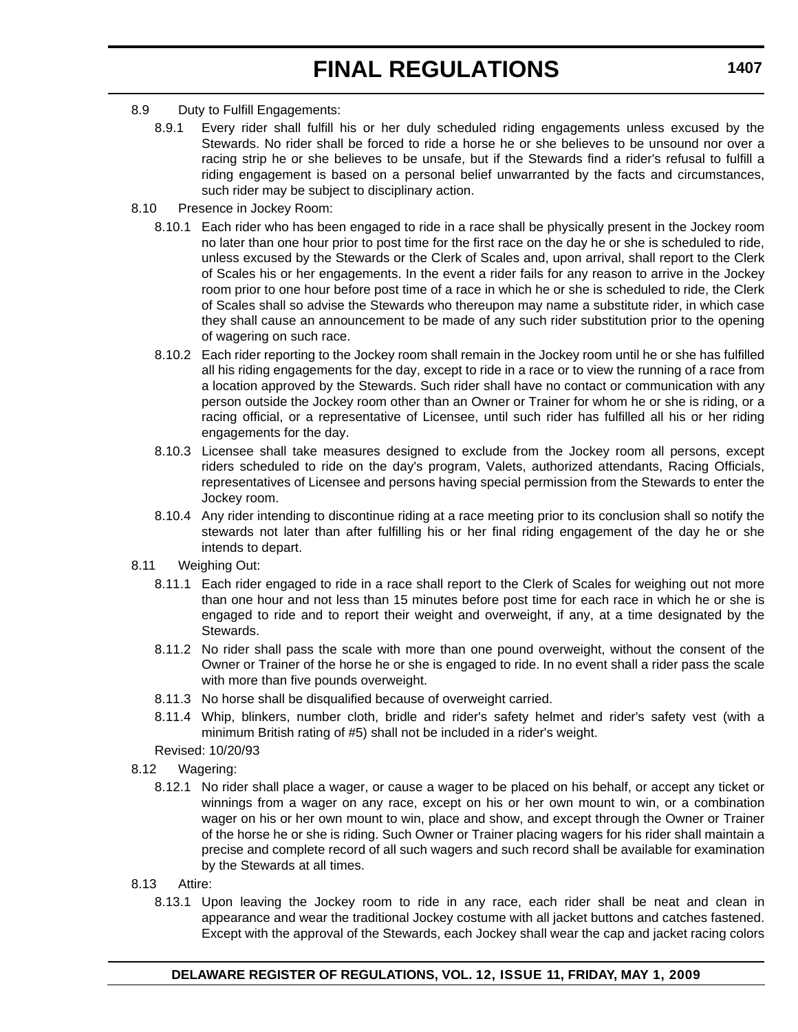8.9 Duty to Fulfill Engagements:

8.9.1 Every rider shall fulfill his or her duly scheduled riding engagements unless excused by the Stewards. No rider shall be forced to ride a horse he or she believes to be unsound nor over a racing strip he or she believes to be unsafe, but if the Stewards find a rider's refusal to fulfill a riding engagement is based on a personal belief unwarranted by the facts and circumstances, such rider may be subject to disciplinary action.

8.10 Presence in Jockey Room:

8.10.1 Each rider who has been engaged to ride in a race shall be physically present in the Jockey room no later than one hour prior to post time for the first race on the day he or she is scheduled to ride, unless excused by the Stewards or the Clerk of Scales and, upon arrival, shall report to the Clerk of Scales his or her engagements. In the event a rider fails for any reason to arrive in the Jockey room prior to one hour before post time of a race in which he or she is scheduled to ride, the Clerk of Scales shall so advise the Stewards who thereupon may name a substitute rider, in which case they shall cause an announcement to be made of any such rider substitution prior to the opening of wagering on such race.

8.10.2 Each rider reporting to the Jockey room shall remain in the Jockey room until he or she has fulfilled all his riding engagements for the day, except to ride in a race or to view the running of a race from a location approved by the Stewards. Such rider shall have no contact or communication with any person outside the Jockey room other than an Owner or Trainer for whom he or she is riding, or a racing official, or a representative of Licensee, until such rider has fulfilled all his or her riding engagements for the day.

8.10.3 Licensee shall take measures designed to exclude from the Jockey room all persons, except riders scheduled to ride on the day's program, Valets, authorized attendants, Racing Officials, representatives of Licensee and persons having special permission from the Stewards to enter the Jockey room.

8.10.4 Any rider intending to discontinue riding at a race meeting prior to its conclusion shall so notify the stewards not later than after fulfilling his or her final riding engagement of the day he or she intends to depart.

8.11 Weighing Out:

8.11.1 Each rider engaged to ride in a race shall report to the Clerk of Scales for weighing out not more than one hour and not less than 15 minutes before post time for each race in which he or she is engaged to ride and to report their weight and overweight, if any, at a time designated by the Stewards.

8.11.2 No rider shall pass the scale with more than one pound overweight, without the consent of the Owner or Trainer of the horse he or she is engaged to ride. In no event shall a rider pass the scale with more than five pounds overweight.

8.11.3 No horse shall be disqualified because of overweight carried.

8.11.4 Whip, blinkers, number cloth, bridle and rider's safety helmet and rider's safety vest (with a minimum British rating of #5) shall not be included in a rider's weight.

Revised: 10/20/93

8.12 Wagering:

8.12.1 No rider shall place a wager, or cause a wager to be placed on his behalf, or accept any ticket or winnings from a wager on any race, except on his or her own mount to win, or a combination wager on his or her own mount to win, place and show, and except through the Owner or Trainer of the horse he or she is riding. Such Owner or Trainer placing wagers for his rider shall maintain a precise and complete record of all such wagers and such record shall be available for examination by the Stewards at all times.

8.13 Attire:

8.13.1 Upon leaving the Jockey room to ride in any race, each rider shall be neat and clean in appearance and wear the traditional Jockey costume with all jacket buttons and catches fastened. Except with the approval of the Stewards, each Jockey shall wear the cap and jacket racing colors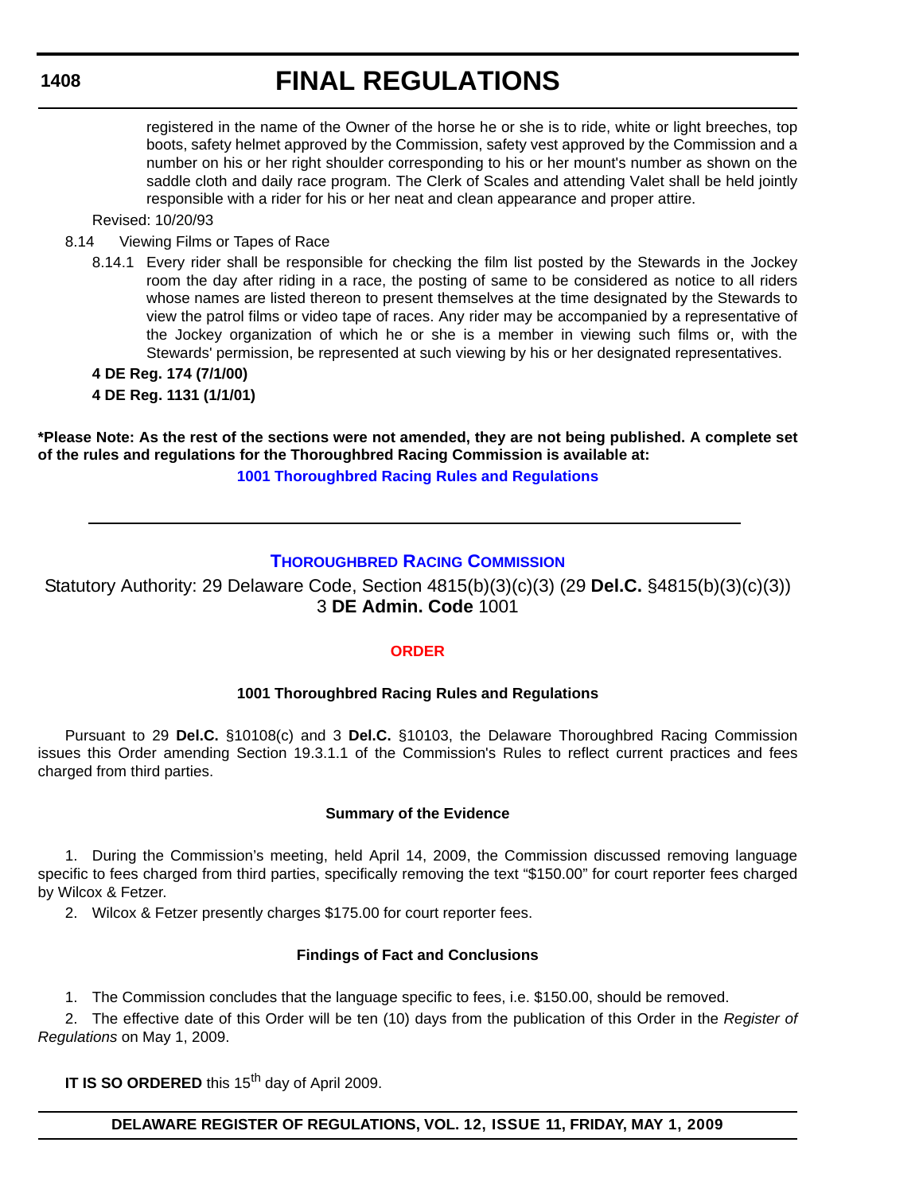registered in the name of the Owner of the horse he or she is to ride, white or light breeches, top boots, safety helmet approved by the Commission, safety vest approved by the Commission and a number on his or her right shoulder corresponding to his or her mount's number as shown on the saddle cloth and daily race program. The Clerk of Scales and attending Valet shall be held jointly responsible with a rider for his or her neat and clean appearance and proper attire.

Revised: 10/20/93

8.14 Viewing Films or Tapes of Race

8.14.1 Every rider shall be responsible for checking the film list posted by the Stewards in the Jockey room the day after riding in a race, the posting of same to be considered as notice to all riders whose names are listed thereon to present themselves at the time designated by the Stewards to view the patrol films or video tape of races. Any rider may be accompanied by a representative of the Jockey organization of which he or she is a member in viewing such films or, with the Stewards' permission, be represented at such viewing by his or her designated representatives.

**4 DE Reg. 174 (7/1/00)**

**4 DE Reg. 1131 (1/1/01)**

**\*Please Note: As the rest of the sections were not amended, they are not being published. A complete set of the rules and regulations for the Thoroughbred Racing Commission is available at:**

**1001 Thoroughbred Racing Rules and Regulations**

---

## Thoroughbred Racing Commission

Statutory Authority: 29 Delaware Code, Section 4815(b)(3)(c)(3) (29 **Del.C.** §4815(b)(3)(c)(3))
3 **DE Admin. Code** 1001

### ORDER

#### 1001 Thoroughbred Racing Rules and Regulations

Pursuant to 29 **Del.C.** §10108(c) and 3 **Del.C.** §10103, the Delaware Thoroughbred Racing Commission issues this Order amending Section 19.3.1.1 of the Commission's Rules to reflect current practices and fees charged from third parties.

#### Summary of the Evidence

1. During the Commission's meeting, held April 14, 2009, the Commission discussed removing language specific to fees charged from third parties, specifically removing the text "$150.00" for court reporter fees charged by Wilcox & Fetzer.

2. Wilcox & Fetzer presently charges $175.00 for court reporter fees.

#### Findings of Fact and Conclusions

1. The Commission concludes that the language specific to fees, i.e. $150.00, should be removed.

2. The effective date of this Order will be ten (10) days from the publication of this Order in the *Register of Regulations* on May 1, 2009.

**IT IS SO ORDERED** this 15th day of April 2009.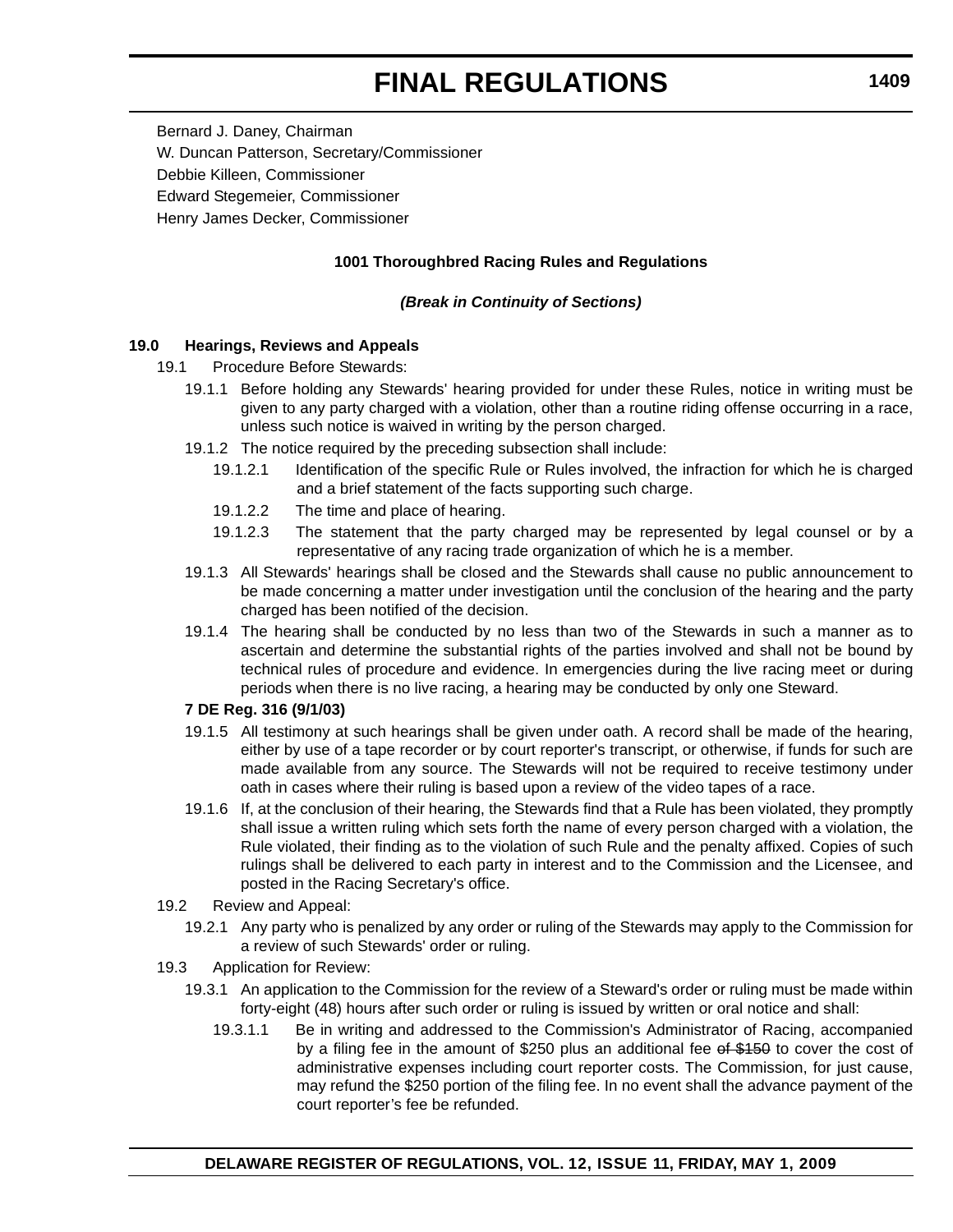Bernard J. Daney, Chairman

W. Duncan Patterson, Secretary/Commissioner

Debbie Killeen, Commissioner

Edward Stegemeier, Commissioner

Henry James Decker, Commissioner

**1001 Thoroughbred Racing Rules and Regulations**

***(Break in Continuity of Sections)***

**19.0 Hearings, Reviews and Appeals**

19.1 Procedure Before Stewards:

19.1.1 Before holding any Stewards' hearing provided for under these Rules, notice in writing must be given to any party charged with a violation, other than a routine riding offense occurring in a race, unless such notice is waived in writing by the person charged.

19.1.2 The notice required by the preceding subsection shall include:

19.1.2.1 Identification of the specific Rule or Rules involved, the infraction for which he is charged and a brief statement of the facts supporting such charge.

19.1.2.2 The time and place of hearing.

19.1.2.3 The statement that the party charged may be represented by legal counsel or by a representative of any racing trade organization of which he is a member.

19.1.3 All Stewards' hearings shall be closed and the Stewards shall cause no public announcement to be made concerning a matter under investigation until the conclusion of the hearing and the party charged has been notified of the decision.

19.1.4 The hearing shall be conducted by no less than two of the Stewards in such a manner as to ascertain and determine the substantial rights of the parties involved and shall not be bound by technical rules of procedure and evidence. In emergencies during the live racing meet or during periods when there is no live racing, a hearing may be conducted by only one Steward.

**7 DE Reg. 316 (9/1/03)**

19.1.5 All testimony at such hearings shall be given under oath. A record shall be made of the hearing, either by use of a tape recorder or by court reporter's transcript, or otherwise, if funds for such are made available from any source. The Stewards will not be required to receive testimony under oath in cases where their ruling is based upon a review of the video tapes of a race.

19.1.6 If, at the conclusion of their hearing, the Stewards find that a Rule has been violated, they promptly shall issue a written ruling which sets forth the name of every person charged with a violation, the Rule violated, their finding as to the violation of such Rule and the penalty affixed. Copies of such rulings shall be delivered to each party in interest and to the Commission and the Licensee, and posted in the Racing Secretary's office.

19.2 Review and Appeal:

19.2.1 Any party who is penalized by any order or ruling of the Stewards may apply to the Commission for a review of such Stewards' order or ruling.

19.3 Application for Review:

19.3.1 An application to the Commission for the review of a Steward's order or ruling must be made within forty-eight (48) hours after such order or ruling is issued by written or oral notice and shall:

19.3.1.1 Be in writing and addressed to the Commission's Administrator of Racing, accompanied by a filing fee in the amount of \$250 plus an additional fee ~~of \$150~~ to cover the cost of administrative expenses including court reporter costs. The Commission, for just cause, may refund the \$250 portion of the filing fee. In no event shall the advance payment of the court reporter's fee be refunded.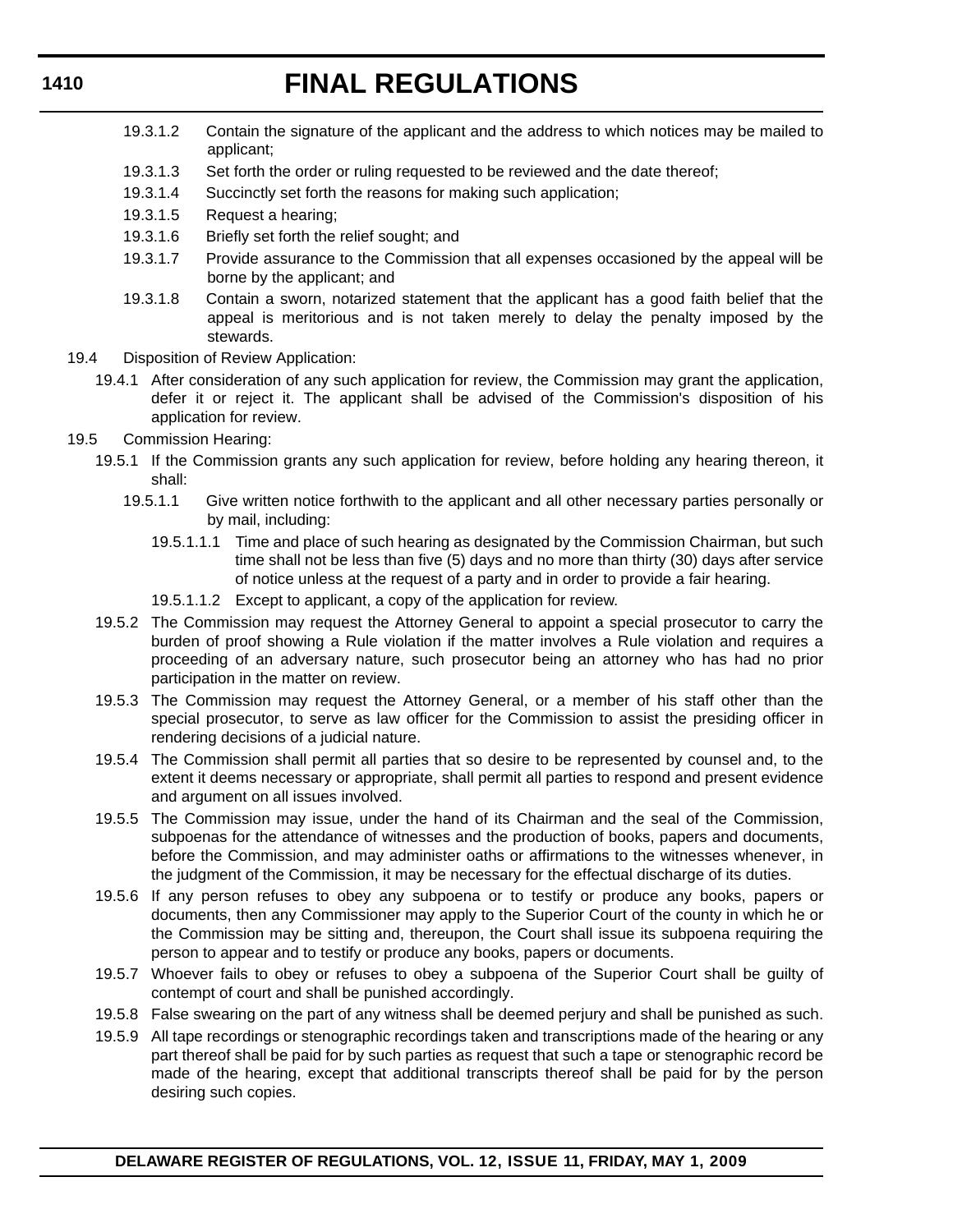19.3.1.2 Contain the signature of the applicant and the address to which notices may be mailed to applicant;

19.3.1.3 Set forth the order or ruling requested to be reviewed and the date thereof;

19.3.1.4 Succinctly set forth the reasons for making such application;

19.3.1.5 Request a hearing;

19.3.1.6 Briefly set forth the relief sought; and

19.3.1.7 Provide assurance to the Commission that all expenses occasioned by the appeal will be borne by the applicant; and

19.3.1.8 Contain a sworn, notarized statement that the applicant has a good faith belief that the appeal is meritorious and is not taken merely to delay the penalty imposed by the stewards.

19.4 Disposition of Review Application:

19.4.1 After consideration of any such application for review, the Commission may grant the application, defer it or reject it. The applicant shall be advised of the Commission's disposition of his application for review.

19.5 Commission Hearing:

19.5.1 If the Commission grants any such application for review, before holding any hearing thereon, it shall:

19.5.1.1 Give written notice forthwith to the applicant and all other necessary parties personally or by mail, including:

19.5.1.1.1 Time and place of such hearing as designated by the Commission Chairman, but such time shall not be less than five (5) days and no more than thirty (30) days after service of notice unless at the request of a party and in order to provide a fair hearing.

19.5.1.1.2 Except to applicant, a copy of the application for review.

19.5.2 The Commission may request the Attorney General to appoint a special prosecutor to carry the burden of proof showing a Rule violation if the matter involves a Rule violation and requires a proceeding of an adversary nature, such prosecutor being an attorney who has had no prior participation in the matter on review.

19.5.3 The Commission may request the Attorney General, or a member of his staff other than the special prosecutor, to serve as law officer for the Commission to assist the presiding officer in rendering decisions of a judicial nature.

19.5.4 The Commission shall permit all parties that so desire to be represented by counsel and, to the extent it deems necessary or appropriate, shall permit all parties to respond and present evidence and argument on all issues involved.

19.5.5 The Commission may issue, under the hand of its Chairman and the seal of the Commission, subpoenas for the attendance of witnesses and the production of books, papers and documents, before the Commission, and may administer oaths or affirmations to the witnesses whenever, in the judgment of the Commission, it may be necessary for the effectual discharge of its duties.

19.5.6 If any person refuses to obey any subpoena or to testify or produce any books, papers or documents, then any Commissioner may apply to the Superior Court of the county in which he or the Commission may be sitting and, thereupon, the Court shall issue its subpoena requiring the person to appear and to testify or produce any books, papers or documents.

19.5.7 Whoever fails to obey or refuses to obey a subpoena of the Superior Court shall be guilty of contempt of court and shall be punished accordingly.

19.5.8 False swearing on the part of any witness shall be deemed perjury and shall be punished as such.

19.5.9 All tape recordings or stenographic recordings taken and transcriptions made of the hearing or any part thereof shall be paid for by such parties as request that such a tape or stenographic record be made of the hearing, except that additional transcripts thereof shall be paid for by the person desiring such copies.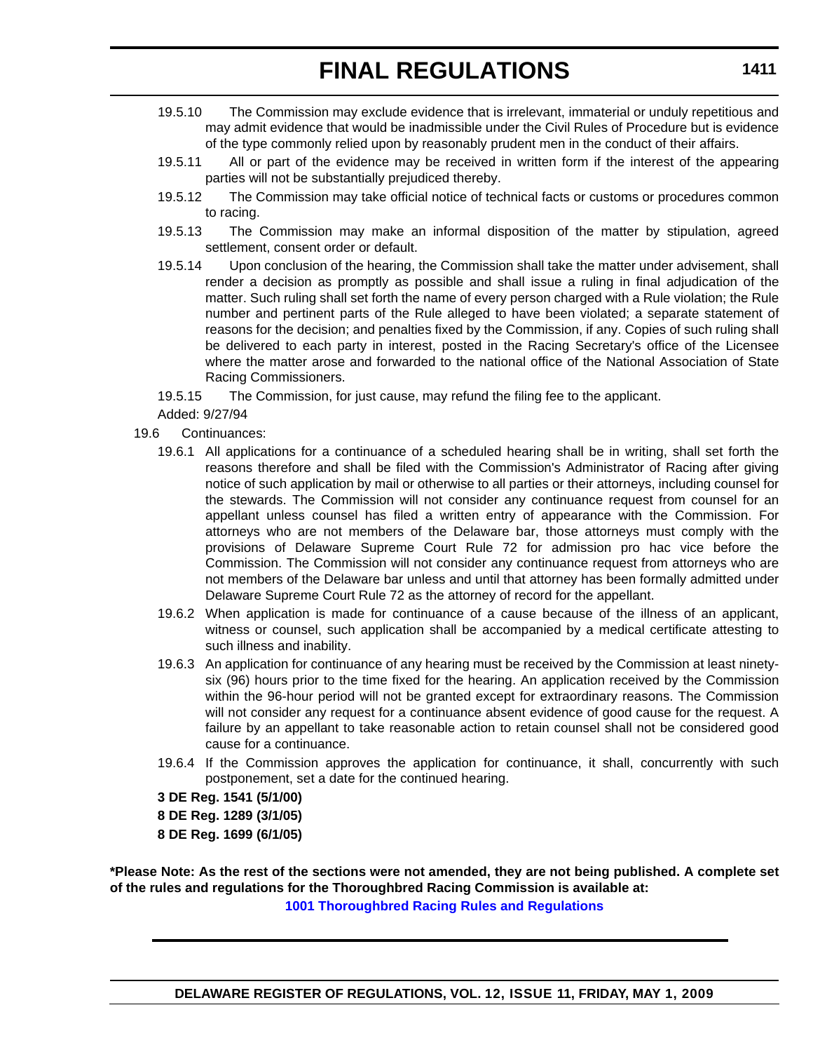19.5.10 The Commission may exclude evidence that is irrelevant, immaterial or unduly repetitious and may admit evidence that would be inadmissible under the Civil Rules of Procedure but is evidence of the type commonly relied upon by reasonably prudent men in the conduct of their affairs.

19.5.11 All or part of the evidence may be received in written form if the interest of the appearing parties will not be substantially prejudiced thereby.

19.5.12 The Commission may take official notice of technical facts or customs or procedures common to racing.

19.5.13 The Commission may make an informal disposition of the matter by stipulation, agreed settlement, consent order or default.

19.5.14 Upon conclusion of the hearing, the Commission shall take the matter under advisement, shall render a decision as promptly as possible and shall issue a ruling in final adjudication of the matter. Such ruling shall set forth the name of every person charged with a Rule violation; the Rule number and pertinent parts of the Rule alleged to have been violated; a separate statement of reasons for the decision; and penalties fixed by the Commission, if any. Copies of such ruling shall be delivered to each party in interest, posted in the Racing Secretary's office of the Licensee where the matter arose and forwarded to the national office of the National Association of State Racing Commissioners.

19.5.15 The Commission, for just cause, may refund the filing fee to the applicant.

Added: 9/27/94

19.6 Continuances:

19.6.1 All applications for a continuance of a scheduled hearing shall be in writing, shall set forth the reasons therefore and shall be filed with the Commission's Administrator of Racing after giving notice of such application by mail or otherwise to all parties or their attorneys, including counsel for the stewards. The Commission will not consider any continuance request from counsel for an appellant unless counsel has filed a written entry of appearance with the Commission. For attorneys who are not members of the Delaware bar, those attorneys must comply with the provisions of Delaware Supreme Court Rule 72 for admission pro hac vice before the Commission. The Commission will not consider any continuance request from attorneys who are not members of the Delaware bar unless and until that attorney has been formally admitted under Delaware Supreme Court Rule 72 as the attorney of record for the appellant.

19.6.2 When application is made for continuance of a cause because of the illness of an applicant, witness or counsel, such application shall be accompanied by a medical certificate attesting to such illness and inability.

19.6.3 An application for continuance of any hearing must be received by the Commission at least ninety-six (96) hours prior to the time fixed for the hearing. An application received by the Commission within the 96-hour period will not be granted except for extraordinary reasons. The Commission will not consider any request for a continuance absent evidence of good cause for the request. A failure by an appellant to take reasonable action to retain counsel shall not be considered good cause for a continuance.

19.6.4 If the Commission approves the application for continuance, it shall, concurrently with such postponement, set a date for the continued hearing.

**3 DE Reg. 1541 (5/1/00)**
**8 DE Reg. 1289 (3/1/05)**
**8 DE Reg. 1699 (6/1/05)**

**\*Please Note: As the rest of the sections were not amended, they are not being published. A complete set of the rules and regulations for the Thoroughbred Racing Commission is available at:**

**1001 Thoroughbred Racing Rules and Regulations**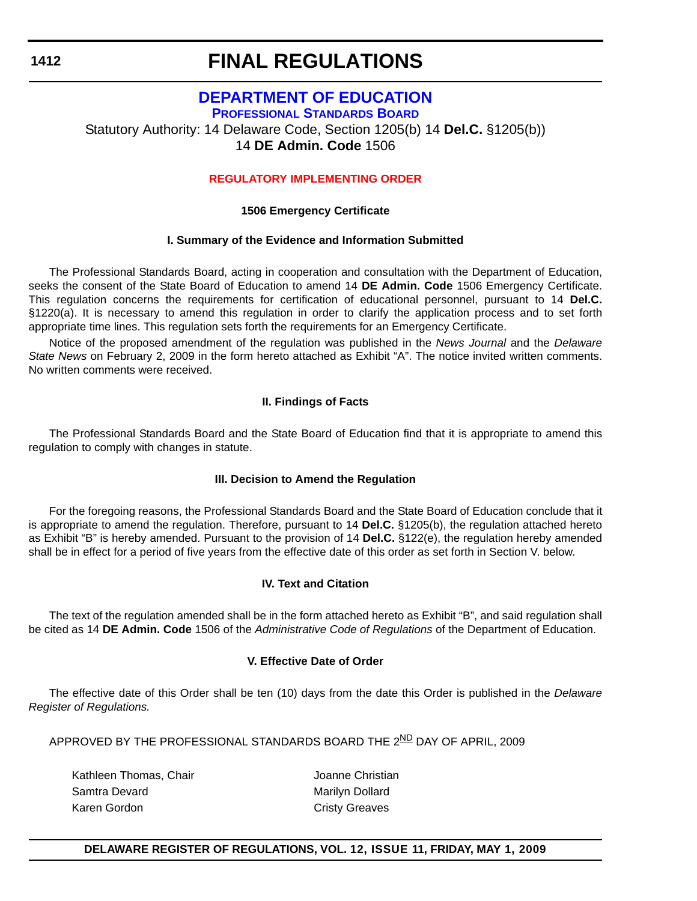# FINAL REGULATIONS

## DEPARTMENT OF EDUCATION

### PROFESSIONAL STANDARDS BOARD

Statutory Authority: 14 Delaware Code, Section 1205(b) 14 **Del.C.** §1205(b))
14 **DE Admin. Code** 1506

#### REGULATORY IMPLEMENTING ORDER

**1506 Emergency Certificate**

**I. Summary of the Evidence and Information Submitted**

The Professional Standards Board, acting in cooperation and consultation with the Department of Education, seeks the consent of the State Board of Education to amend 14 **DE Admin. Code** 1506 Emergency Certificate. This regulation concerns the requirements for certification of educational personnel, pursuant to 14 **Del.C.** §1220(a). It is necessary to amend this regulation in order to clarify the application process and to set forth appropriate time lines. This regulation sets forth the requirements for an Emergency Certificate.

Notice of the proposed amendment of the regulation was published in the *News Journal* and the *Delaware State News* on February 2, 2009 in the form hereto attached as Exhibit "A". The notice invited written comments. No written comments were received.

**II. Findings of Facts**

The Professional Standards Board and the State Board of Education find that it is appropriate to amend this regulation to comply with changes in statute.

**III. Decision to Amend the Regulation**

For the foregoing reasons, the Professional Standards Board and the State Board of Education conclude that it is appropriate to amend the regulation. Therefore, pursuant to 14 **Del.C.** §1205(b), the regulation attached hereto as Exhibit "B" is hereby amended. Pursuant to the provision of 14 **Del.C.** §122(e), the regulation hereby amended shall be in effect for a period of five years from the effective date of this order as set forth in Section V. below.

**IV. Text and Citation**

The text of the regulation amended shall be in the form attached hereto as Exhibit "B", and said regulation shall be cited as 14 **DE Admin. Code** 1506 of the *Administrative Code of Regulations* of the Department of Education.

**V. Effective Date of Order**

The effective date of this Order shall be ten (10) days from the date this Order is published in the *Delaware Register of Regulations.*

APPROVED BY THE PROFESSIONAL STANDARDS BOARD THE 2ND DAY OF APRIL, 2009

Kathleen Thomas, Chair
Samtra Devard
Karen Gordon
Joanne Christian
Marilyn Dollard
Cristy Greaves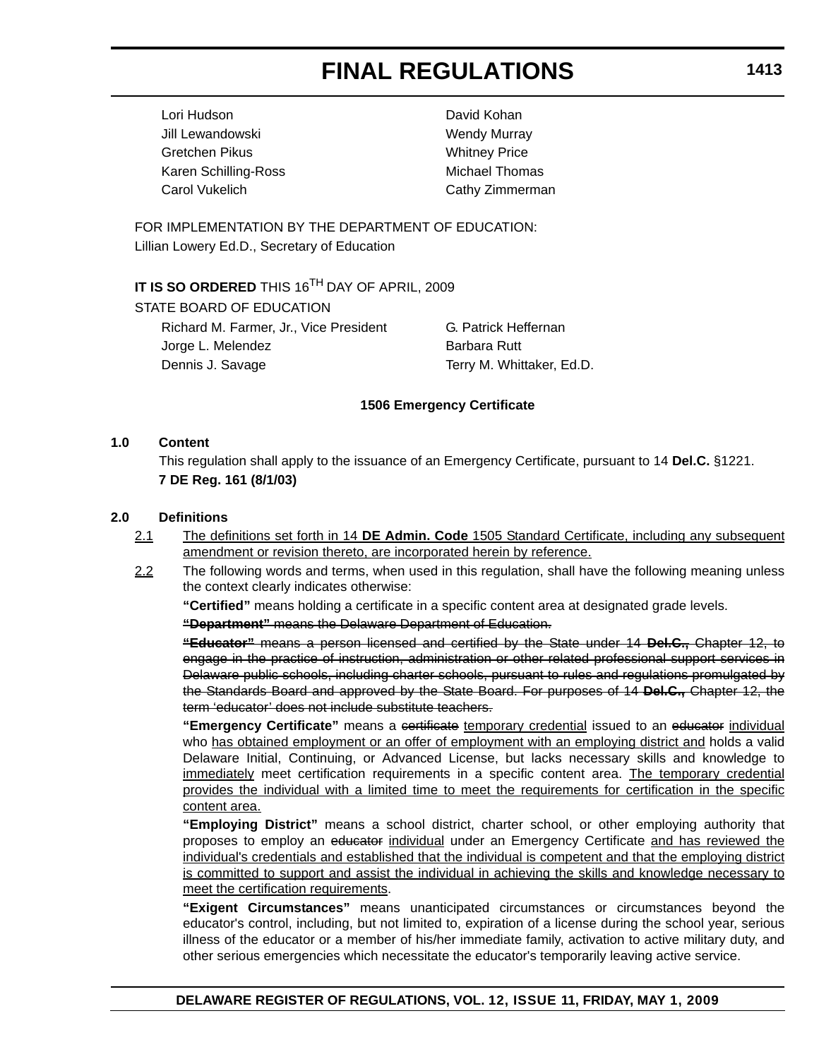Lori Hudson
Jill Lewandowski
Gretchen Pikus
Karen Schilling-Ross
Carol Vukelich
David Kohan
Wendy Murray
Whitney Price
Michael Thomas
Cathy Zimmerman

FOR IMPLEMENTATION BY THE DEPARTMENT OF EDUCATION:
Lillian Lowery Ed.D., Secretary of Education

**IT IS SO ORDERED** THIS 16TH DAY OF APRIL, 2009
STATE BOARD OF EDUCATION

Richard M. Farmer, Jr., Vice President
Jorge L. Melendez
Dennis J. Savage
G. Patrick Heffernan
Barbara Rutt
Terry M. Whittaker, Ed.D.

**1506 Emergency Certificate**

**1.0 Content**

This regulation shall apply to the issuance of an Emergency Certificate, pursuant to 14 **Del.C.** §1221.

**7 DE Reg. 161 (8/1/03)**

**2.0 Definitions**

2.1 The definitions set forth in 14 **DE Admin. Code** 1505 Standard Certificate, including any subsequent amendment or revision thereto, are incorporated herein by reference.

2.2 The following words and terms, when used in this regulation, shall have the following meaning unless the context clearly indicates otherwise:

**"Certified"** means holding a certificate in a specific content area at designated grade levels.

~~**"Department"** means the Delaware Department of Education.~~

~~**"Educator"** means a person licensed and certified by the State under 14 **Del.C.,** Chapter 12, to engage in the practice of instruction, administration or other related professional support services in Delaware public schools, including charter schools, pursuant to rules and regulations promulgated by the Standards Board and approved by the State Board. For purposes of 14 **Del.C.,** Chapter 12, the term 'educator' does not include substitute teachers.~~

**"Emergency Certificate"** means a ~~certificate~~ temporary credential issued to an ~~educator~~ individual who has obtained employment or an offer of employment with an employing district and holds a valid Delaware Initial, Continuing, or Advanced License, but lacks necessary skills and knowledge to immediately meet certification requirements in a specific content area. The temporary credential provides the individual with a limited time to meet the requirements for certification in the specific content area.

**"Employing District"** means a school district, charter school, or other employing authority that proposes to employ an ~~educator~~ individual under an Emergency Certificate and has reviewed the individual's credentials and established that the individual is competent and that the employing district is committed to support and assist the individual in achieving the skills and knowledge necessary to meet the certification requirements.

**"Exigent Circumstances"** means unanticipated circumstances or circumstances beyond the educator's control, including, but not limited to, expiration of a license during the school year, serious illness of the educator or a member of his/her immediate family, activation to active military duty, and other serious emergencies which necessitate the educator's temporarily leaving active service.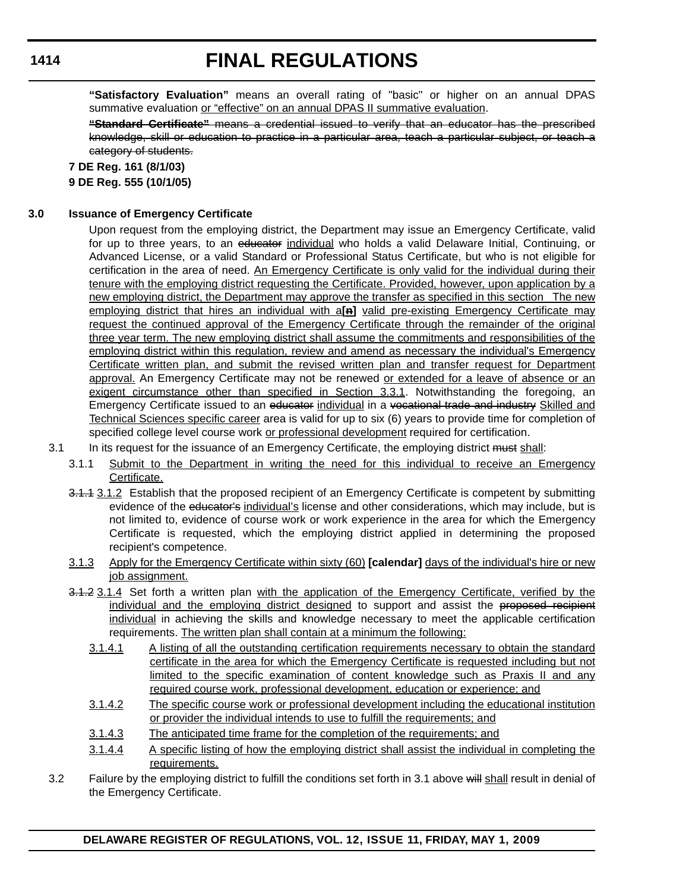**"Satisfactory Evaluation"** means an overall rating of "basic" or higher on an annual DPAS summative evaluation <u>or "effective" on an annual DPAS II summative evaluation</u>.

~~**"Standard Certificate"** means a credential issued to verify that an educator has the prescribed knowledge, skill or education to practice in a particular area, teach a particular subject, or teach a category of students.~~

**7 DE Reg. 161 (8/1/03)**

**9 DE Reg. 555 (10/1/05)**

## 3.0 Issuance of Emergency Certificate

Upon request from the employing district, the Department may issue an Emergency Certificate, valid for up to three years, to an ~~educator~~ <u>individual</u> who holds a valid Delaware Initial, Continuing, or Advanced License, or a valid Standard or Professional Status Certificate, but who is not eligible for certification in the area of need. <u>An Emergency Certificate is only valid for the individual during their tenure with the employing district requesting the Certificate. Provided, however, upon application by a new employing district, the Department may approve the transfer as specified in this section The new employing district that hires an individual with a</u>**[~~n~~]** <u>valid pre-existing Emergency Certificate may request the continued approval of the Emergency Certificate through the remainder of the original three year term. The new employing district shall assume the commitments and responsibilities of the employing district within this regulation, review and amend as necessary the individual's Emergency Certificate written plan, and submit the revised written plan and transfer request for Department approval.</u> An Emergency Certificate may not be renewed <u>or extended for a leave of absence or an exigent circumstance other than specified in Section 3.3.1</u>. Notwithstanding the foregoing, an Emergency Certificate issued to an ~~educator~~ <u>individual</u> in a ~~vocational trade and industry~~ <u>Skilled and Technical Sciences specific career</u> area is valid for up to six (6) years to provide time for completion of specified college level course work <u>or professional development</u> required for certification.

3.1 In its request for the issuance of an Emergency Certificate, the employing district ~~must~~ <u>shall</u>:

3.1.1 <u>Submit to the Department in writing the need for this individual to receive an Emergency Certificate.</u>

~~3.1.1~~ <u>3.1.2</u> Establish that the proposed recipient of an Emergency Certificate is competent by submitting evidence of the ~~educator's~~ <u>individual's</u> license and other considerations, which may include, but is not limited to, evidence of course work or work experience in the area for which the Emergency Certificate is requested, which the employing district applied in determining the proposed recipient's competence.

<u>3.1.3</u> <u>Apply for the Emergency Certificate within sixty (60)</u> **[calendar]** <u>days of the individual's hire or new job assignment.</u>

~~3.1.2~~ <u>3.1.4</u> Set forth a written plan <u>with the application of the Emergency Certificate, verified by the individual and the employing district designed</u> to support and assist the ~~proposed recipient~~ <u>individual</u> in achieving the skills and knowledge necessary to meet the applicable certification requirements. <u>The written plan shall contain at a minimum the following:</u>

<u>3.1.4.1</u> <u>A listing of all the outstanding certification requirements necessary to obtain the standard certificate in the area for which the Emergency Certificate is requested including but not limited to the specific examination of content knowledge such as Praxis II and any required course work, professional development, education or experience; and</u>

<u>3.1.4.2</u> <u>The specific course work or professional development including the educational institution or provider the individual intends to use to fulfill the requirements; and</u>

<u>3.1.4.3</u> <u>The anticipated time frame for the completion of the requirements; and</u>

<u>3.1.4.4</u> <u>A specific listing of how the employing district shall assist the individual in completing the requirements.</u>

3.2 Failure by the employing district to fulfill the conditions set forth in 3.1 above ~~will~~ <u>shall</u> result in denial of the Emergency Certificate.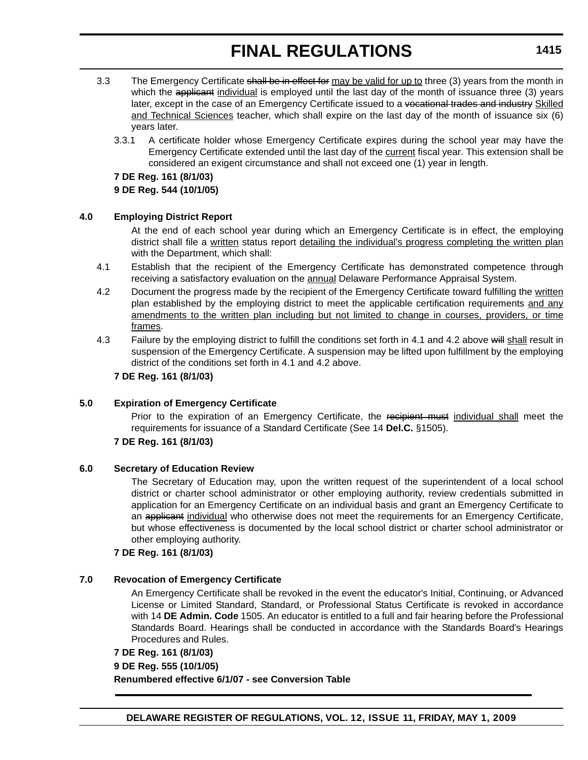3.3 The Emergency Certificate ~~shall be in effect for~~ <u>may be valid for up to</u> three (3) years from the month in which the ~~applicant~~ <u>individual</u> is employed until the last day of the month of issuance three (3) years later, except in the case of an Emergency Certificate issued to a ~~vocational trades and industry~~ <u>Skilled and Technical Sciences</u> teacher, which shall expire on the last day of the month of issuance six (6) years later.

3.3.1 A certificate holder whose Emergency Certificate expires during the school year may have the Emergency Certificate extended until the last day of the <u>current</u> fiscal year. This extension shall be considered an exigent circumstance and shall not exceed one (1) year in length.

**7 DE Reg. 161 (8/1/03)**

**9 DE Reg. 544 (10/1/05)**

**4.0 Employing District Report**

At the end of each school year during which an Emergency Certificate is in effect, the employing district shall file a <u>written</u> status report <u>detailing the individual's progress completing the written plan</u> with the Department, which shall:

4.1 Establish that the recipient of the Emergency Certificate has demonstrated competence through receiving a satisfactory evaluation on the <u>annual</u> Delaware Performance Appraisal System.

4.2 Document the progress made by the recipient of the Emergency Certificate toward fulfilling the <u>written</u> plan established by the employing district to meet the applicable certification requirements <u>and any amendments to the written plan including but not limited to change in courses, providers, or time frames</u>.

4.3 Failure by the employing district to fulfill the conditions set forth in 4.1 and 4.2 above ~~will~~ <u>shall</u> result in suspension of the Emergency Certificate. A suspension may be lifted upon fulfillment by the employing district of the conditions set forth in 4.1 and 4.2 above.

**7 DE Reg. 161 (8/1/03)**

**5.0 Expiration of Emergency Certificate**

Prior to the expiration of an Emergency Certificate, the ~~recipient must~~ <u>individual shall</u> meet the requirements for issuance of a Standard Certificate (See 14 **Del.C.** §1505).

**7 DE Reg. 161 (8/1/03)**

**6.0 Secretary of Education Review**

The Secretary of Education may, upon the written request of the superintendent of a local school district or charter school administrator or other employing authority, review credentials submitted in application for an Emergency Certificate on an individual basis and grant an Emergency Certificate to an ~~applicant~~ <u>individual</u> who otherwise does not meet the requirements for an Emergency Certificate, but whose effectiveness is documented by the local school district or charter school administrator or other employing authority.

**7 DE Reg. 161 (8/1/03)**

**7.0 Revocation of Emergency Certificate**

An Emergency Certificate shall be revoked in the event the educator's Initial, Continuing, or Advanced License or Limited Standard, Standard, or Professional Status Certificate is revoked in accordance with 14 **DE Admin. Code** 1505. An educator is entitled to a full and fair hearing before the Professional Standards Board. Hearings shall be conducted in accordance with the Standards Board's Hearings Procedures and Rules.

**7 DE Reg. 161 (8/1/03)**

**9 DE Reg. 555 (10/1/05)**

**Renumbered effective 6/1/07 - see Conversion Table**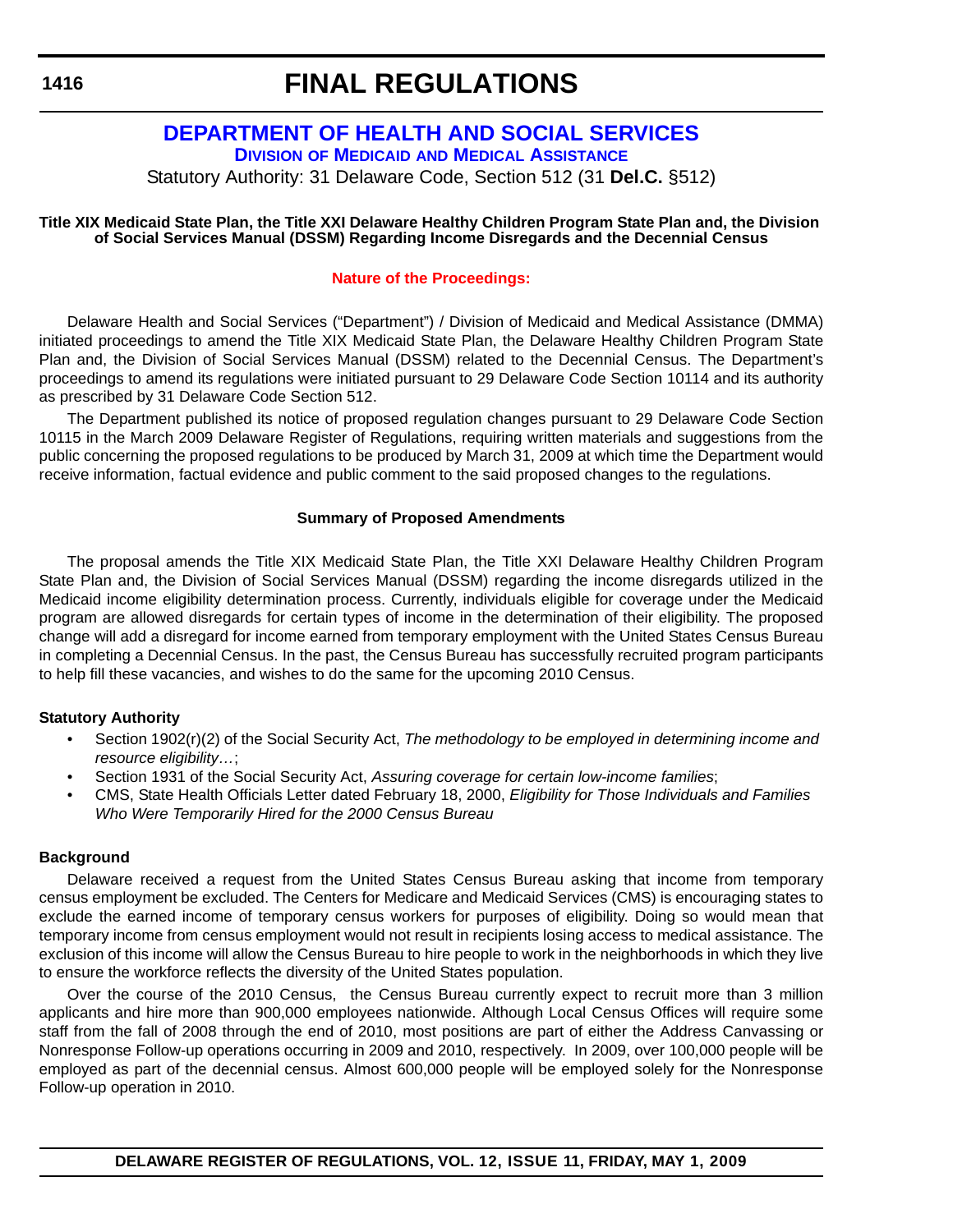# FINAL REGULATIONS

## DEPARTMENT OF HEALTH AND SOCIAL SERVICES

### Division of Medicaid and Medical Assistance

Statutory Authority: 31 Delaware Code, Section 512 (31 **Del.C.** §512)

**Title XIX Medicaid State Plan, the Title XXI Delaware Healthy Children Program State Plan and, the Division of Social Services Manual (DSSM) Regarding Income Disregards and the Decennial Census**

**Nature of the Proceedings:**

Delaware Health and Social Services ("Department") / Division of Medicaid and Medical Assistance (DMMA) initiated proceedings to amend the Title XIX Medicaid State Plan, the Delaware Healthy Children Program State Plan and, the Division of Social Services Manual (DSSM) related to the Decennial Census. The Department's proceedings to amend its regulations were initiated pursuant to 29 Delaware Code Section 10114 and its authority as prescribed by 31 Delaware Code Section 512.

The Department published its notice of proposed regulation changes pursuant to 29 Delaware Code Section 10115 in the March 2009 Delaware Register of Regulations, requiring written materials and suggestions from the public concerning the proposed regulations to be produced by March 31, 2009 at which time the Department would receive information, factual evidence and public comment to the said proposed changes to the regulations.

**Summary of Proposed Amendments**

The proposal amends the Title XIX Medicaid State Plan, the Title XXI Delaware Healthy Children Program State Plan and, the Division of Social Services Manual (DSSM) regarding the income disregards utilized in the Medicaid income eligibility determination process. Currently, individuals eligible for coverage under the Medicaid program are allowed disregards for certain types of income in the determination of their eligibility. The proposed change will add a disregard for income earned from temporary employment with the United States Census Bureau in completing a Decennial Census. In the past, the Census Bureau has successfully recruited program participants to help fill these vacancies, and wishes to do the same for the upcoming 2010 Census.

**Statutory Authority**

- Section 1902(r)(2) of the Social Security Act, *The methodology to be employed in determining income and resource eligibility…*;
- Section 1931 of the Social Security Act, *Assuring coverage for certain low-income families*;
- CMS, State Health Officials Letter dated February 18, 2000, *Eligibility for Those Individuals and Families Who Were Temporarily Hired for the 2000 Census Bureau*

**Background**

Delaware received a request from the United States Census Bureau asking that income from temporary census employment be excluded. The Centers for Medicare and Medicaid Services (CMS) is encouraging states to exclude the earned income of temporary census workers for purposes of eligibility. Doing so would mean that temporary income from census employment would not result in recipients losing access to medical assistance. The exclusion of this income will allow the Census Bureau to hire people to work in the neighborhoods in which they live to ensure the workforce reflects the diversity of the United States population.

Over the course of the 2010 Census, the Census Bureau currently expect to recruit more than 3 million applicants and hire more than 900,000 employees nationwide. Although Local Census Offices will require some staff from the fall of 2008 through the end of 2010, most positions are part of either the Address Canvassing or Nonresponse Follow-up operations occurring in 2009 and 2010, respectively. In 2009, over 100,000 people will be employed as part of the decennial census. Almost 600,000 people will be employed solely for the Nonresponse Follow-up operation in 2010.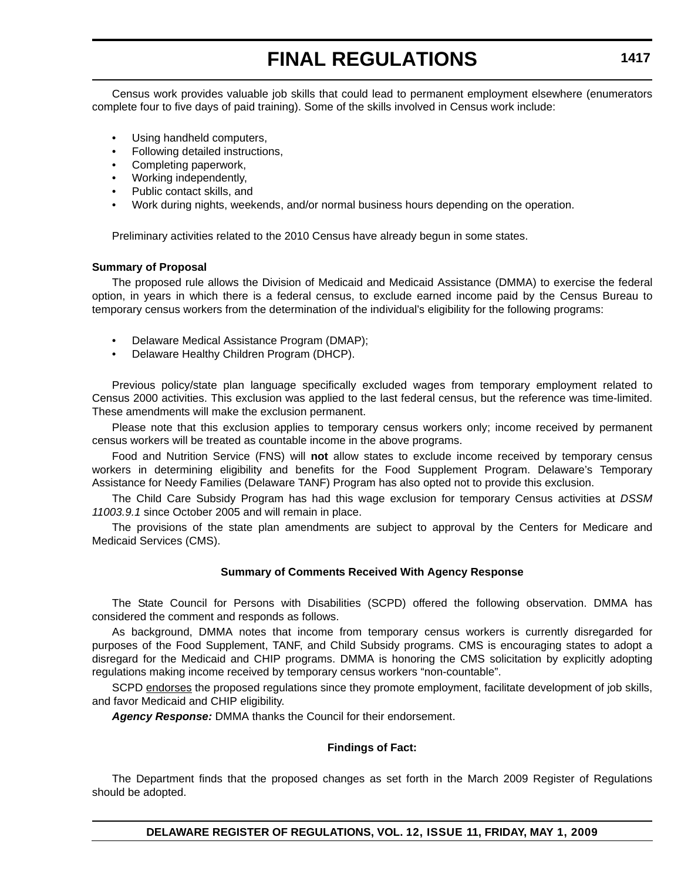Census work provides valuable job skills that could lead to permanent employment elsewhere (enumerators complete four to five days of paid training). Some of the skills involved in Census work include:

- Using handheld computers,
- Following detailed instructions,
- Completing paperwork,
- Working independently,
- Public contact skills, and
- Work during nights, weekends, and/or normal business hours depending on the operation.

Preliminary activities related to the 2010 Census have already begun in some states.

**Summary of Proposal**

The proposed rule allows the Division of Medicaid and Medicaid Assistance (DMMA) to exercise the federal option, in years in which there is a federal census, to exclude earned income paid by the Census Bureau to temporary census workers from the determination of the individual's eligibility for the following programs:

- Delaware Medical Assistance Program (DMAP);
- Delaware Healthy Children Program (DHCP).

Previous policy/state plan language specifically excluded wages from temporary employment related to Census 2000 activities. This exclusion was applied to the last federal census, but the reference was time-limited. These amendments will make the exclusion permanent.

Please note that this exclusion applies to temporary census workers only; income received by permanent census workers will be treated as countable income in the above programs.

Food and Nutrition Service (FNS) will **not** allow states to exclude income received by temporary census workers in determining eligibility and benefits for the Food Supplement Program. Delaware's Temporary Assistance for Needy Families (Delaware TANF) Program has also opted not to provide this exclusion.

The Child Care Subsidy Program has had this wage exclusion for temporary Census activities at *DSSM 11003.9.1* since October 2005 and will remain in place.

The provisions of the state plan amendments are subject to approval by the Centers for Medicare and Medicaid Services (CMS).

**Summary of Comments Received With Agency Response**

The State Council for Persons with Disabilities (SCPD) offered the following observation. DMMA has considered the comment and responds as follows.

As background, DMMA notes that income from temporary census workers is currently disregarded for purposes of the Food Supplement, TANF, and Child Subsidy programs. CMS is encouraging states to adopt a disregard for the Medicaid and CHIP programs. DMMA is honoring the CMS solicitation by explicitly adopting regulations making income received by temporary census workers "non-countable".

SCPD endorses the proposed regulations since they promote employment, facilitate development of job skills, and favor Medicaid and CHIP eligibility.

***Agency Response:*** DMMA thanks the Council for their endorsement.

**Findings of Fact:**

The Department finds that the proposed changes as set forth in the March 2009 Register of Regulations should be adopted.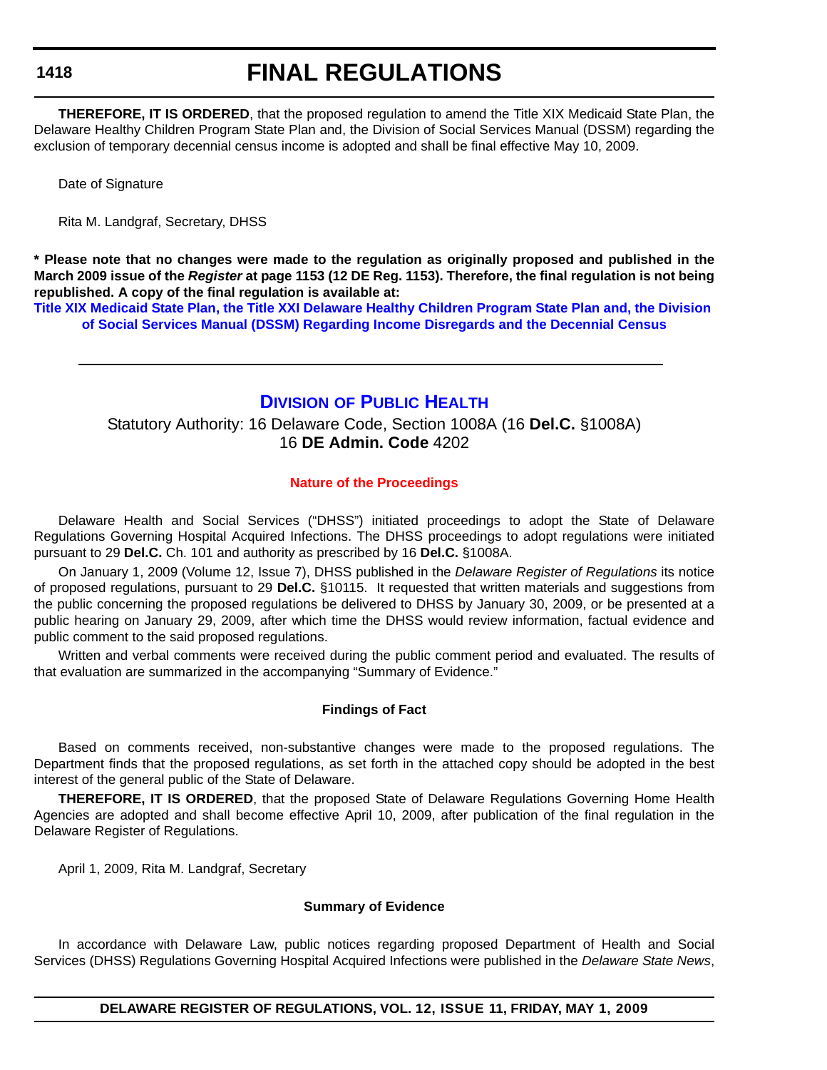**THEREFORE, IT IS ORDERED**, that the proposed regulation to amend the Title XIX Medicaid State Plan, the Delaware Healthy Children Program State Plan and, the Division of Social Services Manual (DSSM) regarding the exclusion of temporary decennial census income is adopted and shall be final effective May 10, 2009.

Date of Signature

Rita M. Landgraf, Secretary, DHSS

**\* Please note that no changes were made to the regulation as originally proposed and published in the March 2009 issue of the *Register* at page 1153 (12 DE Reg. 1153). Therefore, the final regulation is not being republished. A copy of the final regulation is available at:**

**Title XIX Medicaid State Plan, the Title XXI Delaware Healthy Children Program State Plan and, the Division of Social Services Manual (DSSM) Regarding Income Disregards and the Decennial Census**

---

## Division of Public Health

Statutory Authority: 16 Delaware Code, Section 1008A (16 **Del.C.** §1008A)
16 **DE Admin. Code** 4202

### Nature of the Proceedings

Delaware Health and Social Services ("DHSS") initiated proceedings to adopt the State of Delaware Regulations Governing Hospital Acquired Infections. The DHSS proceedings to adopt regulations were initiated pursuant to 29 **Del.C.** Ch. 101 and authority as prescribed by 16 **Del.C.** §1008A.

On January 1, 2009 (Volume 12, Issue 7), DHSS published in the *Delaware Register of Regulations* its notice of proposed regulations, pursuant to 29 **Del.C.** §10115. It requested that written materials and suggestions from the public concerning the proposed regulations be delivered to DHSS by January 30, 2009, or be presented at a public hearing on January 29, 2009, after which time the DHSS would review information, factual evidence and public comment to the said proposed regulations.

Written and verbal comments were received during the public comment period and evaluated. The results of that evaluation are summarized in the accompanying "Summary of Evidence."

### Findings of Fact

Based on comments received, non-substantive changes were made to the proposed regulations. The Department finds that the proposed regulations, as set forth in the attached copy should be adopted in the best interest of the general public of the State of Delaware.

**THEREFORE, IT IS ORDERED**, that the proposed State of Delaware Regulations Governing Home Health Agencies are adopted and shall become effective April 10, 2009, after publication of the final regulation in the Delaware Register of Regulations.

April 1, 2009, Rita M. Landgraf, Secretary

### Summary of Evidence

In accordance with Delaware Law, public notices regarding proposed Department of Health and Social Services (DHSS) Regulations Governing Hospital Acquired Infections were published in the *Delaware State News*,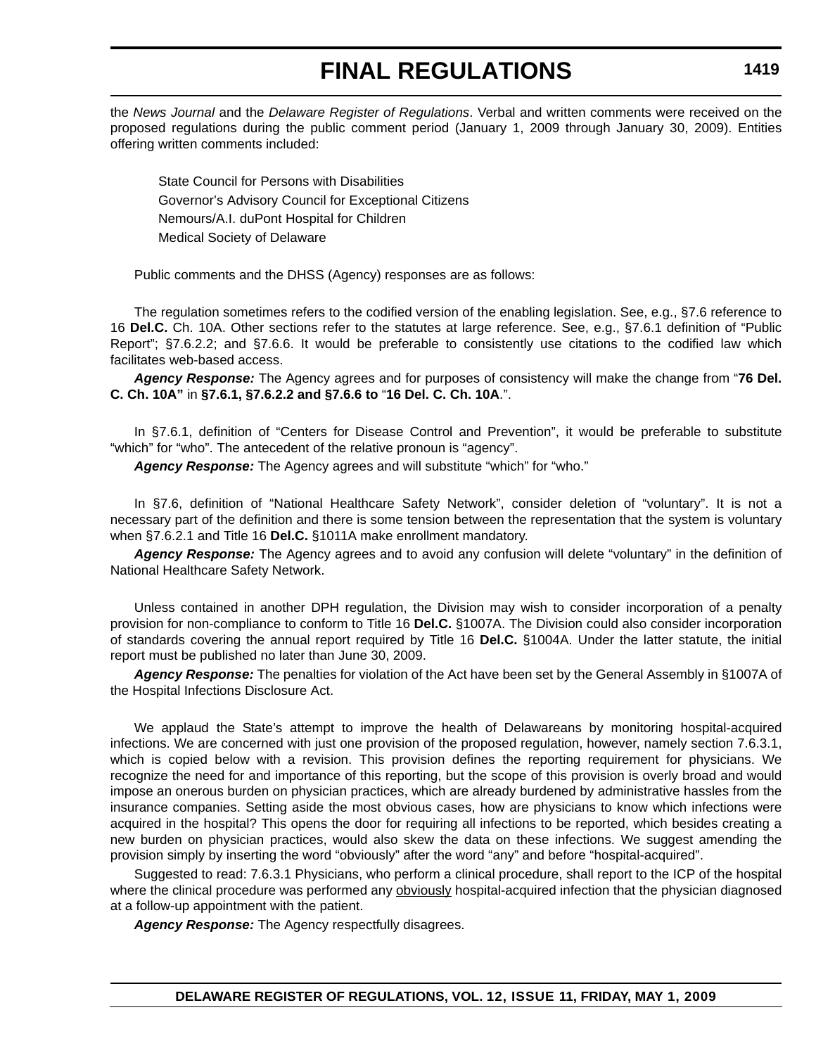the *News Journal* and the *Delaware Register of Regulations*. Verbal and written comments were received on the proposed regulations during the public comment period (January 1, 2009 through January 30, 2009). Entities offering written comments included:

State Council for Persons with Disabilities
Governor's Advisory Council for Exceptional Citizens
Nemours/A.I. duPont Hospital for Children
Medical Society of Delaware

Public comments and the DHSS (Agency) responses are as follows:

The regulation sometimes refers to the codified version of the enabling legislation. See, e.g., §7.6 reference to 16 **Del.C.** Ch. 10A. Other sections refer to the statutes at large reference. See, e.g., §7.6.1 definition of "Public Report"; §7.6.2.2; and §7.6.6. It would be preferable to consistently use citations to the codified law which facilitates web-based access.

***Agency Response:*** The Agency agrees and for purposes of consistency will make the change from "**76 Del. C. Ch. 10A"** in **§7.6.1, §7.6.2.2 and §7.6.6 to** "**16 Del. C. Ch. 10A**.".

In §7.6.1, definition of "Centers for Disease Control and Prevention", it would be preferable to substitute "which" for "who". The antecedent of the relative pronoun is "agency".

***Agency Response:*** The Agency agrees and will substitute "which" for "who."

In §7.6, definition of "National Healthcare Safety Network", consider deletion of "voluntary". It is not a necessary part of the definition and there is some tension between the representation that the system is voluntary when §7.6.2.1 and Title 16 **Del.C.** §1011A make enrollment mandatory.

***Agency Response:*** The Agency agrees and to avoid any confusion will delete "voluntary" in the definition of National Healthcare Safety Network.

Unless contained in another DPH regulation, the Division may wish to consider incorporation of a penalty provision for non-compliance to conform to Title 16 **Del.C.** §1007A. The Division could also consider incorporation of standards covering the annual report required by Title 16 **Del.C.** §1004A. Under the latter statute, the initial report must be published no later than June 30, 2009.

***Agency Response:*** The penalties for violation of the Act have been set by the General Assembly in §1007A of the Hospital Infections Disclosure Act.

We applaud the State's attempt to improve the health of Delawareans by monitoring hospital-acquired infections. We are concerned with just one provision of the proposed regulation, however, namely section 7.6.3.1, which is copied below with a revision. This provision defines the reporting requirement for physicians. We recognize the need for and importance of this reporting, but the scope of this provision is overly broad and would impose an onerous burden on physician practices, which are already burdened by administrative hassles from the insurance companies. Setting aside the most obvious cases, how are physicians to know which infections were acquired in the hospital? This opens the door for requiring all infections to be reported, which besides creating a new burden on physician practices, would also skew the data on these infections. We suggest amending the provision simply by inserting the word "obviously" after the word "any" and before "hospital-acquired".

Suggested to read: 7.6.3.1 Physicians, who perform a clinical procedure, shall report to the ICP of the hospital where the clinical procedure was performed any <u>obviously</u> hospital-acquired infection that the physician diagnosed at a follow-up appointment with the patient.

***Agency Response:*** The Agency respectfully disagrees.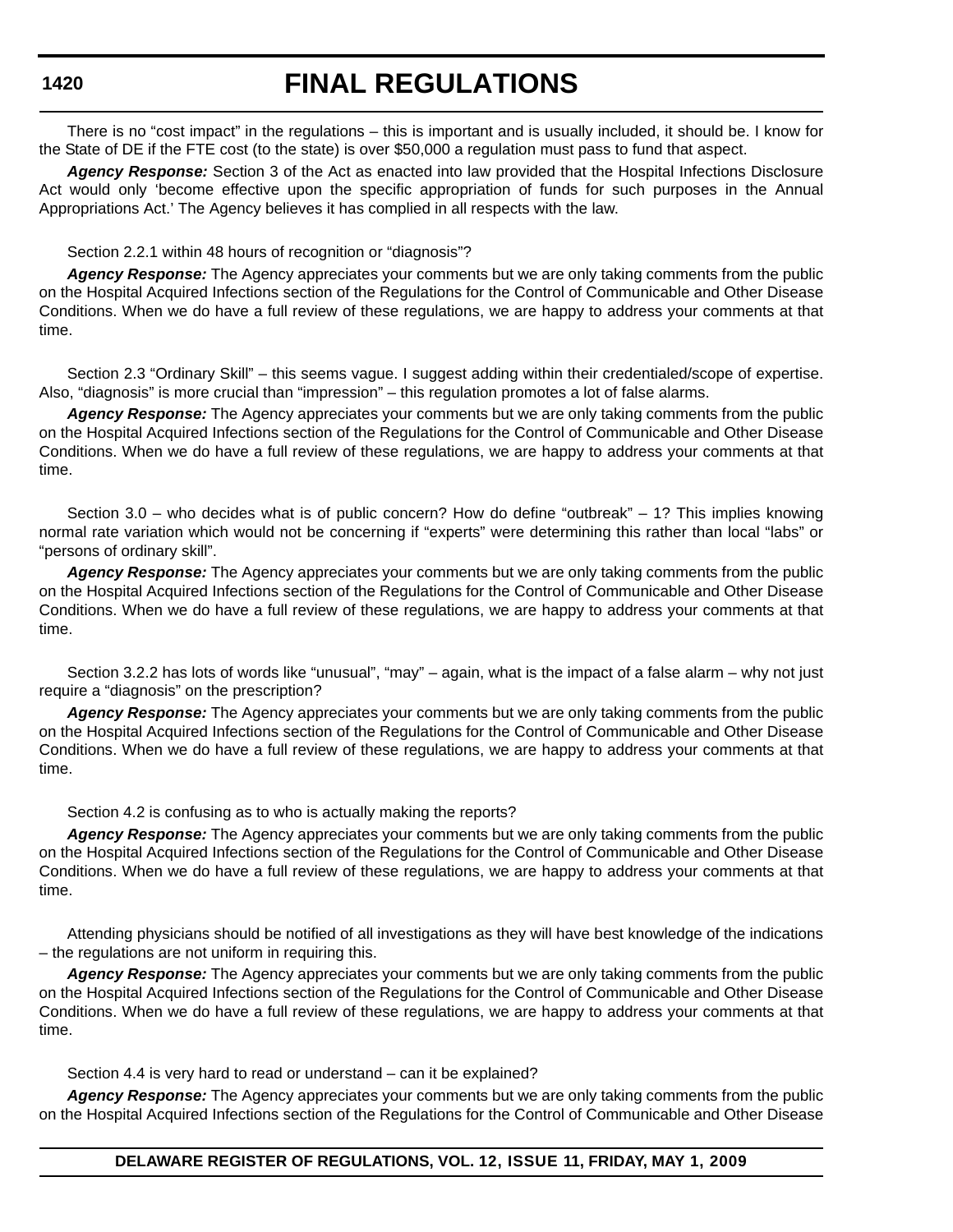There is no "cost impact" in the regulations – this is important and is usually included, it should be. I know for the State of DE if the FTE cost (to the state) is over $50,000 a regulation must pass to fund that aspect.

***Agency Response:*** Section 3 of the Act as enacted into law provided that the Hospital Infections Disclosure Act would only 'become effective upon the specific appropriation of funds for such purposes in the Annual Appropriations Act.' The Agency believes it has complied in all respects with the law.

Section 2.2.1 within 48 hours of recognition or "diagnosis"?

***Agency Response:*** The Agency appreciates your comments but we are only taking comments from the public on the Hospital Acquired Infections section of the Regulations for the Control of Communicable and Other Disease Conditions. When we do have a full review of these regulations, we are happy to address your comments at that time.

Section 2.3 "Ordinary Skill" – this seems vague. I suggest adding within their credentialed/scope of expertise. Also, "diagnosis" is more crucial than "impression" – this regulation promotes a lot of false alarms.

***Agency Response:*** The Agency appreciates your comments but we are only taking comments from the public on the Hospital Acquired Infections section of the Regulations for the Control of Communicable and Other Disease Conditions. When we do have a full review of these regulations, we are happy to address your comments at that time.

Section 3.0 – who decides what is of public concern? How do define "outbreak" – 1? This implies knowing normal rate variation which would not be concerning if "experts" were determining this rather than local "labs" or "persons of ordinary skill".

***Agency Response:*** The Agency appreciates your comments but we are only taking comments from the public on the Hospital Acquired Infections section of the Regulations for the Control of Communicable and Other Disease Conditions. When we do have a full review of these regulations, we are happy to address your comments at that time.

Section 3.2.2 has lots of words like "unusual", "may" – again, what is the impact of a false alarm – why not just require a "diagnosis" on the prescription?

***Agency Response:*** The Agency appreciates your comments but we are only taking comments from the public on the Hospital Acquired Infections section of the Regulations for the Control of Communicable and Other Disease Conditions. When we do have a full review of these regulations, we are happy to address your comments at that time.

Section 4.2 is confusing as to who is actually making the reports?

***Agency Response:*** The Agency appreciates your comments but we are only taking comments from the public on the Hospital Acquired Infections section of the Regulations for the Control of Communicable and Other Disease Conditions. When we do have a full review of these regulations, we are happy to address your comments at that time.

Attending physicians should be notified of all investigations as they will have best knowledge of the indications – the regulations are not uniform in requiring this.

***Agency Response:*** The Agency appreciates your comments but we are only taking comments from the public on the Hospital Acquired Infections section of the Regulations for the Control of Communicable and Other Disease Conditions. When we do have a full review of these regulations, we are happy to address your comments at that time.

Section 4.4 is very hard to read or understand – can it be explained?

***Agency Response:*** The Agency appreciates your comments but we are only taking comments from the public on the Hospital Acquired Infections section of the Regulations for the Control of Communicable and Other Disease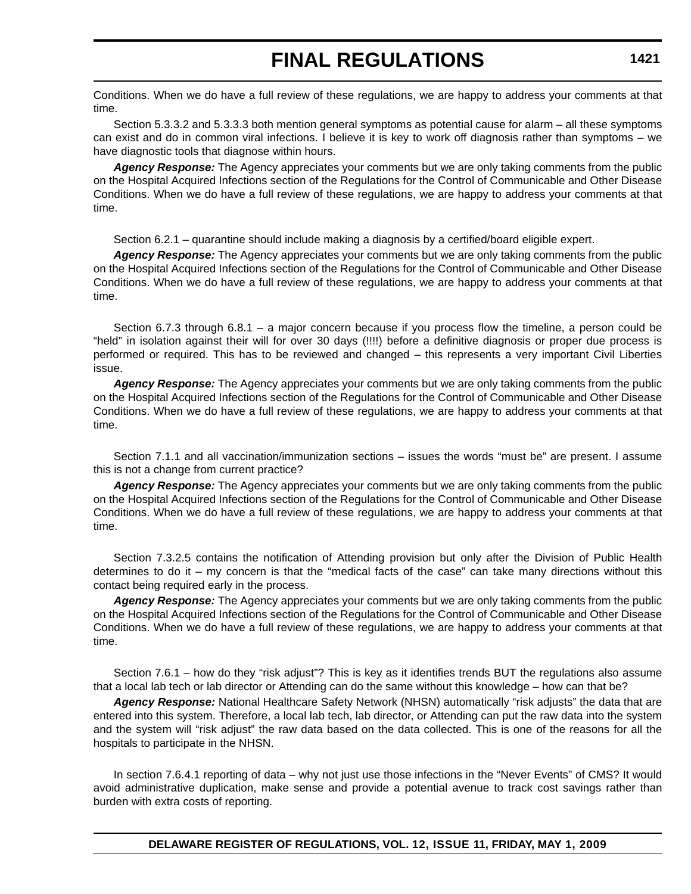Conditions. When we do have a full review of these regulations, we are happy to address your comments at that time.

Section 5.3.3.2 and 5.3.3.3 both mention general symptoms as potential cause for alarm – all these symptoms can exist and do in common viral infections. I believe it is key to work off diagnosis rather than symptoms – we have diagnostic tools that diagnose within hours.

***Agency Response:*** The Agency appreciates your comments but we are only taking comments from the public on the Hospital Acquired Infections section of the Regulations for the Control of Communicable and Other Disease Conditions. When we do have a full review of these regulations, we are happy to address your comments at that time.

Section 6.2.1 – quarantine should include making a diagnosis by a certified/board eligible expert.

***Agency Response:*** The Agency appreciates your comments but we are only taking comments from the public on the Hospital Acquired Infections section of the Regulations for the Control of Communicable and Other Disease Conditions. When we do have a full review of these regulations, we are happy to address your comments at that time.

Section 6.7.3 through 6.8.1 – a major concern because if you process flow the timeline, a person could be "held" in isolation against their will for over 30 days (!!!!) before a definitive diagnosis or proper due process is performed or required. This has to be reviewed and changed – this represents a very important Civil Liberties issue.

***Agency Response:*** The Agency appreciates your comments but we are only taking comments from the public on the Hospital Acquired Infections section of the Regulations for the Control of Communicable and Other Disease Conditions. When we do have a full review of these regulations, we are happy to address your comments at that time.

Section 7.1.1 and all vaccination/immunization sections – issues the words "must be" are present. I assume this is not a change from current practice?

***Agency Response:*** The Agency appreciates your comments but we are only taking comments from the public on the Hospital Acquired Infections section of the Regulations for the Control of Communicable and Other Disease Conditions. When we do have a full review of these regulations, we are happy to address your comments at that time.

Section 7.3.2.5 contains the notification of Attending provision but only after the Division of Public Health determines to do it – my concern is that the "medical facts of the case" can take many directions without this contact being required early in the process.

***Agency Response:*** The Agency appreciates your comments but we are only taking comments from the public on the Hospital Acquired Infections section of the Regulations for the Control of Communicable and Other Disease Conditions. When we do have a full review of these regulations, we are happy to address your comments at that time.

Section 7.6.1 – how do they "risk adjust"? This is key as it identifies trends BUT the regulations also assume that a local lab tech or lab director or Attending can do the same without this knowledge – how can that be?

***Agency Response:*** National Healthcare Safety Network (NHSN) automatically "risk adjusts" the data that are entered into this system. Therefore, a local lab tech, lab director, or Attending can put the raw data into the system and the system will "risk adjust" the raw data based on the data collected. This is one of the reasons for all the hospitals to participate in the NHSN.

In section 7.6.4.1 reporting of data – why not just use those infections in the "Never Events" of CMS? It would avoid administrative duplication, make sense and provide a potential avenue to track cost savings rather than burden with extra costs of reporting.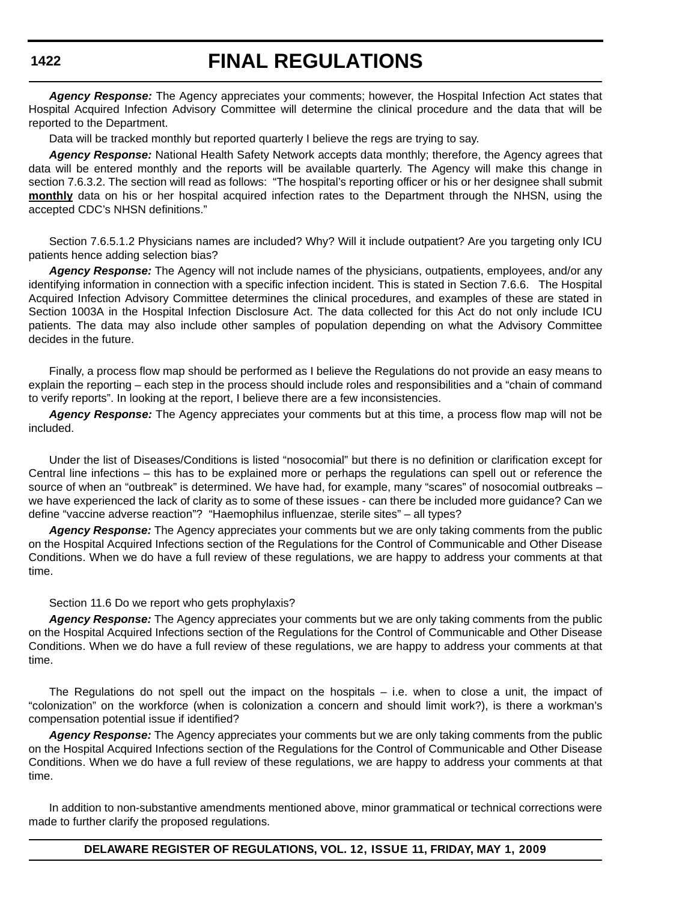***Agency Response:*** The Agency appreciates your comments; however, the Hospital Infection Act states that Hospital Acquired Infection Advisory Committee will determine the clinical procedure and the data that will be reported to the Department.

Data will be tracked monthly but reported quarterly I believe the regs are trying to say.

***Agency Response:*** National Health Safety Network accepts data monthly; therefore, the Agency agrees that data will be entered monthly and the reports will be available quarterly. The Agency will make this change in section 7.6.3.2. The section will read as follows: "The hospital's reporting officer or his or her designee shall submit **monthly** data on his or her hospital acquired infection rates to the Department through the NHSN, using the accepted CDC's NHSN definitions."

Section 7.6.5.1.2 Physicians names are included? Why? Will it include outpatient? Are you targeting only ICU patients hence adding selection bias?

***Agency Response:*** The Agency will not include names of the physicians, outpatients, employees, and/or any identifying information in connection with a specific infection incident. This is stated in Section 7.6.6. The Hospital Acquired Infection Advisory Committee determines the clinical procedures, and examples of these are stated in Section 1003A in the Hospital Infection Disclosure Act. The data collected for this Act do not only include ICU patients. The data may also include other samples of population depending on what the Advisory Committee decides in the future.

Finally, a process flow map should be performed as I believe the Regulations do not provide an easy means to explain the reporting – each step in the process should include roles and responsibilities and a "chain of command to verify reports". In looking at the report, I believe there are a few inconsistencies.

***Agency Response:*** The Agency appreciates your comments but at this time, a process flow map will not be included.

Under the list of Diseases/Conditions is listed "nosocomial" but there is no definition or clarification except for Central line infections – this has to be explained more or perhaps the regulations can spell out or reference the source of when an "outbreak" is determined. We have had, for example, many "scares" of nosocomial outbreaks – we have experienced the lack of clarity as to some of these issues - can there be included more guidance? Can we define "vaccine adverse reaction"? "Haemophilus influenzae, sterile sites" – all types?

***Agency Response:*** The Agency appreciates your comments but we are only taking comments from the public on the Hospital Acquired Infections section of the Regulations for the Control of Communicable and Other Disease Conditions. When we do have a full review of these regulations, we are happy to address your comments at that time.

Section 11.6 Do we report who gets prophylaxis?

***Agency Response:*** The Agency appreciates your comments but we are only taking comments from the public on the Hospital Acquired Infections section of the Regulations for the Control of Communicable and Other Disease Conditions. When we do have a full review of these regulations, we are happy to address your comments at that time.

The Regulations do not spell out the impact on the hospitals – i.e. when to close a unit, the impact of "colonization" on the workforce (when is colonization a concern and should limit work?), is there a workman's compensation potential issue if identified?

***Agency Response:*** The Agency appreciates your comments but we are only taking comments from the public on the Hospital Acquired Infections section of the Regulations for the Control of Communicable and Other Disease Conditions. When we do have a full review of these regulations, we are happy to address your comments at that time.

In addition to non-substantive amendments mentioned above, minor grammatical or technical corrections were made to further clarify the proposed regulations.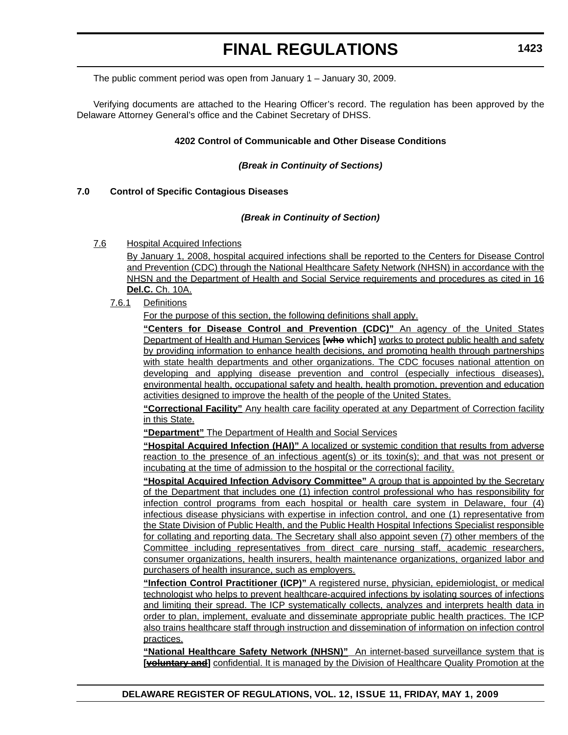The public comment period was open from January 1 – January 30, 2009.

Verifying documents are attached to the Hearing Officer's record. The regulation has been approved by the Delaware Attorney General's office and the Cabinet Secretary of DHSS.

**4202 Control of Communicable and Other Disease Conditions**

***(Break in Continuity of Sections)***

**7.0 Control of Specific Contagious Diseases**

***(Break in Continuity of Section)***

7.6 Hospital Acquired Infections

By January 1, 2008, hospital acquired infections shall be reported to the Centers for Disease Control and Prevention (CDC) through the National Healthcare Safety Network (NHSN) in accordance with the NHSN and the Department of Health and Social Service requirements and procedures as cited in 16 **Del.C.** Ch. 10A.

7.6.1 Definitions

For the purpose of this section, the following definitions shall apply.

**"Centers for Disease Control and Prevention (CDC)"** An agency of the United States Department of Health and Human Services **[~~who~~ which]** works to protect public health and safety by providing information to enhance health decisions, and promoting health through partnerships with state health departments and other organizations. The CDC focuses national attention on developing and applying disease prevention and control (especially infectious diseases), environmental health, occupational safety and health, health promotion, prevention and education activities designed to improve the health of the people of the United States.

**"Correctional Facility"** Any health care facility operated at any Department of Correction facility in this State.

**"Department"** The Department of Health and Social Services

**"Hospital Acquired Infection (HAI)"** A localized or systemic condition that results from adverse reaction to the presence of an infectious agent(s) or its toxin(s); and that was not present or incubating at the time of admission to the hospital or the correctional facility.

**"Hospital Acquired Infection Advisory Committee"** A group that is appointed by the Secretary of the Department that includes one (1) infection control professional who has responsibility for infection control programs from each hospital or health care system in Delaware, four (4) infectious disease physicians with expertise in infection control, and one (1) representative from the State Division of Public Health, and the Public Health Hospital Infections Specialist responsible for collating and reporting data. The Secretary shall also appoint seven (7) other members of the Committee including representatives from direct care nursing staff, academic researchers, consumer organizations, health insurers, health maintenance organizations, organized labor and purchasers of health insurance, such as employers.

**"Infection Control Practitioner (ICP)"** A registered nurse, physician, epidemiologist, or medical technologist who helps to prevent healthcare-acquired infections by isolating sources of infections and limiting their spread. The ICP systematically collects, analyzes and interprets health data in order to plan, implement, evaluate and disseminate appropriate public health practices. The ICP also trains healthcare staff through instruction and dissemination of information on infection control practices.

**"National Healthcare Safety Network (NHSN)"** An internet-based surveillance system that is **[~~voluntary and~~]** confidential. It is managed by the Division of Healthcare Quality Promotion at the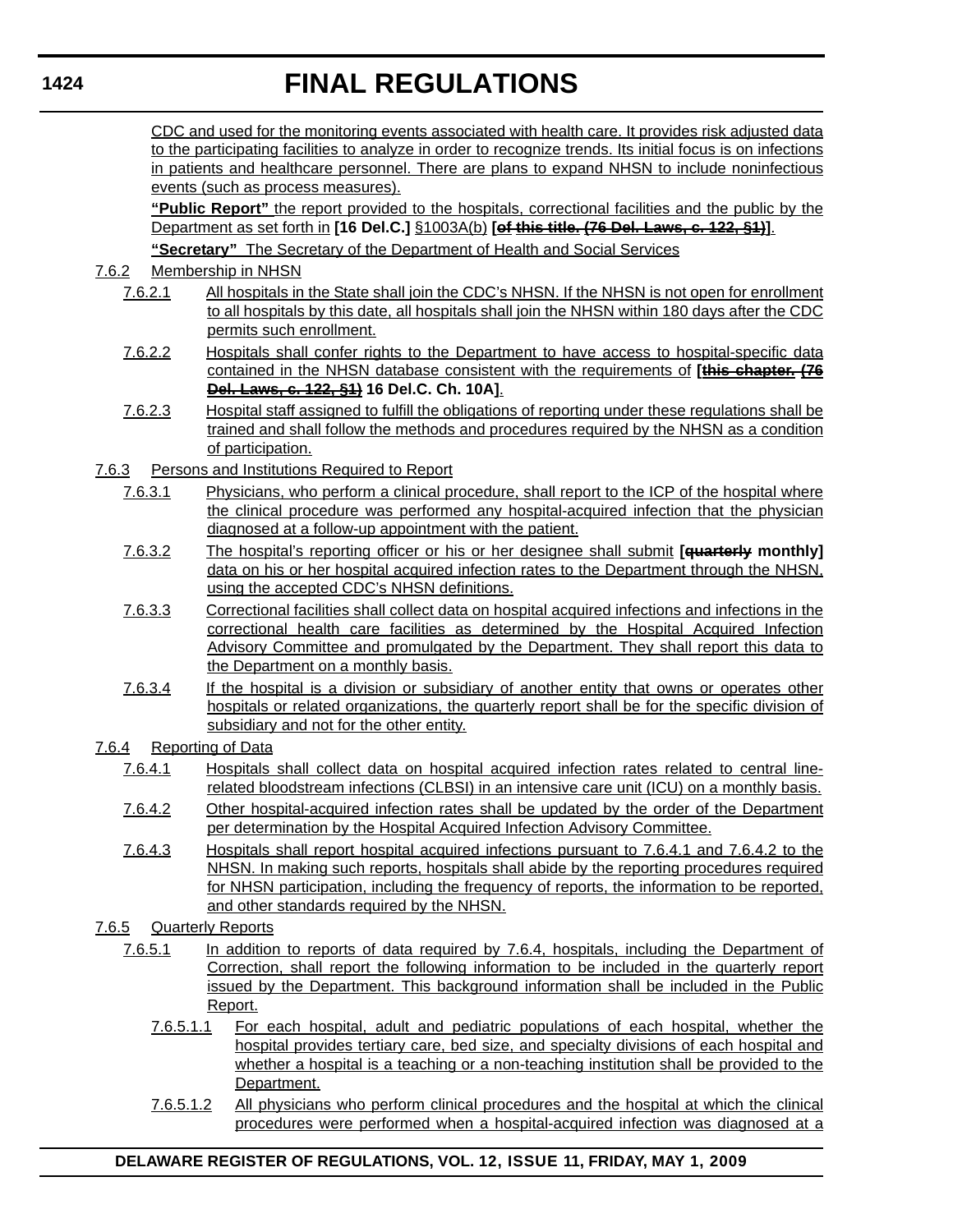CDC and used for the monitoring events associated with health care. It provides risk adjusted data to the participating facilities to analyze in order to recognize trends. Its initial focus is on infections in patients and healthcare personnel. There are plans to expand NHSN to include noninfectious events (such as process measures).

**"Public Report"** the report provided to the hospitals, correctional facilities and the public by the Department as set forth in **[16 Del.C.]** §1003A(b) **[~~of this title.~~ ~~(76 Del. Laws, c. 122, §1)~~]**.

**"Secretary"** The Secretary of the Department of Health and Social Services

7.6.2 Membership in NHSN

7.6.2.1 All hospitals in the State shall join the CDC's NHSN. If the NHSN is not open for enrollment to all hospitals by this date, all hospitals shall join the NHSN within 180 days after the CDC permits such enrollment.

7.6.2.2 Hospitals shall confer rights to the Department to have access to hospital-specific data contained in the NHSN database consistent with the requirements of **[~~this chapter.~~ ~~(76 Del. Laws, c. 122, §1)~~ 16 Del.C. Ch. 10A]**.

7.6.2.3 Hospital staff assigned to fulfill the obligations of reporting under these regulations shall be trained and shall follow the methods and procedures required by the NHSN as a condition of participation.

7.6.3 Persons and Institutions Required to Report

7.6.3.1 Physicians, who perform a clinical procedure, shall report to the ICP of the hospital where the clinical procedure was performed any hospital-acquired infection that the physician diagnosed at a follow-up appointment with the patient.

7.6.3.2 The hospital's reporting officer or his or her designee shall submit **[~~quarterly~~ monthly]** data on his or her hospital acquired infection rates to the Department through the NHSN, using the accepted CDC's NHSN definitions.

7.6.3.3 Correctional facilities shall collect data on hospital acquired infections and infections in the correctional health care facilities as determined by the Hospital Acquired Infection Advisory Committee and promulgated by the Department. They shall report this data to the Department on a monthly basis.

7.6.3.4 If the hospital is a division or subsidiary of another entity that owns or operates other hospitals or related organizations, the quarterly report shall be for the specific division of subsidiary and not for the other entity.

7.6.4 Reporting of Data

7.6.4.1 Hospitals shall collect data on hospital acquired infection rates related to central line-related bloodstream infections (CLBSI) in an intensive care unit (ICU) on a monthly basis.

7.6.4.2 Other hospital-acquired infection rates shall be updated by the order of the Department per determination by the Hospital Acquired Infection Advisory Committee.

7.6.4.3 Hospitals shall report hospital acquired infections pursuant to 7.6.4.1 and 7.6.4.2 to the NHSN. In making such reports, hospitals shall abide by the reporting procedures required for NHSN participation, including the frequency of reports, the information to be reported, and other standards required by the NHSN.

7.6.5 Quarterly Reports

7.6.5.1 In addition to reports of data required by 7.6.4, hospitals, including the Department of Correction, shall report the following information to be included in the quarterly report issued by the Department. This background information shall be included in the Public Report.

7.6.5.1.1 For each hospital, adult and pediatric populations of each hospital, whether the hospital provides tertiary care, bed size, and specialty divisions of each hospital and whether a hospital is a teaching or a non-teaching institution shall be provided to the Department.

7.6.5.1.2 All physicians who perform clinical procedures and the hospital at which the clinical procedures were performed when a hospital-acquired infection was diagnosed at a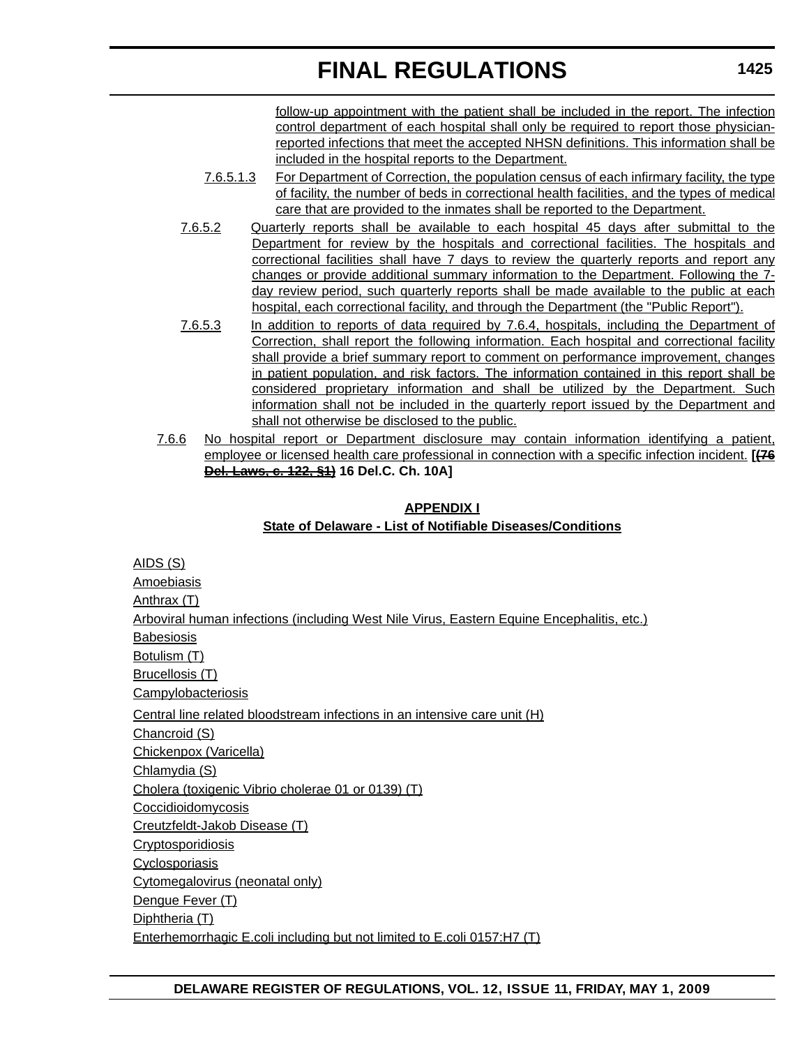follow-up appointment with the patient shall be included in the report. The infection control department of each hospital shall only be required to report those physician-reported infections that meet the accepted NHSN definitions. This information shall be included in the hospital reports to the Department.

7.6.5.1.3 For Department of Correction, the population census of each infirmary facility, the type of facility, the number of beds in correctional health facilities, and the types of medical care that are provided to the inmates shall be reported to the Department.

7.6.5.2 Quarterly reports shall be available to each hospital 45 days after submittal to the Department for review by the hospitals and correctional facilities. The hospitals and correctional facilities shall have 7 days to review the quarterly reports and report any changes or provide additional summary information to the Department. Following the 7-day review period, such quarterly reports shall be made available to the public at each hospital, each correctional facility, and through the Department (the "Public Report").

7.6.5.3 In addition to reports of data required by 7.6.4, hospitals, including the Department of Correction, shall report the following information. Each hospital and correctional facility shall provide a brief summary report to comment on performance improvement, changes in patient population, and risk factors. The information contained in this report shall be considered proprietary information and shall be utilized by the Department. Such information shall not be included in the quarterly report issued by the Department and shall not otherwise be disclosed to the public.

7.6.6 No hospital report or Department disclosure may contain information identifying a patient, employee or licensed health care professional in connection with a specific infection incident. **[~~(76 Del. Laws, c. 122, §1)~~ 16 Del.C. Ch. 10A]**

**APPENDIX I**

**State of Delaware - List of Notifiable Diseases/Conditions**

AIDS (S)
Amoebiasis
Anthrax (T)
Arboviral human infections (including West Nile Virus, Eastern Equine Encephalitis, etc.)
Babesiosis
Botulism (T)
Brucellosis (T)
Campylobacteriosis
Central line related bloodstream infections in an intensive care unit (H)
Chancroid (S)
Chickenpox (Varicella)
Chlamydia (S)
Cholera (toxigenic Vibrio cholerae 01 or 0139) (T)
Coccidioidomycosis
Creutzfeldt-Jakob Disease (T)
Cryptosporidiosis
Cyclosporiasis
Cytomegalovirus (neonatal only)
Dengue Fever (T)
Diphtheria (T)
Enterhemorrhagic E.coli including but not limited to E.coli 0157:H7 (T)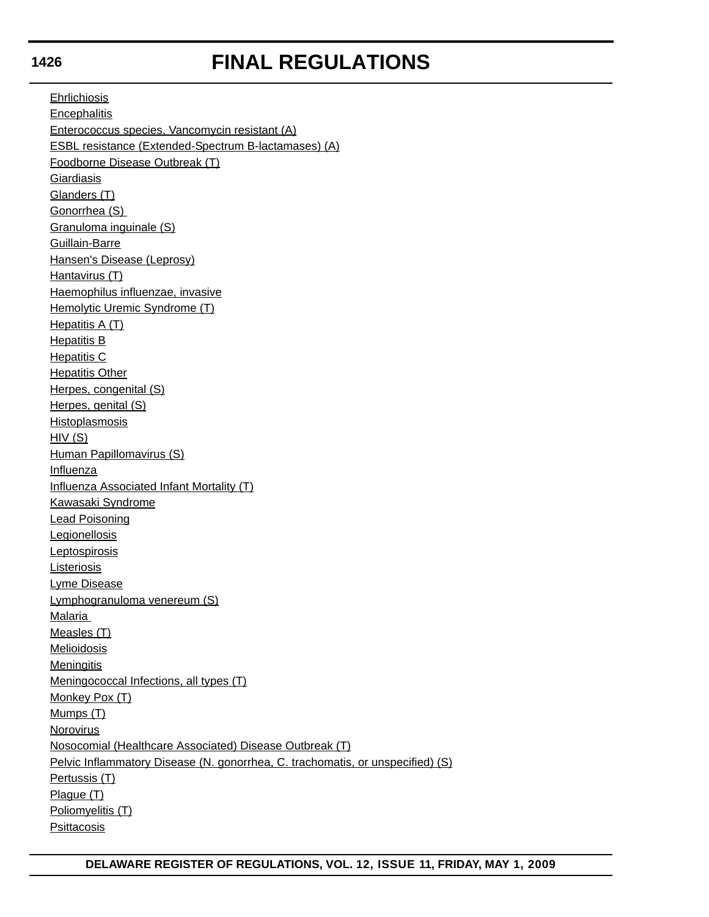Ehrlichiosis
Encephalitis
Enterococcus species, Vancomycin resistant (A)
ESBL resistance (Extended-Spectrum B-lactamases) (A)
Foodborne Disease Outbreak (T)
Giardiasis
Glanders (T)
Gonorrhea (S)
Granuloma inguinale (S)
Guillain-Barre
Hansen's Disease (Leprosy)
Hantavirus (T)
Haemophilus influenzae, invasive
Hemolytic Uremic Syndrome (T)
Hepatitis A (T)
Hepatitis B
Hepatitis C
Hepatitis Other
Herpes, congenital (S)
Herpes, genital (S)
Histoplasmosis
HIV (S)
Human Papillomavirus (S)
Influenza
Influenza Associated Infant Mortality (T)
Kawasaki Syndrome
Lead Poisoning
Legionellosis
Leptospirosis
Listeriosis
Lyme Disease
Lymphogranuloma venereum (S)
Malaria
Measles (T)
Melioidosis
Meningitis
Meningococcal Infections, all types (T)
Monkey Pox (T)
Mumps (T)
Norovirus
Nosocomial (Healthcare Associated) Disease Outbreak (T)
Pelvic Inflammatory Disease (N. gonorrhea, C. trachomatis, or unspecified) (S)
Pertussis (T)
Plague (T)
Poliomyelitis (T)
Psittacosis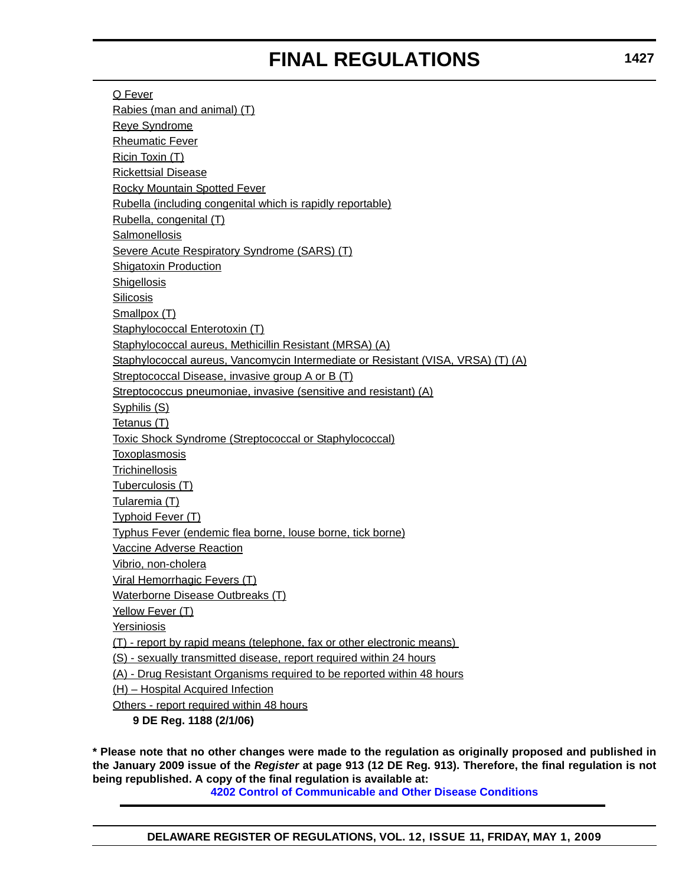Q Fever

Rabies (man and animal) (T)

Reye Syndrome

Rheumatic Fever

Ricin Toxin (T)

Rickettsial Disease

Rocky Mountain Spotted Fever

Rubella (including congenital which is rapidly reportable)

Rubella, congenital (T)

Salmonellosis

Severe Acute Respiratory Syndrome (SARS) (T)

Shigatoxin Production

Shigellosis

Silicosis

Smallpox (T)

Staphylococcal Enterotoxin (T)

Staphylococcal aureus, Methicillin Resistant (MRSA) (A)

Staphylococcal aureus, Vancomycin Intermediate or Resistant (VISA, VRSA) (T) (A)

Streptococcal Disease, invasive group A or B (T)

Streptococcus pneumoniae, invasive (sensitive and resistant) (A)

Syphilis (S)

Tetanus (T)

Toxic Shock Syndrome (Streptococcal or Staphylococcal)

Toxoplasmosis

Trichinellosis

Tuberculosis (T)

Tularemia (T)

Typhoid Fever (T)

Typhus Fever (endemic flea borne, louse borne, tick borne)

Vaccine Adverse Reaction

Vibrio, non-cholera

Viral Hemorrhagic Fevers (T)

Waterborne Disease Outbreaks (T)

Yellow Fever (T)

Yersiniosis

(T) - report by rapid means (telephone, fax or other electronic means)

(S) - sexually transmitted disease, report required within 24 hours

(A) - Drug Resistant Organisms required to be reported within 48 hours

(H) – Hospital Acquired Infection

Others - report required within 48 hours

**9 DE Reg. 1188 (2/1/06)**

**\* Please note that no other changes were made to the regulation as originally proposed and published in the January 2009 issue of the *Register* at page 913 (12 DE Reg. 913). Therefore, the final regulation is not being republished. A copy of the final regulation is available at:**

**4202 Control of Communicable and Other Disease Conditions**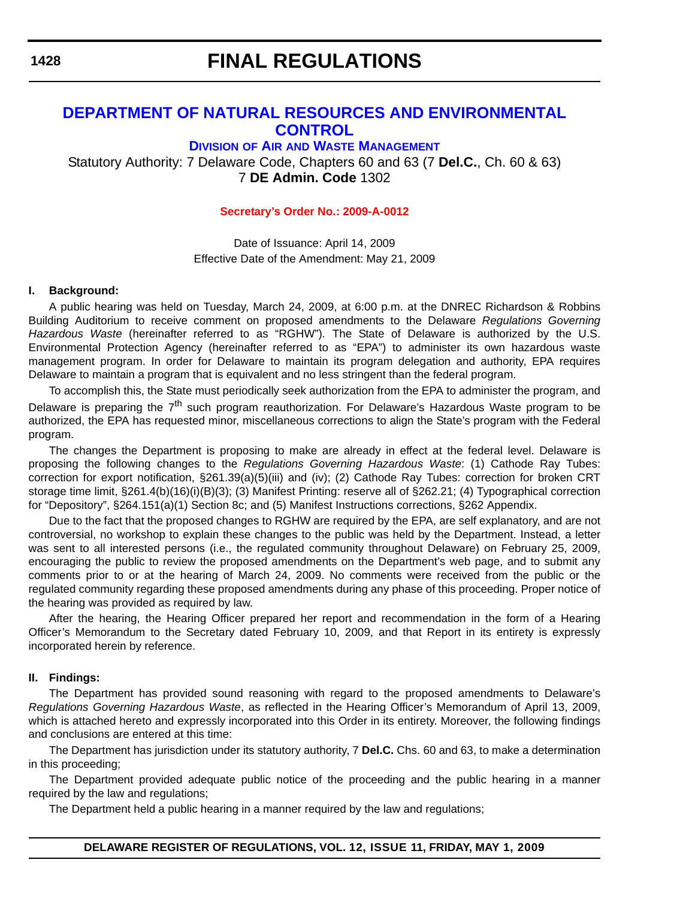# DEPARTMENT OF NATURAL RESOURCES AND ENVIRONMENTAL CONTROL

## DIVISION OF AIR AND WASTE MANAGEMENT

Statutory Authority: 7 Delaware Code, Chapters 60 and 63 (7 **Del.C.**, Ch. 60 & 63)
7 **DE Admin. Code** 1302

**Secretary's Order No.: 2009-A-0012**

Date of Issuance: April 14, 2009
Effective Date of the Amendment: May 21, 2009

**I. Background:**

A public hearing was held on Tuesday, March 24, 2009, at 6:00 p.m. at the DNREC Richardson & Robbins Building Auditorium to receive comment on proposed amendments to the Delaware *Regulations Governing Hazardous Waste* (hereinafter referred to as "RGHW"). The State of Delaware is authorized by the U.S. Environmental Protection Agency (hereinafter referred to as "EPA") to administer its own hazardous waste management program. In order for Delaware to maintain its program delegation and authority, EPA requires Delaware to maintain a program that is equivalent and no less stringent than the federal program.

To accomplish this, the State must periodically seek authorization from the EPA to administer the program, and Delaware is preparing the 7th such program reauthorization. For Delaware's Hazardous Waste program to be authorized, the EPA has requested minor, miscellaneous corrections to align the State's program with the Federal program.

The changes the Department is proposing to make are already in effect at the federal level. Delaware is proposing the following changes to the *Regulations Governing Hazardous Waste*: (1) Cathode Ray Tubes: correction for export notification, §261.39(a)(5)(iii) and (iv); (2) Cathode Ray Tubes: correction for broken CRT storage time limit, §261.4(b)(16)(i)(B)(3); (3) Manifest Printing: reserve all of §262.21; (4) Typographical correction for "Depository", §264.151(a)(1) Section 8c; and (5) Manifest Instructions corrections, §262 Appendix.

Due to the fact that the proposed changes to RGHW are required by the EPA, are self explanatory, and are not controversial, no workshop to explain these changes to the public was held by the Department. Instead, a letter was sent to all interested persons (i.e., the regulated community throughout Delaware) on February 25, 2009, encouraging the public to review the proposed amendments on the Department's web page, and to submit any comments prior to or at the hearing of March 24, 2009. No comments were received from the public or the regulated community regarding these proposed amendments during any phase of this proceeding. Proper notice of the hearing was provided as required by law.

After the hearing, the Hearing Officer prepared her report and recommendation in the form of a Hearing Officer's Memorandum to the Secretary dated February 10, 2009, and that Report in its entirety is expressly incorporated herein by reference.

**II. Findings:**

The Department has provided sound reasoning with regard to the proposed amendments to Delaware's *Regulations Governing Hazardous Waste*, as reflected in the Hearing Officer's Memorandum of April 13, 2009, which is attached hereto and expressly incorporated into this Order in its entirety. Moreover, the following findings and conclusions are entered at this time:

The Department has jurisdiction under its statutory authority, 7 **Del.C.** Chs. 60 and 63, to make a determination in this proceeding;

The Department provided adequate public notice of the proceeding and the public hearing in a manner required by the law and regulations;

The Department held a public hearing in a manner required by the law and regulations;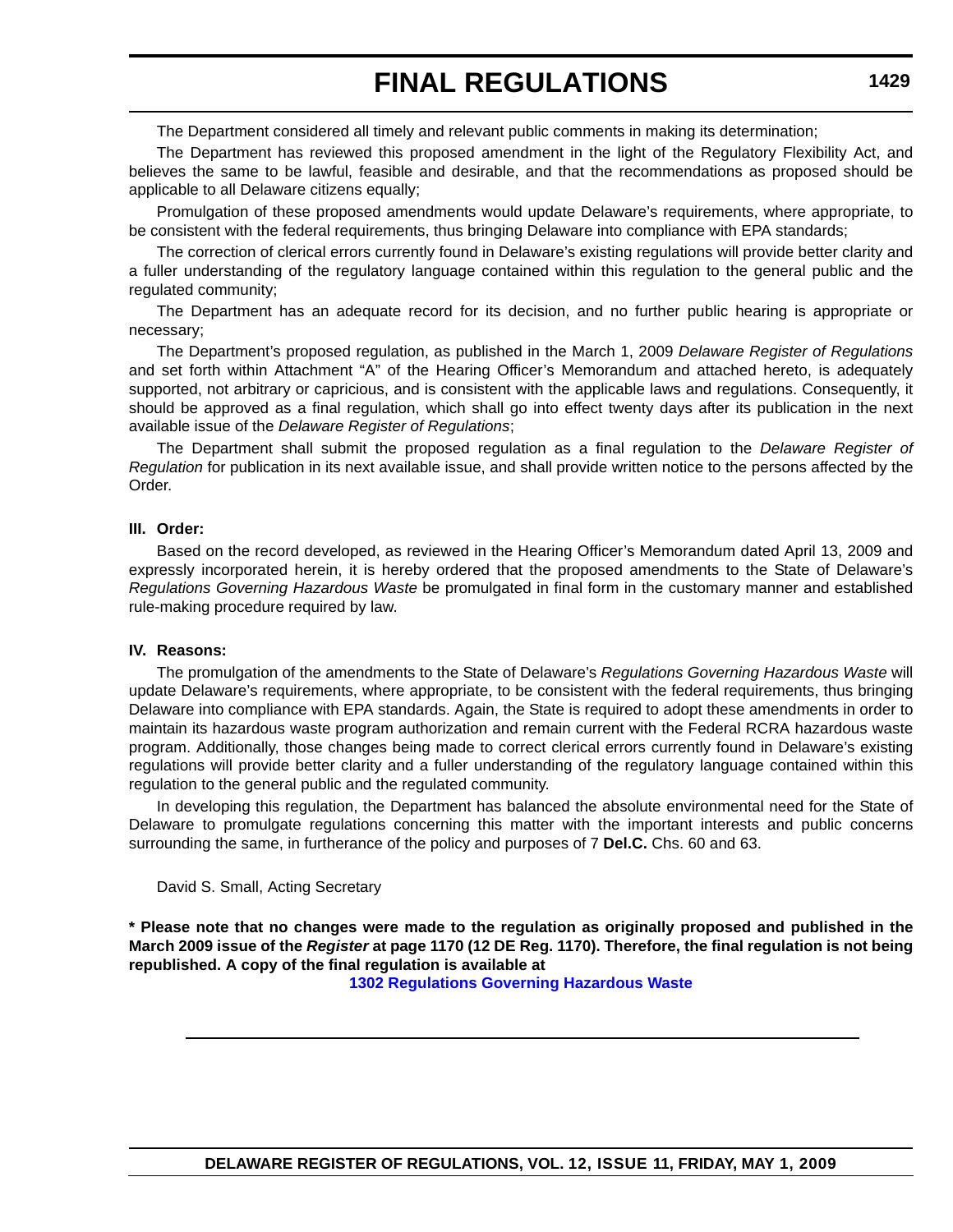The Department considered all timely and relevant public comments in making its determination;

The Department has reviewed this proposed amendment in the light of the Regulatory Flexibility Act, and believes the same to be lawful, feasible and desirable, and that the recommendations as proposed should be applicable to all Delaware citizens equally;

Promulgation of these proposed amendments would update Delaware's requirements, where appropriate, to be consistent with the federal requirements, thus bringing Delaware into compliance with EPA standards;

The correction of clerical errors currently found in Delaware's existing regulations will provide better clarity and a fuller understanding of the regulatory language contained within this regulation to the general public and the regulated community;

The Department has an adequate record for its decision, and no further public hearing is appropriate or necessary;

The Department's proposed regulation, as published in the March 1, 2009 *Delaware Register of Regulations* and set forth within Attachment "A" of the Hearing Officer's Memorandum and attached hereto, is adequately supported, not arbitrary or capricious, and is consistent with the applicable laws and regulations. Consequently, it should be approved as a final regulation, which shall go into effect twenty days after its publication in the next available issue of the *Delaware Register of Regulations*;

The Department shall submit the proposed regulation as a final regulation to the *Delaware Register of Regulation* for publication in its next available issue, and shall provide written notice to the persons affected by the Order.

**III. Order:**

Based on the record developed, as reviewed in the Hearing Officer's Memorandum dated April 13, 2009 and expressly incorporated herein, it is hereby ordered that the proposed amendments to the State of Delaware's *Regulations Governing Hazardous Waste* be promulgated in final form in the customary manner and established rule-making procedure required by law.

**IV. Reasons:**

The promulgation of the amendments to the State of Delaware's *Regulations Governing Hazardous Waste* will update Delaware's requirements, where appropriate, to be consistent with the federal requirements, thus bringing Delaware into compliance with EPA standards. Again, the State is required to adopt these amendments in order to maintain its hazardous waste program authorization and remain current with the Federal RCRA hazardous waste program. Additionally, those changes being made to correct clerical errors currently found in Delaware's existing regulations will provide better clarity and a fuller understanding of the regulatory language contained within this regulation to the general public and the regulated community.

In developing this regulation, the Department has balanced the absolute environmental need for the State of Delaware to promulgate regulations concerning this matter with the important interests and public concerns surrounding the same, in furtherance of the policy and purposes of 7 **Del.C.** Chs. 60 and 63.

David S. Small, Acting Secretary

**\* Please note that no changes were made to the regulation as originally proposed and published in the March 2009 issue of the *Register* at page 1170 (12 DE Reg. 1170). Therefore, the final regulation is not being republished. A copy of the final regulation is available at**

**1302 Regulations Governing Hazardous Waste**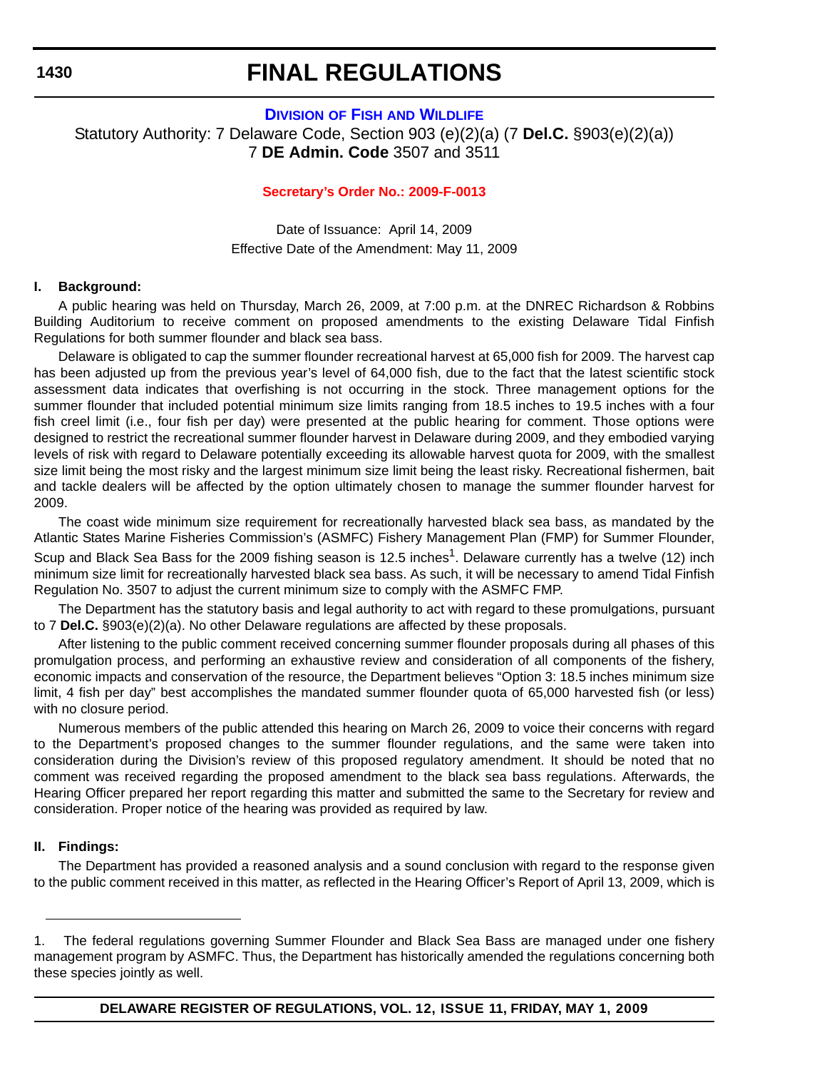# FINAL REGULATIONS

**DIVISION OF FISH AND WILDLIFE**

Statutory Authority: 7 Delaware Code, Section 903 (e)(2)(a) (7 **Del.C.** §903(e)(2)(a))
7 **DE Admin. Code** 3507 and 3511

**Secretary's Order No.: 2009-F-0013**

Date of Issuance: April 14, 2009
Effective Date of the Amendment: May 11, 2009

**I. Background:**

A public hearing was held on Thursday, March 26, 2009, at 7:00 p.m. at the DNREC Richardson & Robbins Building Auditorium to receive comment on proposed amendments to the existing Delaware Tidal Finfish Regulations for both summer flounder and black sea bass.

Delaware is obligated to cap the summer flounder recreational harvest at 65,000 fish for 2009. The harvest cap has been adjusted up from the previous year's level of 64,000 fish, due to the fact that the latest scientific stock assessment data indicates that overfishing is not occurring in the stock. Three management options for the summer flounder that included potential minimum size limits ranging from 18.5 inches to 19.5 inches with a four fish creel limit (i.e., four fish per day) were presented at the public hearing for comment. Those options were designed to restrict the recreational summer flounder harvest in Delaware during 2009, and they embodied varying levels of risk with regard to Delaware potentially exceeding its allowable harvest quota for 2009, with the smallest size limit being the most risky and the largest minimum size limit being the least risky. Recreational fishermen, bait and tackle dealers will be affected by the option ultimately chosen to manage the summer flounder harvest for 2009.

The coast wide minimum size requirement for recreationally harvested black sea bass, as mandated by the Atlantic States Marine Fisheries Commission's (ASMFC) Fishery Management Plan (FMP) for Summer Flounder, Scup and Black Sea Bass for the 2009 fishing season is 12.5 inches[1]. Delaware currently has a twelve (12) inch minimum size limit for recreationally harvested black sea bass. As such, it will be necessary to amend Tidal Finfish Regulation No. 3507 to adjust the current minimum size to comply with the ASMFC FMP.

The Department has the statutory basis and legal authority to act with regard to these promulgations, pursuant to 7 **Del.C.** §903(e)(2)(a). No other Delaware regulations are affected by these proposals.

After listening to the public comment received concerning summer flounder proposals during all phases of this promulgation process, and performing an exhaustive review and consideration of all components of the fishery, economic impacts and conservation of the resource, the Department believes "Option 3: 18.5 inches minimum size limit, 4 fish per day" best accomplishes the mandated summer flounder quota of 65,000 harvested fish (or less) with no closure period.

Numerous members of the public attended this hearing on March 26, 2009 to voice their concerns with regard to the Department's proposed changes to the summer flounder regulations, and the same were taken into consideration during the Division's review of this proposed regulatory amendment. It should be noted that no comment was received regarding the proposed amendment to the black sea bass regulations. Afterwards, the Hearing Officer prepared her report regarding this matter and submitted the same to the Secretary for review and consideration. Proper notice of the hearing was provided as required by law.

**II. Findings:**

The Department has provided a reasoned analysis and a sound conclusion with regard to the response given to the public comment received in this matter, as reflected in the Hearing Officer's Report of April 13, 2009, which is

---

1. The federal regulations governing Summer Flounder and Black Sea Bass are managed under one fishery management program by ASMFC. Thus, the Department has historically amended the regulations concerning both these species jointly as well.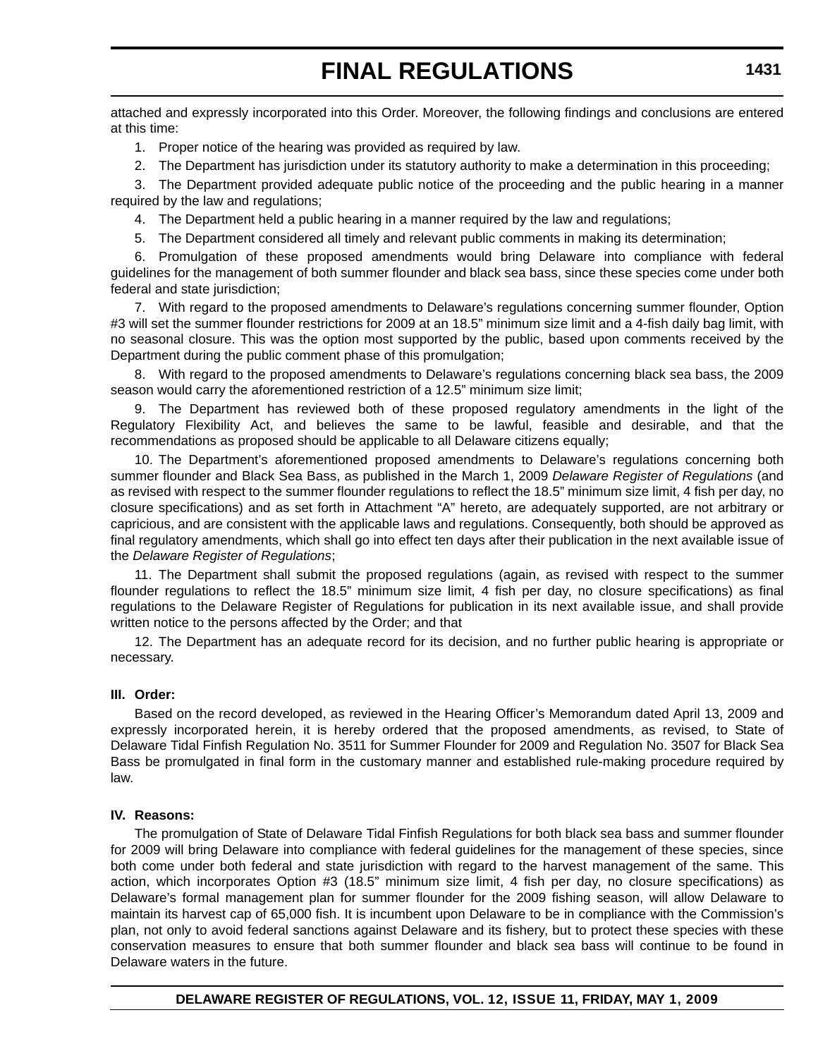attached and expressly incorporated into this Order. Moreover, the following findings and conclusions are entered at this time:

1. Proper notice of the hearing was provided as required by law.

2. The Department has jurisdiction under its statutory authority to make a determination in this proceeding;

3. The Department provided adequate public notice of the proceeding and the public hearing in a manner required by the law and regulations;

4. The Department held a public hearing in a manner required by the law and regulations;

5. The Department considered all timely and relevant public comments in making its determination;

6. Promulgation of these proposed amendments would bring Delaware into compliance with federal guidelines for the management of both summer flounder and black sea bass, since these species come under both federal and state jurisdiction;

7. With regard to the proposed amendments to Delaware's regulations concerning summer flounder, Option #3 will set the summer flounder restrictions for 2009 at an 18.5" minimum size limit and a 4-fish daily bag limit, with no seasonal closure. This was the option most supported by the public, based upon comments received by the Department during the public comment phase of this promulgation;

8. With regard to the proposed amendments to Delaware's regulations concerning black sea bass, the 2009 season would carry the aforementioned restriction of a 12.5" minimum size limit;

9. The Department has reviewed both of these proposed regulatory amendments in the light of the Regulatory Flexibility Act, and believes the same to be lawful, feasible and desirable, and that the recommendations as proposed should be applicable to all Delaware citizens equally;

10. The Department's aforementioned proposed amendments to Delaware's regulations concerning both summer flounder and Black Sea Bass, as published in the March 1, 2009 *Delaware Register of Regulations* (and as revised with respect to the summer flounder regulations to reflect the 18.5" minimum size limit, 4 fish per day, no closure specifications) and as set forth in Attachment "A" hereto, are adequately supported, are not arbitrary or capricious, and are consistent with the applicable laws and regulations. Consequently, both should be approved as final regulatory amendments, which shall go into effect ten days after their publication in the next available issue of the *Delaware Register of Regulations*;

11. The Department shall submit the proposed regulations (again, as revised with respect to the summer flounder regulations to reflect the 18.5" minimum size limit, 4 fish per day, no closure specifications) as final regulations to the Delaware Register of Regulations for publication in its next available issue, and shall provide written notice to the persons affected by the Order; and that

12. The Department has an adequate record for its decision, and no further public hearing is appropriate or necessary.

### III. Order:

Based on the record developed, as reviewed in the Hearing Officer's Memorandum dated April 13, 2009 and expressly incorporated herein, it is hereby ordered that the proposed amendments, as revised, to State of Delaware Tidal Finfish Regulation No. 3511 for Summer Flounder for 2009 and Regulation No. 3507 for Black Sea Bass be promulgated in final form in the customary manner and established rule-making procedure required by law.

### IV. Reasons:

The promulgation of State of Delaware Tidal Finfish Regulations for both black sea bass and summer flounder for 2009 will bring Delaware into compliance with federal guidelines for the management of these species, since both come under both federal and state jurisdiction with regard to the harvest management of the same. This action, which incorporates Option #3 (18.5" minimum size limit, 4 fish per day, no closure specifications) as Delaware's formal management plan for summer flounder for the 2009 fishing season, will allow Delaware to maintain its harvest cap of 65,000 fish. It is incumbent upon Delaware to be in compliance with the Commission's plan, not only to avoid federal sanctions against Delaware and its fishery, but to protect these species with these conservation measures to ensure that both summer flounder and black sea bass will continue to be found in Delaware waters in the future.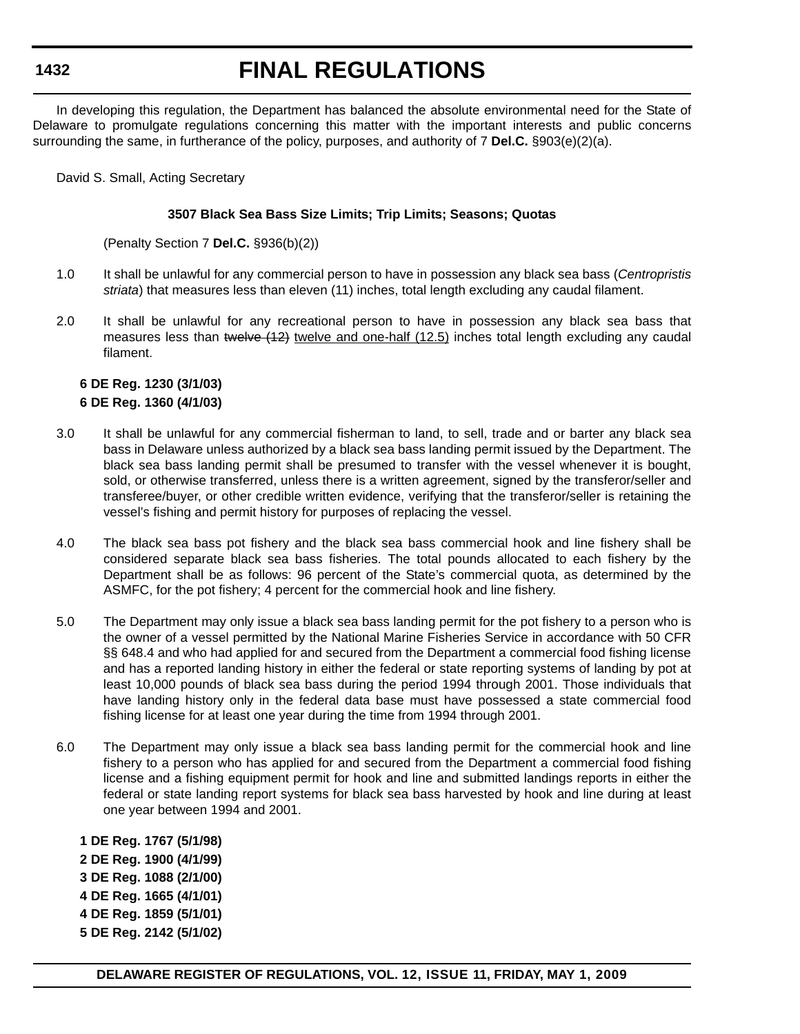In developing this regulation, the Department has balanced the absolute environmental need for the State of Delaware to promulgate regulations concerning this matter with the important interests and public concerns surrounding the same, in furtherance of the policy, purposes, and authority of 7 **Del.C.** §903(e)(2)(a).

David S. Small, Acting Secretary

**3507 Black Sea Bass Size Limits; Trip Limits; Seasons; Quotas**

(Penalty Section 7 **Del.C.** §936(b)(2))

1.0 It shall be unlawful for any commercial person to have in possession any black sea bass (*Centropristis striata*) that measures less than eleven (11) inches, total length excluding any caudal filament.

2.0 It shall be unlawful for any recreational person to have in possession any black sea bass that measures less than ~~twelve (12)~~ <u>twelve and one-half (12.5)</u> inches total length excluding any caudal filament.

**6 DE Reg. 1230 (3/1/03)**
**6 DE Reg. 1360 (4/1/03)**

3.0 It shall be unlawful for any commercial fisherman to land, to sell, trade and or barter any black sea bass in Delaware unless authorized by a black sea bass landing permit issued by the Department. The black sea bass landing permit shall be presumed to transfer with the vessel whenever it is bought, sold, or otherwise transferred, unless there is a written agreement, signed by the transferor/seller and transferee/buyer, or other credible written evidence, verifying that the transferor/seller is retaining the vessel's fishing and permit history for purposes of replacing the vessel.

4.0 The black sea bass pot fishery and the black sea bass commercial hook and line fishery shall be considered separate black sea bass fisheries. The total pounds allocated to each fishery by the Department shall be as follows: 96 percent of the State's commercial quota, as determined by the ASMFC, for the pot fishery; 4 percent for the commercial hook and line fishery.

5.0 The Department may only issue a black sea bass landing permit for the pot fishery to a person who is the owner of a vessel permitted by the National Marine Fisheries Service in accordance with 50 CFR §§ 648.4 and who had applied for and secured from the Department a commercial food fishing license and has a reported landing history in either the federal or state reporting systems of landing by pot at least 10,000 pounds of black sea bass during the period 1994 through 2001. Those individuals that have landing history only in the federal data base must have possessed a state commercial food fishing license for at least one year during the time from 1994 through 2001.

6.0 The Department may only issue a black sea bass landing permit for the commercial hook and line fishery to a person who has applied for and secured from the Department a commercial food fishing license and a fishing equipment permit for hook and line and submitted landings reports in either the federal or state landing report systems for black sea bass harvested by hook and line during at least one year between 1994 and 2001.

**1 DE Reg. 1767 (5/1/98)**
**2 DE Reg. 1900 (4/1/99)**
**3 DE Reg. 1088 (2/1/00)**
**4 DE Reg. 1665 (4/1/01)**
**4 DE Reg. 1859 (5/1/01)**
**5 DE Reg. 2142 (5/1/02)**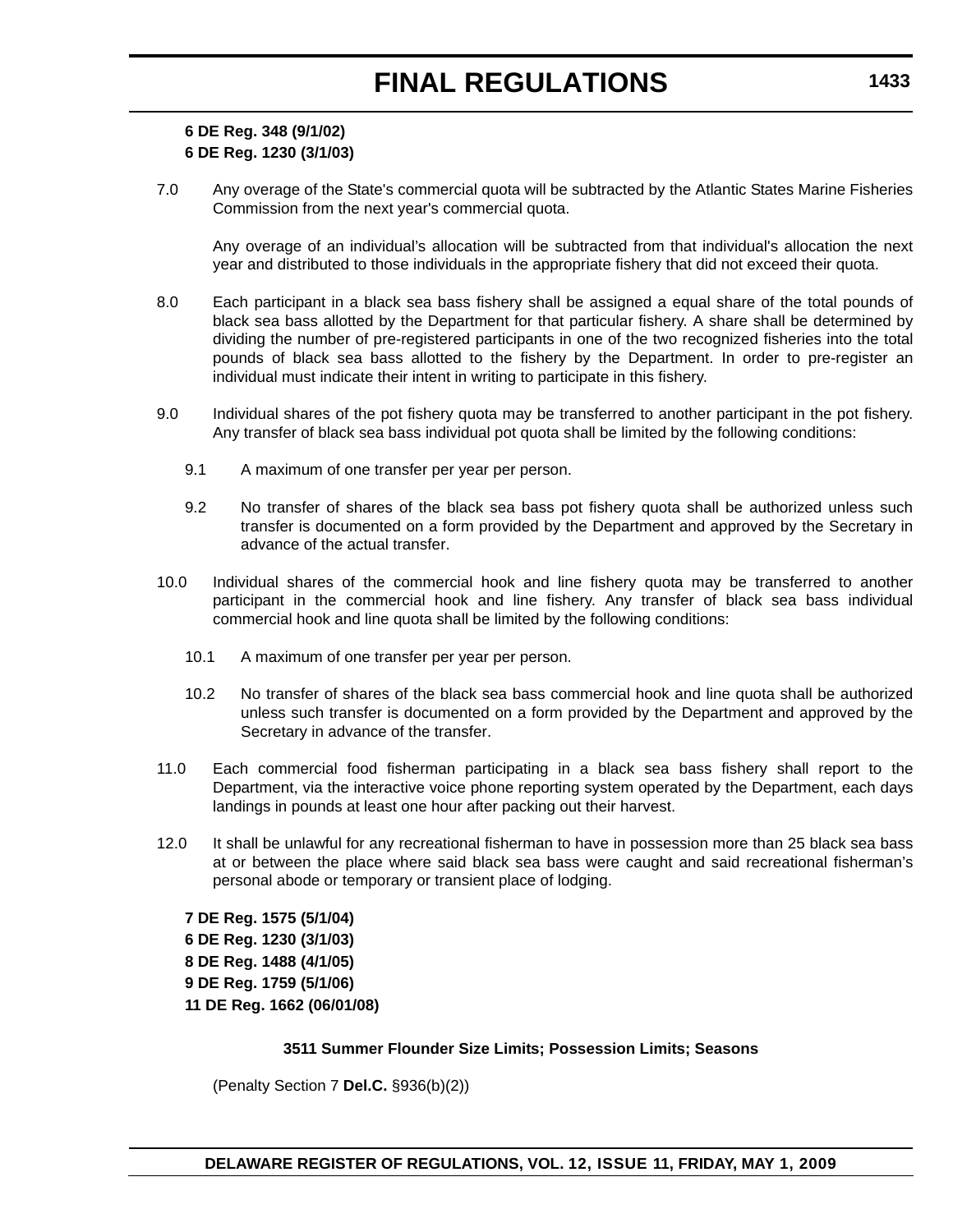**6 DE Reg. 348 (9/1/02)**
**6 DE Reg. 1230 (3/1/03)**

7.0 Any overage of the State's commercial quota will be subtracted by the Atlantic States Marine Fisheries Commission from the next year's commercial quota.

Any overage of an individual’s allocation will be subtracted from that individual's allocation the next year and distributed to those individuals in the appropriate fishery that did not exceed their quota.

8.0 Each participant in a black sea bass fishery shall be assigned a equal share of the total pounds of black sea bass allotted by the Department for that particular fishery. A share shall be determined by dividing the number of pre-registered participants in one of the two recognized fisheries into the total pounds of black sea bass allotted to the fishery by the Department. In order to pre-register an individual must indicate their intent in writing to participate in this fishery.

9.0 Individual shares of the pot fishery quota may be transferred to another participant in the pot fishery. Any transfer of black sea bass individual pot quota shall be limited by the following conditions:

9.1 A maximum of one transfer per year per person.

9.2 No transfer of shares of the black sea bass pot fishery quota shall be authorized unless such transfer is documented on a form provided by the Department and approved by the Secretary in advance of the actual transfer.

10.0 Individual shares of the commercial hook and line fishery quota may be transferred to another participant in the commercial hook and line fishery. Any transfer of black sea bass individual commercial hook and line quota shall be limited by the following conditions:

10.1 A maximum of one transfer per year per person.

10.2 No transfer of shares of the black sea bass commercial hook and line quota shall be authorized unless such transfer is documented on a form provided by the Department and approved by the Secretary in advance of the transfer.

11.0 Each commercial food fisherman participating in a black sea bass fishery shall report to the Department, via the interactive voice phone reporting system operated by the Department, each days landings in pounds at least one hour after packing out their harvest.

12.0 It shall be unlawful for any recreational fisherman to have in possession more than 25 black sea bass at or between the place where said black sea bass were caught and said recreational fisherman’s personal abode or temporary or transient place of lodging.

**7 DE Reg. 1575 (5/1/04)**
**6 DE Reg. 1230 (3/1/03)**
**8 DE Reg. 1488 (4/1/05)**
**9 DE Reg. 1759 (5/1/06)**
**11 DE Reg. 1662 (06/01/08)**

**3511 Summer Flounder Size Limits; Possession Limits; Seasons**

(Penalty Section 7 **Del.C.** §936(b)(2))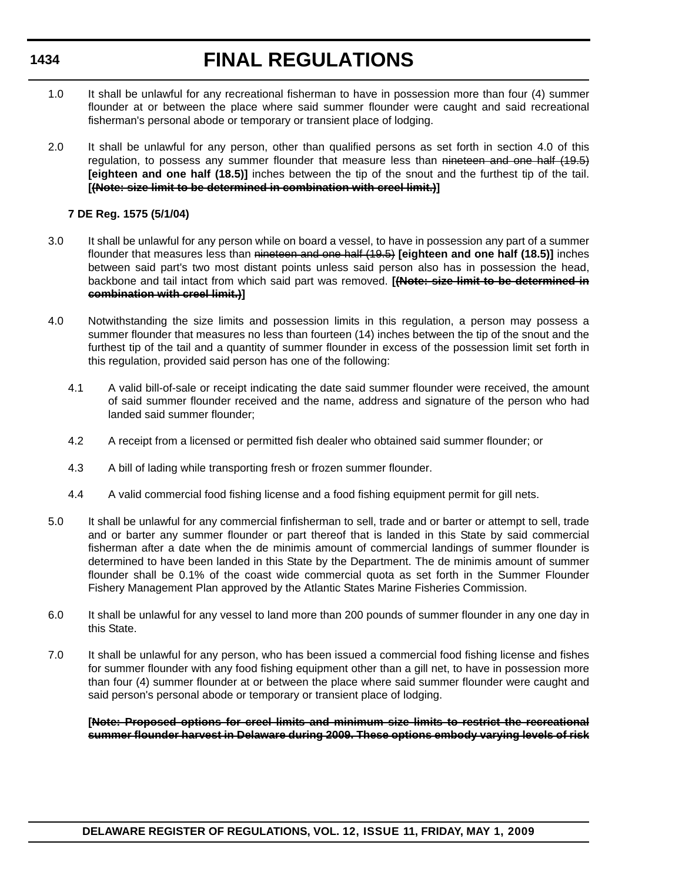1.0 It shall be unlawful for any recreational fisherman to have in possession more than four (4) summer flounder at or between the place where said summer flounder were caught and said recreational fisherman's personal abode or temporary or transient place of lodging.

2.0 It shall be unlawful for any person, other than qualified persons as set forth in section 4.0 of this regulation, to possess any summer flounder that measure less than ~~nineteen and one half (19.5)~~ **[eighteen and one half (18.5)]** inches between the tip of the snout and the furthest tip of the tail. **[~~(Note: size limit to be determined in combination with creel limit.)~~]**

**7 DE Reg. 1575 (5/1/04)**

3.0 It shall be unlawful for any person while on board a vessel, to have in possession any part of a summer flounder that measures less than ~~nineteen and one half (19.5)~~ **[eighteen and one half (18.5)]** inches between said part's two most distant points unless said person also has in possession the head, backbone and tail intact from which said part was removed. **[~~(Note: size limit to be determined in combination with creel limit.)~~]**

4.0 Notwithstanding the size limits and possession limits in this regulation, a person may possess a summer flounder that measures no less than fourteen (14) inches between the tip of the snout and the furthest tip of the tail and a quantity of summer flounder in excess of the possession limit set forth in this regulation, provided said person has one of the following:

4.1 A valid bill-of-sale or receipt indicating the date said summer flounder were received, the amount of said summer flounder received and the name, address and signature of the person who had landed said summer flounder;

4.2 A receipt from a licensed or permitted fish dealer who obtained said summer flounder; or

4.3 A bill of lading while transporting fresh or frozen summer flounder.

4.4 A valid commercial food fishing license and a food fishing equipment permit for gill nets.

5.0 It shall be unlawful for any commercial finfisherman to sell, trade and or barter or attempt to sell, trade and or barter any summer flounder or part thereof that is landed in this State by said commercial fisherman after a date when the de minimis amount of commercial landings of summer flounder is determined to have been landed in this State by the Department. The de minimis amount of summer flounder shall be 0.1% of the coast wide commercial quota as set forth in the Summer Flounder Fishery Management Plan approved by the Atlantic States Marine Fisheries Commission.

6.0 It shall be unlawful for any vessel to land more than 200 pounds of summer flounder in any one day in this State.

7.0 It shall be unlawful for any person, who has been issued a commercial food fishing license and fishes for summer flounder with any food fishing equipment other than a gill net, to have in possession more than four (4) summer flounder at or between the place where said summer flounder were caught and said person's personal abode or temporary or transient place of lodging.

**[~~Note: Proposed options for creel limits and minimum size limits to restrict the recreational summer flounder harvest in Delaware during 2009. These options embody varying levels of risk~~**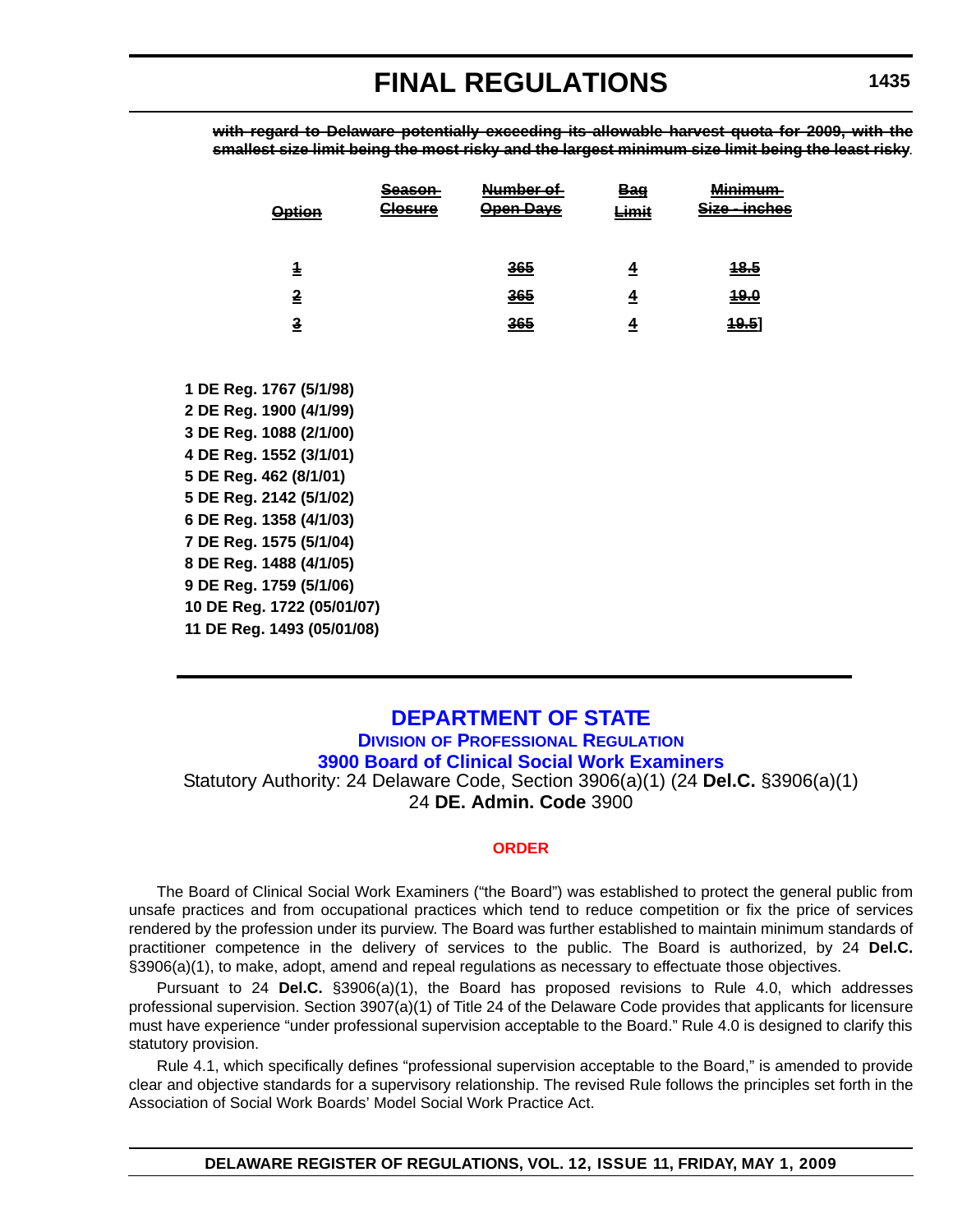~~**with regard to Delaware potentially exceeding its allowable harvest quota for 2009, with the smallest size limit being the most risky and the largest minimum size limit being the least risky**~~.

| ~~Option~~ | ~~Season Closure~~ | ~~Number of Open Days~~ | ~~Bag Limit~~ | ~~Minimum Size - inches~~ |
|---|---|---|---|---|
| ~~1~~ | | ~~365~~ | ~~4~~ | ~~18.5~~ |
| ~~2~~ | | ~~365~~ | ~~4~~ | ~~19.0~~ |
| ~~3~~ | | ~~365~~ | ~~4~~ | ~~19.5~~] |

**1 DE Reg. 1767 (5/1/98)**
**2 DE Reg. 1900 (4/1/99)**
**3 DE Reg. 1088 (2/1/00)**
**4 DE Reg. 1552 (3/1/01)**
**5 DE Reg. 462 (8/1/01)**
**5 DE Reg. 2142 (5/1/02)**
**6 DE Reg. 1358 (4/1/03)**
**7 DE Reg. 1575 (5/1/04)**
**8 DE Reg. 1488 (4/1/05)**
**9 DE Reg. 1759 (5/1/06)**
**10 DE Reg. 1722 (05/01/07)**
**11 DE Reg. 1493 (05/01/08)**

---

# DEPARTMENT OF STATE

## DIVISION OF PROFESSIONAL REGULATION

## 3900 Board of Clinical Social Work Examiners

Statutory Authority: 24 Delaware Code, Section 3906(a)(1) (24 **Del.C.** §3906(a)(1)
24 **DE. Admin. Code** 3900

### ORDER

The Board of Clinical Social Work Examiners ("the Board") was established to protect the general public from unsafe practices and from occupational practices which tend to reduce competition or fix the price of services rendered by the profession under its purview. The Board was further established to maintain minimum standards of practitioner competence in the delivery of services to the public. The Board is authorized, by 24 **Del.C.** §3906(a)(1), to make, adopt, amend and repeal regulations as necessary to effectuate those objectives.

Pursuant to 24 **Del.C.** §3906(a)(1), the Board has proposed revisions to Rule 4.0, which addresses professional supervision. Section 3907(a)(1) of Title 24 of the Delaware Code provides that applicants for licensure must have experience "under professional supervision acceptable to the Board." Rule 4.0 is designed to clarify this statutory provision.

Rule 4.1, which specifically defines "professional supervision acceptable to the Board," is amended to provide clear and objective standards for a supervisory relationship. The revised Rule follows the principles set forth in the Association of Social Work Boards' Model Social Work Practice Act.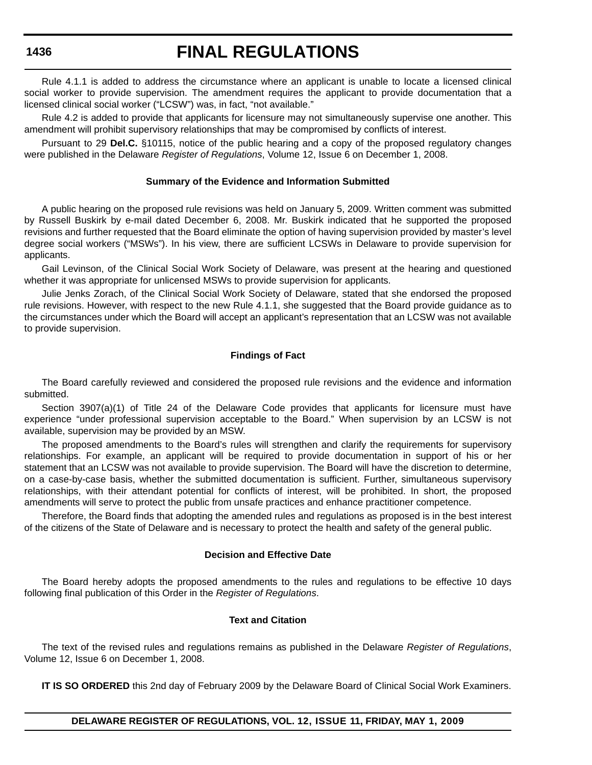Rule 4.1.1 is added to address the circumstance where an applicant is unable to locate a licensed clinical social worker to provide supervision. The amendment requires the applicant to provide documentation that a licensed clinical social worker ("LCSW") was, in fact, "not available."

Rule 4.2 is added to provide that applicants for licensure may not simultaneously supervise one another. This amendment will prohibit supervisory relationships that may be compromised by conflicts of interest.

Pursuant to 29 **Del.C.** §10115, notice of the public hearing and a copy of the proposed regulatory changes were published in the Delaware *Register of Regulations*, Volume 12, Issue 6 on December 1, 2008.

**Summary of the Evidence and Information Submitted**

A public hearing on the proposed rule revisions was held on January 5, 2009. Written comment was submitted by Russell Buskirk by e-mail dated December 6, 2008. Mr. Buskirk indicated that he supported the proposed revisions and further requested that the Board eliminate the option of having supervision provided by master's level degree social workers ("MSWs"). In his view, there are sufficient LCSWs in Delaware to provide supervision for applicants.

Gail Levinson, of the Clinical Social Work Society of Delaware, was present at the hearing and questioned whether it was appropriate for unlicensed MSWs to provide supervision for applicants.

Julie Jenks Zorach, of the Clinical Social Work Society of Delaware, stated that she endorsed the proposed rule revisions. However, with respect to the new Rule 4.1.1, she suggested that the Board provide guidance as to the circumstances under which the Board will accept an applicant's representation that an LCSW was not available to provide supervision.

**Findings of Fact**

The Board carefully reviewed and considered the proposed rule revisions and the evidence and information submitted.

Section 3907(a)(1) of Title 24 of the Delaware Code provides that applicants for licensure must have experience "under professional supervision acceptable to the Board." When supervision by an LCSW is not available, supervision may be provided by an MSW.

The proposed amendments to the Board's rules will strengthen and clarify the requirements for supervisory relationships. For example, an applicant will be required to provide documentation in support of his or her statement that an LCSW was not available to provide supervision. The Board will have the discretion to determine, on a case-by-case basis, whether the submitted documentation is sufficient. Further, simultaneous supervisory relationships, with their attendant potential for conflicts of interest, will be prohibited. In short, the proposed amendments will serve to protect the public from unsafe practices and enhance practitioner competence.

Therefore, the Board finds that adopting the amended rules and regulations as proposed is in the best interest of the citizens of the State of Delaware and is necessary to protect the health and safety of the general public.

**Decision and Effective Date**

The Board hereby adopts the proposed amendments to the rules and regulations to be effective 10 days following final publication of this Order in the *Register of Regulations*.

**Text and Citation**

The text of the revised rules and regulations remains as published in the Delaware *Register of Regulations*, Volume 12, Issue 6 on December 1, 2008.

**IT IS SO ORDERED** this 2nd day of February 2009 by the Delaware Board of Clinical Social Work Examiners.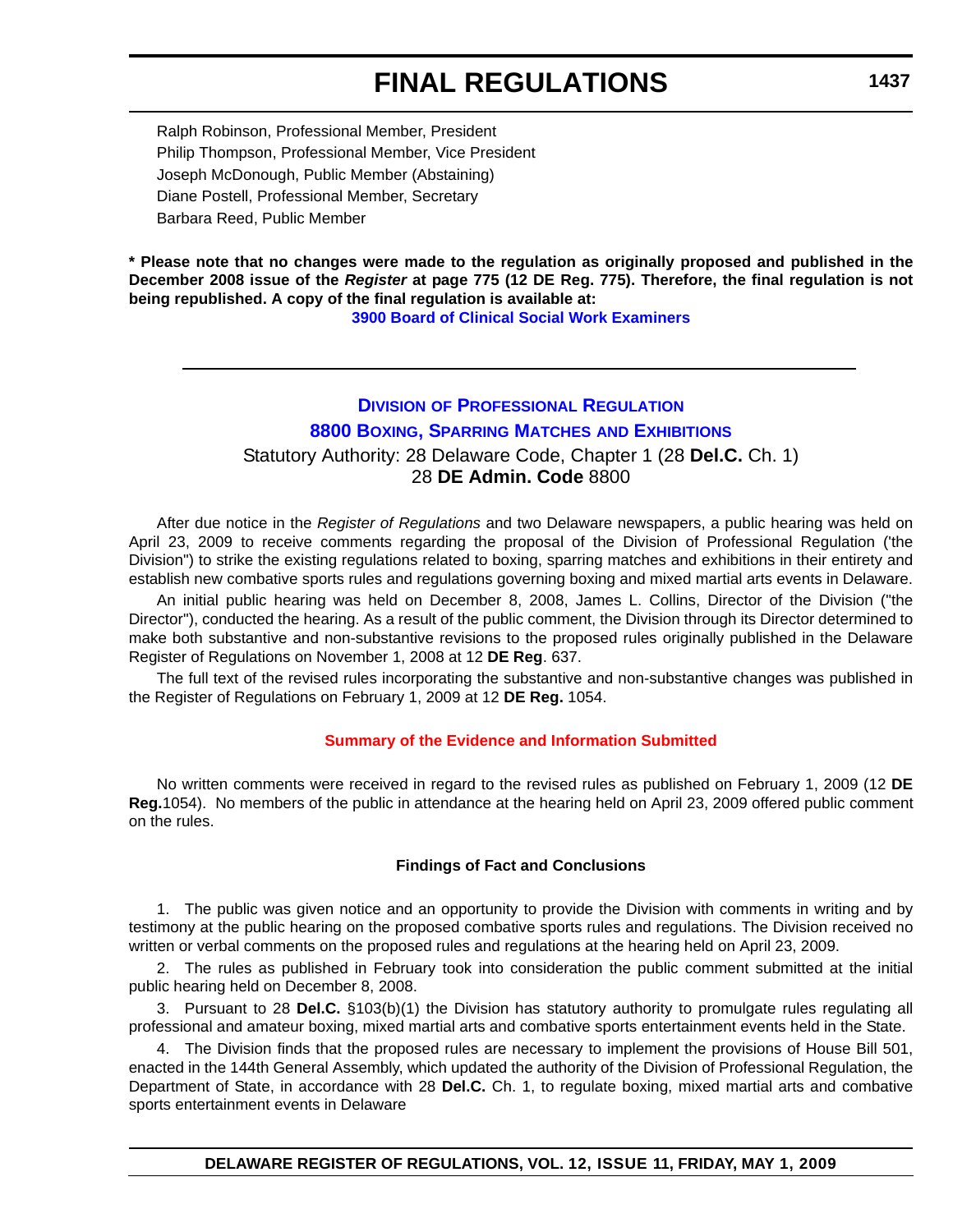Ralph Robinson, Professional Member, President
Philip Thompson, Professional Member, Vice President
Joseph McDonough, Public Member (Abstaining)
Diane Postell, Professional Member, Secretary
Barbara Reed, Public Member

**\* Please note that no changes were made to the regulation as originally proposed and published in the December 2008 issue of the *Register* at page 775 (12 DE Reg. 775). Therefore, the final regulation is not being republished. A copy of the final regulation is available at:**

**3900 Board of Clinical Social Work Examiners**

---

## Division of Professional Regulation

## 8800 Boxing, Sparring Matches and Exhibitions

Statutory Authority: 28 Delaware Code, Chapter 1 (28 **Del.C.** Ch. 1)
28 **DE Admin. Code** 8800

After due notice in the *Register of Regulations* and two Delaware newspapers, a public hearing was held on April 23, 2009 to receive comments regarding the proposal of the Division of Professional Regulation ('the Division") to strike the existing regulations related to boxing, sparring matches and exhibitions in their entirety and establish new combative sports rules and regulations governing boxing and mixed martial arts events in Delaware.

An initial public hearing was held on December 8, 2008, James L. Collins, Director of the Division ("the Director"), conducted the hearing. As a result of the public comment, the Division through its Director determined to make both substantive and non-substantive revisions to the proposed rules originally published in the Delaware Register of Regulations on November 1, 2008 at 12 **DE Reg**. 637.

The full text of the revised rules incorporating the substantive and non-substantive changes was published in the Register of Regulations on February 1, 2009 at 12 **DE Reg.** 1054.

### Summary of the Evidence and Information Submitted

No written comments were received in regard to the revised rules as published on February 1, 2009 (12 **DE Reg.**1054). No members of the public in attendance at the hearing held on April 23, 2009 offered public comment on the rules.

### Findings of Fact and Conclusions

1. The public was given notice and an opportunity to provide the Division with comments in writing and by testimony at the public hearing on the proposed combative sports rules and regulations. The Division received no written or verbal comments on the proposed rules and regulations at the hearing held on April 23, 2009.

2. The rules as published in February took into consideration the public comment submitted at the initial public hearing held on December 8, 2008.

3. Pursuant to 28 **Del.C.** §103(b)(1) the Division has statutory authority to promulgate rules regulating all professional and amateur boxing, mixed martial arts and combative sports entertainment events held in the State.

4. The Division finds that the proposed rules are necessary to implement the provisions of House Bill 501, enacted in the 144th General Assembly, which updated the authority of the Division of Professional Regulation, the Department of State, in accordance with 28 **Del.C.** Ch. 1, to regulate boxing, mixed martial arts and combative sports entertainment events in Delaware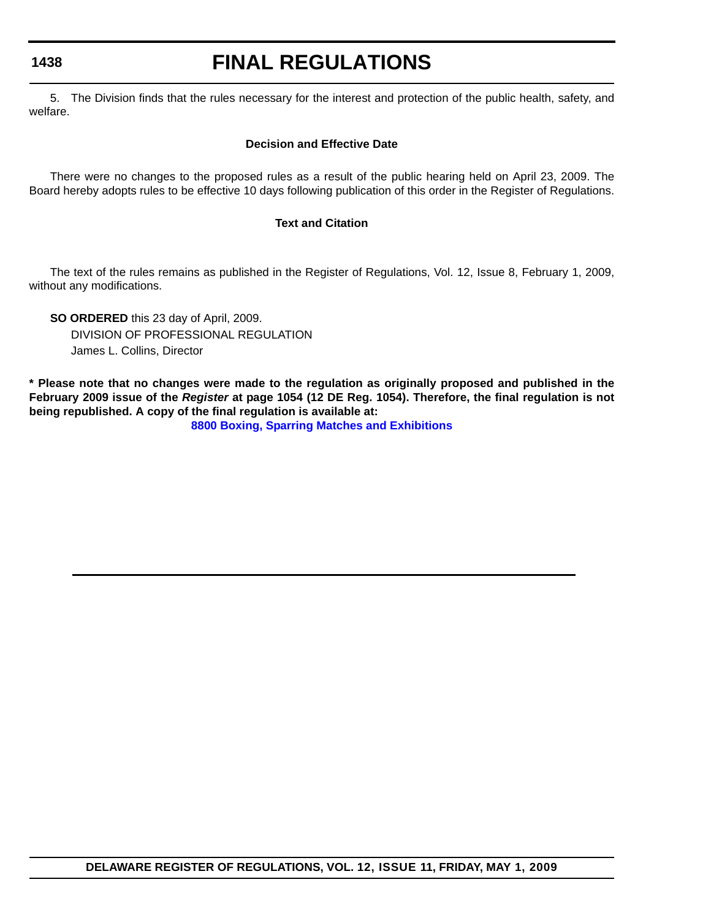5. The Division finds that the rules necessary for the interest and protection of the public health, safety, and welfare.

### Decision and Effective Date

There were no changes to the proposed rules as a result of the public hearing held on April 23, 2009. The Board hereby adopts rules to be effective 10 days following publication of this order in the Register of Regulations.

### Text and Citation

The text of the rules remains as published in the Register of Regulations, Vol. 12, Issue 8, February 1, 2009, without any modifications.

**SO ORDERED** this 23 day of April, 2009.

DIVISION OF PROFESSIONAL REGULATION
James L. Collins, Director

**\* Please note that no changes were made to the regulation as originally proposed and published in the February 2009 issue of the *Register* at page 1054 (12 DE Reg. 1054). Therefore, the final regulation is not being republished. A copy of the final regulation is available at:**

**8800 Boxing, Sparring Matches and Exhibitions**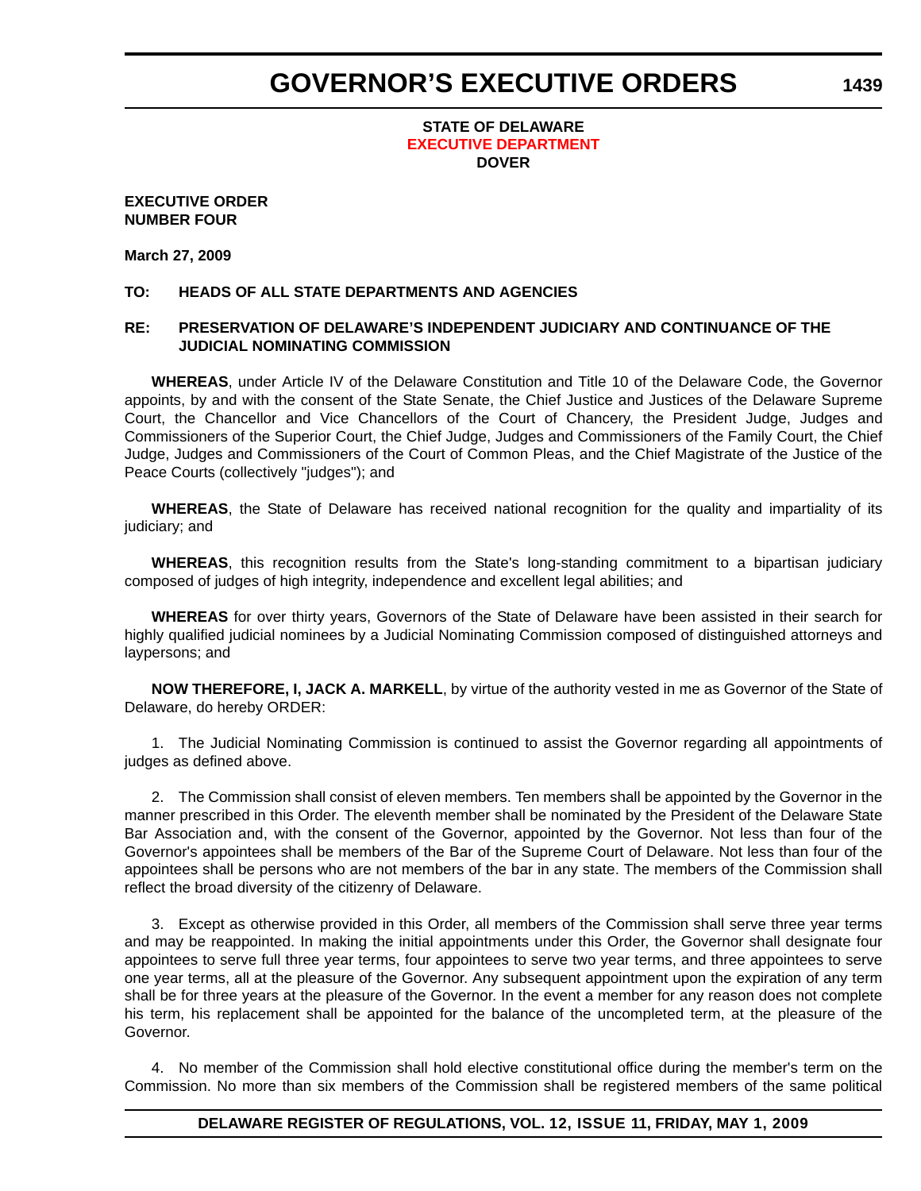# GOVERNOR'S EXECUTIVE ORDERS

**STATE OF DELAWARE**
**EXECUTIVE DEPARTMENT**
**DOVER**

**EXECUTIVE ORDER**
**NUMBER FOUR**

**March 27, 2009**

**TO: HEADS OF ALL STATE DEPARTMENTS AND AGENCIES**

**RE: PRESERVATION OF DELAWARE'S INDEPENDENT JUDICIARY AND CONTINUANCE OF THE JUDICIAL NOMINATING COMMISSION**

**WHEREAS**, under Article IV of the Delaware Constitution and Title 10 of the Delaware Code, the Governor appoints, by and with the consent of the State Senate, the Chief Justice and Justices of the Delaware Supreme Court, the Chancellor and Vice Chancellors of the Court of Chancery, the President Judge, Judges and Commissioners of the Superior Court, the Chief Judge, Judges and Commissioners of the Family Court, the Chief Judge, Judges and Commissioners of the Court of Common Pleas, and the Chief Magistrate of the Justice of the Peace Courts (collectively "judges"); and

**WHEREAS**, the State of Delaware has received national recognition for the quality and impartiality of its judiciary; and

**WHEREAS**, this recognition results from the State's long-standing commitment to a bipartisan judiciary composed of judges of high integrity, independence and excellent legal abilities; and

**WHEREAS** for over thirty years, Governors of the State of Delaware have been assisted in their search for highly qualified judicial nominees by a Judicial Nominating Commission composed of distinguished attorneys and laypersons; and

**NOW THEREFORE, I, JACK A. MARKELL**, by virtue of the authority vested in me as Governor of the State of Delaware, do hereby ORDER:

1. The Judicial Nominating Commission is continued to assist the Governor regarding all appointments of judges as defined above.

2. The Commission shall consist of eleven members. Ten members shall be appointed by the Governor in the manner prescribed in this Order. The eleventh member shall be nominated by the President of the Delaware State Bar Association and, with the consent of the Governor, appointed by the Governor. Not less than four of the Governor's appointees shall be members of the Bar of the Supreme Court of Delaware. Not less than four of the appointees shall be persons who are not members of the bar in any state. The members of the Commission shall reflect the broad diversity of the citizenry of Delaware.

3. Except as otherwise provided in this Order, all members of the Commission shall serve three year terms and may be reappointed. In making the initial appointments under this Order, the Governor shall designate four appointees to serve full three year terms, four appointees to serve two year terms, and three appointees to serve one year terms, all at the pleasure of the Governor. Any subsequent appointment upon the expiration of any term shall be for three years at the pleasure of the Governor. In the event a member for any reason does not complete his term, his replacement shall be appointed for the balance of the uncompleted term, at the pleasure of the Governor.

4. No member of the Commission shall hold elective constitutional office during the member's term on the Commission. No more than six members of the Commission shall be registered members of the same political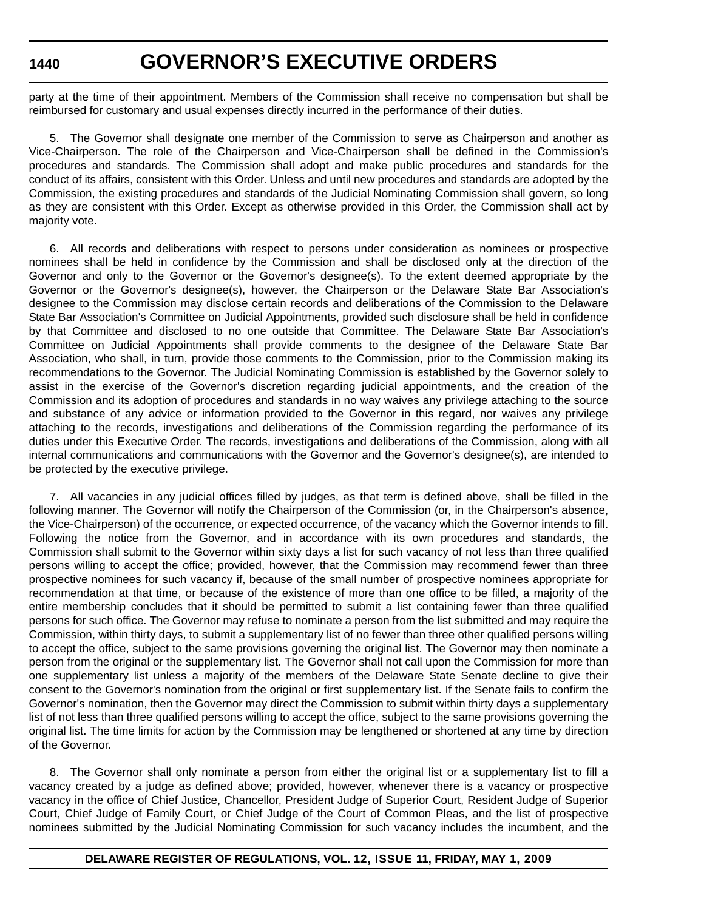party at the time of their appointment. Members of the Commission shall receive no compensation but shall be reimbursed for customary and usual expenses directly incurred in the performance of their duties.

5. The Governor shall designate one member of the Commission to serve as Chairperson and another as Vice-Chairperson. The role of the Chairperson and Vice-Chairperson shall be defined in the Commission's procedures and standards. The Commission shall adopt and make public procedures and standards for the conduct of its affairs, consistent with this Order. Unless and until new procedures and standards are adopted by the Commission, the existing procedures and standards of the Judicial Nominating Commission shall govern, so long as they are consistent with this Order. Except as otherwise provided in this Order, the Commission shall act by majority vote.

6. All records and deliberations with respect to persons under consideration as nominees or prospective nominees shall be held in confidence by the Commission and shall be disclosed only at the direction of the Governor and only to the Governor or the Governor's designee(s). To the extent deemed appropriate by the Governor or the Governor's designee(s), however, the Chairperson or the Delaware State Bar Association's designee to the Commission may disclose certain records and deliberations of the Commission to the Delaware State Bar Association's Committee on Judicial Appointments, provided such disclosure shall be held in confidence by that Committee and disclosed to no one outside that Committee. The Delaware State Bar Association's Committee on Judicial Appointments shall provide comments to the designee of the Delaware State Bar Association, who shall, in turn, provide those comments to the Commission, prior to the Commission making its recommendations to the Governor. The Judicial Nominating Commission is established by the Governor solely to assist in the exercise of the Governor's discretion regarding judicial appointments, and the creation of the Commission and its adoption of procedures and standards in no way waives any privilege attaching to the source and substance of any advice or information provided to the Governor in this regard, nor waives any privilege attaching to the records, investigations and deliberations of the Commission regarding the performance of its duties under this Executive Order. The records, investigations and deliberations of the Commission, along with all internal communications and communications with the Governor and the Governor's designee(s), are intended to be protected by the executive privilege.

7. All vacancies in any judicial offices filled by judges, as that term is defined above, shall be filled in the following manner. The Governor will notify the Chairperson of the Commission (or, in the Chairperson's absence, the Vice-Chairperson) of the occurrence, or expected occurrence, of the vacancy which the Governor intends to fill. Following the notice from the Governor, and in accordance with its own procedures and standards, the Commission shall submit to the Governor within sixty days a list for such vacancy of not less than three qualified persons willing to accept the office; provided, however, that the Commission may recommend fewer than three prospective nominees for such vacancy if, because of the small number of prospective nominees appropriate for recommendation at that time, or because of the existence of more than one office to be filled, a majority of the entire membership concludes that it should be permitted to submit a list containing fewer than three qualified persons for such office. The Governor may refuse to nominate a person from the list submitted and may require the Commission, within thirty days, to submit a supplementary list of no fewer than three other qualified persons willing to accept the office, subject to the same provisions governing the original list. The Governor may then nominate a person from the original or the supplementary list. The Governor shall not call upon the Commission for more than one supplementary list unless a majority of the members of the Delaware State Senate decline to give their consent to the Governor's nomination from the original or first supplementary list. If the Senate fails to confirm the Governor's nomination, then the Governor may direct the Commission to submit within thirty days a supplementary list of not less than three qualified persons willing to accept the office, subject to the same provisions governing the original list. The time limits for action by the Commission may be lengthened or shortened at any time by direction of the Governor.

8. The Governor shall only nominate a person from either the original list or a supplementary list to fill a vacancy created by a judge as defined above; provided, however, whenever there is a vacancy or prospective vacancy in the office of Chief Justice, Chancellor, President Judge of Superior Court, Resident Judge of Superior Court, Chief Judge of Family Court, or Chief Judge of the Court of Common Pleas, and the list of prospective nominees submitted by the Judicial Nominating Commission for such vacancy includes the incumbent, and the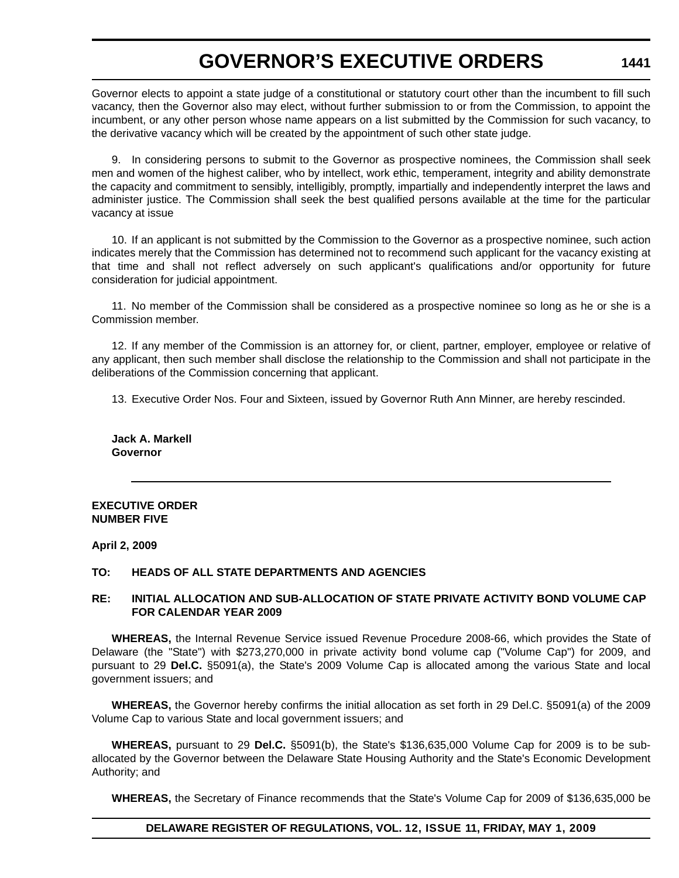Governor elects to appoint a state judge of a constitutional or statutory court other than the incumbent to fill such vacancy, then the Governor also may elect, without further submission to or from the Commission, to appoint the incumbent, or any other person whose name appears on a list submitted by the Commission for such vacancy, to the derivative vacancy which will be created by the appointment of such other state judge.

9. In considering persons to submit to the Governor as prospective nominees, the Commission shall seek men and women of the highest caliber, who by intellect, work ethic, temperament, integrity and ability demonstrate the capacity and commitment to sensibly, intelligibly, promptly, impartially and independently interpret the laws and administer justice. The Commission shall seek the best qualified persons available at the time for the particular vacancy at issue

10. If an applicant is not submitted by the Commission to the Governor as a prospective nominee, such action indicates merely that the Commission has determined not to recommend such applicant for the vacancy existing at that time and shall not reflect adversely on such applicant's qualifications and/or opportunity for future consideration for judicial appointment.

11. No member of the Commission shall be considered as a prospective nominee so long as he or she is a Commission member.

12. If any member of the Commission is an attorney for, or client, partner, employer, employee or relative of any applicant, then such member shall disclose the relationship to the Commission and shall not participate in the deliberations of the Commission concerning that applicant.

13. Executive Order Nos. Four and Sixteen, issued by Governor Ruth Ann Minner, are hereby rescinded.

**Jack A. Markell**
**Governor**

---

**EXECUTIVE ORDER**
**NUMBER FIVE**

**April 2, 2009**

**TO: HEADS OF ALL STATE DEPARTMENTS AND AGENCIES**

**RE: INITIAL ALLOCATION AND SUB-ALLOCATION OF STATE PRIVATE ACTIVITY BOND VOLUME CAP FOR CALENDAR YEAR 2009**

**WHEREAS,** the Internal Revenue Service issued Revenue Procedure 2008-66, which provides the State of Delaware (the "State") with $273,270,000 in private activity bond volume cap ("Volume Cap") for 2009, and pursuant to 29 **Del.C.** §5091(a), the State's 2009 Volume Cap is allocated among the various State and local government issuers; and

**WHEREAS,** the Governor hereby confirms the initial allocation as set forth in 29 Del.C. §5091(a) of the 2009 Volume Cap to various State and local government issuers; and

**WHEREAS,** pursuant to 29 **Del.C.** §5091(b), the State's $136,635,000 Volume Cap for 2009 is to be sub-allocated by the Governor between the Delaware State Housing Authority and the State's Economic Development Authority; and

**WHEREAS,** the Secretary of Finance recommends that the State's Volume Cap for 2009 of $136,635,000 be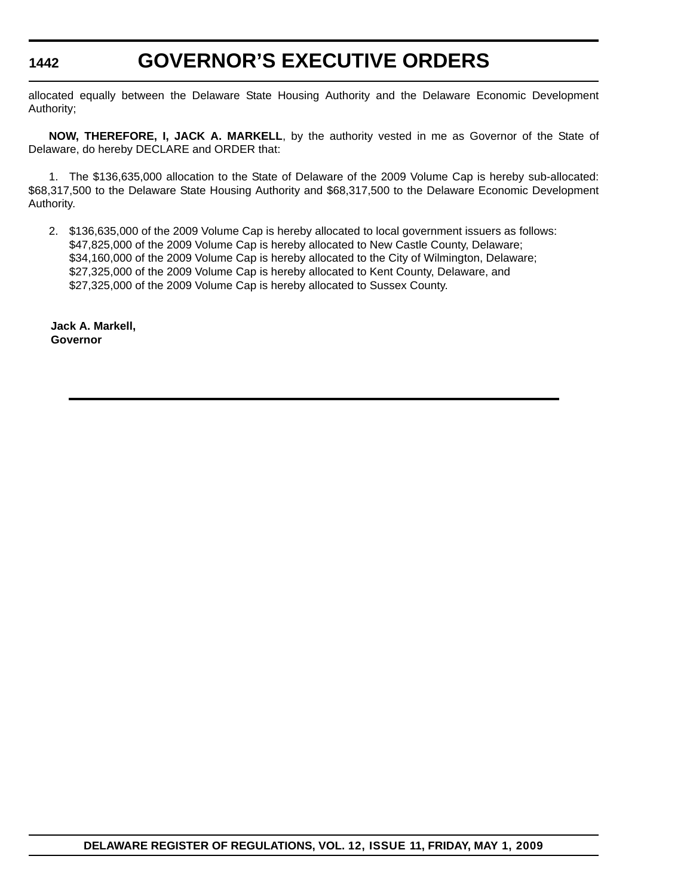allocated equally between the Delaware State Housing Authority and the Delaware Economic Development Authority;

**NOW, THEREFORE, I, JACK A. MARKELL**, by the authority vested in me as Governor of the State of Delaware, do hereby DECLARE and ORDER that:

1. The $136,635,000 allocation to the State of Delaware of the 2009 Volume Cap is hereby sub-allocated: $68,317,500 to the Delaware State Housing Authority and $68,317,500 to the Delaware Economic Development Authority.

2. $136,635,000 of the 2009 Volume Cap is hereby allocated to local government issuers as follows:
   $47,825,000 of the 2009 Volume Cap is hereby allocated to New Castle County, Delaware;
   $34,160,000 of the 2009 Volume Cap is hereby allocated to the City of Wilmington, Delaware;
   $27,325,000 of the 2009 Volume Cap is hereby allocated to Kent County, Delaware, and
   $27,325,000 of the 2009 Volume Cap is hereby allocated to Sussex County.

**Jack A. Markell,**
**Governor**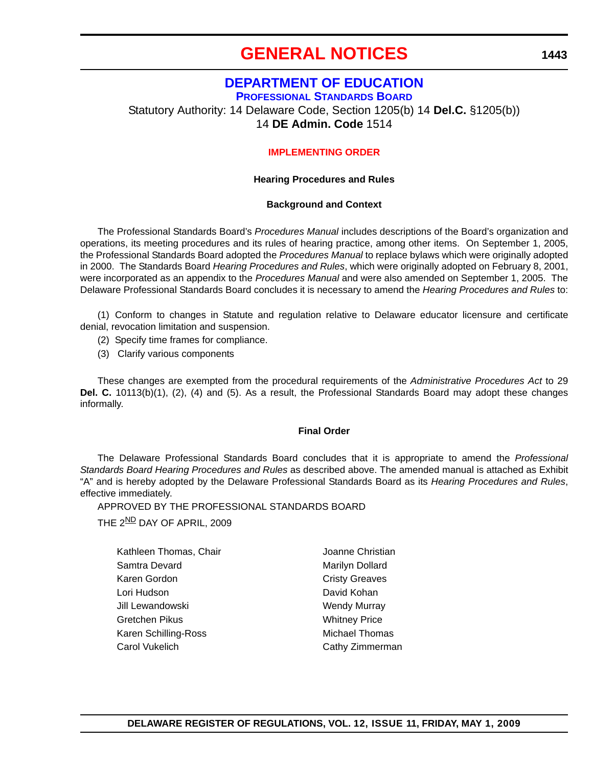# GENERAL NOTICES

## DEPARTMENT OF EDUCATION

### PROFESSIONAL STANDARDS BOARD

Statutory Authority: 14 Delaware Code, Section 1205(b) 14 **Del.C.** §1205(b))
14 **DE Admin. Code** 1514

**IMPLEMENTING ORDER**

**Hearing Procedures and Rules**

**Background and Context**

The Professional Standards Board's *Procedures Manual* includes descriptions of the Board's organization and operations, its meeting procedures and its rules of hearing practice, among other items. On September 1, 2005, the Professional Standards Board adopted the *Procedures Manual* to replace bylaws which were originally adopted in 2000. The Standards Board *Hearing Procedures and Rules*, which were originally adopted on February 8, 2001, were incorporated as an appendix to the *Procedures Manual* and were also amended on September 1, 2005. The Delaware Professional Standards Board concludes it is necessary to amend the *Hearing Procedures and Rules* to:

(1) Conform to changes in Statute and regulation relative to Delaware educator licensure and certificate denial, revocation limitation and suspension.

(2) Specify time frames for compliance.

(3) Clarify various components

These changes are exempted from the procedural requirements of the *Administrative Procedures Act* to 29 **Del. C.** 10113(b)(1), (2), (4) and (5). As a result, the Professional Standards Board may adopt these changes informally.

**Final Order**

The Delaware Professional Standards Board concludes that it is appropriate to amend the *Professional Standards Board Hearing Procedures and Rules* as described above. The amended manual is attached as Exhibit "A" and is hereby adopted by the Delaware Professional Standards Board as its *Hearing Procedures and Rules*, effective immediately.

APPROVED BY THE PROFESSIONAL STANDARDS BOARD

THE 2ND DAY OF APRIL, 2009

Kathleen Thomas, Chair
Samtra Devard
Karen Gordon
Lori Hudson
Jill Lewandowski
Gretchen Pikus
Karen Schilling-Ross
Carol Vukelich
Joanne Christian
Marilyn Dollard
Cristy Greaves
David Kohan
Wendy Murray
Whitney Price
Michael Thomas
Cathy Zimmerman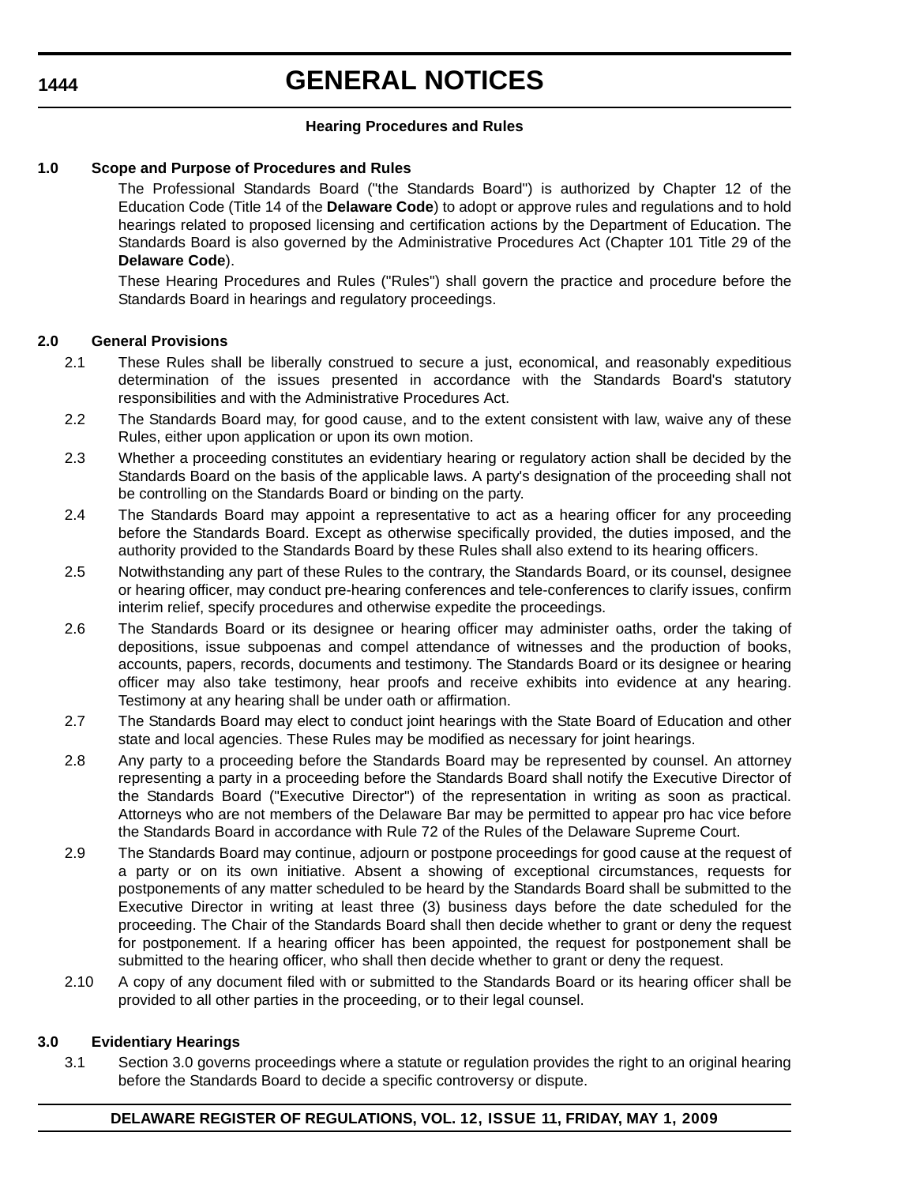# GENERAL NOTICES

### Hearing Procedures and Rules

**1.0 Scope and Purpose of Procedures and Rules**

The Professional Standards Board ("the Standards Board") is authorized by Chapter 12 of the Education Code (Title 14 of the **Delaware Code**) to adopt or approve rules and regulations and to hold hearings related to proposed licensing and certification actions by the Department of Education. The Standards Board is also governed by the Administrative Procedures Act (Chapter 101 Title 29 of the **Delaware Code**).

These Hearing Procedures and Rules ("Rules") shall govern the practice and procedure before the Standards Board in hearings and regulatory proceedings.

**2.0 General Provisions**

2.1 These Rules shall be liberally construed to secure a just, economical, and reasonably expeditious determination of the issues presented in accordance with the Standards Board's statutory responsibilities and with the Administrative Procedures Act.

2.2 The Standards Board may, for good cause, and to the extent consistent with law, waive any of these Rules, either upon application or upon its own motion.

2.3 Whether a proceeding constitutes an evidentiary hearing or regulatory action shall be decided by the Standards Board on the basis of the applicable laws. A party's designation of the proceeding shall not be controlling on the Standards Board or binding on the party.

2.4 The Standards Board may appoint a representative to act as a hearing officer for any proceeding before the Standards Board. Except as otherwise specifically provided, the duties imposed, and the authority provided to the Standards Board by these Rules shall also extend to its hearing officers.

2.5 Notwithstanding any part of these Rules to the contrary, the Standards Board, or its counsel, designee or hearing officer, may conduct pre-hearing conferences and tele-conferences to clarify issues, confirm interim relief, specify procedures and otherwise expedite the proceedings.

2.6 The Standards Board or its designee or hearing officer may administer oaths, order the taking of depositions, issue subpoenas and compel attendance of witnesses and the production of books, accounts, papers, records, documents and testimony. The Standards Board or its designee or hearing officer may also take testimony, hear proofs and receive exhibits into evidence at any hearing. Testimony at any hearing shall be under oath or affirmation.

2.7 The Standards Board may elect to conduct joint hearings with the State Board of Education and other state and local agencies. These Rules may be modified as necessary for joint hearings.

2.8 Any party to a proceeding before the Standards Board may be represented by counsel. An attorney representing a party in a proceeding before the Standards Board shall notify the Executive Director of the Standards Board ("Executive Director") of the representation in writing as soon as practical. Attorneys who are not members of the Delaware Bar may be permitted to appear pro hac vice before the Standards Board in accordance with Rule 72 of the Rules of the Delaware Supreme Court.

2.9 The Standards Board may continue, adjourn or postpone proceedings for good cause at the request of a party or on its own initiative. Absent a showing of exceptional circumstances, requests for postponements of any matter scheduled to be heard by the Standards Board shall be submitted to the Executive Director in writing at least three (3) business days before the date scheduled for the proceeding. The Chair of the Standards Board shall then decide whether to grant or deny the request for postponement. If a hearing officer has been appointed, the request for postponement shall be submitted to the hearing officer, who shall then decide whether to grant or deny the request.

2.10 A copy of any document filed with or submitted to the Standards Board or its hearing officer shall be provided to all other parties in the proceeding, or to their legal counsel.

**3.0 Evidentiary Hearings**

3.1 Section 3.0 governs proceedings where a statute or regulation provides the right to an original hearing before the Standards Board to decide a specific controversy or dispute.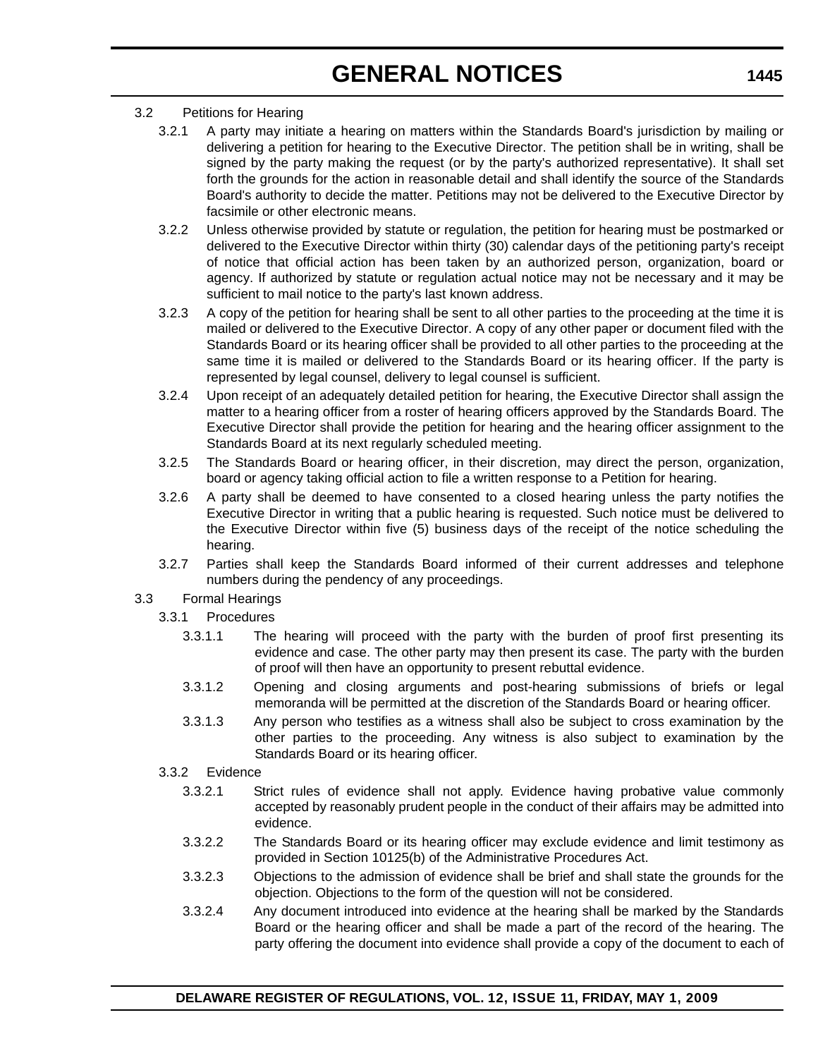3.2 Petitions for Hearing

3.2.1 A party may initiate a hearing on matters within the Standards Board's jurisdiction by mailing or delivering a petition for hearing to the Executive Director. The petition shall be in writing, shall be signed by the party making the request (or by the party's authorized representative). It shall set forth the grounds for the action in reasonable detail and shall identify the source of the Standards Board's authority to decide the matter. Petitions may not be delivered to the Executive Director by facsimile or other electronic means.

3.2.2 Unless otherwise provided by statute or regulation, the petition for hearing must be postmarked or delivered to the Executive Director within thirty (30) calendar days of the petitioning party's receipt of notice that official action has been taken by an authorized person, organization, board or agency. If authorized by statute or regulation actual notice may not be necessary and it may be sufficient to mail notice to the party's last known address.

3.2.3 A copy of the petition for hearing shall be sent to all other parties to the proceeding at the time it is mailed or delivered to the Executive Director. A copy of any other paper or document filed with the Standards Board or its hearing officer shall be provided to all other parties to the proceeding at the same time it is mailed or delivered to the Standards Board or its hearing officer. If the party is represented by legal counsel, delivery to legal counsel is sufficient.

3.2.4 Upon receipt of an adequately detailed petition for hearing, the Executive Director shall assign the matter to a hearing officer from a roster of hearing officers approved by the Standards Board. The Executive Director shall provide the petition for hearing and the hearing officer assignment to the Standards Board at its next regularly scheduled meeting.

3.2.5 The Standards Board or hearing officer, in their discretion, may direct the person, organization, board or agency taking official action to file a written response to a Petition for hearing.

3.2.6 A party shall be deemed to have consented to a closed hearing unless the party notifies the Executive Director in writing that a public hearing is requested. Such notice must be delivered to the Executive Director within five (5) business days of the receipt of the notice scheduling the hearing.

3.2.7 Parties shall keep the Standards Board informed of their current addresses and telephone numbers during the pendency of any proceedings.

3.3 Formal Hearings

3.3.1 Procedures

3.3.1.1 The hearing will proceed with the party with the burden of proof first presenting its evidence and case. The other party may then present its case. The party with the burden of proof will then have an opportunity to present rebuttal evidence.

3.3.1.2 Opening and closing arguments and post-hearing submissions of briefs or legal memoranda will be permitted at the discretion of the Standards Board or hearing officer.

3.3.1.3 Any person who testifies as a witness shall also be subject to cross examination by the other parties to the proceeding. Any witness is also subject to examination by the Standards Board or its hearing officer.

3.3.2 Evidence

3.3.2.1 Strict rules of evidence shall not apply. Evidence having probative value commonly accepted by reasonably prudent people in the conduct of their affairs may be admitted into evidence.

3.3.2.2 The Standards Board or its hearing officer may exclude evidence and limit testimony as provided in Section 10125(b) of the Administrative Procedures Act.

3.3.2.3 Objections to the admission of evidence shall be brief and shall state the grounds for the objection. Objections to the form of the question will not be considered.

3.3.2.4 Any document introduced into evidence at the hearing shall be marked by the Standards Board or the hearing officer and shall be made a part of the record of the hearing. The party offering the document into evidence shall provide a copy of the document to each of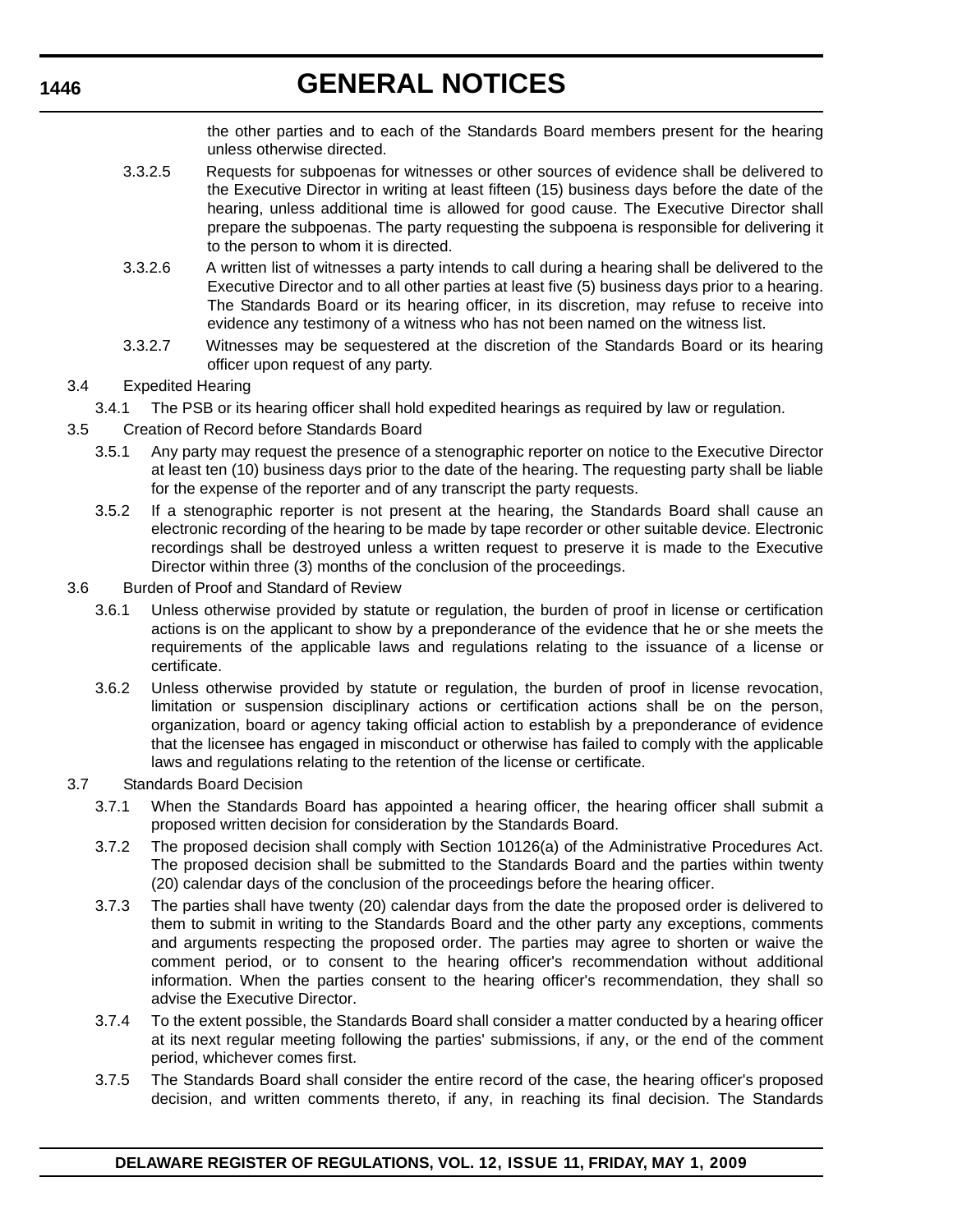the other parties and to each of the Standards Board members present for the hearing unless otherwise directed.

3.3.2.5 Requests for subpoenas for witnesses or other sources of evidence shall be delivered to the Executive Director in writing at least fifteen (15) business days before the date of the hearing, unless additional time is allowed for good cause. The Executive Director shall prepare the subpoenas. The party requesting the subpoena is responsible for delivering it to the person to whom it is directed.

3.3.2.6 A written list of witnesses a party intends to call during a hearing shall be delivered to the Executive Director and to all other parties at least five (5) business days prior to a hearing. The Standards Board or its hearing officer, in its discretion, may refuse to receive into evidence any testimony of a witness who has not been named on the witness list.

3.3.2.7 Witnesses may be sequestered at the discretion of the Standards Board or its hearing officer upon request of any party.

3.4 Expedited Hearing

3.4.1 The PSB or its hearing officer shall hold expedited hearings as required by law or regulation.

3.5 Creation of Record before Standards Board

3.5.1 Any party may request the presence of a stenographic reporter on notice to the Executive Director at least ten (10) business days prior to the date of the hearing. The requesting party shall be liable for the expense of the reporter and of any transcript the party requests.

3.5.2 If a stenographic reporter is not present at the hearing, the Standards Board shall cause an electronic recording of the hearing to be made by tape recorder or other suitable device. Electronic recordings shall be destroyed unless a written request to preserve it is made to the Executive Director within three (3) months of the conclusion of the proceedings.

3.6 Burden of Proof and Standard of Review

3.6.1 Unless otherwise provided by statute or regulation, the burden of proof in license or certification actions is on the applicant to show by a preponderance of the evidence that he or she meets the requirements of the applicable laws and regulations relating to the issuance of a license or certificate.

3.6.2 Unless otherwise provided by statute or regulation, the burden of proof in license revocation, limitation or suspension disciplinary actions or certification actions shall be on the person, organization, board or agency taking official action to establish by a preponderance of evidence that the licensee has engaged in misconduct or otherwise has failed to comply with the applicable laws and regulations relating to the retention of the license or certificate.

3.7 Standards Board Decision

3.7.1 When the Standards Board has appointed a hearing officer, the hearing officer shall submit a proposed written decision for consideration by the Standards Board.

3.7.2 The proposed decision shall comply with Section 10126(a) of the Administrative Procedures Act. The proposed decision shall be submitted to the Standards Board and the parties within twenty (20) calendar days of the conclusion of the proceedings before the hearing officer.

3.7.3 The parties shall have twenty (20) calendar days from the date the proposed order is delivered to them to submit in writing to the Standards Board and the other party any exceptions, comments and arguments respecting the proposed order. The parties may agree to shorten or waive the comment period, or to consent to the hearing officer's recommendation without additional information. When the parties consent to the hearing officer's recommendation, they shall so advise the Executive Director.

3.7.4 To the extent possible, the Standards Board shall consider a matter conducted by a hearing officer at its next regular meeting following the parties' submissions, if any, or the end of the comment period, whichever comes first.

3.7.5 The Standards Board shall consider the entire record of the case, the hearing officer's proposed decision, and written comments thereto, if any, in reaching its final decision. The Standards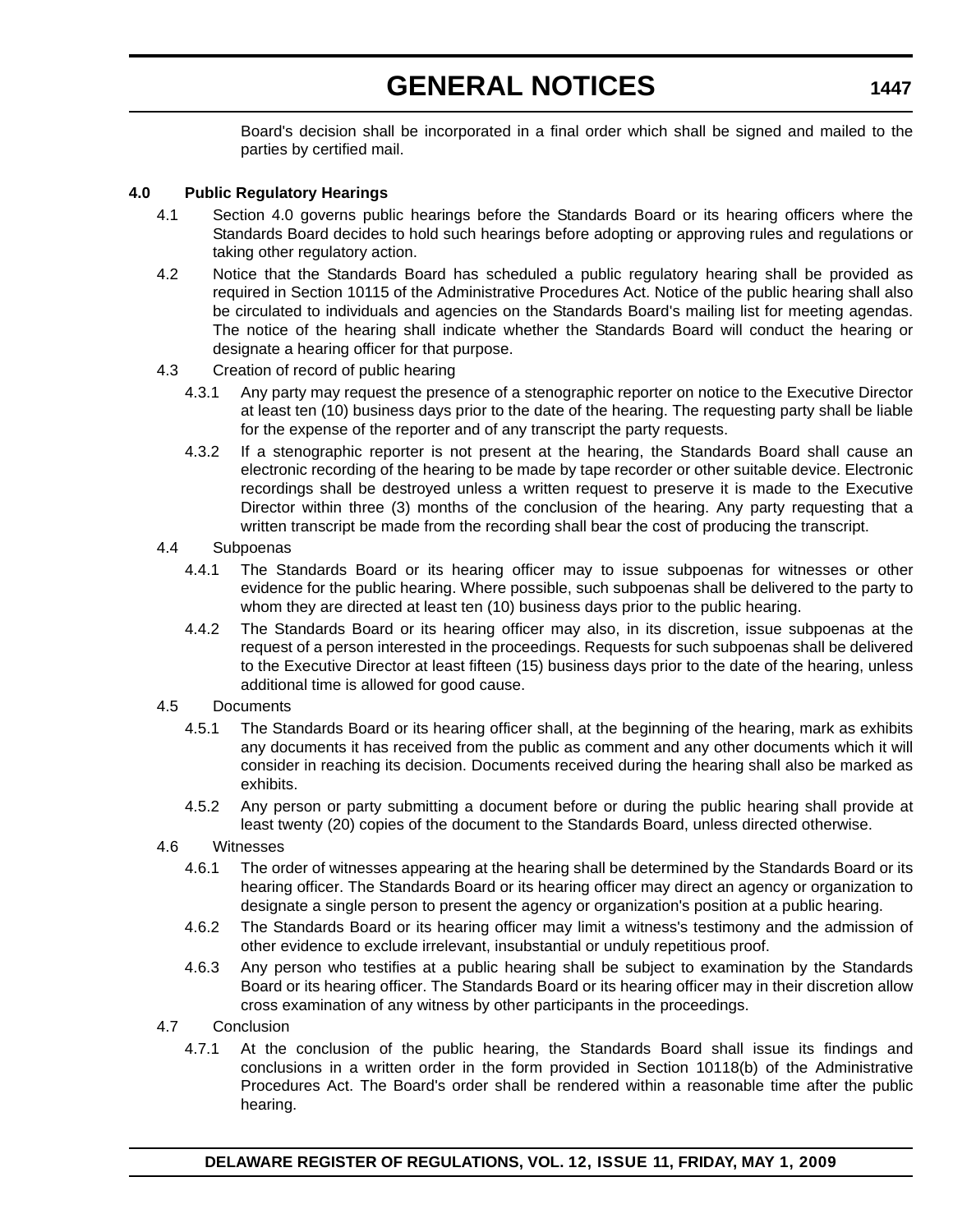Board's decision shall be incorporated in a final order which shall be signed and mailed to the parties by certified mail.

**4.0 Public Regulatory Hearings**

4.1 Section 4.0 governs public hearings before the Standards Board or its hearing officers where the Standards Board decides to hold such hearings before adopting or approving rules and regulations or taking other regulatory action.

4.2 Notice that the Standards Board has scheduled a public regulatory hearing shall be provided as required in Section 10115 of the Administrative Procedures Act. Notice of the public hearing shall also be circulated to individuals and agencies on the Standards Board's mailing list for meeting agendas. The notice of the hearing shall indicate whether the Standards Board will conduct the hearing or designate a hearing officer for that purpose.

4.3 Creation of record of public hearing

4.3.1 Any party may request the presence of a stenographic reporter on notice to the Executive Director at least ten (10) business days prior to the date of the hearing. The requesting party shall be liable for the expense of the reporter and of any transcript the party requests.

4.3.2 If a stenographic reporter is not present at the hearing, the Standards Board shall cause an electronic recording of the hearing to be made by tape recorder or other suitable device. Electronic recordings shall be destroyed unless a written request to preserve it is made to the Executive Director within three (3) months of the conclusion of the hearing. Any party requesting that a written transcript be made from the recording shall bear the cost of producing the transcript.

4.4 Subpoenas

4.4.1 The Standards Board or its hearing officer may to issue subpoenas for witnesses or other evidence for the public hearing. Where possible, such subpoenas shall be delivered to the party to whom they are directed at least ten (10) business days prior to the public hearing.

4.4.2 The Standards Board or its hearing officer may also, in its discretion, issue subpoenas at the request of a person interested in the proceedings. Requests for such subpoenas shall be delivered to the Executive Director at least fifteen (15) business days prior to the date of the hearing, unless additional time is allowed for good cause.

4.5 Documents

4.5.1 The Standards Board or its hearing officer shall, at the beginning of the hearing, mark as exhibits any documents it has received from the public as comment and any other documents which it will consider in reaching its decision. Documents received during the hearing shall also be marked as exhibits.

4.5.2 Any person or party submitting a document before or during the public hearing shall provide at least twenty (20) copies of the document to the Standards Board, unless directed otherwise.

4.6 Witnesses

4.6.1 The order of witnesses appearing at the hearing shall be determined by the Standards Board or its hearing officer. The Standards Board or its hearing officer may direct an agency or organization to designate a single person to present the agency or organization's position at a public hearing.

4.6.2 The Standards Board or its hearing officer may limit a witness's testimony and the admission of other evidence to exclude irrelevant, insubstantial or unduly repetitious proof.

4.6.3 Any person who testifies at a public hearing shall be subject to examination by the Standards Board or its hearing officer. The Standards Board or its hearing officer may in their discretion allow cross examination of any witness by other participants in the proceedings.

4.7 Conclusion

4.7.1 At the conclusion of the public hearing, the Standards Board shall issue its findings and conclusions in a written order in the form provided in Section 10118(b) of the Administrative Procedures Act. The Board's order shall be rendered within a reasonable time after the public hearing.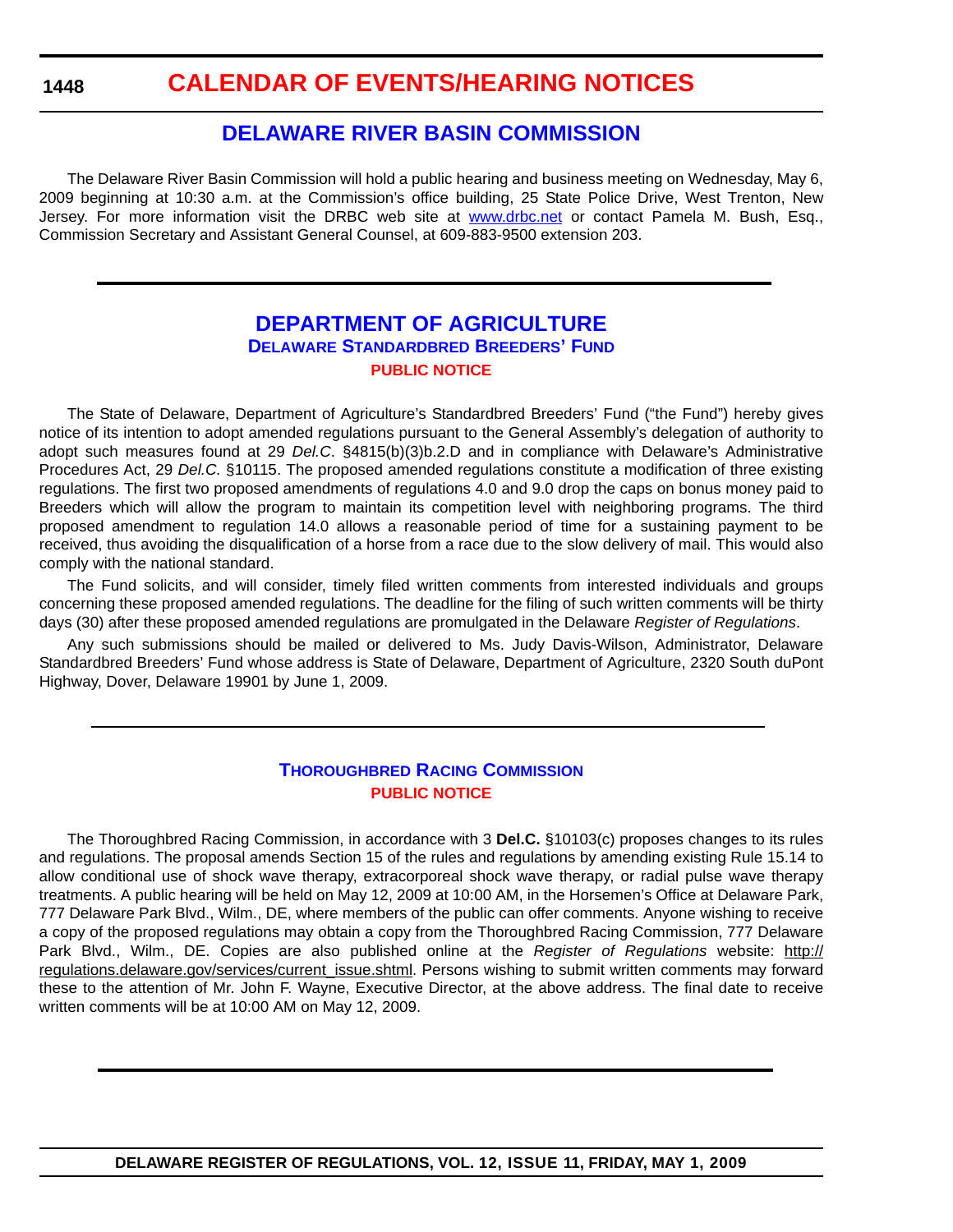# CALENDAR OF EVENTS/HEARING NOTICES

## DELAWARE RIVER BASIN COMMISSION

The Delaware River Basin Commission will hold a public hearing and business meeting on Wednesday, May 6, 2009 beginning at 10:30 a.m. at the Commission's office building, 25 State Police Drive, West Trenton, New Jersey. For more information visit the DRBC web site at www.drbc.net or contact Pamela M. Bush, Esq., Commission Secretary and Assistant General Counsel, at 609-883-9500 extension 203.

---

## DEPARTMENT OF AGRICULTURE

### DELAWARE STANDARDBRED BREEDERS' FUND

#### PUBLIC NOTICE

The State of Delaware, Department of Agriculture's Standardbred Breeders' Fund ("the Fund") hereby gives notice of its intention to adopt amended regulations pursuant to the General Assembly's delegation of authority to adopt such measures found at 29 *Del.C*. §4815(b)(3)b.2.D and in compliance with Delaware's Administrative Procedures Act, 29 *Del.C.* §10115. The proposed amended regulations constitute a modification of three existing regulations. The first two proposed amendments of regulations 4.0 and 9.0 drop the caps on bonus money paid to Breeders which will allow the program to maintain its competition level with neighboring programs. The third proposed amendment to regulation 14.0 allows a reasonable period of time for a sustaining payment to be received, thus avoiding the disqualification of a horse from a race due to the slow delivery of mail. This would also comply with the national standard.

The Fund solicits, and will consider, timely filed written comments from interested individuals and groups concerning these proposed amended regulations. The deadline for the filing of such written comments will be thirty days (30) after these proposed amended regulations are promulgated in the Delaware *Register of Regulations*.

Any such submissions should be mailed or delivered to Ms. Judy Davis-Wilson, Administrator, Delaware Standardbred Breeders' Fund whose address is State of Delaware, Department of Agriculture, 2320 South duPont Highway, Dover, Delaware 19901 by June 1, 2009.

---

### THOROUGHBRED RACING COMMISSION

#### PUBLIC NOTICE

The Thoroughbred Racing Commission, in accordance with 3 **Del.C.** §10103(c) proposes changes to its rules and regulations. The proposal amends Section 15 of the rules and regulations by amending existing Rule 15.14 to allow conditional use of shock wave therapy, extracorporeal shock wave therapy, or radial pulse wave therapy treatments. A public hearing will be held on May 12, 2009 at 10:00 AM, in the Horsemen's Office at Delaware Park, 777 Delaware Park Blvd., Wilm., DE, where members of the public can offer comments. Anyone wishing to receive a copy of the proposed regulations may obtain a copy from the Thoroughbred Racing Commission, 777 Delaware Park Blvd., Wilm., DE. Copies are also published online at the *Register of Regulations* website: http://regulations.delaware.gov/services/current_issue.shtml. Persons wishing to submit written comments may forward these to the attention of Mr. John F. Wayne, Executive Director, at the above address. The final date to receive written comments will be at 10:00 AM on May 12, 2009.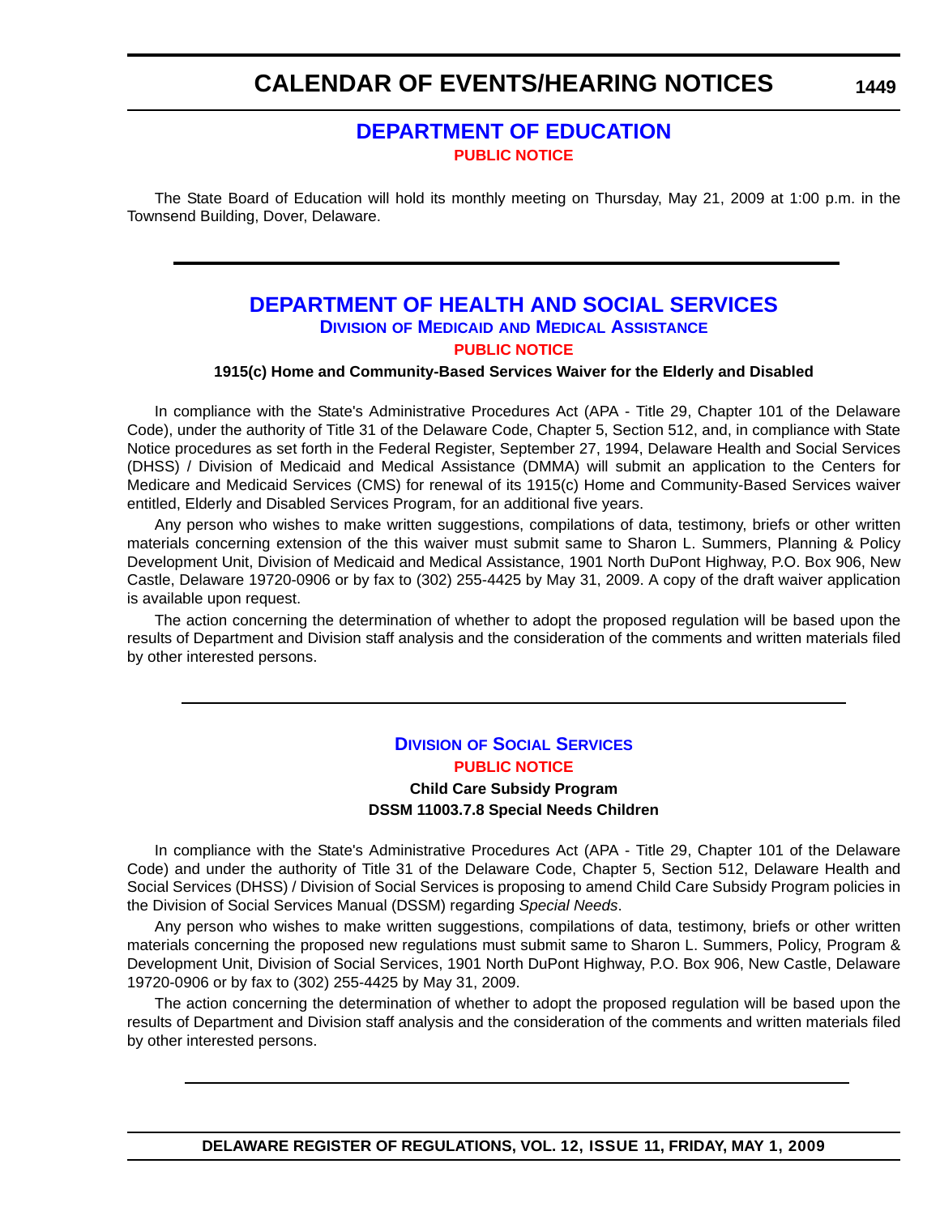# CALENDAR OF EVENTS/HEARING NOTICES

## DEPARTMENT OF EDUCATION

**PUBLIC NOTICE**

The State Board of Education will hold its monthly meeting on Thursday, May 21, 2009 at 1:00 p.m. in the Townsend Building, Dover, Delaware.

---

## DEPARTMENT OF HEALTH AND SOCIAL SERVICES

### DIVISION OF MEDICAID AND MEDICAL ASSISTANCE

**PUBLIC NOTICE**

**1915(c) Home and Community-Based Services Waiver for the Elderly and Disabled**

In compliance with the State's Administrative Procedures Act (APA - Title 29, Chapter 101 of the Delaware Code), under the authority of Title 31 of the Delaware Code, Chapter 5, Section 512, and, in compliance with State Notice procedures as set forth in the Federal Register, September 27, 1994, Delaware Health and Social Services (DHSS) / Division of Medicaid and Medical Assistance (DMMA) will submit an application to the Centers for Medicare and Medicaid Services (CMS) for renewal of its 1915(c) Home and Community-Based Services waiver entitled, Elderly and Disabled Services Program, for an additional five years.

Any person who wishes to make written suggestions, compilations of data, testimony, briefs or other written materials concerning extension of the this waiver must submit same to Sharon L. Summers, Planning & Policy Development Unit, Division of Medicaid and Medical Assistance, 1901 North DuPont Highway, P.O. Box 906, New Castle, Delaware 19720-0906 or by fax to (302) 255-4425 by May 31, 2009. A copy of the draft waiver application is available upon request.

The action concerning the determination of whether to adopt the proposed regulation will be based upon the results of Department and Division staff analysis and the consideration of the comments and written materials filed by other interested persons.

---

### DIVISION OF SOCIAL SERVICES

**PUBLIC NOTICE**

**Child Care Subsidy Program**
**DSSM 11003.7.8 Special Needs Children**

In compliance with the State's Administrative Procedures Act (APA - Title 29, Chapter 101 of the Delaware Code) and under the authority of Title 31 of the Delaware Code, Chapter 5, Section 512, Delaware Health and Social Services (DHSS) / Division of Social Services is proposing to amend Child Care Subsidy Program policies in the Division of Social Services Manual (DSSM) regarding *Special Needs*.

Any person who wishes to make written suggestions, compilations of data, testimony, briefs or other written materials concerning the proposed new regulations must submit same to Sharon L. Summers, Policy, Program & Development Unit, Division of Social Services, 1901 North DuPont Highway, P.O. Box 906, New Castle, Delaware 19720-0906 or by fax to (302) 255-4425 by May 31, 2009.

The action concerning the determination of whether to adopt the proposed regulation will be based upon the results of Department and Division staff analysis and the consideration of the comments and written materials filed by other interested persons.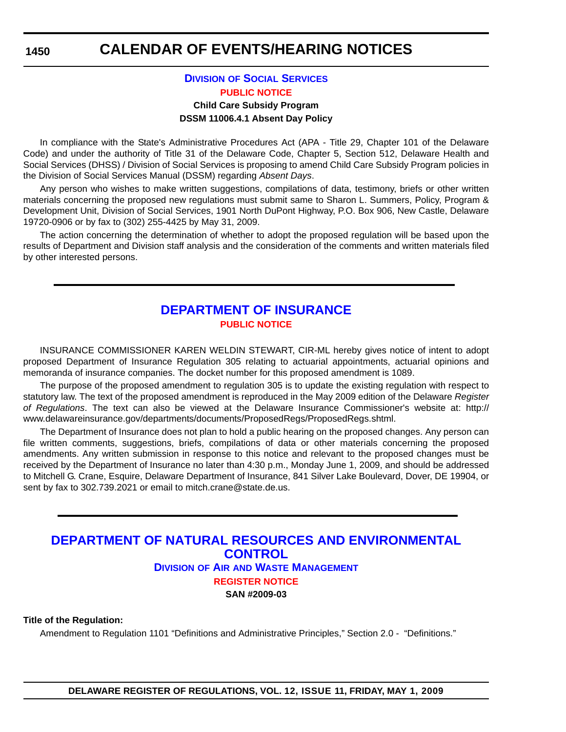## Division of Social Services

**PUBLIC NOTICE**

**Child Care Subsidy Program**

**DSSM 11006.4.1 Absent Day Policy**

In compliance with the State's Administrative Procedures Act (APA - Title 29, Chapter 101 of the Delaware Code) and under the authority of Title 31 of the Delaware Code, Chapter 5, Section 512, Delaware Health and Social Services (DHSS) / Division of Social Services is proposing to amend Child Care Subsidy Program policies in the Division of Social Services Manual (DSSM) regarding *Absent Days*.

Any person who wishes to make written suggestions, compilations of data, testimony, briefs or other written materials concerning the proposed new regulations must submit same to Sharon L. Summers, Policy, Program & Development Unit, Division of Social Services, 1901 North DuPont Highway, P.O. Box 906, New Castle, Delaware 19720-0906 or by fax to (302) 255-4425 by May 31, 2009.

The action concerning the determination of whether to adopt the proposed regulation will be based upon the results of Department and Division staff analysis and the consideration of the comments and written materials filed by other interested persons.

---

## DEPARTMENT OF INSURANCE

**PUBLIC NOTICE**

INSURANCE COMMISSIONER KAREN WELDIN STEWART, CIR-ML hereby gives notice of intent to adopt proposed Department of Insurance Regulation 305 relating to actuarial appointments, actuarial opinions and memoranda of insurance companies. The docket number for this proposed amendment is 1089.

The purpose of the proposed amendment to regulation 305 is to update the existing regulation with respect to statutory law. The text of the proposed amendment is reproduced in the May 2009 edition of the Delaware *Register of Regulations*. The text can also be viewed at the Delaware Insurance Commissioner's website at: http://www.delawareinsurance.gov/departments/documents/ProposedRegs/ProposedRegs.shtml.

The Department of Insurance does not plan to hold a public hearing on the proposed changes. Any person can file written comments, suggestions, briefs, compilations of data or other materials concerning the proposed amendments. Any written submission in response to this notice and relevant to the proposed changes must be received by the Department of Insurance no later than 4:30 p.m., Monday June 1, 2009, and should be addressed to Mitchell G. Crane, Esquire, Delaware Department of Insurance, 841 Silver Lake Boulevard, Dover, DE 19904, or sent by fax to 302.739.2021 or email to mitch.crane@state.de.us.

---

## DEPARTMENT OF NATURAL RESOURCES AND ENVIRONMENTAL CONTROL

### Division of Air and Waste Management

**REGISTER NOTICE**

**SAN #2009-03**

**Title of the Regulation:**

Amendment to Regulation 1101 "Definitions and Administrative Principles," Section 2.0 - "Definitions."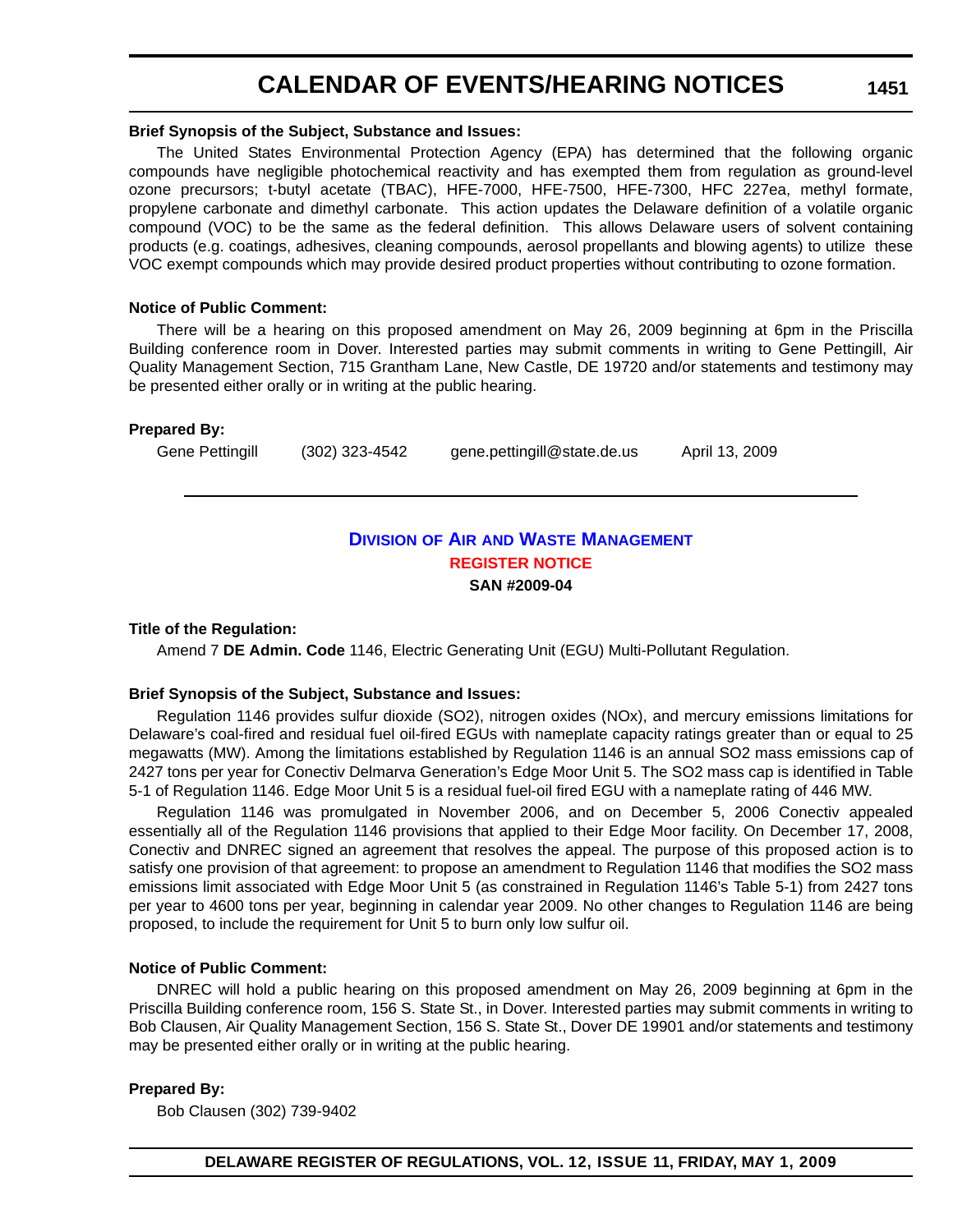**Brief Synopsis of the Subject, Substance and Issues:**

The United States Environmental Protection Agency (EPA) has determined that the following organic compounds have negligible photochemical reactivity and has exempted them from regulation as ground-level ozone precursors; t-butyl acetate (TBAC), HFE-7000, HFE-7500, HFE-7300, HFC 227ea, methyl formate, propylene carbonate and dimethyl carbonate. This action updates the Delaware definition of a volatile organic compound (VOC) to be the same as the federal definition. This allows Delaware users of solvent containing products (e.g. coatings, adhesives, cleaning compounds, aerosol propellants and blowing agents) to utilize these VOC exempt compounds which may provide desired product properties without contributing to ozone formation.

**Notice of Public Comment:**

There will be a hearing on this proposed amendment on May 26, 2009 beginning at 6pm in the Priscilla Building conference room in Dover. Interested parties may submit comments in writing to Gene Pettingill, Air Quality Management Section, 715 Grantham Lane, New Castle, DE 19720 and/or statements and testimony may be presented either orally or in writing at the public hearing.

**Prepared By:**

Gene Pettingill (302) 323-4542 gene.pettingill@state.de.us April 13, 2009

---

## Division of Air and Waste Management

### REGISTER NOTICE

**SAN #2009-04**

**Title of the Regulation:**

Amend 7 **DE Admin. Code** 1146, Electric Generating Unit (EGU) Multi-Pollutant Regulation.

**Brief Synopsis of the Subject, Substance and Issues:**

Regulation 1146 provides sulfur dioxide ($SO_2$), nitrogen oxides ($NO_x$), and mercury emissions limitations for Delaware's coal-fired and residual fuel oil-fired EGUs with nameplate capacity ratings greater than or equal to 25 megawatts (MW). Among the limitations established by Regulation 1146 is an annual $SO_2$ mass emissions cap of 2427 tons per year for Conectiv Delmarva Generation's Edge Moor Unit 5. The $SO_2$ mass cap is identified in Table 5-1 of Regulation 1146. Edge Moor Unit 5 is a residual fuel-oil fired EGU with a nameplate rating of 446 MW.

Regulation 1146 was promulgated in November 2006, and on December 5, 2006 Conectiv appealed essentially all of the Regulation 1146 provisions that applied to their Edge Moor facility. On December 17, 2008, Conectiv and DNREC signed an agreement that resolves the appeal. The purpose of this proposed action is to satisfy one provision of that agreement: to propose an amendment to Regulation 1146 that modifies the $SO_2$ mass emissions limit associated with Edge Moor Unit 5 (as constrained in Regulation 1146's Table 5-1) from 2427 tons per year to 4600 tons per year, beginning in calendar year 2009. No other changes to Regulation 1146 are being proposed, to include the requirement for Unit 5 to burn only low sulfur oil.

**Notice of Public Comment:**

DNREC will hold a public hearing on this proposed amendment on May 26, 2009 beginning at 6pm in the Priscilla Building conference room, 156 S. State St., in Dover. Interested parties may submit comments in writing to Bob Clausen, Air Quality Management Section, 156 S. State St., Dover DE 19901 and/or statements and testimony may be presented either orally or in writing at the public hearing.

**Prepared By:**

Bob Clausen (302) 739-9402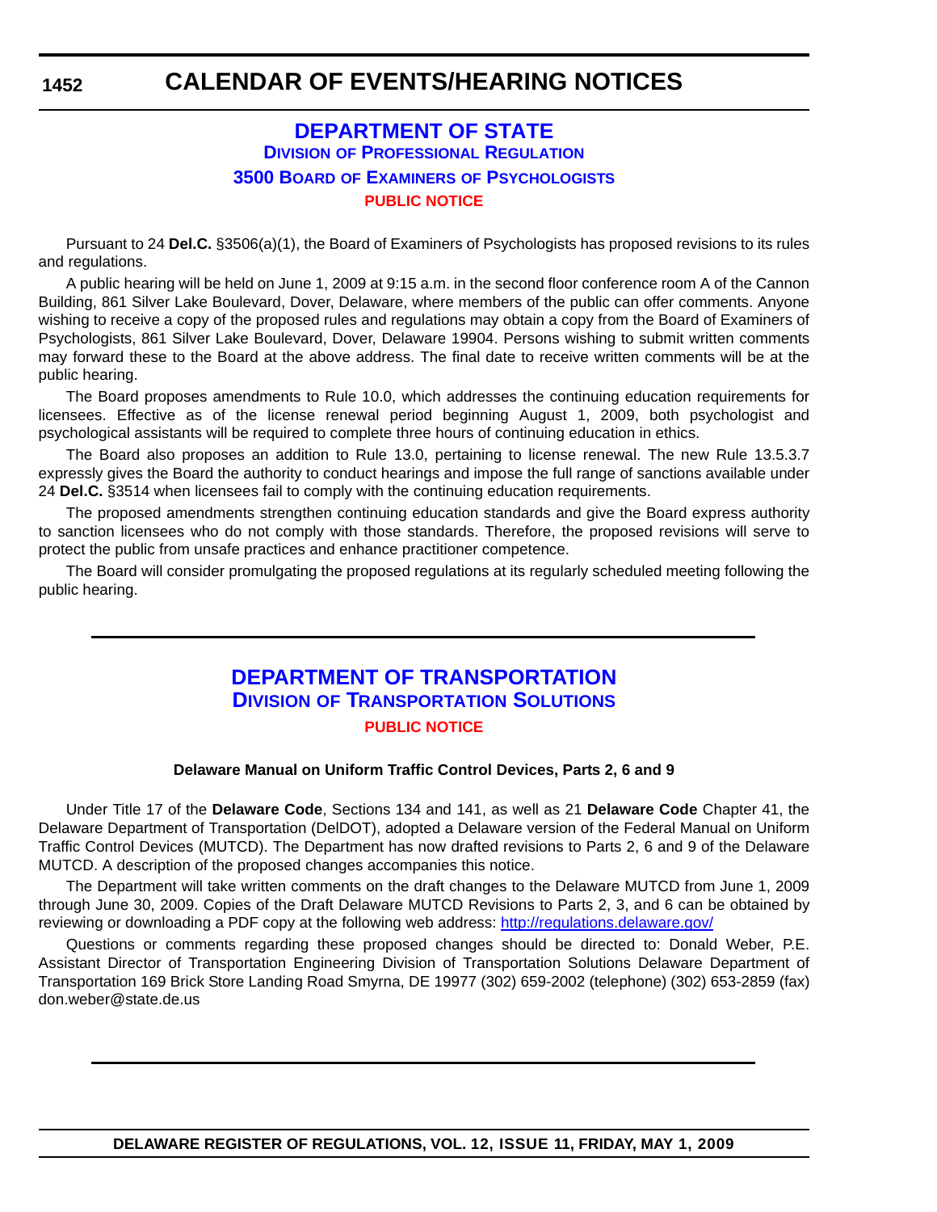# DEPARTMENT OF STATE

## DIVISION OF PROFESSIONAL REGULATION

## 3500 BOARD OF EXAMINERS OF PSYCHOLOGISTS

### PUBLIC NOTICE

Pursuant to 24 **Del.C.** §3506(a)(1), the Board of Examiners of Psychologists has proposed revisions to its rules and regulations.

A public hearing will be held on June 1, 2009 at 9:15 a.m. in the second floor conference room A of the Cannon Building, 861 Silver Lake Boulevard, Dover, Delaware, where members of the public can offer comments. Anyone wishing to receive a copy of the proposed rules and regulations may obtain a copy from the Board of Examiners of Psychologists, 861 Silver Lake Boulevard, Dover, Delaware 19904. Persons wishing to submit written comments may forward these to the Board at the above address. The final date to receive written comments will be at the public hearing.

The Board proposes amendments to Rule 10.0, which addresses the continuing education requirements for licensees. Effective as of the license renewal period beginning August 1, 2009, both psychologist and psychological assistants will be required to complete three hours of continuing education in ethics.

The Board also proposes an addition to Rule 13.0, pertaining to license renewal. The new Rule 13.5.3.7 expressly gives the Board the authority to conduct hearings and impose the full range of sanctions available under 24 **Del.C.** §3514 when licensees fail to comply with the continuing education requirements.

The proposed amendments strengthen continuing education standards and give the Board express authority to sanction licensees who do not comply with those standards. Therefore, the proposed revisions will serve to protect the public from unsafe practices and enhance practitioner competence.

The Board will consider promulgating the proposed regulations at its regularly scheduled meeting following the public hearing.

---

# DEPARTMENT OF TRANSPORTATION

## DIVISION OF TRANSPORTATION SOLUTIONS

### PUBLIC NOTICE

**Delaware Manual on Uniform Traffic Control Devices, Parts 2, 6 and 9**

Under Title 17 of the **Delaware Code**, Sections 134 and 141, as well as 21 **Delaware Code** Chapter 41, the Delaware Department of Transportation (DelDOT), adopted a Delaware version of the Federal Manual on Uniform Traffic Control Devices (MUTCD). The Department has now drafted revisions to Parts 2, 6 and 9 of the Delaware MUTCD. A description of the proposed changes accompanies this notice.

The Department will take written comments on the draft changes to the Delaware MUTCD from June 1, 2009 through June 30, 2009. Copies of the Draft Delaware MUTCD Revisions to Parts 2, 3, and 6 can be obtained by reviewing or downloading a PDF copy at the following web address: http://regulations.delaware.gov/

Questions or comments regarding these proposed changes should be directed to: Donald Weber, P.E. Assistant Director of Transportation Engineering Division of Transportation Solutions Delaware Department of Transportation 169 Brick Store Landing Road Smyrna, DE 19977 (302) 659-2002 (telephone) (302) 653-2859 (fax) don.weber@state.de.us